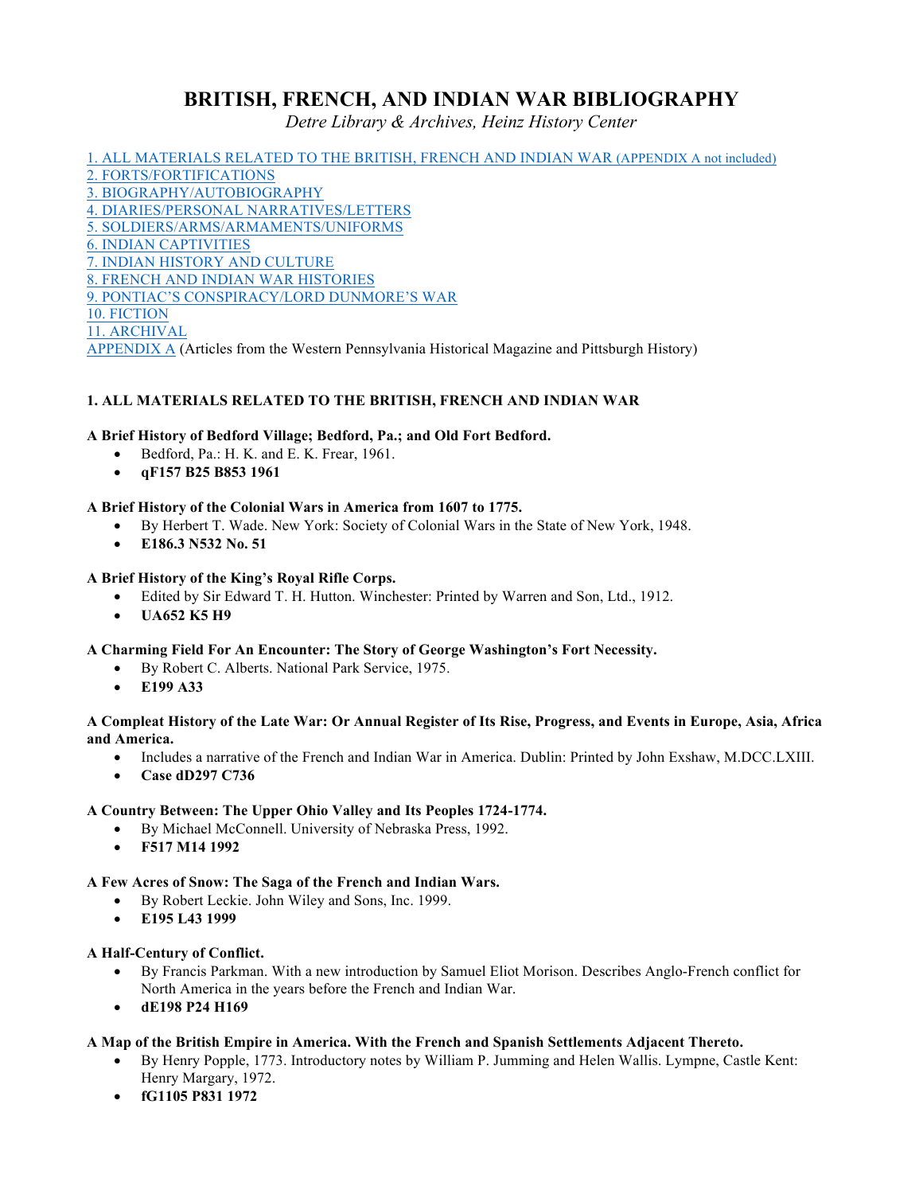# BRITISH, FRENCH, AND INDIAN WAR BIBLIOGRAPHY

*Detre Library & Archives, Heinz History Center*

1. ALL MATERIALS RELATED TO THE BRITISH, FRENCH AND INDIAN WAR (APPENDIX A not included)
2. FORTS/FORTIFICATIONS
3. BIOGRAPHY/AUTOBIOGRAPHY
4. DIARIES/PERSONAL NARRATIVES/LETTERS
5. SOLDIERS/ARMS/ARMAMENTS/UNIFORMS
6. INDIAN CAPTIVITIES
7. INDIAN HISTORY AND CULTURE
8. FRENCH AND INDIAN WAR HISTORIES
9. PONTIAC'S CONSPIRACY/LORD DUNMORE'S WAR
10. FICTION
11. ARCHIVAL

APPENDIX A (Articles from the Western Pennsylvania Historical Magazine and Pittsburgh History)

## 1. ALL MATERIALS RELATED TO THE BRITISH, FRENCH AND INDIAN WAR

**A Brief History of Bedford Village; Bedford, Pa.; and Old Fort Bedford.**

- Bedford, Pa.: H. K. and E. K. Frear, 1961.
- **qF157 B25 B853 1961**

**A Brief History of the Colonial Wars in America from 1607 to 1775.**

- By Herbert T. Wade. New York: Society of Colonial Wars in the State of New York, 1948.
- **E186.3 N532 No. 51**

**A Brief History of the King's Royal Rifle Corps.**

- Edited by Sir Edward T. H. Hutton. Winchester: Printed by Warren and Son, Ltd., 1912.
- **UA652 K5 H9**

**A Charming Field For An Encounter: The Story of George Washington's Fort Necessity.**

- By Robert C. Alberts. National Park Service, 1975.
- **E199 A33**

**A Compleat History of the Late War: Or Annual Register of Its Rise, Progress, and Events in Europe, Asia, Africa and America.**

- Includes a narrative of the French and Indian War in America. Dublin: Printed by John Exshaw, M.DCC.LXIII.
- **Case dD297 C736**

**A Country Between: The Upper Ohio Valley and Its Peoples 1724-1774.**

- By Michael McConnell. University of Nebraska Press, 1992.
- **F517 M14 1992**

**A Few Acres of Snow: The Saga of the French and Indian Wars.**

- By Robert Leckie. John Wiley and Sons, Inc. 1999.
- **E195 L43 1999**

**A Half-Century of Conflict.**

- By Francis Parkman. With a new introduction by Samuel Eliot Morison. Describes Anglo-French conflict for North America in the years before the French and Indian War.
- **dE198 P24 H169**

**A Map of the British Empire in America. With the French and Spanish Settlements Adjacent Thereto.**

- By Henry Popple, 1773. Introductory notes by William P. Jumming and Helen Wallis. Lympne, Castle Kent: Henry Margary, 1972.
- **fG1105 P831 1972**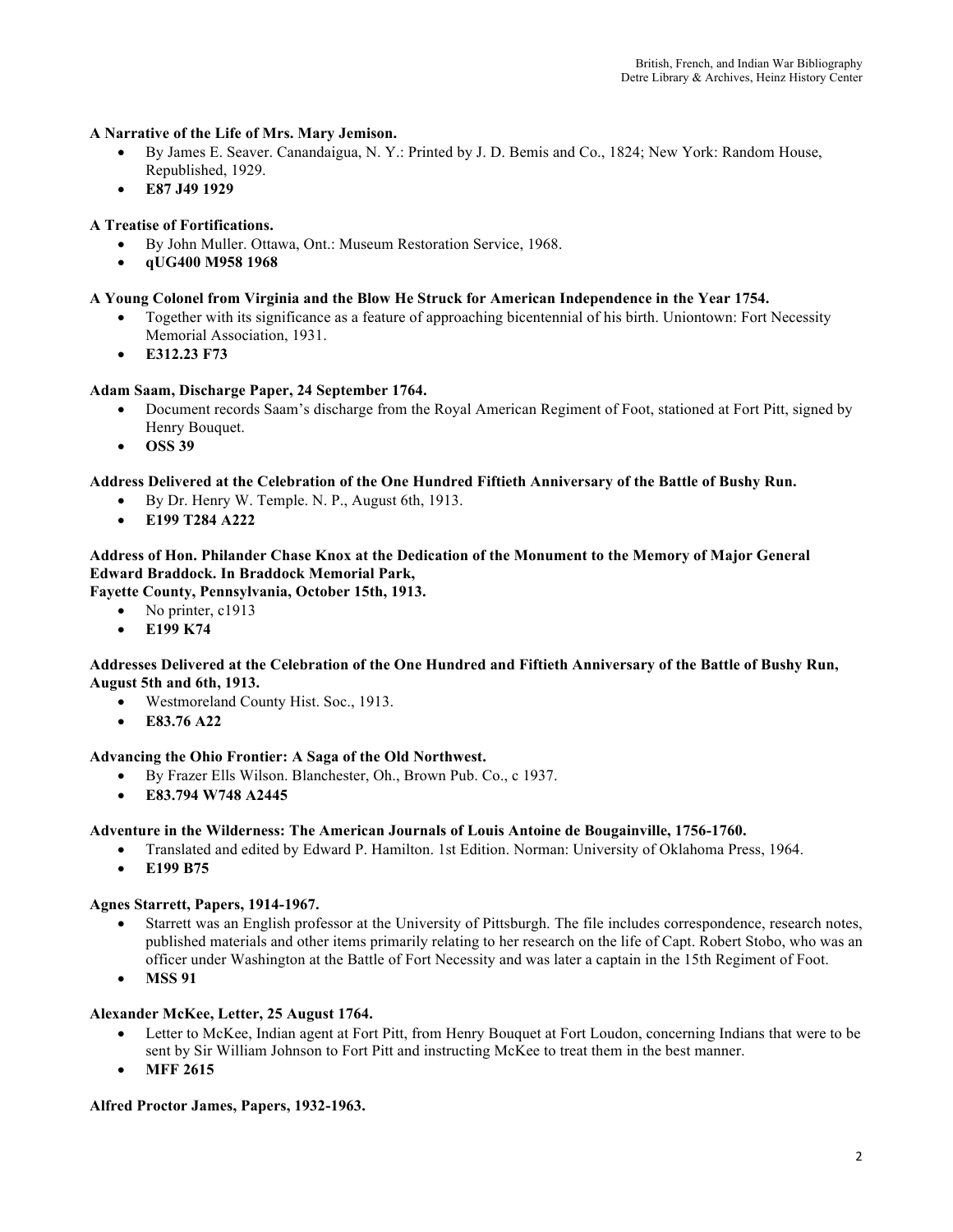**A Narrative of the Life of Mrs. Mary Jemison.**

- By James E. Seaver. Canandaigua, N. Y.: Printed by J. D. Bemis and Co., 1824; New York: Random House, Republished, 1929.
- **E87 J49 1929**

**A Treatise of Fortifications.**

- By John Muller. Ottawa, Ont.: Museum Restoration Service, 1968.
- **qUG400 M958 1968**

**A Young Colonel from Virginia and the Blow He Struck for American Independence in the Year 1754.**

- Together with its significance as a feature of approaching bicentennial of his birth. Uniontown: Fort Necessity Memorial Association, 1931.
- **E312.23 F73**

**Adam Saam, Discharge Paper, 24 September 1764.**

- Document records Saam's discharge from the Royal American Regiment of Foot, stationed at Fort Pitt, signed by Henry Bouquet.
- **OSS 39**

**Address Delivered at the Celebration of the One Hundred Fiftieth Anniversary of the Battle of Bushy Run.**

- By Dr. Henry W. Temple. N. P., August 6th, 1913.
- **E199 T284 A222**

**Address of Hon. Philander Chase Knox at the Dedication of the Monument to the Memory of Major General Edward Braddock. In Braddock Memorial Park, Fayette County, Pennsylvania, October 15th, 1913.**

- No printer, c1913
- **E199 K74**

**Addresses Delivered at the Celebration of the One Hundred and Fiftieth Anniversary of the Battle of Bushy Run, August 5th and 6th, 1913.**

- Westmoreland County Hist. Soc., 1913.
- **E83.76 A22**

**Advancing the Ohio Frontier: A Saga of the Old Northwest.**

- By Frazer Ells Wilson. Blanchester, Oh., Brown Pub. Co., c 1937.
- **E83.794 W748 A2445**

**Adventure in the Wilderness: The American Journals of Louis Antoine de Bougainville, 1756-1760.**

- Translated and edited by Edward P. Hamilton. 1st Edition. Norman: University of Oklahoma Press, 1964.
- **E199 B75**

**Agnes Starrett, Papers, 1914-1967.**

- Starrett was an English professor at the University of Pittsburgh. The file includes correspondence, research notes, published materials and other items primarily relating to her research on the life of Capt. Robert Stobo, who was an officer under Washington at the Battle of Fort Necessity and was later a captain in the 15th Regiment of Foot.
- **MSS 91**

**Alexander McKee, Letter, 25 August 1764.**

- Letter to McKee, Indian agent at Fort Pitt, from Henry Bouquet at Fort Loudon, concerning Indians that were to be sent by Sir William Johnson to Fort Pitt and instructing McKee to treat them in the best manner.
- **MFF 2615**

**Alfred Proctor James, Papers, 1932-1963.**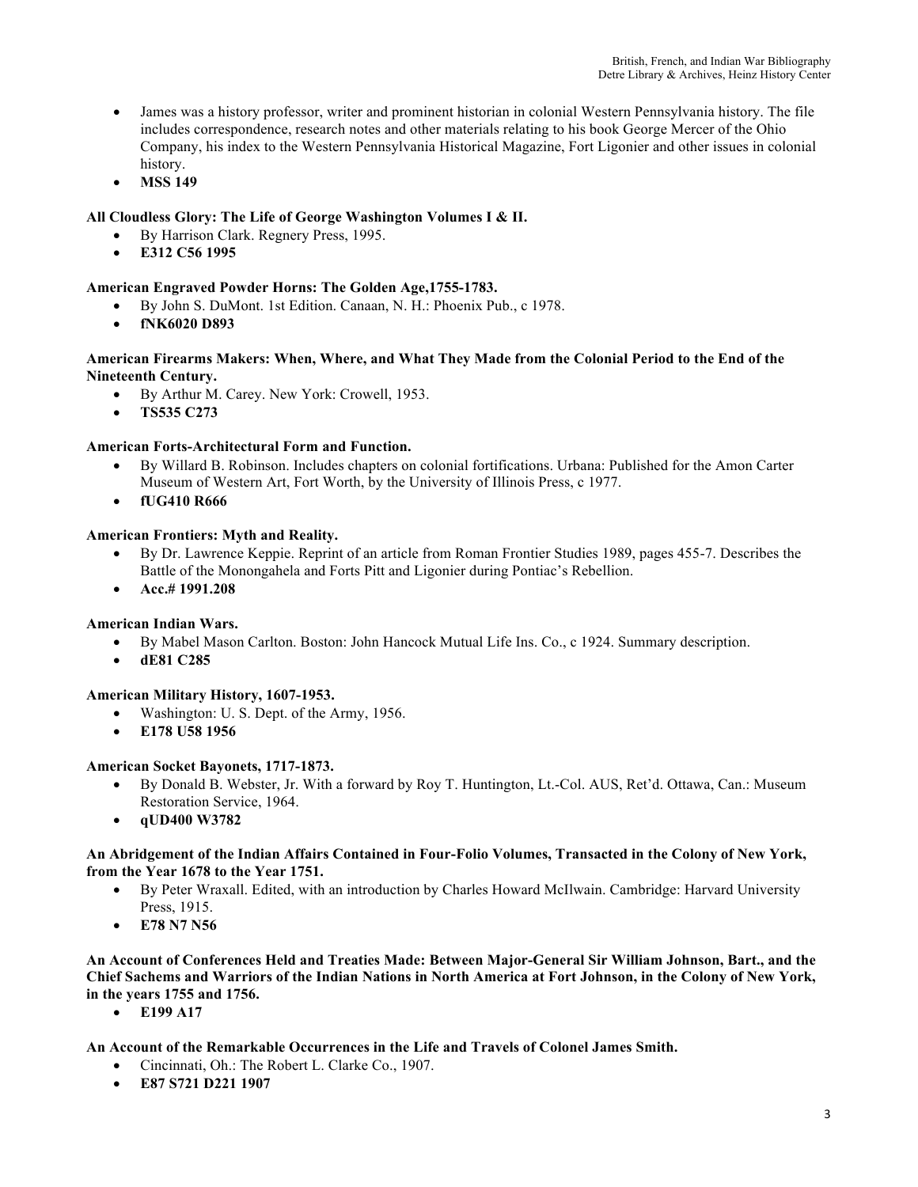- James was a history professor, writer and prominent historian in colonial Western Pennsylvania history. The file includes correspondence, research notes and other materials relating to his book George Mercer of the Ohio Company, his index to the Western Pennsylvania Historical Magazine, Fort Ligonier and other issues in colonial history.
- **MSS 149**

**All Cloudless Glory: The Life of George Washington Volumes I & II.**

- By Harrison Clark. Regnery Press, 1995.
- **E312 C56 1995**

**American Engraved Powder Horns: The Golden Age,1755-1783.**

- By John S. DuMont. 1st Edition. Canaan, N. H.: Phoenix Pub., c 1978.
- **fNK6020 D893**

**American Firearms Makers: When, Where, and What They Made from the Colonial Period to the End of the Nineteenth Century.**

- By Arthur M. Carey. New York: Crowell, 1953.
- **TS535 C273**

**American Forts-Architectural Form and Function.**

- By Willard B. Robinson. Includes chapters on colonial fortifications. Urbana: Published for the Amon Carter Museum of Western Art, Fort Worth, by the University of Illinois Press, c 1977.
- **fUG410 R666**

**American Frontiers: Myth and Reality.**

- By Dr. Lawrence Keppie. Reprint of an article from Roman Frontier Studies 1989, pages 455-7. Describes the Battle of the Monongahela and Forts Pitt and Ligonier during Pontiac's Rebellion.
- **Acc.# 1991.208**

**American Indian Wars.**

- By Mabel Mason Carlton. Boston: John Hancock Mutual Life Ins. Co., c 1924. Summary description.
- **dE81 C285**

**American Military History, 1607-1953.**

- Washington: U. S. Dept. of the Army, 1956.
- **E178 U58 1956**

**American Socket Bayonets, 1717-1873.**

- By Donald B. Webster, Jr. With a forward by Roy T. Huntington, Lt.-Col. AUS, Ret'd. Ottawa, Can.: Museum Restoration Service, 1964.
- **qUD400 W3782**

**An Abridgement of the Indian Affairs Contained in Four-Folio Volumes, Transacted in the Colony of New York, from the Year 1678 to the Year 1751.**

- By Peter Wraxall. Edited, with an introduction by Charles Howard McIlwain. Cambridge: Harvard University Press, 1915.
- **E78 N7 N56**

**An Account of Conferences Held and Treaties Made: Between Major-General Sir William Johnson, Bart., and the Chief Sachems and Warriors of the Indian Nations in North America at Fort Johnson, in the Colony of New York, in the years 1755 and 1756.**

- **E199 A17**

**An Account of the Remarkable Occurrences in the Life and Travels of Colonel James Smith.**

- Cincinnati, Oh.: The Robert L. Clarke Co., 1907.
- **E87 S721 D221 1907**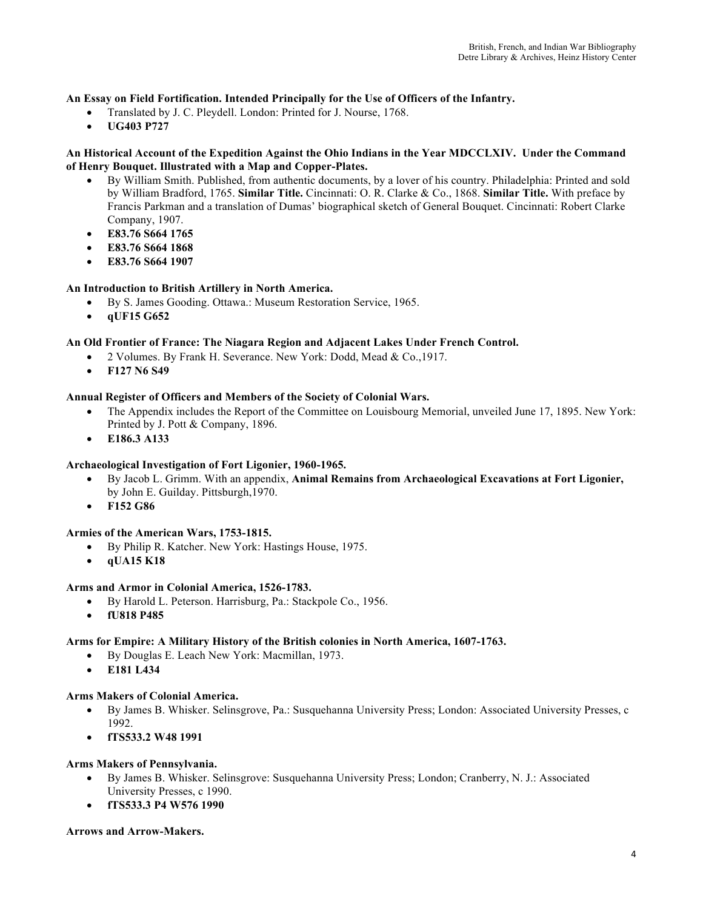**An Essay on Field Fortification. Intended Principally for the Use of Officers of the Infantry.**

- Translated by J. C. Pleydell. London: Printed for J. Nourse, 1768.
- **UG403 P727**

**An Historical Account of the Expedition Against the Ohio Indians in the Year MDCCLXIV. Under the Command of Henry Bouquet. Illustrated with a Map and Copper-Plates.**

- By William Smith. Published, from authentic documents, by a lover of his country. Philadelphia: Printed and sold by William Bradford, 1765. **Similar Title.** Cincinnati: O. R. Clarke & Co., 1868. **Similar Title.** With preface by Francis Parkman and a translation of Dumas' biographical sketch of General Bouquet. Cincinnati: Robert Clarke Company, 1907.
- **E83.76 S664 1765**
- **E83.76 S664 1868**
- **E83.76 S664 1907**

**An Introduction to British Artillery in North America.**

- By S. James Gooding. Ottawa.: Museum Restoration Service, 1965.
- **qUF15 G652**

**An Old Frontier of France: The Niagara Region and Adjacent Lakes Under French Control.**

- 2 Volumes. By Frank H. Severance. New York: Dodd, Mead & Co.,1917.
- **F127 N6 S49**

**Annual Register of Officers and Members of the Society of Colonial Wars.**

- The Appendix includes the Report of the Committee on Louisbourg Memorial, unveiled June 17, 1895. New York: Printed by J. Pott & Company, 1896.
- **E186.3 A133**

**Archaeological Investigation of Fort Ligonier, 1960-1965.**

- By Jacob L. Grimm. With an appendix, **Animal Remains from Archaeological Excavations at Fort Ligonier,** by John E. Guilday. Pittsburgh,1970.
- **F152 G86**

**Armies of the American Wars, 1753-1815.**

- By Philip R. Katcher. New York: Hastings House, 1975.
- **qUA15 K18**

**Arms and Armor in Colonial America, 1526-1783.**

- By Harold L. Peterson. Harrisburg, Pa.: Stackpole Co., 1956.
- **fU818 P485**

**Arms for Empire: A Military History of the British colonies in North America, 1607-1763.**

- By Douglas E. Leach New York: Macmillan, 1973.
- **E181 L434**

**Arms Makers of Colonial America.**

- By James B. Whisker. Selinsgrove, Pa.: Susquehanna University Press; London: Associated University Presses, c 1992.
- **fTS533.2 W48 1991**

**Arms Makers of Pennsylvania.**

- By James B. Whisker. Selinsgrove: Susquehanna University Press; London; Cranberry, N. J.: Associated University Presses, c 1990.
- **fTS533.3 P4 W576 1990**

**Arrows and Arrow-Makers.**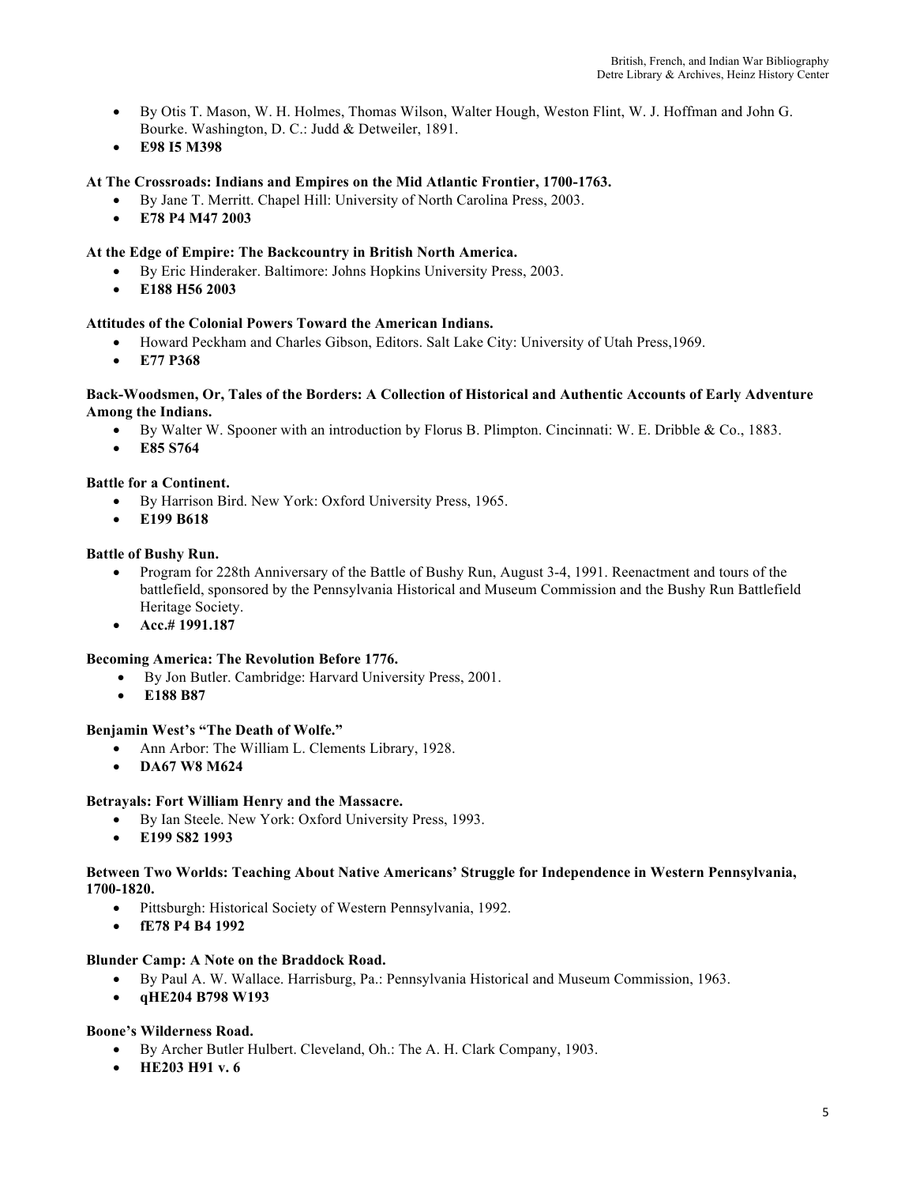- By Otis T. Mason, W. H. Holmes, Thomas Wilson, Walter Hough, Weston Flint, W. J. Hoffman and John G. Bourke. Washington, D. C.: Judd & Detweiler, 1891.
- **E98 I5 M398**

**At The Crossroads: Indians and Empires on the Mid Atlantic Frontier, 1700-1763.**

- By Jane T. Merritt. Chapel Hill: University of North Carolina Press, 2003.
- **E78 P4 M47 2003**

**At the Edge of Empire: The Backcountry in British North America.**

- By Eric Hinderaker. Baltimore: Johns Hopkins University Press, 2003.
- **E188 H56 2003**

**Attitudes of the Colonial Powers Toward the American Indians.**

- Howard Peckham and Charles Gibson, Editors. Salt Lake City: University of Utah Press,1969.
- **E77 P368**

**Back-Woodsmen, Or, Tales of the Borders: A Collection of Historical and Authentic Accounts of Early Adventure Among the Indians.**

- By Walter W. Spooner with an introduction by Florus B. Plimpton. Cincinnati: W. E. Dribble & Co., 1883.
- **E85 S764**

**Battle for a Continent.**

- By Harrison Bird. New York: Oxford University Press, 1965.
- **E199 B618**

**Battle of Bushy Run.**

- Program for 228th Anniversary of the Battle of Bushy Run, August 3-4, 1991. Reenactment and tours of the battlefield, sponsored by the Pennsylvania Historical and Museum Commission and the Bushy Run Battlefield Heritage Society.
- **Acc.# 1991.187**

**Becoming America: The Revolution Before 1776.**

- By Jon Butler. Cambridge: Harvard University Press, 2001.
- **E188 B87**

**Benjamin West's "The Death of Wolfe."**

- Ann Arbor: The William L. Clements Library, 1928.
- **DA67 W8 M624**

**Betrayals: Fort William Henry and the Massacre.**

- By Ian Steele. New York: Oxford University Press, 1993.
- **E199 S82 1993**

**Between Two Worlds: Teaching About Native Americans' Struggle for Independence in Western Pennsylvania, 1700-1820.**

- Pittsburgh: Historical Society of Western Pennsylvania, 1992.
- **fE78 P4 B4 1992**

**Blunder Camp: A Note on the Braddock Road.**

- By Paul A. W. Wallace. Harrisburg, Pa.: Pennsylvania Historical and Museum Commission, 1963.
- **qHE204 B798 W193**

**Boone's Wilderness Road.**

- By Archer Butler Hulbert. Cleveland, Oh.: The A. H. Clark Company, 1903.
- **HE203 H91 v. 6**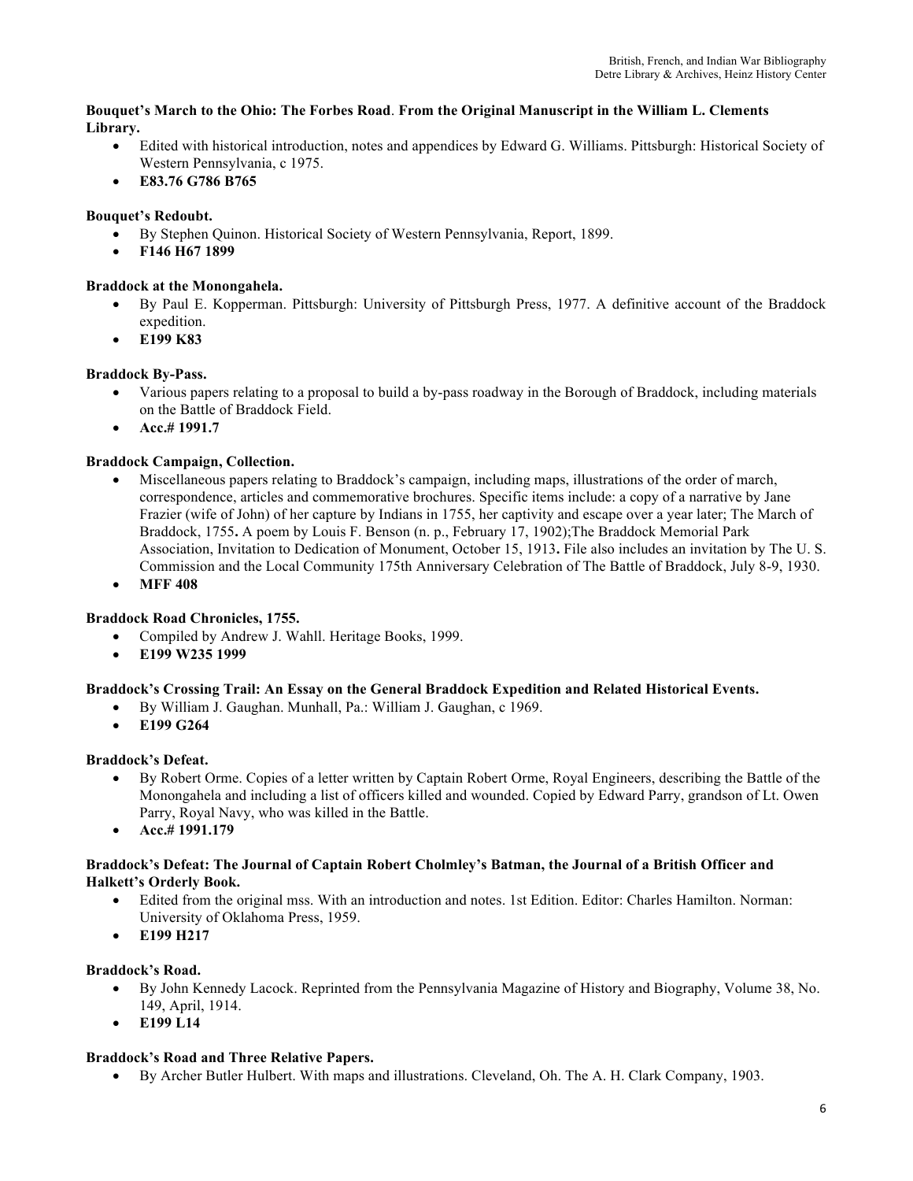**Bouquet's March to the Ohio: The Forbes Road**. **From the Original Manuscript in the William L. Clements Library.**

- Edited with historical introduction, notes and appendices by Edward G. Williams. Pittsburgh: Historical Society of Western Pennsylvania, c 1975.
- **E83.76 G786 B765**

**Bouquet's Redoubt.**

- By Stephen Quinon. Historical Society of Western Pennsylvania, Report, 1899.
- **F146 H67 1899**

**Braddock at the Monongahela.**

- By Paul E. Kopperman. Pittsburgh: University of Pittsburgh Press, 1977. A definitive account of the Braddock expedition.
- **E199 K83**

**Braddock By-Pass.**

- Various papers relating to a proposal to build a by-pass roadway in the Borough of Braddock, including materials on the Battle of Braddock Field.
- **Acc.# 1991.7**

**Braddock Campaign, Collection.**

- Miscellaneous papers relating to Braddock's campaign, including maps, illustrations of the order of march, correspondence, articles and commemorative brochures. Specific items include: a copy of a narrative by Jane Frazier (wife of John) of her capture by Indians in 1755, her captivity and escape over a year later; The March of Braddock, 1755**.** A poem by Louis F. Benson (n. p., February 17, 1902);The Braddock Memorial Park Association, Invitation to Dedication of Monument, October 15, 1913**.** File also includes an invitation by The U. S. Commission and the Local Community 175th Anniversary Celebration of The Battle of Braddock, July 8-9, 1930.
- **MFF 408**

**Braddock Road Chronicles, 1755.**

- Compiled by Andrew J. Wahll. Heritage Books, 1999.
- **E199 W235 1999**

**Braddock's Crossing Trail: An Essay on the General Braddock Expedition and Related Historical Events.**

- By William J. Gaughan. Munhall, Pa.: William J. Gaughan, c 1969.
- **E199 G264**

**Braddock's Defeat.**

- By Robert Orme. Copies of a letter written by Captain Robert Orme, Royal Engineers, describing the Battle of the Monongahela and including a list of officers killed and wounded. Copied by Edward Parry, grandson of Lt. Owen Parry, Royal Navy, who was killed in the Battle.
- **Acc.# 1991.179**

**Braddock's Defeat: The Journal of Captain Robert Cholmley's Batman, the Journal of a British Officer and Halkett's Orderly Book.**

- Edited from the original mss. With an introduction and notes. 1st Edition. Editor: Charles Hamilton. Norman: University of Oklahoma Press, 1959.
- **E199 H217**

**Braddock's Road.**

- By John Kennedy Lacock. Reprinted from the Pennsylvania Magazine of History and Biography, Volume 38, No. 149, April, 1914.
- **E199 L14**

**Braddock's Road and Three Relative Papers.**

- By Archer Butler Hulbert. With maps and illustrations. Cleveland, Oh. The A. H. Clark Company, 1903.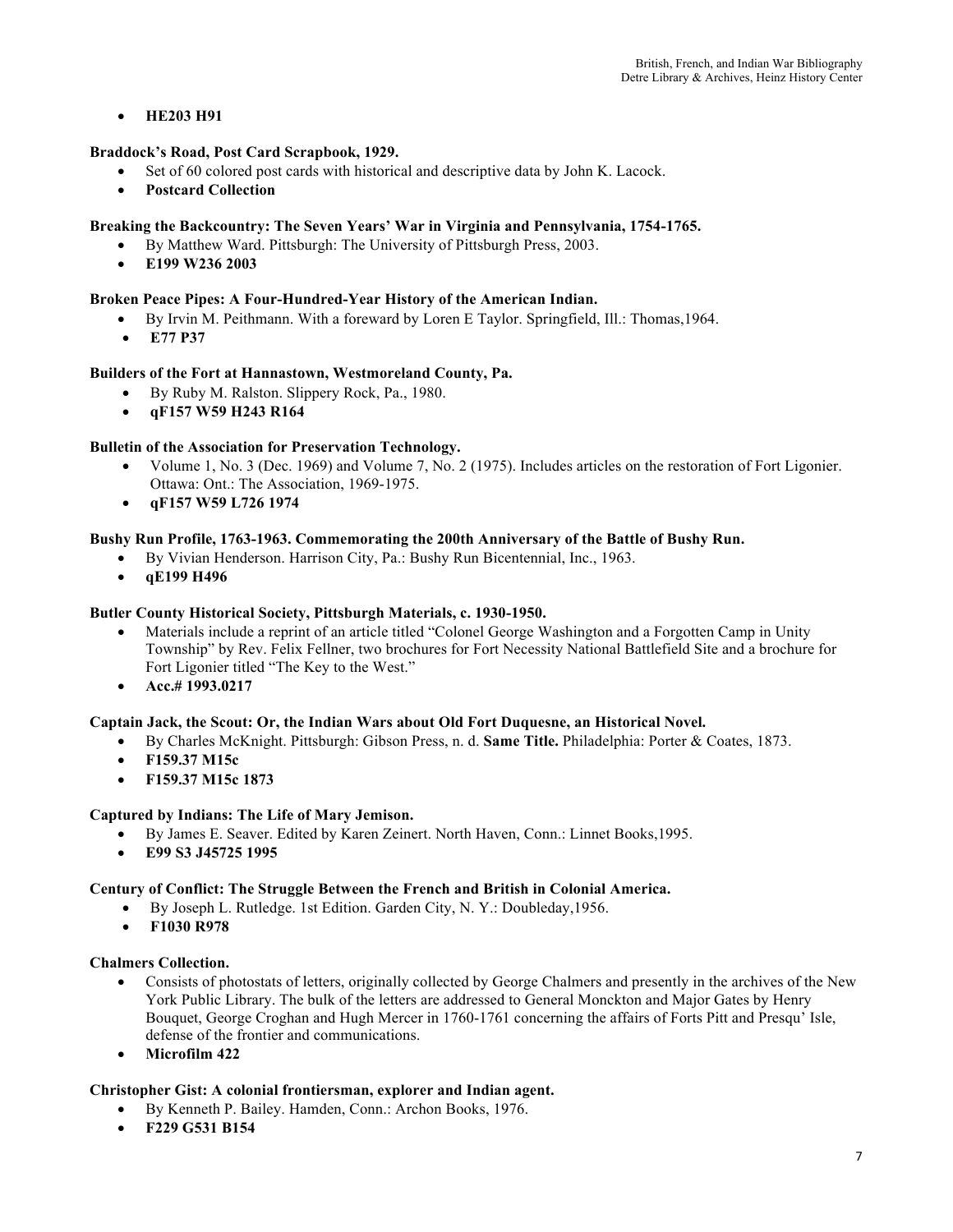- **HE203 H91**

**Braddock's Road, Post Card Scrapbook, 1929.**

- Set of 60 colored post cards with historical and descriptive data by John K. Lacock.
- **Postcard Collection**

**Breaking the Backcountry: The Seven Years' War in Virginia and Pennsylvania, 1754-1765.**

- By Matthew Ward. Pittsburgh: The University of Pittsburgh Press, 2003.
- **E199 W236 2003**

**Broken Peace Pipes: A Four-Hundred-Year History of the American Indian.**

- By Irvin M. Peithmann. With a foreward by Loren E Taylor. Springfield, Ill.: Thomas,1964.
- **E77 P37**

**Builders of the Fort at Hannastown, Westmoreland County, Pa.**

- By Ruby M. Ralston. Slippery Rock, Pa., 1980.
- **qF157 W59 H243 R164**

**Bulletin of the Association for Preservation Technology.**

- Volume 1, No. 3 (Dec. 1969) and Volume 7, No. 2 (1975). Includes articles on the restoration of Fort Ligonier. Ottawa: Ont.: The Association, 1969-1975.
- **qF157 W59 L726 1974**

**Bushy Run Profile, 1763-1963. Commemorating the 200th Anniversary of the Battle of Bushy Run.**

- By Vivian Henderson. Harrison City, Pa.: Bushy Run Bicentennial, Inc., 1963.
- **qE199 H496**

**Butler County Historical Society, Pittsburgh Materials, c. 1930-1950.**

- Materials include a reprint of an article titled "Colonel George Washington and a Forgotten Camp in Unity Township" by Rev. Felix Fellner, two brochures for Fort Necessity National Battlefield Site and a brochure for Fort Ligonier titled "The Key to the West."
- **Acc.# 1993.0217**

**Captain Jack, the Scout: Or, the Indian Wars about Old Fort Duquesne, an Historical Novel.**

- By Charles McKnight. Pittsburgh: Gibson Press, n. d. **Same Title.** Philadelphia: Porter & Coates, 1873.
- **F159.37 M15c**
- **F159.37 M15c 1873**

**Captured by Indians: The Life of Mary Jemison.**

- By James E. Seaver. Edited by Karen Zeinert. North Haven, Conn.: Linnet Books,1995.
- **E99 S3 J45725 1995**

**Century of Conflict: The Struggle Between the French and British in Colonial America.**

- By Joseph L. Rutledge. 1st Edition. Garden City, N. Y.: Doubleday,1956.
- **F1030 R978**

**Chalmers Collection.**

- Consists of photostats of letters, originally collected by George Chalmers and presently in the archives of the New York Public Library. The bulk of the letters are addressed to General Monckton and Major Gates by Henry Bouquet, George Croghan and Hugh Mercer in 1760-1761 concerning the affairs of Forts Pitt and Presqu' Isle, defense of the frontier and communications.
- **Microfilm 422**

**Christopher Gist: A colonial frontiersman, explorer and Indian agent.**

- By Kenneth P. Bailey. Hamden, Conn.: Archon Books, 1976.
- **F229 G531 B154**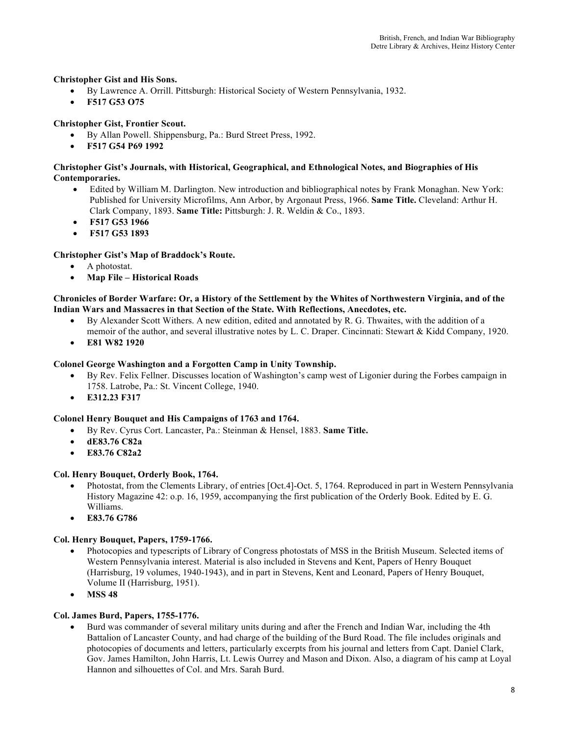**Christopher Gist and His Sons.**

- By Lawrence A. Orrill. Pittsburgh: Historical Society of Western Pennsylvania, 1932.
- **F517 G53 O75**

**Christopher Gist, Frontier Scout.**

- By Allan Powell. Shippensburg, Pa.: Burd Street Press, 1992.
- **F517 G54 P69 1992**

**Christopher Gist's Journals, with Historical, Geographical, and Ethnological Notes, and Biographies of His Contemporaries.**

- Edited by William M. Darlington. New introduction and bibliographical notes by Frank Monaghan. New York: Published for University Microfilms, Ann Arbor, by Argonaut Press, 1966. **Same Title.** Cleveland: Arthur H. Clark Company, 1893. **Same Title:** Pittsburgh: J. R. Weldin & Co., 1893.
- **F517 G53 1966**
- **F517 G53 1893**

**Christopher Gist's Map of Braddock's Route.**

- A photostat.
- **Map File – Historical Roads**

**Chronicles of Border Warfare: Or, a History of the Settlement by the Whites of Northwestern Virginia, and of the Indian Wars and Massacres in that Section of the State. With Reflections, Anecdotes, etc.**

- By Alexander Scott Withers. A new edition, edited and annotated by R. G. Thwaites, with the addition of a memoir of the author, and several illustrative notes by L. C. Draper. Cincinnati: Stewart & Kidd Company, 1920.
- **E81 W82 1920**

**Colonel George Washington and a Forgotten Camp in Unity Township.**

- By Rev. Felix Fellner. Discusses location of Washington's camp west of Ligonier during the Forbes campaign in 1758. Latrobe, Pa.: St. Vincent College, 1940.
- **E312.23 F317**

**Colonel Henry Bouquet and His Campaigns of 1763 and 1764.**

- By Rev. Cyrus Cort. Lancaster, Pa.: Steinman & Hensel, 1883. **Same Title.**
- **dE83.76 C82a**
- **E83.76 C82a2**

**Col. Henry Bouquet, Orderly Book, 1764.**

- Photostat, from the Clements Library, of entries [Oct.4]-Oct. 5, 1764. Reproduced in part in Western Pennsylvania History Magazine 42: o.p. 16, 1959, accompanying the first publication of the Orderly Book. Edited by E. G. Williams.
- **E83.76 G786**

**Col. Henry Bouquet, Papers, 1759-1766.**

- Photocopies and typescripts of Library of Congress photostats of MSS in the British Museum. Selected items of Western Pennsylvania interest. Material is also included in Stevens and Kent, Papers of Henry Bouquet (Harrisburg, 19 volumes, 1940-1943), and in part in Stevens, Kent and Leonard, Papers of Henry Bouquet, Volume II (Harrisburg, 1951).
- **MSS 48**

**Col. James Burd, Papers, 1755-1776.**

- Burd was commander of several military units during and after the French and Indian War, including the 4th Battalion of Lancaster County, and had charge of the building of the Burd Road. The file includes originals and photocopies of documents and letters, particularly excerpts from his journal and letters from Capt. Daniel Clark, Gov. James Hamilton, John Harris, Lt. Lewis Ourrey and Mason and Dixon. Also, a diagram of his camp at Loyal Hannon and silhouettes of Col. and Mrs. Sarah Burd.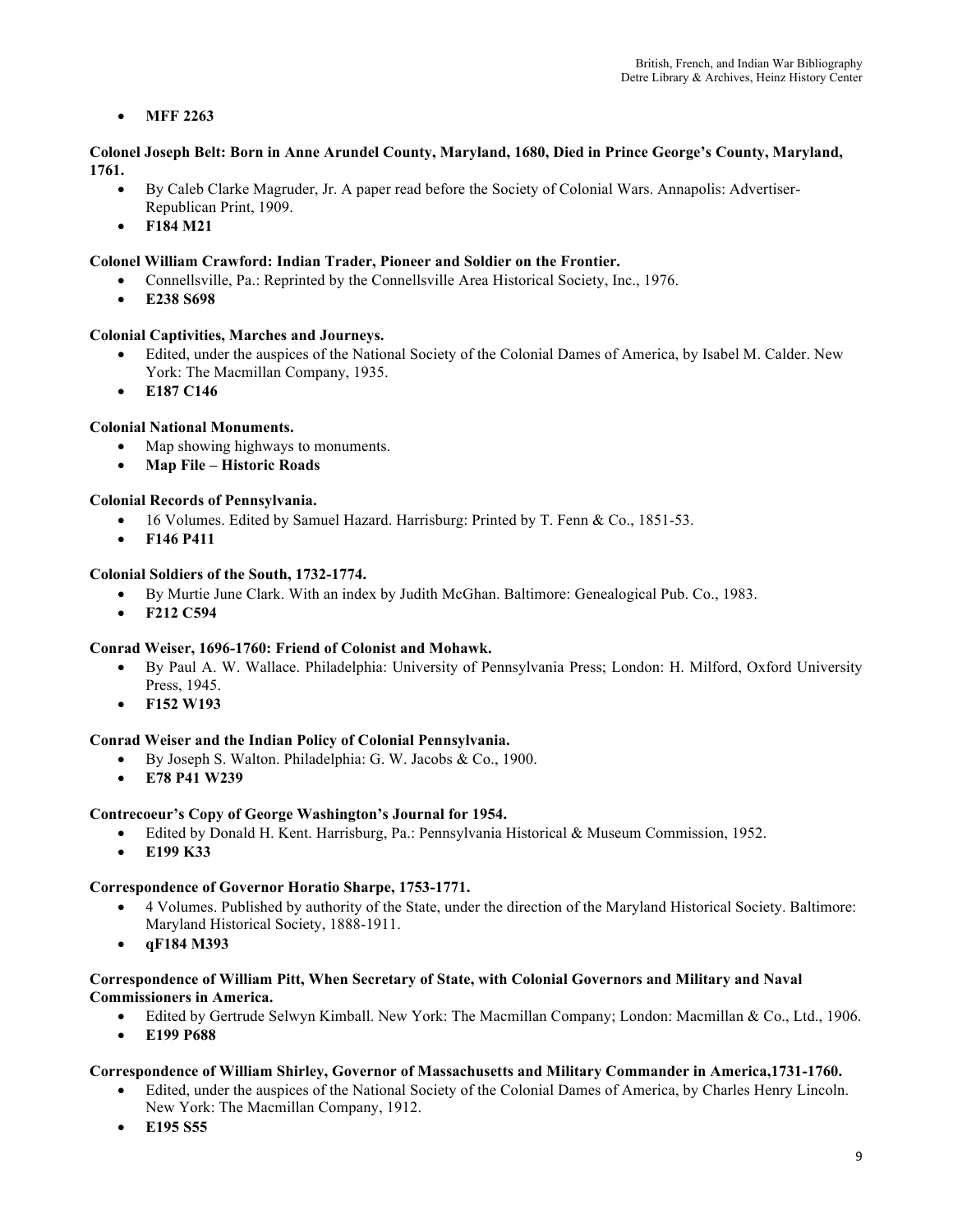- **MFF 2263**

**Colonel Joseph Belt: Born in Anne Arundel County, Maryland, 1680, Died in Prince George's County, Maryland, 1761.**

- By Caleb Clarke Magruder, Jr. A paper read before the Society of Colonial Wars. Annapolis: Advertiser-Republican Print, 1909.
- **F184 M21**

**Colonel William Crawford: Indian Trader, Pioneer and Soldier on the Frontier.**

- Connellsville, Pa.: Reprinted by the Connellsville Area Historical Society, Inc., 1976.
- **E238 S698**

**Colonial Captivities, Marches and Journeys.**

- Edited, under the auspices of the National Society of the Colonial Dames of America, by Isabel M. Calder. New York: The Macmillan Company, 1935.
- **E187 C146**

**Colonial National Monuments.**

- Map showing highways to monuments.
- **Map File – Historic Roads**

**Colonial Records of Pennsylvania.**

- 16 Volumes. Edited by Samuel Hazard. Harrisburg: Printed by T. Fenn & Co., 1851-53.
- **F146 P411**

**Colonial Soldiers of the South, 1732-1774.**

- By Murtie June Clark. With an index by Judith McGhan. Baltimore: Genealogical Pub. Co., 1983.
- **F212 C594**

**Conrad Weiser, 1696-1760: Friend of Colonist and Mohawk.**

- By Paul A. W. Wallace. Philadelphia: University of Pennsylvania Press; London: H. Milford, Oxford University Press, 1945.
- **F152 W193**

**Conrad Weiser and the Indian Policy of Colonial Pennsylvania.**

- By Joseph S. Walton. Philadelphia: G. W. Jacobs & Co., 1900.
- **E78 P41 W239**

**Contrecoeur's Copy of George Washington's Journal for 1954.**

- Edited by Donald H. Kent. Harrisburg, Pa.: Pennsylvania Historical & Museum Commission, 1952.
- **E199 K33**

**Correspondence of Governor Horatio Sharpe, 1753-1771.**

- 4 Volumes. Published by authority of the State, under the direction of the Maryland Historical Society. Baltimore: Maryland Historical Society, 1888-1911.
- **qF184 M393**

**Correspondence of William Pitt, When Secretary of State, with Colonial Governors and Military and Naval Commissioners in America.**

- Edited by Gertrude Selwyn Kimball. New York: The Macmillan Company; London: Macmillan & Co., Ltd., 1906.
- **E199 P688**

**Correspondence of William Shirley, Governor of Massachusetts and Military Commander in America,1731-1760.**

- Edited, under the auspices of the National Society of the Colonial Dames of America, by Charles Henry Lincoln. New York: The Macmillan Company, 1912.
- **E195 S55**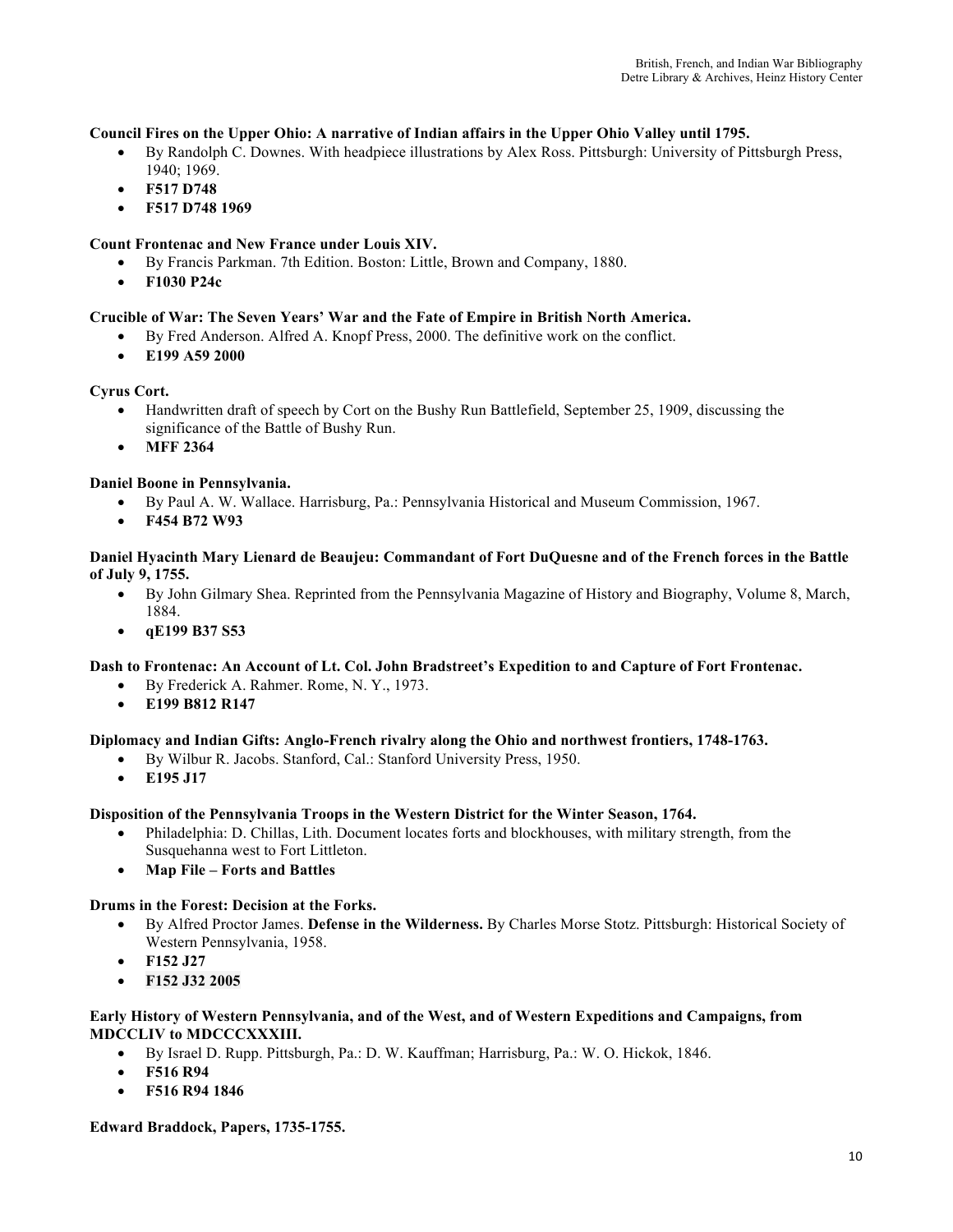**Council Fires on the Upper Ohio: A narrative of Indian affairs in the Upper Ohio Valley until 1795.**

- By Randolph C. Downes. With headpiece illustrations by Alex Ross. Pittsburgh: University of Pittsburgh Press, 1940; 1969.
- **F517 D748**
- **F517 D748 1969**

**Count Frontenac and New France under Louis XIV.**

- By Francis Parkman. 7th Edition. Boston: Little, Brown and Company, 1880.
- **F1030 P24c**

**Crucible of War: The Seven Years' War and the Fate of Empire in British North America.**

- By Fred Anderson. Alfred A. Knopf Press, 2000. The definitive work on the conflict.
- **E199 A59 2000**

**Cyrus Cort.**

- Handwritten draft of speech by Cort on the Bushy Run Battlefield, September 25, 1909, discussing the significance of the Battle of Bushy Run.
- **MFF 2364**

**Daniel Boone in Pennsylvania.**

- By Paul A. W. Wallace. Harrisburg, Pa.: Pennsylvania Historical and Museum Commission, 1967.
- **F454 B72 W93**

**Daniel Hyacinth Mary Lienard de Beaujeu: Commandant of Fort DuQuesne and of the French forces in the Battle of July 9, 1755.**

- By John Gilmary Shea. Reprinted from the Pennsylvania Magazine of History and Biography, Volume 8, March, 1884.
- **qE199 B37 S53**

**Dash to Frontenac: An Account of Lt. Col. John Bradstreet's Expedition to and Capture of Fort Frontenac.**

- By Frederick A. Rahmer. Rome, N. Y., 1973.
- **E199 B812 R147**

**Diplomacy and Indian Gifts: Anglo-French rivalry along the Ohio and northwest frontiers, 1748-1763.**

- By Wilbur R. Jacobs. Stanford, Cal.: Stanford University Press, 1950.
- **E195 J17**

**Disposition of the Pennsylvania Troops in the Western District for the Winter Season, 1764.**

- Philadelphia: D. Chillas, Lith. Document locates forts and blockhouses, with military strength, from the Susquehanna west to Fort Littleton.
- **Map File – Forts and Battles**

**Drums in the Forest: Decision at the Forks.**

- By Alfred Proctor James. **Defense in the Wilderness.** By Charles Morse Stotz. Pittsburgh: Historical Society of Western Pennsylvania, 1958.
- **F152 J27**
- **F152 J32 2005**

**Early History of Western Pennsylvania, and of the West, and of Western Expeditions and Campaigns, from MDCCLIV to MDCCCXXXIII.**

- By Israel D. Rupp. Pittsburgh, Pa.: D. W. Kauffman; Harrisburg, Pa.: W. O. Hickok, 1846.
- **F516 R94**
- **F516 R94 1846**

**Edward Braddock, Papers, 1735-1755.**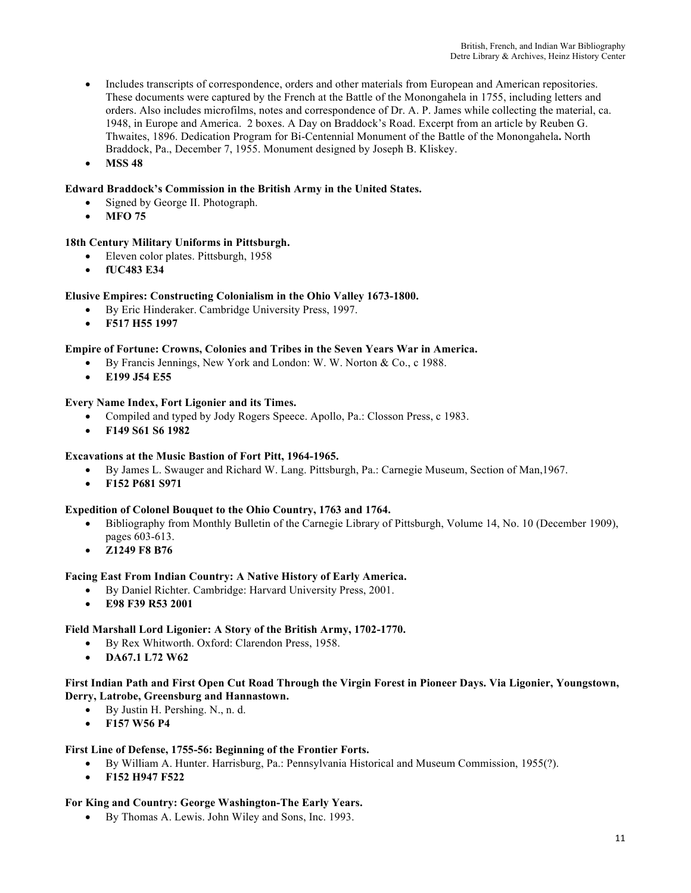- Includes transcripts of correspondence, orders and other materials from European and American repositories. These documents were captured by the French at the Battle of the Monongahela in 1755, including letters and orders. Also includes microfilms, notes and correspondence of Dr. A. P. James while collecting the material, ca. 1948, in Europe and America. 2 boxes. A Day on Braddock's Road. Excerpt from an article by Reuben G. Thwaites, 1896. Dedication Program for Bi-Centennial Monument of the Battle of the Monongahela**.** North Braddock, Pa., December 7, 1955. Monument designed by Joseph B. Kliskey.
- **MSS 48**

**Edward Braddock's Commission in the British Army in the United States.**

- Signed by George II. Photograph.
- **MFO 75**

**18th Century Military Uniforms in Pittsburgh.**

- Eleven color plates. Pittsburgh, 1958
- **fUC483 E34**

**Elusive Empires: Constructing Colonialism in the Ohio Valley 1673-1800.**

- By Eric Hinderaker. Cambridge University Press, 1997.
- **F517 H55 1997**

**Empire of Fortune: Crowns, Colonies and Tribes in the Seven Years War in America.**

- By Francis Jennings, New York and London: W. W. Norton & Co., c 1988.
- **E199 J54 E55**

**Every Name Index, Fort Ligonier and its Times.**

- Compiled and typed by Jody Rogers Speece. Apollo, Pa.: Closson Press, c 1983.
- **F149 S61 S6 1982**

**Excavations at the Music Bastion of Fort Pitt, 1964-1965.**

- By James L. Swauger and Richard W. Lang. Pittsburgh, Pa.: Carnegie Museum, Section of Man,1967.
- **F152 P681 S971**

**Expedition of Colonel Bouquet to the Ohio Country, 1763 and 1764.**

- Bibliography from Monthly Bulletin of the Carnegie Library of Pittsburgh, Volume 14, No. 10 (December 1909), pages 603-613.
- **Z1249 F8 B76**

**Facing East From Indian Country: A Native History of Early America.**

- By Daniel Richter. Cambridge: Harvard University Press, 2001.
- **E98 F39 R53 2001**

**Field Marshall Lord Ligonier: A Story of the British Army, 1702-1770.**

- By Rex Whitworth. Oxford: Clarendon Press, 1958.
- **DA67.1 L72 W62**

**First Indian Path and First Open Cut Road Through the Virgin Forest in Pioneer Days. Via Ligonier, Youngstown, Derry, Latrobe, Greensburg and Hannastown.**

- By Justin H. Pershing. N., n. d.
- **F157 W56 P4**

**First Line of Defense, 1755-56: Beginning of the Frontier Forts.**

- By William A. Hunter. Harrisburg, Pa.: Pennsylvania Historical and Museum Commission, 1955(?).
- **F152 H947 F522**

**For King and Country: George Washington-The Early Years.**

- By Thomas A. Lewis. John Wiley and Sons, Inc. 1993.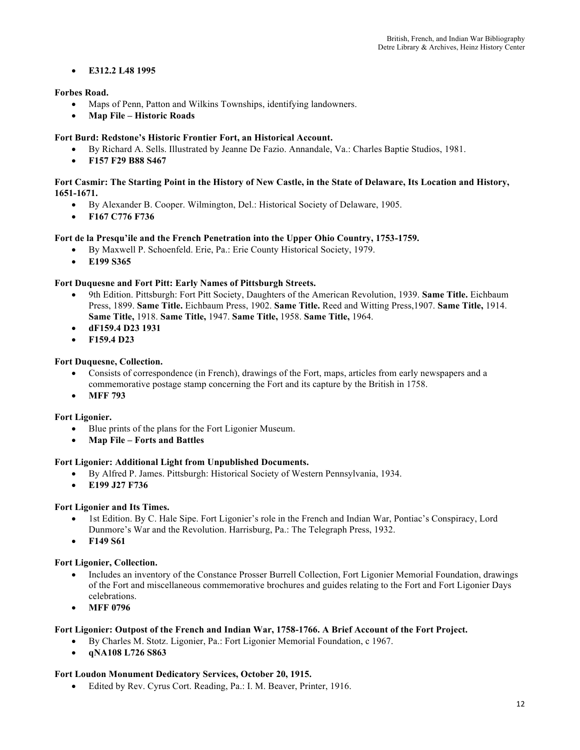- **E312.2 L48 1995**

**Forbes Road.**

- Maps of Penn, Patton and Wilkins Townships, identifying landowners.
- **Map File – Historic Roads**

**Fort Burd: Redstone's Historic Frontier Fort, an Historical Account.**

- By Richard A. Sells. Illustrated by Jeanne De Fazio. Annandale, Va.: Charles Baptie Studios, 1981.
- **F157 F29 B88 S467**

**Fort Casmir: The Starting Point in the History of New Castle, in the State of Delaware, Its Location and History, 1651-1671.**

- By Alexander B. Cooper. Wilmington, Del.: Historical Society of Delaware, 1905.
- **F167 C776 F736**

**Fort de la Presqu'ile and the French Penetration into the Upper Ohio Country, 1753-1759.**

- By Maxwell P. Schoenfeld. Erie, Pa.: Erie County Historical Society, 1979.
- **E199 S365**

**Fort Duquesne and Fort Pitt: Early Names of Pittsburgh Streets.**

- 9th Edition. Pittsburgh: Fort Pitt Society, Daughters of the American Revolution, 1939. **Same Title.** Eichbaum Press, 1899. **Same Title.** Eichbaum Press, 1902. **Same Title.** Reed and Witting Press,1907. **Same Title,** 1914. **Same Title,** 1918. **Same Title,** 1947. **Same Title,** 1958. **Same Title,** 1964.
- **dF159.4 D23 1931**
- **F159.4 D23**

**Fort Duquesne, Collection.**

- Consists of correspondence (in French), drawings of the Fort, maps, articles from early newspapers and a commemorative postage stamp concerning the Fort and its capture by the British in 1758.
- **MFF 793**

**Fort Ligonier.**

- Blue prints of the plans for the Fort Ligonier Museum.
- **Map File – Forts and Battles**

**Fort Ligonier: Additional Light from Unpublished Documents.**

- By Alfred P. James. Pittsburgh: Historical Society of Western Pennsylvania, 1934.
- **E199 J27 F736**

**Fort Ligonier and Its Times.**

- 1st Edition. By C. Hale Sipe. Fort Ligonier's role in the French and Indian War, Pontiac's Conspiracy, Lord Dunmore's War and the Revolution. Harrisburg, Pa.: The Telegraph Press, 1932.
- **F149 S61**

**Fort Ligonier, Collection.**

- Includes an inventory of the Constance Prosser Burrell Collection, Fort Ligonier Memorial Foundation, drawings of the Fort and miscellaneous commemorative brochures and guides relating to the Fort and Fort Ligonier Days celebrations.
- **MFF 0796**

**Fort Ligonier: Outpost of the French and Indian War, 1758-1766. A Brief Account of the Fort Project.**

- By Charles M. Stotz. Ligonier, Pa.: Fort Ligonier Memorial Foundation, c 1967.
- **qNA108 L726 S863**

**Fort Loudon Monument Dedicatory Services, October 20, 1915.**

- Edited by Rev. Cyrus Cort. Reading, Pa.: I. M. Beaver, Printer, 1916.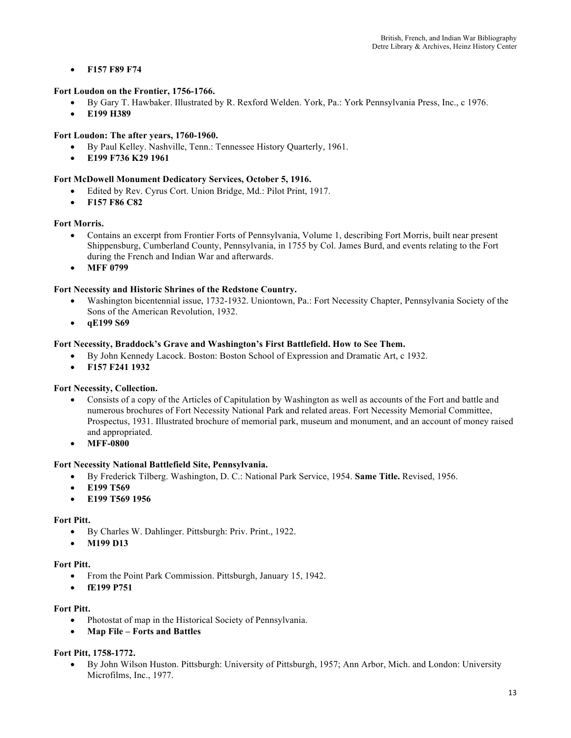- **F157 F89 F74**

**Fort Loudon on the Frontier, 1756-1766.**

- By Gary T. Hawbaker. Illustrated by R. Rexford Welden. York, Pa.: York Pennsylvania Press, Inc., c 1976.
- **E199 H389**

**Fort Loudon: The after years, 1760-1960.**

- By Paul Kelley. Nashville, Tenn.: Tennessee History Quarterly, 1961.
- **E199 F736 K29 1961**

**Fort McDowell Monument Dedicatory Services, October 5, 1916.**

- Edited by Rev. Cyrus Cort. Union Bridge, Md.: Pilot Print, 1917.
- **F157 F86 C82**

**Fort Morris.**

- Contains an excerpt from Frontier Forts of Pennsylvania, Volume 1, describing Fort Morris, built near present Shippensburg, Cumberland County, Pennsylvania, in 1755 by Col. James Burd, and events relating to the Fort during the French and Indian War and afterwards.
- **MFF 0799**

**Fort Necessity and Historic Shrines of the Redstone Country.**

- Washington bicentennial issue, 1732-1932. Uniontown, Pa.: Fort Necessity Chapter, Pennsylvania Society of the Sons of the American Revolution, 1932.
- **qE199 S69**

**Fort Necessity, Braddock's Grave and Washington's First Battlefield. How to See Them.**

- By John Kennedy Lacock. Boston: Boston School of Expression and Dramatic Art, c 1932.
- **F157 F241 1932**

**Fort Necessity, Collection.**

- Consists of a copy of the Articles of Capitulation by Washington as well as accounts of the Fort and battle and numerous brochures of Fort Necessity National Park and related areas. Fort Necessity Memorial Committee, Prospectus, 1931. Illustrated brochure of memorial park, museum and monument, and an account of money raised and appropriated.
- **MFF-0800**

**Fort Necessity National Battlefield Site, Pennsylvania.**

- By Frederick Tilberg. Washington, D. C.: National Park Service, 1954. **Same Title.** Revised, 1956.
- **E199 T569**
- **E199 T569 1956**

**Fort Pitt.**

- By Charles W. Dahlinger. Pittsburgh: Priv. Print., 1922.
- **M199 D13**

**Fort Pitt.**

- From the Point Park Commission. Pittsburgh, January 15, 1942.
- **fE199 P751**

**Fort Pitt.**

- Photostat of map in the Historical Society of Pennsylvania.
- **Map File – Forts and Battles**

**Fort Pitt, 1758-1772.**

- By John Wilson Huston. Pittsburgh: University of Pittsburgh, 1957; Ann Arbor, Mich. and London: University Microfilms, Inc., 1977.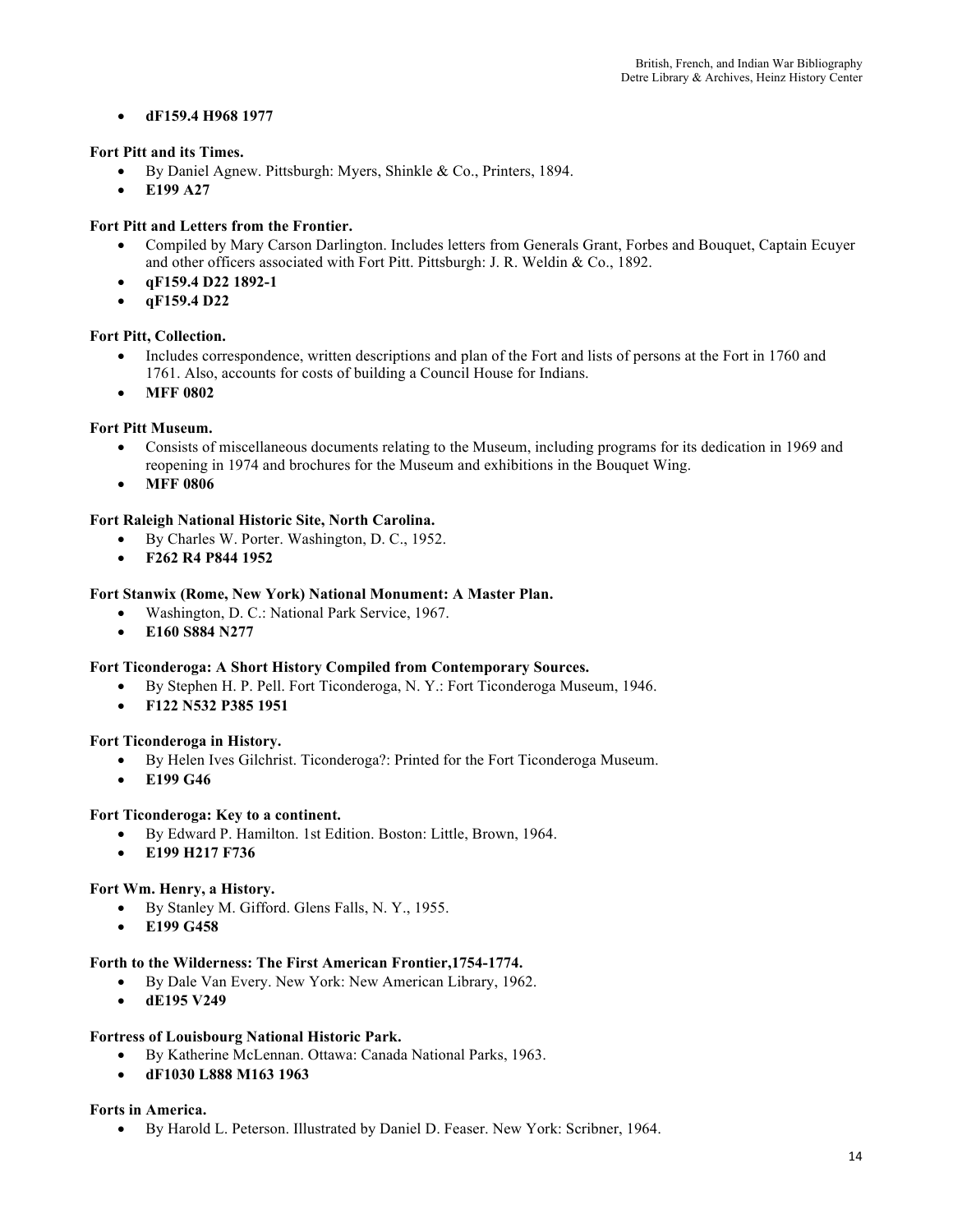- **dF159.4 H968 1977**

**Fort Pitt and its Times.**

- By Daniel Agnew. Pittsburgh: Myers, Shinkle & Co., Printers, 1894.
- **E199 A27**

**Fort Pitt and Letters from the Frontier.**

- Compiled by Mary Carson Darlington. Includes letters from Generals Grant, Forbes and Bouquet, Captain Ecuyer and other officers associated with Fort Pitt. Pittsburgh: J. R. Weldin & Co., 1892.
- **qF159.4 D22 1892-1**
- **qF159.4 D22**

**Fort Pitt, Collection.**

- Includes correspondence, written descriptions and plan of the Fort and lists of persons at the Fort in 1760 and 1761. Also, accounts for costs of building a Council House for Indians.
- **MFF 0802**

**Fort Pitt Museum.**

- Consists of miscellaneous documents relating to the Museum, including programs for its dedication in 1969 and reopening in 1974 and brochures for the Museum and exhibitions in the Bouquet Wing.
- **MFF 0806**

**Fort Raleigh National Historic Site, North Carolina.**

- By Charles W. Porter. Washington, D. C., 1952.
- **F262 R4 P844 1952**

**Fort Stanwix (Rome, New York) National Monument: A Master Plan.**

- Washington, D. C.: National Park Service, 1967.
- **E160 S884 N277**

**Fort Ticonderoga: A Short History Compiled from Contemporary Sources.**

- By Stephen H. P. Pell. Fort Ticonderoga, N. Y.: Fort Ticonderoga Museum, 1946.
- **F122 N532 P385 1951**

**Fort Ticonderoga in History.**

- By Helen Ives Gilchrist. Ticonderoga?: Printed for the Fort Ticonderoga Museum.
- **E199 G46**

**Fort Ticonderoga: Key to a continent.**

- By Edward P. Hamilton. 1st Edition. Boston: Little, Brown, 1964.
- **E199 H217 F736**

**Fort Wm. Henry, a History.**

- By Stanley M. Gifford. Glens Falls, N. Y., 1955.
- **E199 G458**

**Forth to the Wilderness: The First American Frontier,1754-1774.**

- By Dale Van Every. New York: New American Library, 1962.
- **dE195 V249**

**Fortress of Louisbourg National Historic Park.**

- By Katherine McLennan. Ottawa: Canada National Parks, 1963.
- **dF1030 L888 M163 1963**

**Forts in America.**

- By Harold L. Peterson. Illustrated by Daniel D. Feaser. New York: Scribner, 1964.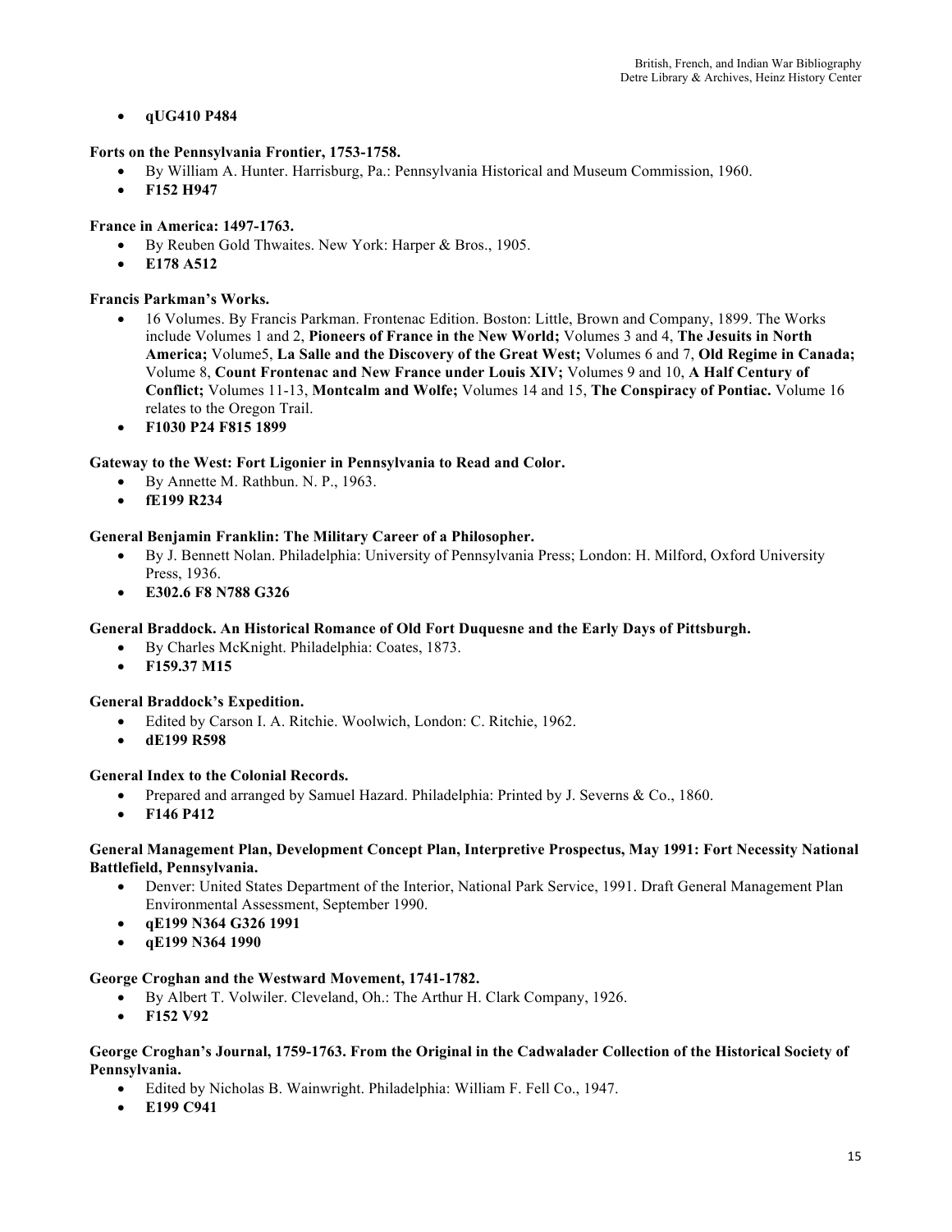- **qUG410 P484**

**Forts on the Pennsylvania Frontier, 1753-1758.**

- By William A. Hunter. Harrisburg, Pa.: Pennsylvania Historical and Museum Commission, 1960.
- **F152 H947**

**France in America: 1497-1763.**

- By Reuben Gold Thwaites. New York: Harper & Bros., 1905.
- **E178 A512**

**Francis Parkman's Works.**

- 16 Volumes. By Francis Parkman. Frontenac Edition. Boston: Little, Brown and Company, 1899. The Works include Volumes 1 and 2, **Pioneers of France in the New World;** Volumes 3 and 4, **The Jesuits in North America;** Volume5, **La Salle and the Discovery of the Great West;** Volumes 6 and 7, **Old Regime in Canada;** Volume 8, **Count Frontenac and New France under Louis XIV;** Volumes 9 and 10, **A Half Century of Conflict;** Volumes 11-13, **Montcalm and Wolfe;** Volumes 14 and 15, **The Conspiracy of Pontiac.** Volume 16 relates to the Oregon Trail.
- **F1030 P24 F815 1899**

**Gateway to the West: Fort Ligonier in Pennsylvania to Read and Color.**

- By Annette M. Rathbun. N. P., 1963.
- **fE199 R234**

**General Benjamin Franklin: The Military Career of a Philosopher.**

- By J. Bennett Nolan. Philadelphia: University of Pennsylvania Press; London: H. Milford, Oxford University Press, 1936.
- **E302.6 F8 N788 G326**

**General Braddock. An Historical Romance of Old Fort Duquesne and the Early Days of Pittsburgh.**

- By Charles McKnight. Philadelphia: Coates, 1873.
- **F159.37 M15**

**General Braddock's Expedition.**

- Edited by Carson I. A. Ritchie. Woolwich, London: C. Ritchie, 1962.
- **dE199 R598**

**General Index to the Colonial Records.**

- Prepared and arranged by Samuel Hazard. Philadelphia: Printed by J. Severns & Co., 1860.
- **F146 P412**

**General Management Plan, Development Concept Plan, Interpretive Prospectus, May 1991: Fort Necessity National Battlefield, Pennsylvania.**

- Denver: United States Department of the Interior, National Park Service, 1991. Draft General Management Plan Environmental Assessment, September 1990.
- **qE199 N364 G326 1991**
- **qE199 N364 1990**

**George Croghan and the Westward Movement, 1741-1782.**

- By Albert T. Volwiler. Cleveland, Oh.: The Arthur H. Clark Company, 1926.
- **F152 V92**

**George Croghan's Journal, 1759-1763. From the Original in the Cadwalader Collection of the Historical Society of Pennsylvania.**

- Edited by Nicholas B. Wainwright. Philadelphia: William F. Fell Co., 1947.
- **E199 C941**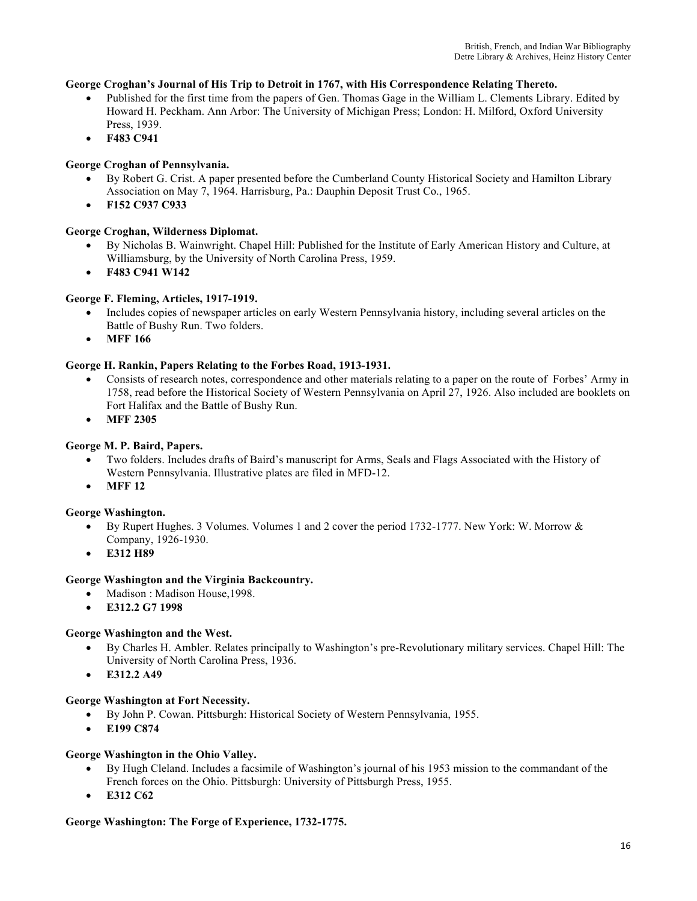**George Croghan's Journal of His Trip to Detroit in 1767, with His Correspondence Relating Thereto.**

- Published for the first time from the papers of Gen. Thomas Gage in the William L. Clements Library. Edited by Howard H. Peckham. Ann Arbor: The University of Michigan Press; London: H. Milford, Oxford University Press, 1939.
- **F483 C941**

**George Croghan of Pennsylvania.**

- By Robert G. Crist. A paper presented before the Cumberland County Historical Society and Hamilton Library Association on May 7, 1964. Harrisburg, Pa.: Dauphin Deposit Trust Co., 1965.
- **F152 C937 C933**

**George Croghan, Wilderness Diplomat.**

- By Nicholas B. Wainwright. Chapel Hill: Published for the Institute of Early American History and Culture, at Williamsburg, by the University of North Carolina Press, 1959.
- **F483 C941 W142**

**George F. Fleming, Articles, 1917-1919.**

- Includes copies of newspaper articles on early Western Pennsylvania history, including several articles on the Battle of Bushy Run. Two folders.
- **MFF 166**

**George H. Rankin, Papers Relating to the Forbes Road, 1913-1931.**

- Consists of research notes, correspondence and other materials relating to a paper on the route of Forbes' Army in 1758, read before the Historical Society of Western Pennsylvania on April 27, 1926. Also included are booklets on Fort Halifax and the Battle of Bushy Run.
- **MFF 2305**

**George M. P. Baird, Papers.**

- Two folders. Includes drafts of Baird's manuscript for Arms, Seals and Flags Associated with the History of Western Pennsylvania. Illustrative plates are filed in MFD-12.
- **MFF 12**

**George Washington.**

- By Rupert Hughes. 3 Volumes. Volumes 1 and 2 cover the period 1732-1777. New York: W. Morrow & Company, 1926-1930.
- **E312 H89**

**George Washington and the Virginia Backcountry.**

- Madison : Madison House,1998.
- **E312.2 G7 1998**

**George Washington and the West.**

- By Charles H. Ambler. Relates principally to Washington's pre-Revolutionary military services. Chapel Hill: The University of North Carolina Press, 1936.
- **E312.2 A49**

**George Washington at Fort Necessity.**

- By John P. Cowan. Pittsburgh: Historical Society of Western Pennsylvania, 1955.
- **E199 C874**

**George Washington in the Ohio Valley.**

- By Hugh Cleland. Includes a facsimile of Washington's journal of his 1953 mission to the commandant of the French forces on the Ohio. Pittsburgh: University of Pittsburgh Press, 1955.
- **E312 C62**

**George Washington: The Forge of Experience, 1732-1775.**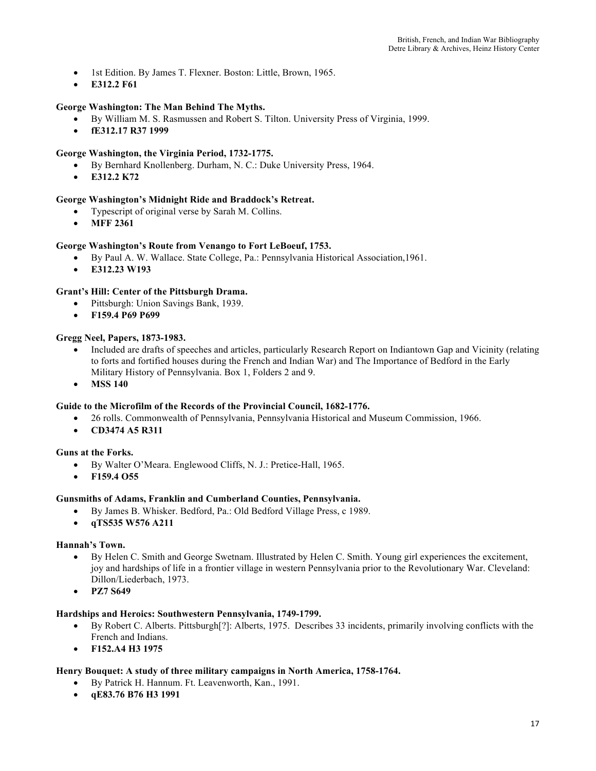- 1st Edition. By James T. Flexner. Boston: Little, Brown, 1965.
- **E312.2 F61**

**George Washington: The Man Behind The Myths.**

- By William M. S. Rasmussen and Robert S. Tilton. University Press of Virginia, 1999.
- **fE312.17 R37 1999**

**George Washington, the Virginia Period, 1732-1775.**

- By Bernhard Knollenberg. Durham, N. C.: Duke University Press, 1964.
- **E312.2 K72**

**George Washington's Midnight Ride and Braddock's Retreat.**

- Typescript of original verse by Sarah M. Collins.
- **MFF 2361**

**George Washington's Route from Venango to Fort LeBoeuf, 1753.**

- By Paul A. W. Wallace. State College, Pa.: Pennsylvania Historical Association,1961.
- **E312.23 W193**

**Grant's Hill: Center of the Pittsburgh Drama.**

- Pittsburgh: Union Savings Bank, 1939.
- **F159.4 P69 P699**

**Gregg Neel, Papers, 1873-1983.**

- Included are drafts of speeches and articles, particularly Research Report on Indiantown Gap and Vicinity (relating to forts and fortified houses during the French and Indian War) and The Importance of Bedford in the Early Military History of Pennsylvania. Box 1, Folders 2 and 9.
- **MSS 140**

**Guide to the Microfilm of the Records of the Provincial Council, 1682-1776.**

- 26 rolls. Commonwealth of Pennsylvania, Pennsylvania Historical and Museum Commission, 1966.
- **CD3474 A5 R311**

**Guns at the Forks.**

- By Walter O'Meara. Englewood Cliffs, N. J.: Pretice-Hall, 1965.
- **F159.4 O55**

**Gunsmiths of Adams, Franklin and Cumberland Counties, Pennsylvania.**

- By James B. Whisker. Bedford, Pa.: Old Bedford Village Press, c 1989.
- **qTS535 W576 A211**

**Hannah's Town.**

- By Helen C. Smith and George Swetnam. Illustrated by Helen C. Smith. Young girl experiences the excitement, joy and hardships of life in a frontier village in western Pennsylvania prior to the Revolutionary War. Cleveland: Dillon/Liederbach, 1973.
- **PZ7 S649**

**Hardships and Heroics: Southwestern Pennsylvania, 1749-1799.**

- By Robert C. Alberts. Pittsburgh[?]: Alberts, 1975. Describes 33 incidents, primarily involving conflicts with the French and Indians.
- **F152.A4 H3 1975**

**Henry Bouquet: A study of three military campaigns in North America, 1758-1764.**

- By Patrick H. Hannum. Ft. Leavenworth, Kan., 1991.
- **qE83.76 B76 H3 1991**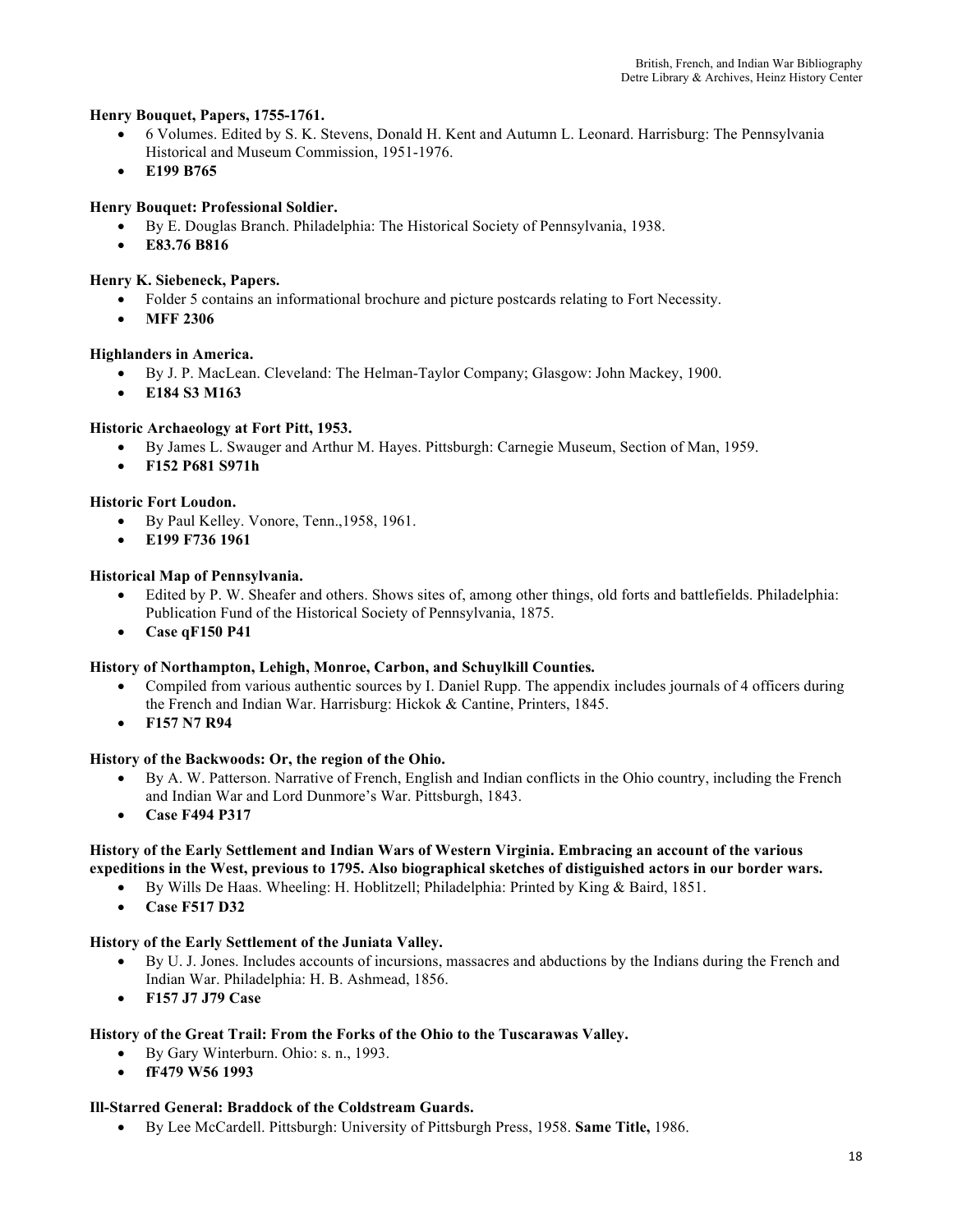**Henry Bouquet, Papers, 1755-1761.**

- 6 Volumes. Edited by S. K. Stevens, Donald H. Kent and Autumn L. Leonard. Harrisburg: The Pennsylvania Historical and Museum Commission, 1951-1976.
- **E199 B765**

**Henry Bouquet: Professional Soldier.**

- By E. Douglas Branch. Philadelphia: The Historical Society of Pennsylvania, 1938.
- **E83.76 B816**

**Henry K. Siebeneck, Papers.**

- Folder 5 contains an informational brochure and picture postcards relating to Fort Necessity.
- **MFF 2306**

**Highlanders in America.**

- By J. P. MacLean. Cleveland: The Helman-Taylor Company; Glasgow: John Mackey, 1900.
- **E184 S3 M163**

**Historic Archaeology at Fort Pitt, 1953.**

- By James L. Swauger and Arthur M. Hayes. Pittsburgh: Carnegie Museum, Section of Man, 1959.
- **F152 P681 S971h**

**Historic Fort Loudon.**

- By Paul Kelley. Vonore, Tenn.,1958, 1961.
- **E199 F736 1961**

**Historical Map of Pennsylvania.**

- Edited by P. W. Sheafer and others. Shows sites of, among other things, old forts and battlefields. Philadelphia: Publication Fund of the Historical Society of Pennsylvania, 1875.
- **Case qF150 P41**

**History of Northampton, Lehigh, Monroe, Carbon, and Schuylkill Counties.**

- Compiled from various authentic sources by I. Daniel Rupp. The appendix includes journals of 4 officers during the French and Indian War. Harrisburg: Hickok & Cantine, Printers, 1845.
- **F157 N7 R94**

**History of the Backwoods: Or, the region of the Ohio.**

- By A. W. Patterson. Narrative of French, English and Indian conflicts in the Ohio country, including the French and Indian War and Lord Dunmore's War. Pittsburgh, 1843.
- **Case F494 P317**

**History of the Early Settlement and Indian Wars of Western Virginia. Embracing an account of the various expeditions in the West, previous to 1795. Also biographical sketches of distiguished actors in our border wars.**

- By Wills De Haas. Wheeling: H. Hoblitzell; Philadelphia: Printed by King & Baird, 1851.
- **Case F517 D32**

**History of the Early Settlement of the Juniata Valley.**

- By U. J. Jones. Includes accounts of incursions, massacres and abductions by the Indians during the French and Indian War. Philadelphia: H. B. Ashmead, 1856.
- **F157 J7 J79 Case**

**History of the Great Trail: From the Forks of the Ohio to the Tuscarawas Valley.**

- By Gary Winterburn. Ohio: s. n., 1993.
- **fF479 W56 1993**

**Ill-Starred General: Braddock of the Coldstream Guards.**

- By Lee McCardell. Pittsburgh: University of Pittsburgh Press, 1958. **Same Title,** 1986.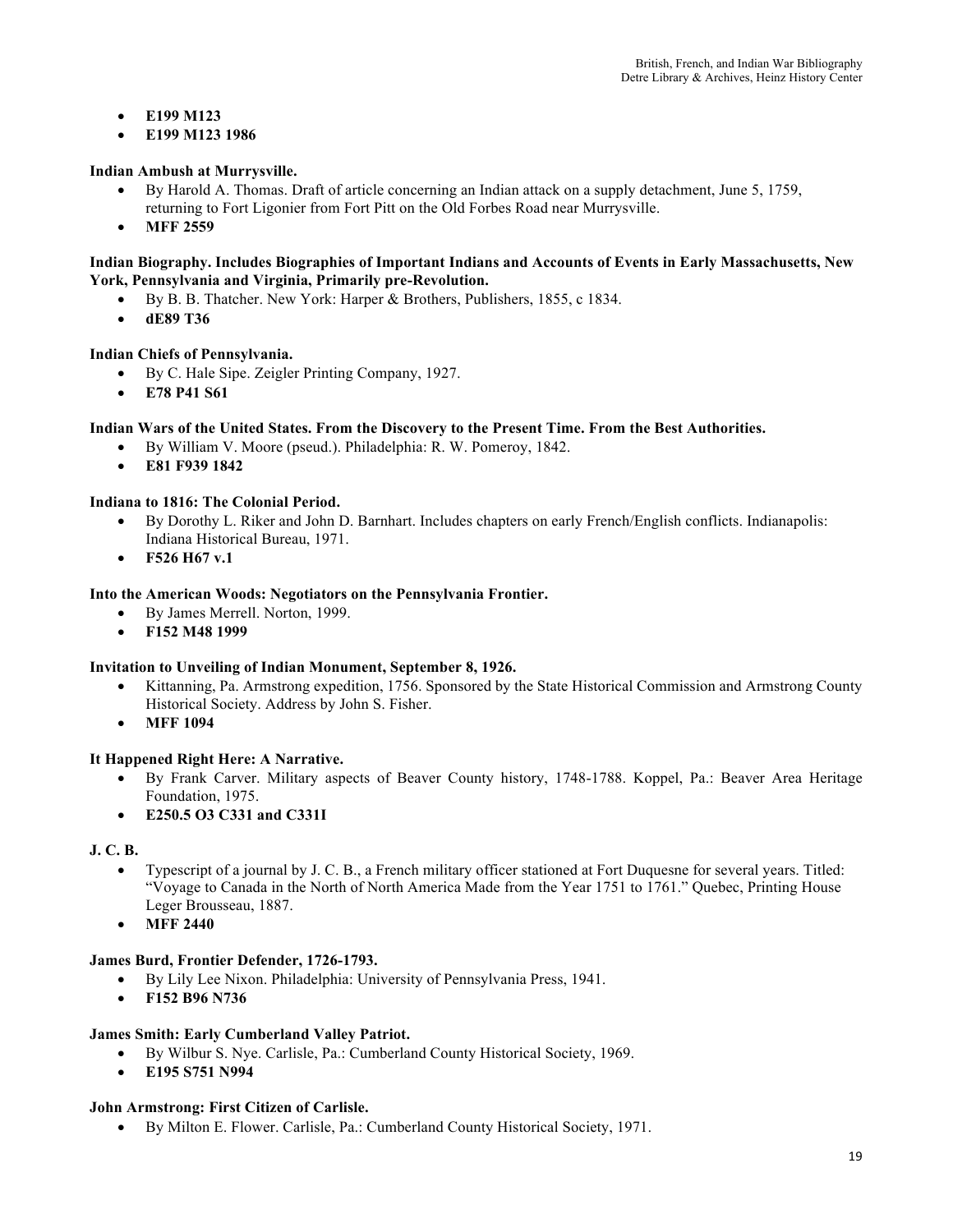- **E199 M123**
- **E199 M123 1986**

**Indian Ambush at Murrysville.**

- By Harold A. Thomas. Draft of article concerning an Indian attack on a supply detachment, June 5, 1759, returning to Fort Ligonier from Fort Pitt on the Old Forbes Road near Murrysville.
- **MFF 2559**

**Indian Biography. Includes Biographies of Important Indians and Accounts of Events in Early Massachusetts, New York, Pennsylvania and Virginia, Primarily pre-Revolution.**

- By B. B. Thatcher. New York: Harper & Brothers, Publishers, 1855, c 1834.
- **dE89 T36**

**Indian Chiefs of Pennsylvania.**

- By C. Hale Sipe. Zeigler Printing Company, 1927.
- **E78 P41 S61**

**Indian Wars of the United States. From the Discovery to the Present Time. From the Best Authorities.**

- By William V. Moore (pseud.). Philadelphia: R. W. Pomeroy, 1842.
- **E81 F939 1842**

**Indiana to 1816: The Colonial Period.**

- By Dorothy L. Riker and John D. Barnhart. Includes chapters on early French/English conflicts. Indianapolis: Indiana Historical Bureau, 1971.
- **F526 H67 v.1**

**Into the American Woods: Negotiators on the Pennsylvania Frontier.**

- By James Merrell. Norton, 1999.
- **F152 M48 1999**

**Invitation to Unveiling of Indian Monument, September 8, 1926.**

- Kittanning, Pa. Armstrong expedition, 1756. Sponsored by the State Historical Commission and Armstrong County Historical Society. Address by John S. Fisher.
- **MFF 1094**

**It Happened Right Here: A Narrative.**

- By Frank Carver. Military aspects of Beaver County history, 1748-1788. Koppel, Pa.: Beaver Area Heritage Foundation, 1975.
- **E250.5 O3 C331 and C331I**

**J. C. B.**

- Typescript of a journal by J. C. B., a French military officer stationed at Fort Duquesne for several years. Titled: "Voyage to Canada in the North of North America Made from the Year 1751 to 1761." Quebec, Printing House Leger Brousseau, 1887.
- **MFF 2440**

**James Burd, Frontier Defender, 1726-1793.**

- By Lily Lee Nixon. Philadelphia: University of Pennsylvania Press, 1941.
- **F152 B96 N736**

**James Smith: Early Cumberland Valley Patriot.**

- By Wilbur S. Nye. Carlisle, Pa.: Cumberland County Historical Society, 1969.
- **E195 S751 N994**

**John Armstrong: First Citizen of Carlisle.**

- By Milton E. Flower. Carlisle, Pa.: Cumberland County Historical Society, 1971.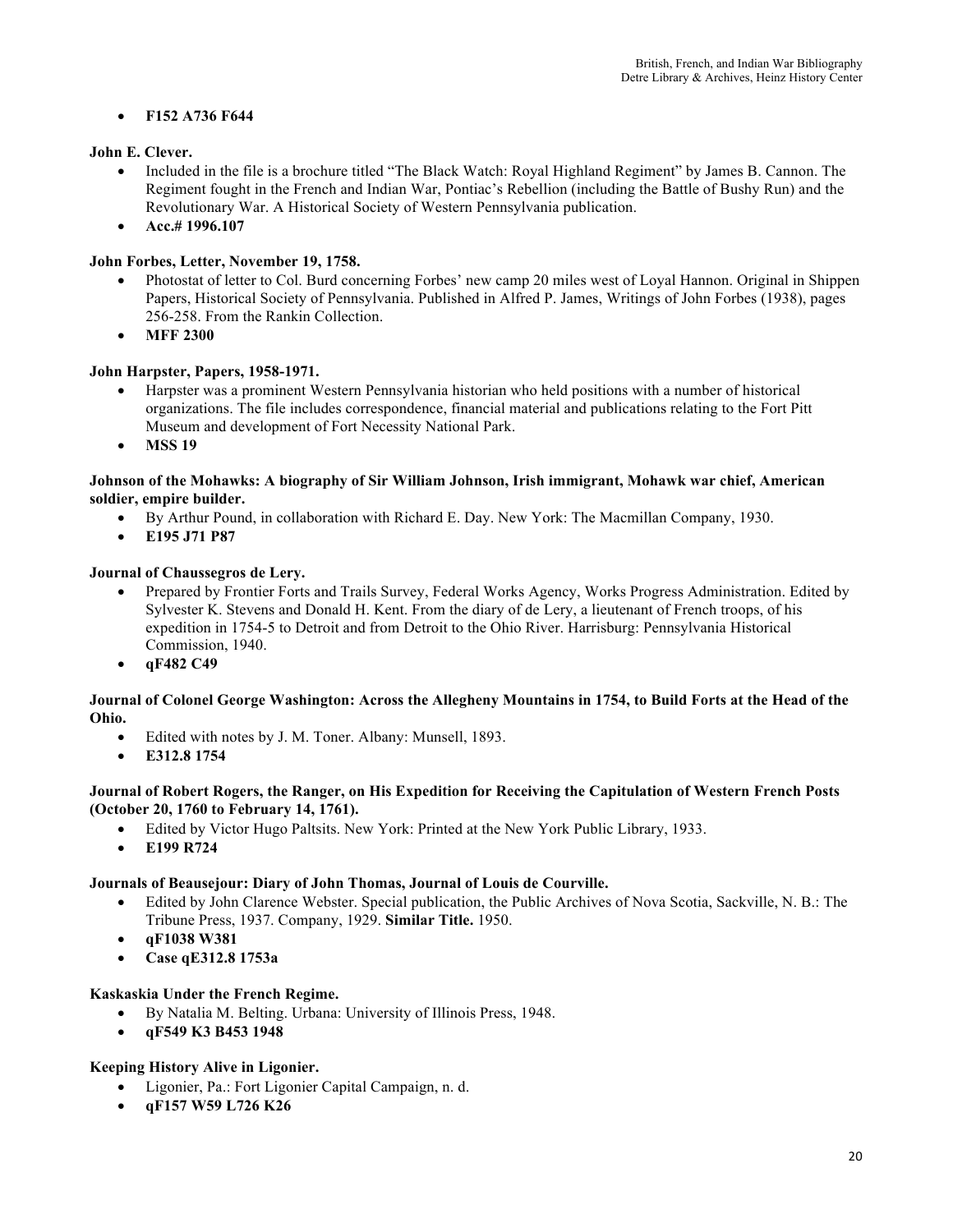- **F152 A736 F644**

**John E. Clever.**

- Included in the file is a brochure titled "The Black Watch: Royal Highland Regiment" by James B. Cannon. The Regiment fought in the French and Indian War, Pontiac's Rebellion (including the Battle of Bushy Run) and the Revolutionary War. A Historical Society of Western Pennsylvania publication.
- **Acc.# 1996.107**

**John Forbes, Letter, November 19, 1758.**

- Photostat of letter to Col. Burd concerning Forbes' new camp 20 miles west of Loyal Hannon. Original in Shippen Papers, Historical Society of Pennsylvania. Published in Alfred P. James, Writings of John Forbes (1938), pages 256-258. From the Rankin Collection.
- **MFF 2300**

**John Harpster, Papers, 1958-1971.**

- Harpster was a prominent Western Pennsylvania historian who held positions with a number of historical organizations. The file includes correspondence, financial material and publications relating to the Fort Pitt Museum and development of Fort Necessity National Park.
- **MSS 19**

**Johnson of the Mohawks: A biography of Sir William Johnson, Irish immigrant, Mohawk war chief, American soldier, empire builder.**

- By Arthur Pound, in collaboration with Richard E. Day. New York: The Macmillan Company, 1930.
- **E195 J71 P87**

**Journal of Chaussegros de Lery.**

- Prepared by Frontier Forts and Trails Survey, Federal Works Agency, Works Progress Administration. Edited by Sylvester K. Stevens and Donald H. Kent. From the diary of de Lery, a lieutenant of French troops, of his expedition in 1754-5 to Detroit and from Detroit to the Ohio River. Harrisburg: Pennsylvania Historical Commission, 1940.
- **qF482 C49**

**Journal of Colonel George Washington: Across the Allegheny Mountains in 1754, to Build Forts at the Head of the Ohio.**

- Edited with notes by J. M. Toner. Albany: Munsell, 1893.
- **E312.8 1754**

**Journal of Robert Rogers, the Ranger, on His Expedition for Receiving the Capitulation of Western French Posts (October 20, 1760 to February 14, 1761).**

- Edited by Victor Hugo Paltsits. New York: Printed at the New York Public Library, 1933.
- **E199 R724**

**Journals of Beausejour: Diary of John Thomas, Journal of Louis de Courville.**

- Edited by John Clarence Webster. Special publication, the Public Archives of Nova Scotia, Sackville, N. B.: The Tribune Press, 1937. Company, 1929. **Similar Title.** 1950.
- **qF1038 W381**
- **Case qE312.8 1753a**

**Kaskaskia Under the French Regime.**

- By Natalia M. Belting. Urbana: University of Illinois Press, 1948.
- **qF549 K3 B453 1948**

**Keeping History Alive in Ligonier.**

- Ligonier, Pa.: Fort Ligonier Capital Campaign, n. d.
- **qF157 W59 L726 K26**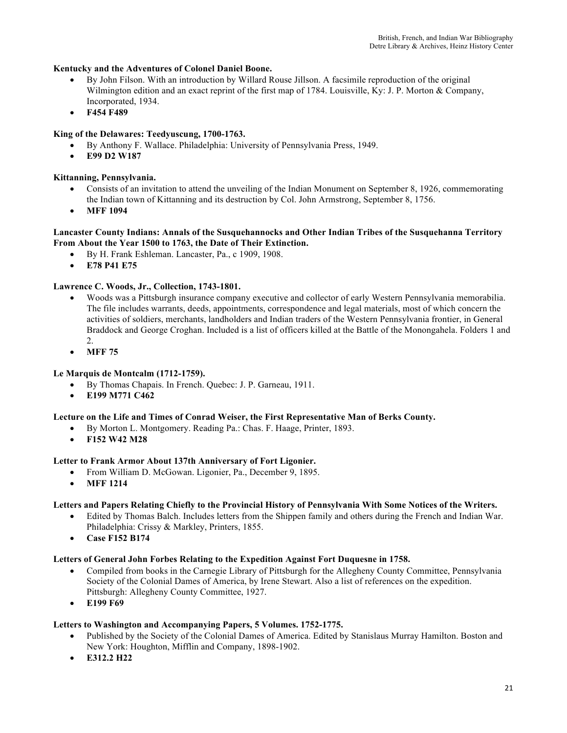**Kentucky and the Adventures of Colonel Daniel Boone.**

- By John Filson. With an introduction by Willard Rouse Jillson. A facsimile reproduction of the original Wilmington edition and an exact reprint of the first map of 1784. Louisville, Ky: J. P. Morton & Company, Incorporated, 1934.
- **F454 F489**

**King of the Delawares: Teedyuscung, 1700-1763.**

- By Anthony F. Wallace. Philadelphia: University of Pennsylvania Press, 1949.
- **E99 D2 W187**

**Kittanning, Pennsylvania.**

- Consists of an invitation to attend the unveiling of the Indian Monument on September 8, 1926, commemorating the Indian town of Kittanning and its destruction by Col. John Armstrong, September 8, 1756.
- **MFF 1094**

**Lancaster County Indians: Annals of the Susquehannocks and Other Indian Tribes of the Susquehanna Territory From About the Year 1500 to 1763, the Date of Their Extinction.**

- By H. Frank Eshleman. Lancaster, Pa., c 1909, 1908.
- **E78 P41 E75**

**Lawrence C. Woods, Jr., Collection, 1743-1801.**

- Woods was a Pittsburgh insurance company executive and collector of early Western Pennsylvania memorabilia. The file includes warrants, deeds, appointments, correspondence and legal materials, most of which concern the activities of soldiers, merchants, landholders and Indian traders of the Western Pennsylvania frontier, in General Braddock and George Croghan. Included is a list of officers killed at the Battle of the Monongahela. Folders 1 and 2.
- **MFF 75**

**Le Marquis de Montcalm (1712-1759).**

- By Thomas Chapais. In French. Quebec: J. P. Garneau, 1911.
- **E199 M771 C462**

**Lecture on the Life and Times of Conrad Weiser, the First Representative Man of Berks County.**

- By Morton L. Montgomery. Reading Pa.: Chas. F. Haage, Printer, 1893.
- **F152 W42 M28**

**Letter to Frank Armor About 137th Anniversary of Fort Ligonier.**

- From William D. McGowan. Ligonier, Pa., December 9, 1895.
- **MFF 1214**

**Letters and Papers Relating Chiefly to the Provincial History of Pennsylvania With Some Notices of the Writers.**

- Edited by Thomas Balch. Includes letters from the Shippen family and others during the French and Indian War. Philadelphia: Crissy & Markley, Printers, 1855.
- **Case F152 B174**

**Letters of General John Forbes Relating to the Expedition Against Fort Duquesne in 1758.**

- Compiled from books in the Carnegie Library of Pittsburgh for the Allegheny County Committee, Pennsylvania Society of the Colonial Dames of America, by Irene Stewart. Also a list of references on the expedition. Pittsburgh: Allegheny County Committee, 1927.
- **E199 F69**

**Letters to Washington and Accompanying Papers, 5 Volumes. 1752-1775.**

- Published by the Society of the Colonial Dames of America. Edited by Stanislaus Murray Hamilton. Boston and New York: Houghton, Mifflin and Company, 1898-1902.
- **E312.2 H22**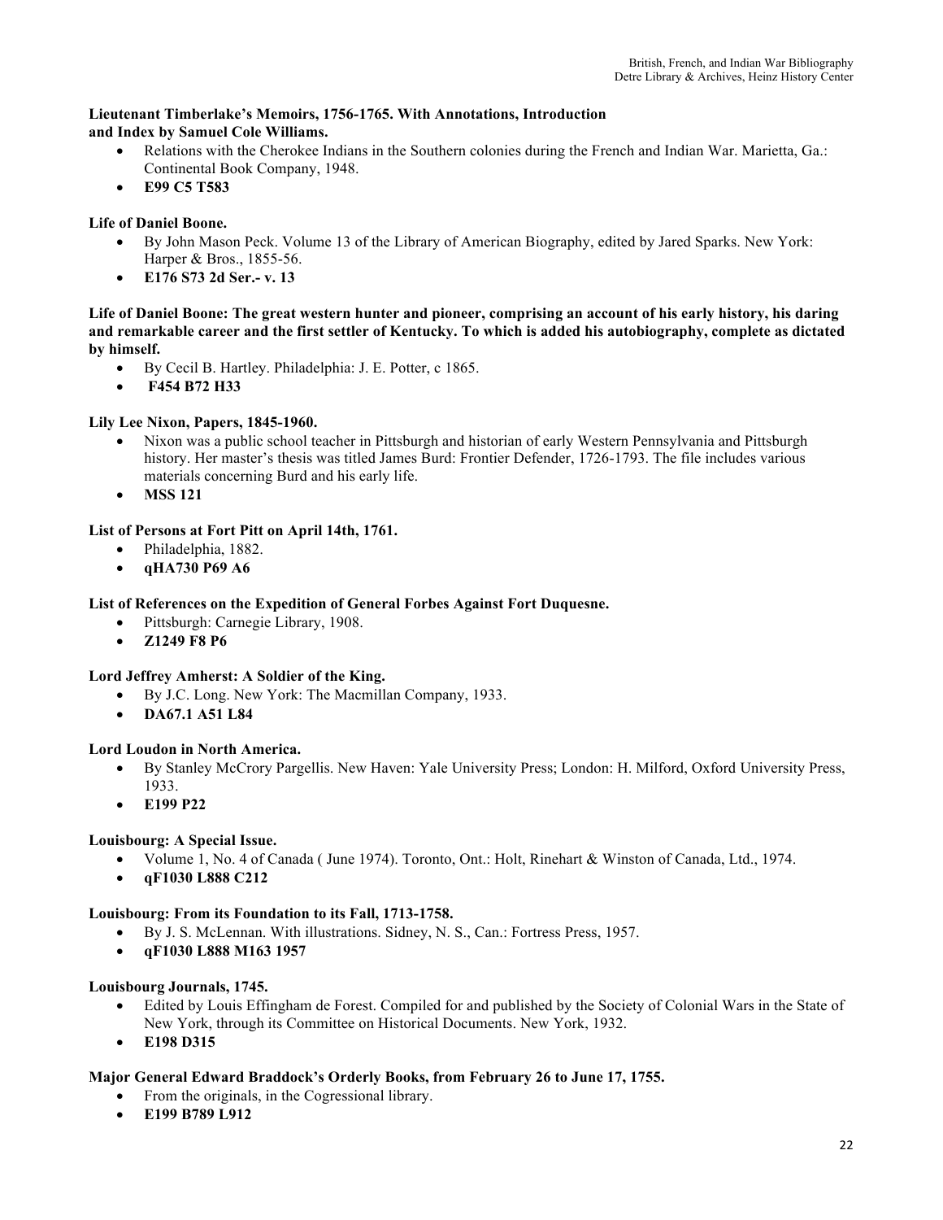**Lieutenant Timberlake's Memoirs, 1756-1765. With Annotations, Introduction and Index by Samuel Cole Williams.**

- Relations with the Cherokee Indians in the Southern colonies during the French and Indian War. Marietta, Ga.: Continental Book Company, 1948.
- **E99 C5 T583**

**Life of Daniel Boone.**

- By John Mason Peck. Volume 13 of the Library of American Biography, edited by Jared Sparks. New York: Harper & Bros., 1855-56.
- **E176 S73 2d Ser.- v. 13**

**Life of Daniel Boone: The great western hunter and pioneer, comprising an account of his early history, his daring and remarkable career and the first settler of Kentucky. To which is added his autobiography, complete as dictated by himself.**

- By Cecil B. Hartley. Philadelphia: J. E. Potter, c 1865.
- **F454 B72 H33**

**Lily Lee Nixon, Papers, 1845-1960.**

- Nixon was a public school teacher in Pittsburgh and historian of early Western Pennsylvania and Pittsburgh history. Her master's thesis was titled James Burd: Frontier Defender, 1726-1793. The file includes various materials concerning Burd and his early life.
- **MSS 121**

**List of Persons at Fort Pitt on April 14th, 1761.**

- Philadelphia, 1882.
- **qHA730 P69 A6**

**List of References on the Expedition of General Forbes Against Fort Duquesne.**

- Pittsburgh: Carnegie Library, 1908.
- **Z1249 F8 P6**

**Lord Jeffrey Amherst: A Soldier of the King.**

- By J.C. Long. New York: The Macmillan Company, 1933.
- **DA67.1 A51 L84**

**Lord Loudon in North America.**

- By Stanley McCrory Pargellis. New Haven: Yale University Press; London: H. Milford, Oxford University Press, 1933.
- **E199 P22**

**Louisbourg: A Special Issue.**

- Volume 1, No. 4 of Canada ( June 1974). Toronto, Ont.: Holt, Rinehart & Winston of Canada, Ltd., 1974.
- **qF1030 L888 C212**

**Louisbourg: From its Foundation to its Fall, 1713-1758.**

- By J. S. McLennan. With illustrations. Sidney, N. S., Can.: Fortress Press, 1957.
- **qF1030 L888 M163 1957**

**Louisbourg Journals, 1745.**

- Edited by Louis Effingham de Forest. Compiled for and published by the Society of Colonial Wars in the State of New York, through its Committee on Historical Documents. New York, 1932.
- **E198 D315**

**Major General Edward Braddock's Orderly Books, from February 26 to June 17, 1755.**

- From the originals, in the Cogressional library.
- **E199 B789 L912**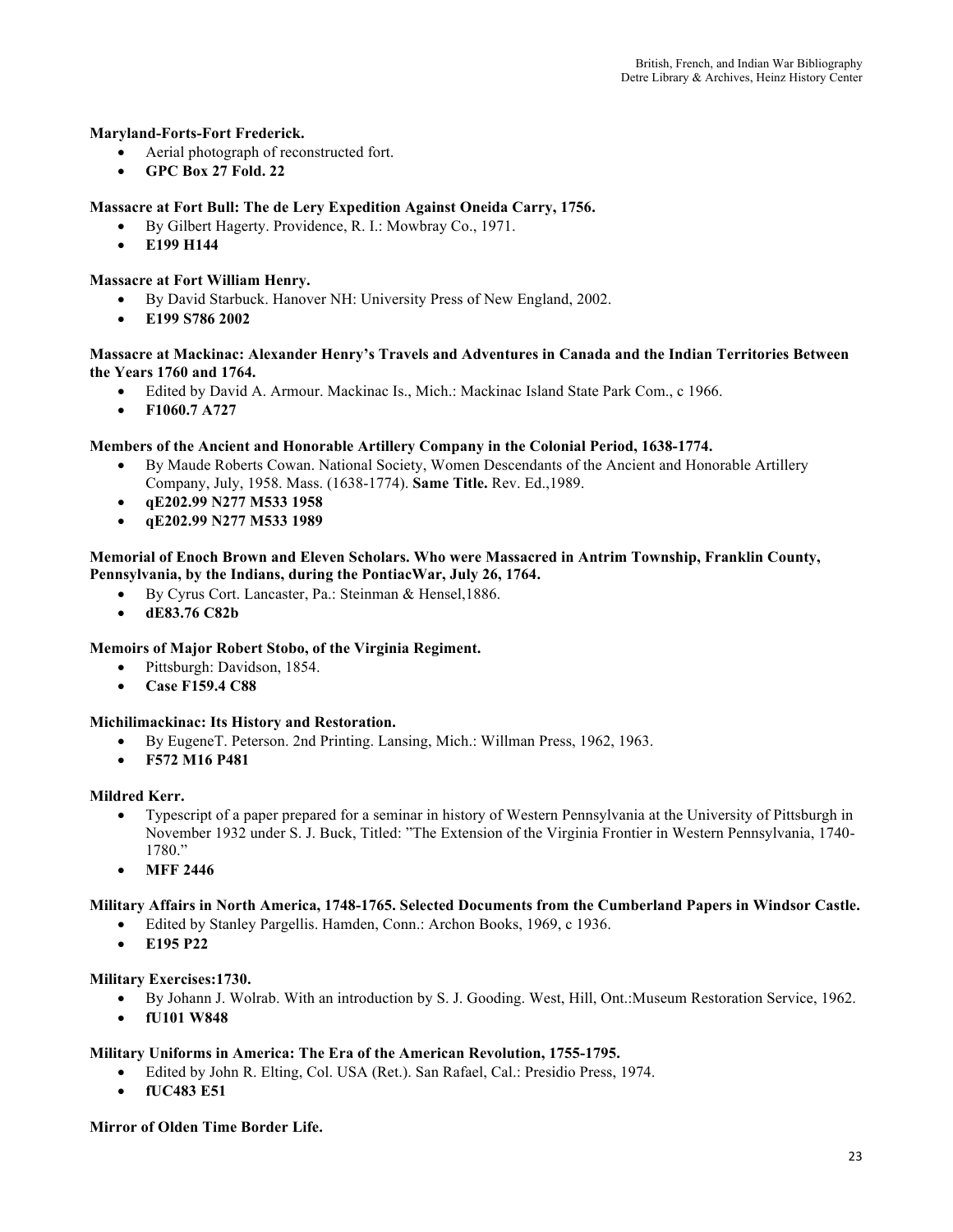**Maryland-Forts-Fort Frederick.**

- Aerial photograph of reconstructed fort.
- **GPC Box 27 Fold. 22**

**Massacre at Fort Bull: The de Lery Expedition Against Oneida Carry, 1756.**

- By Gilbert Hagerty. Providence, R. I.: Mowbray Co., 1971.
- **E199 H144**

**Massacre at Fort William Henry.**

- By David Starbuck. Hanover NH: University Press of New England, 2002.
- **E199 S786 2002**

**Massacre at Mackinac: Alexander Henry's Travels and Adventures in Canada and the Indian Territories Between the Years 1760 and 1764.**

- Edited by David A. Armour. Mackinac Is., Mich.: Mackinac Island State Park Com., c 1966.
- **F1060.7 A727**

**Members of the Ancient and Honorable Artillery Company in the Colonial Period, 1638-1774.**

- By Maude Roberts Cowan. National Society, Women Descendants of the Ancient and Honorable Artillery Company, July, 1958. Mass. (1638-1774). **Same Title.** Rev. Ed.,1989.
- **qE202.99 N277 M533 1958**
- **qE202.99 N277 M533 1989**

**Memorial of Enoch Brown and Eleven Scholars. Who were Massacred in Antrim Township, Franklin County, Pennsylvania, by the Indians, during the PontiacWar, July 26, 1764.**

- By Cyrus Cort. Lancaster, Pa.: Steinman & Hensel,1886.
- **dE83.76 C82b**

**Memoirs of Major Robert Stobo, of the Virginia Regiment.**

- Pittsburgh: Davidson, 1854.
- **Case F159.4 C88**

**Michilimackinac: Its History and Restoration.**

- By EugeneT. Peterson. 2nd Printing. Lansing, Mich.: Willman Press, 1962, 1963.
- **F572 M16 P481**

**Mildred Kerr.**

- Typescript of a paper prepared for a seminar in history of Western Pennsylvania at the University of Pittsburgh in November 1932 under S. J. Buck, Titled: "The Extension of the Virginia Frontier in Western Pennsylvania, 1740-1780."
- **MFF 2446**

**Military Affairs in North America, 1748-1765. Selected Documents from the Cumberland Papers in Windsor Castle.**

- Edited by Stanley Pargellis. Hamden, Conn.: Archon Books, 1969, c 1936.
- **E195 P22**

**Military Exercises:1730.**

- By Johann J. Wolrab. With an introduction by S. J. Gooding. West, Hill, Ont.:Museum Restoration Service, 1962.
- **fU101 W848**

**Military Uniforms in America: The Era of the American Revolution, 1755-1795.**

- Edited by John R. Elting, Col. USA (Ret.). San Rafael, Cal.: Presidio Press, 1974.
- **fUC483 E51**

**Mirror of Olden Time Border Life.**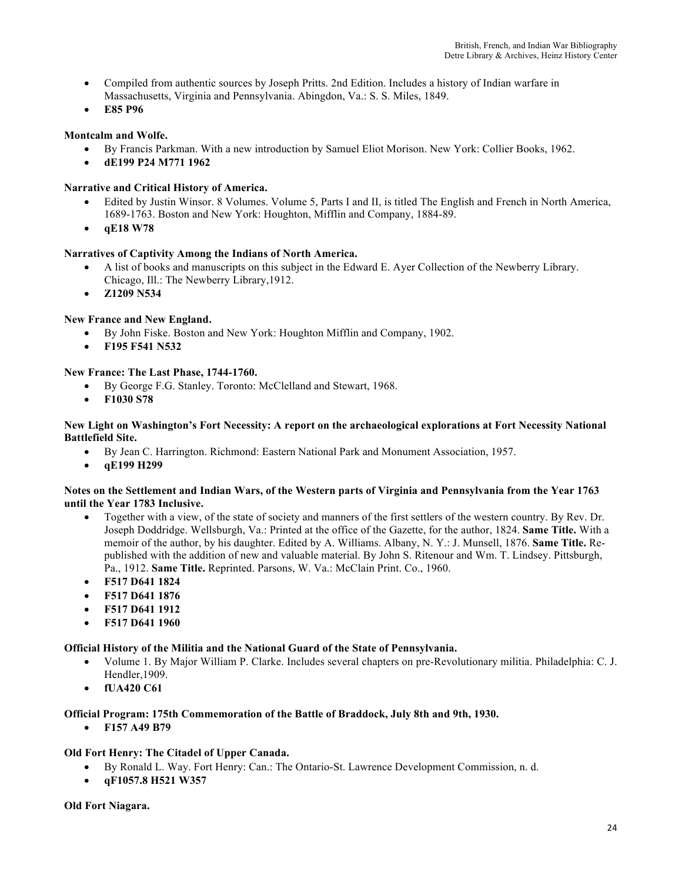- Compiled from authentic sources by Joseph Pritts. 2nd Edition. Includes a history of Indian warfare in Massachusetts, Virginia and Pennsylvania. Abingdon, Va.: S. S. Miles, 1849.
- **E85 P96**

**Montcalm and Wolfe.**

- By Francis Parkman. With a new introduction by Samuel Eliot Morison. New York: Collier Books, 1962.
- **dE199 P24 M771 1962**

**Narrative and Critical History of America.**

- Edited by Justin Winsor. 8 Volumes. Volume 5, Parts I and II, is titled The English and French in North America, 1689-1763. Boston and New York: Houghton, Mifflin and Company, 1884-89.
- **qE18 W78**

**Narratives of Captivity Among the Indians of North America.**

- A list of books and manuscripts on this subject in the Edward E. Ayer Collection of the Newberry Library. Chicago, Ill.: The Newberry Library,1912.
- **Z1209 N534**

**New France and New England.**

- By John Fiske. Boston and New York: Houghton Mifflin and Company, 1902.
- **F195 F541 N532**

**New France: The Last Phase, 1744-1760.**

- By George F.G. Stanley. Toronto: McClelland and Stewart, 1968.
- **F1030 S78**

**New Light on Washington's Fort Necessity: A report on the archaeological explorations at Fort Necessity National Battlefield Site.**

- By Jean C. Harrington. Richmond: Eastern National Park and Monument Association, 1957.
- **qE199 H299**

**Notes on the Settlement and Indian Wars, of the Western parts of Virginia and Pennsylvania from the Year 1763 until the Year 1783 Inclusive.**

- Together with a view, of the state of society and manners of the first settlers of the western country. By Rev. Dr. Joseph Doddridge. Wellsburgh, Va.: Printed at the office of the Gazette, for the author, 1824. **Same Title.** With a memoir of the author, by his daughter. Edited by A. Williams. Albany, N. Y.: J. Munsell, 1876. **Same Title.** Re-published with the addition of new and valuable material. By John S. Ritenour and Wm. T. Lindsey. Pittsburgh, Pa., 1912. **Same Title.** Reprinted. Parsons, W. Va.: McClain Print. Co., 1960.
- **F517 D641 1824**
- **F517 D641 1876**
- **F517 D641 1912**
- **F517 D641 1960**

**Official History of the Militia and the National Guard of the State of Pennsylvania.**

- Volume 1. By Major William P. Clarke. Includes several chapters on pre-Revolutionary militia. Philadelphia: C. J. Hendler,1909.
- **fUA420 C61**

**Official Program: 175th Commemoration of the Battle of Braddock, July 8th and 9th, 1930.**

- **F157 A49 B79**

**Old Fort Henry: The Citadel of Upper Canada.**

- By Ronald L. Way. Fort Henry: Can.: The Ontario-St. Lawrence Development Commission, n. d.
- **qF1057.8 H521 W357**

**Old Fort Niagara.**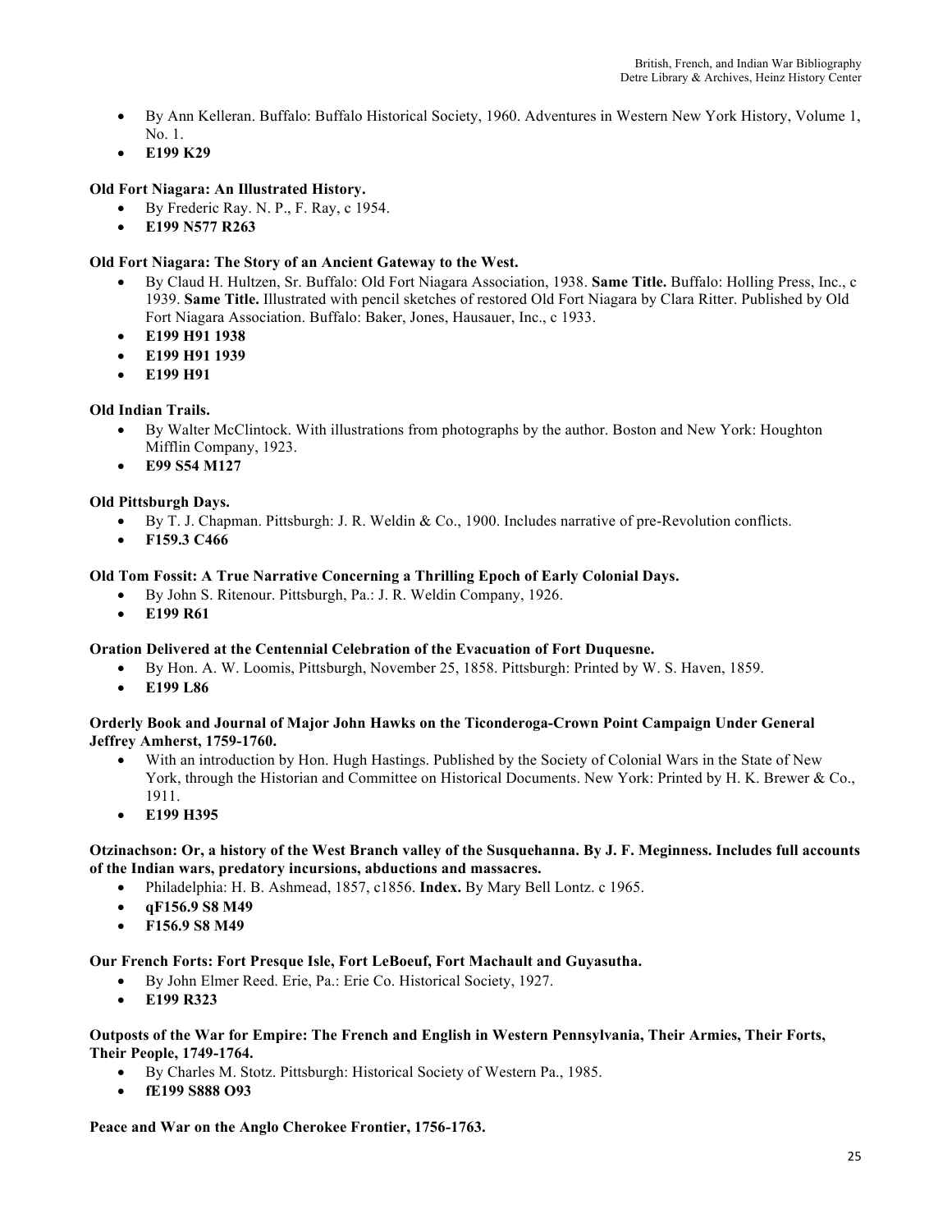- By Ann Kelleran. Buffalo: Buffalo Historical Society, 1960. Adventures in Western New York History, Volume 1, No. 1.
- **E199 K29**

**Old Fort Niagara: An Illustrated History.**

- By Frederic Ray. N. P., F. Ray, c 1954.
- **E199 N577 R263**

**Old Fort Niagara: The Story of an Ancient Gateway to the West.**

- By Claud H. Hultzen, Sr. Buffalo: Old Fort Niagara Association, 1938. **Same Title.** Buffalo: Holling Press, Inc., c 1939. **Same Title.** Illustrated with pencil sketches of restored Old Fort Niagara by Clara Ritter. Published by Old Fort Niagara Association. Buffalo: Baker, Jones, Hausauer, Inc., c 1933.
- **E199 H91 1938**
- **E199 H91 1939**
- **E199 H91**

**Old Indian Trails.**

- By Walter McClintock. With illustrations from photographs by the author. Boston and New York: Houghton Mifflin Company, 1923.
- **E99 S54 M127**

**Old Pittsburgh Days.**

- By T. J. Chapman. Pittsburgh: J. R. Weldin & Co., 1900. Includes narrative of pre-Revolution conflicts.
- **F159.3 C466**

**Old Tom Fossit: A True Narrative Concerning a Thrilling Epoch of Early Colonial Days.**

- By John S. Ritenour. Pittsburgh, Pa.: J. R. Weldin Company, 1926.
- **E199 R61**

**Oration Delivered at the Centennial Celebration of the Evacuation of Fort Duquesne.**

- By Hon. A. W. Loomis, Pittsburgh, November 25, 1858. Pittsburgh: Printed by W. S. Haven, 1859.
- **E199 L86**

**Orderly Book and Journal of Major John Hawks on the Ticonderoga-Crown Point Campaign Under General Jeffrey Amherst, 1759-1760.**

- With an introduction by Hon. Hugh Hastings. Published by the Society of Colonial Wars in the State of New York, through the Historian and Committee on Historical Documents. New York: Printed by H. K. Brewer & Co., 1911.
- **E199 H395**

**Otzinachson: Or, a history of the West Branch valley of the Susquehanna. By J. F. Meginness. Includes full accounts of the Indian wars, predatory incursions, abductions and massacres.**

- Philadelphia: H. B. Ashmead, 1857, c1856. **Index.** By Mary Bell Lontz. c 1965.
- **qF156.9 S8 M49**
- **F156.9 S8 M49**

**Our French Forts: Fort Presque Isle, Fort LeBoeuf, Fort Machault and Guyasutha.**

- By John Elmer Reed. Erie, Pa.: Erie Co. Historical Society, 1927.
- **E199 R323**

**Outposts of the War for Empire: The French and English in Western Pennsylvania, Their Armies, Their Forts, Their People, 1749-1764.**

- By Charles M. Stotz. Pittsburgh: Historical Society of Western Pa., 1985.
- **fE199 S888 O93**

**Peace and War on the Anglo Cherokee Frontier, 1756-1763.**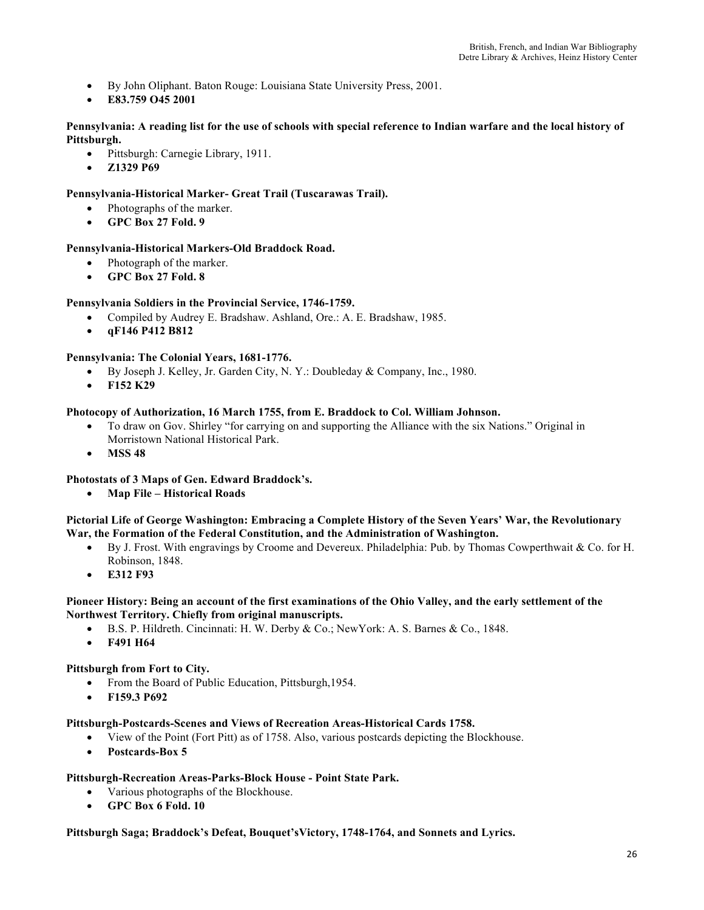- By John Oliphant. Baton Rouge: Louisiana State University Press, 2001.
- **E83.759 O45 2001**

**Pennsylvania: A reading list for the use of schools with special reference to Indian warfare and the local history of Pittsburgh.**

- Pittsburgh: Carnegie Library, 1911.
- **Z1329 P69**

**Pennsylvania-Historical Marker- Great Trail (Tuscarawas Trail).**

- Photographs of the marker.
- **GPC Box 27 Fold. 9**

**Pennsylvania-Historical Markers-Old Braddock Road.**

- Photograph of the marker.
- **GPC Box 27 Fold. 8**

**Pennsylvania Soldiers in the Provincial Service, 1746-1759.**

- Compiled by Audrey E. Bradshaw. Ashland, Ore.: A. E. Bradshaw, 1985.
- **qF146 P412 B812**

**Pennsylvania: The Colonial Years, 1681-1776.**

- By Joseph J. Kelley, Jr. Garden City, N. Y.: Doubleday & Company, Inc., 1980.
- **F152 K29**

**Photocopy of Authorization, 16 March 1755, from E. Braddock to Col. William Johnson.**

- To draw on Gov. Shirley "for carrying on and supporting the Alliance with the six Nations." Original in Morristown National Historical Park.
- **MSS 48**

**Photostats of 3 Maps of Gen. Edward Braddock's.**

- **Map File – Historical Roads**

**Pictorial Life of George Washington: Embracing a Complete History of the Seven Years' War, the Revolutionary War, the Formation of the Federal Constitution, and the Administration of Washington.**

- By J. Frost. With engravings by Croome and Devereux. Philadelphia: Pub. by Thomas Cowperthwait & Co. for H. Robinson, 1848.
- **E312 F93**

**Pioneer History: Being an account of the first examinations of the Ohio Valley, and the early settlement of the Northwest Territory. Chiefly from original manuscripts.**

- B.S. P. Hildreth. Cincinnati: H. W. Derby & Co.; NewYork: A. S. Barnes & Co., 1848.
- **F491 H64**

**Pittsburgh from Fort to City.**

- From the Board of Public Education, Pittsburgh,1954.
- **F159.3 P692**

**Pittsburgh-Postcards-Scenes and Views of Recreation Areas-Historical Cards 1758.**

- View of the Point (Fort Pitt) as of 1758. Also, various postcards depicting the Blockhouse.
- **Postcards-Box 5**

**Pittsburgh-Recreation Areas-Parks-Block House - Point State Park.**

- Various photographs of the Blockhouse.
- **GPC Box 6 Fold. 10**

**Pittsburgh Saga; Braddock's Defeat, Bouquet'sVictory, 1748-1764, and Sonnets and Lyrics.**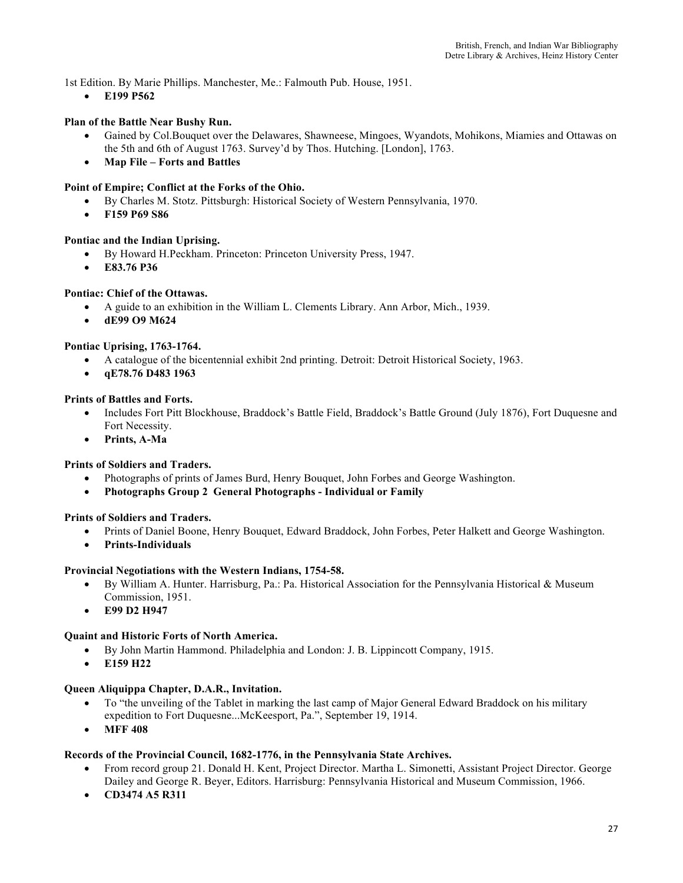1st Edition. By Marie Phillips. Manchester, Me.: Falmouth Pub. House, 1951.

- **E199 P562**

**Plan of the Battle Near Bushy Run.**

- Gained by Col.Bouquet over the Delawares, Shawneese, Mingoes, Wyandots, Mohikons, Miamies and Ottawas on the 5th and 6th of August 1763. Survey'd by Thos. Hutching. [London], 1763.
- **Map File – Forts and Battles**

**Point of Empire; Conflict at the Forks of the Ohio.**

- By Charles M. Stotz. Pittsburgh: Historical Society of Western Pennsylvania, 1970.
- **F159 P69 S86**

**Pontiac and the Indian Uprising.**

- By Howard H.Peckham. Princeton: Princeton University Press, 1947.
- **E83.76 P36**

**Pontiac: Chief of the Ottawas.**

- A guide to an exhibition in the William L. Clements Library. Ann Arbor, Mich., 1939.
- **dE99 O9 M624**

**Pontiac Uprising, 1763-1764.**

- A catalogue of the bicentennial exhibit 2nd printing. Detroit: Detroit Historical Society, 1963.
- **qE78.76 D483 1963**

**Prints of Battles and Forts.**

- Includes Fort Pitt Blockhouse, Braddock's Battle Field, Braddock's Battle Ground (July 1876), Fort Duquesne and Fort Necessity.
- **Prints, A-Ma**

**Prints of Soldiers and Traders.**

- Photographs of prints of James Burd, Henry Bouquet, John Forbes and George Washington.
- **Photographs Group 2 General Photographs - Individual or Family**

**Prints of Soldiers and Traders.**

- Prints of Daniel Boone, Henry Bouquet, Edward Braddock, John Forbes, Peter Halkett and George Washington.
- **Prints-Individuals**

**Provincial Negotiations with the Western Indians, 1754-58.**

- By William A. Hunter. Harrisburg, Pa.: Pa. Historical Association for the Pennsylvania Historical & Museum Commission, 1951.
- **E99 D2 H947**

**Quaint and Historic Forts of North America.**

- By John Martin Hammond. Philadelphia and London: J. B. Lippincott Company, 1915.
- **E159 H22**

**Queen Aliquippa Chapter, D.A.R., Invitation.**

- To "the unveiling of the Tablet in marking the last camp of Major General Edward Braddock on his military expedition to Fort Duquesne...McKeesport, Pa.", September 19, 1914.
- **MFF 408**

**Records of the Provincial Council, 1682-1776, in the Pennsylvania State Archives.**

- From record group 21. Donald H. Kent, Project Director. Martha L. Simonetti, Assistant Project Director. George Dailey and George R. Beyer, Editors. Harrisburg: Pennsylvania Historical and Museum Commission, 1966.
- **CD3474 A5 R311**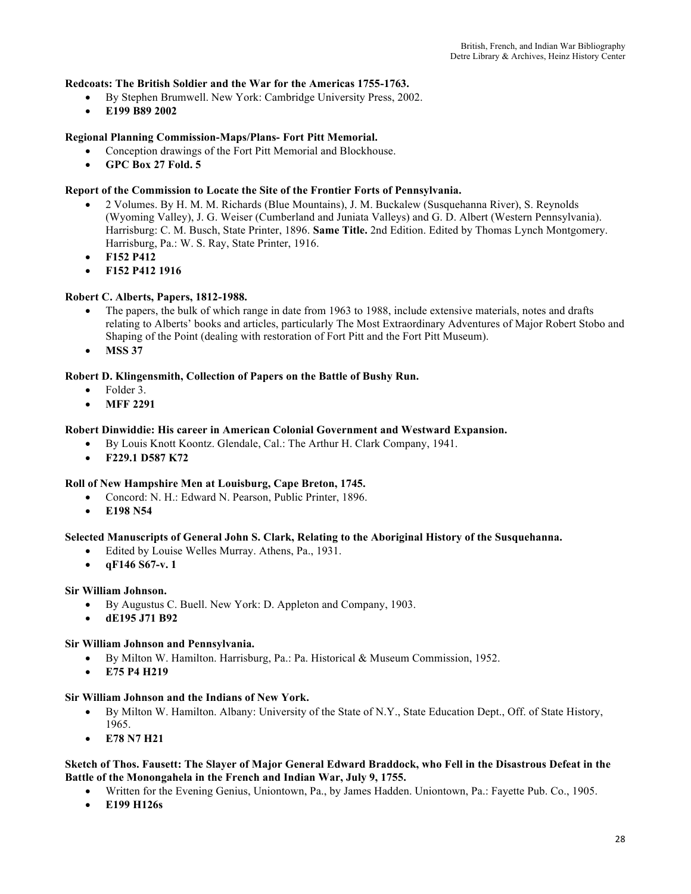**Redcoats: The British Soldier and the War for the Americas 1755-1763.**

- By Stephen Brumwell. New York: Cambridge University Press, 2002.
- **E199 B89 2002**

**Regional Planning Commission-Maps/Plans- Fort Pitt Memorial.**

- Conception drawings of the Fort Pitt Memorial and Blockhouse.
- **GPC Box 27 Fold. 5**

**Report of the Commission to Locate the Site of the Frontier Forts of Pennsylvania.**

- 2 Volumes. By H. M. M. Richards (Blue Mountains), J. M. Buckalew (Susquehanna River), S. Reynolds (Wyoming Valley), J. G. Weiser (Cumberland and Juniata Valleys) and G. D. Albert (Western Pennsylvania). Harrisburg: C. M. Busch, State Printer, 1896. **Same Title.** 2nd Edition. Edited by Thomas Lynch Montgomery. Harrisburg, Pa.: W. S. Ray, State Printer, 1916.
- **F152 P412**
- **F152 P412 1916**

**Robert C. Alberts, Papers, 1812-1988.**

- The papers, the bulk of which range in date from 1963 to 1988, include extensive materials, notes and drafts relating to Alberts' books and articles, particularly The Most Extraordinary Adventures of Major Robert Stobo and Shaping of the Point (dealing with restoration of Fort Pitt and the Fort Pitt Museum).
- **MSS 37**

**Robert D. Klingensmith, Collection of Papers on the Battle of Bushy Run.**

- Folder 3.
- **MFF 2291**

**Robert Dinwiddie: His career in American Colonial Government and Westward Expansion.**

- By Louis Knott Koontz. Glendale, Cal.: The Arthur H. Clark Company, 1941.
- **F229.1 D587 K72**

**Roll of New Hampshire Men at Louisburg, Cape Breton, 1745.**

- Concord: N. H.: Edward N. Pearson, Public Printer, 1896.
- **E198 N54**

**Selected Manuscripts of General John S. Clark, Relating to the Aboriginal History of the Susquehanna.**

- Edited by Louise Welles Murray. Athens, Pa., 1931.
- **qF146 S67-v. 1**

**Sir William Johnson.**

- By Augustus C. Buell. New York: D. Appleton and Company, 1903.
- **dE195 J71 B92**

**Sir William Johnson and Pennsylvania.**

- By Milton W. Hamilton. Harrisburg, Pa.: Pa. Historical & Museum Commission, 1952.
- **E75 P4 H219**

**Sir William Johnson and the Indians of New York.**

- By Milton W. Hamilton. Albany: University of the State of N.Y., State Education Dept., Off. of State History, 1965.
- **E78 N7 H21**

**Sketch of Thos. Fausett: The Slayer of Major General Edward Braddock, who Fell in the Disastrous Defeat in the Battle of the Monongahela in the French and Indian War, July 9, 1755.**

- Written for the Evening Genius, Uniontown, Pa., by James Hadden. Uniontown, Pa.: Fayette Pub. Co., 1905.
- **E199 H126s**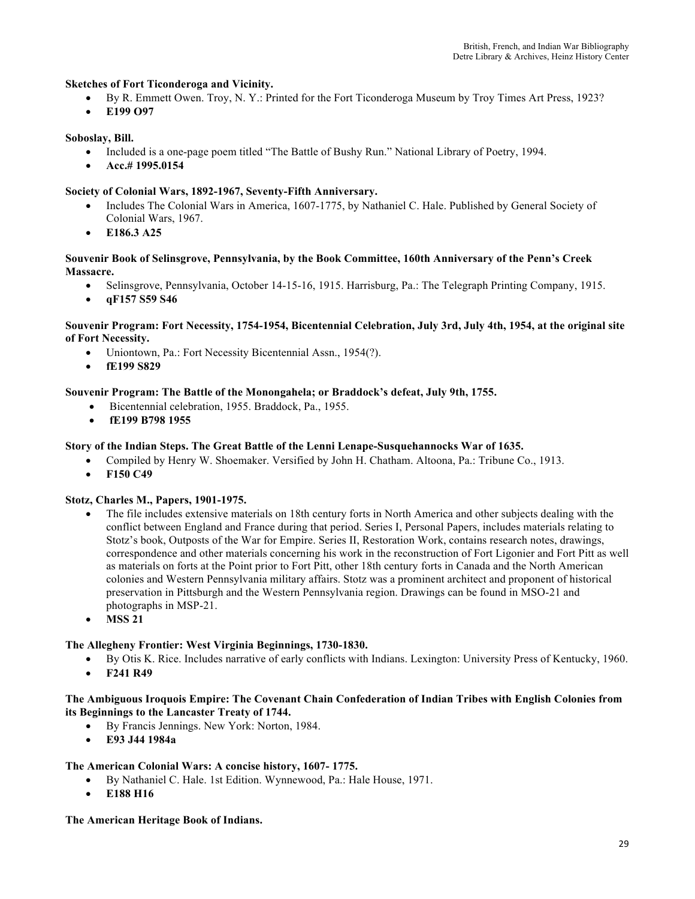**Sketches of Fort Ticonderoga and Vicinity.**

- By R. Emmett Owen. Troy, N. Y.: Printed for the Fort Ticonderoga Museum by Troy Times Art Press, 1923?
- **E199 O97**

**Soboslay, Bill.**

- Included is a one-page poem titled "The Battle of Bushy Run." National Library of Poetry, 1994.
- **Acc.# 1995.0154**

**Society of Colonial Wars, 1892-1967, Seventy-Fifth Anniversary.**

- Includes The Colonial Wars in America, 1607-1775, by Nathaniel C. Hale. Published by General Society of Colonial Wars, 1967.
- **E186.3 A25**

**Souvenir Book of Selinsgrove, Pennsylvania, by the Book Committee, 160th Anniversary of the Penn's Creek Massacre.**

- Selinsgrove, Pennsylvania, October 14-15-16, 1915. Harrisburg, Pa.: The Telegraph Printing Company, 1915.
- **qF157 S59 S46**

**Souvenir Program: Fort Necessity, 1754-1954, Bicentennial Celebration, July 3rd, July 4th, 1954, at the original site of Fort Necessity.**

- Uniontown, Pa.: Fort Necessity Bicentennial Assn., 1954(?).
- **fE199 S829**

**Souvenir Program: The Battle of the Monongahela; or Braddock's defeat, July 9th, 1755.**

- Bicentennial celebration, 1955. Braddock, Pa., 1955.
- **fE199 B798 1955**

**Story of the Indian Steps. The Great Battle of the Lenni Lenape-Susquehannocks War of 1635.**

- Compiled by Henry W. Shoemaker. Versified by John H. Chatham. Altoona, Pa.: Tribune Co., 1913.
- **F150 C49**

**Stotz, Charles M., Papers, 1901-1975.**

- The file includes extensive materials on 18th century forts in North America and other subjects dealing with the conflict between England and France during that period. Series I, Personal Papers, includes materials relating to Stotz's book, Outposts of the War for Empire. Series II, Restoration Work, contains research notes, drawings, correspondence and other materials concerning his work in the reconstruction of Fort Ligonier and Fort Pitt as well as materials on forts at the Point prior to Fort Pitt, other 18th century forts in Canada and the North American colonies and Western Pennsylvania military affairs. Stotz was a prominent architect and proponent of historical preservation in Pittsburgh and the Western Pennsylvania region. Drawings can be found in MSO-21 and photographs in MSP-21.
- **MSS 21**

**The Allegheny Frontier: West Virginia Beginnings, 1730-1830.**

- By Otis K. Rice. Includes narrative of early conflicts with Indians. Lexington: University Press of Kentucky, 1960.
- **F241 R49**

**The Ambiguous Iroquois Empire: The Covenant Chain Confederation of Indian Tribes with English Colonies from its Beginnings to the Lancaster Treaty of 1744.**

- By Francis Jennings. New York: Norton, 1984.
- **E93 J44 1984a**

**The American Colonial Wars: A concise history, 1607- 1775.**

- By Nathaniel C. Hale. 1st Edition. Wynnewood, Pa.: Hale House, 1971.
- **E188 H16**

**The American Heritage Book of Indians.**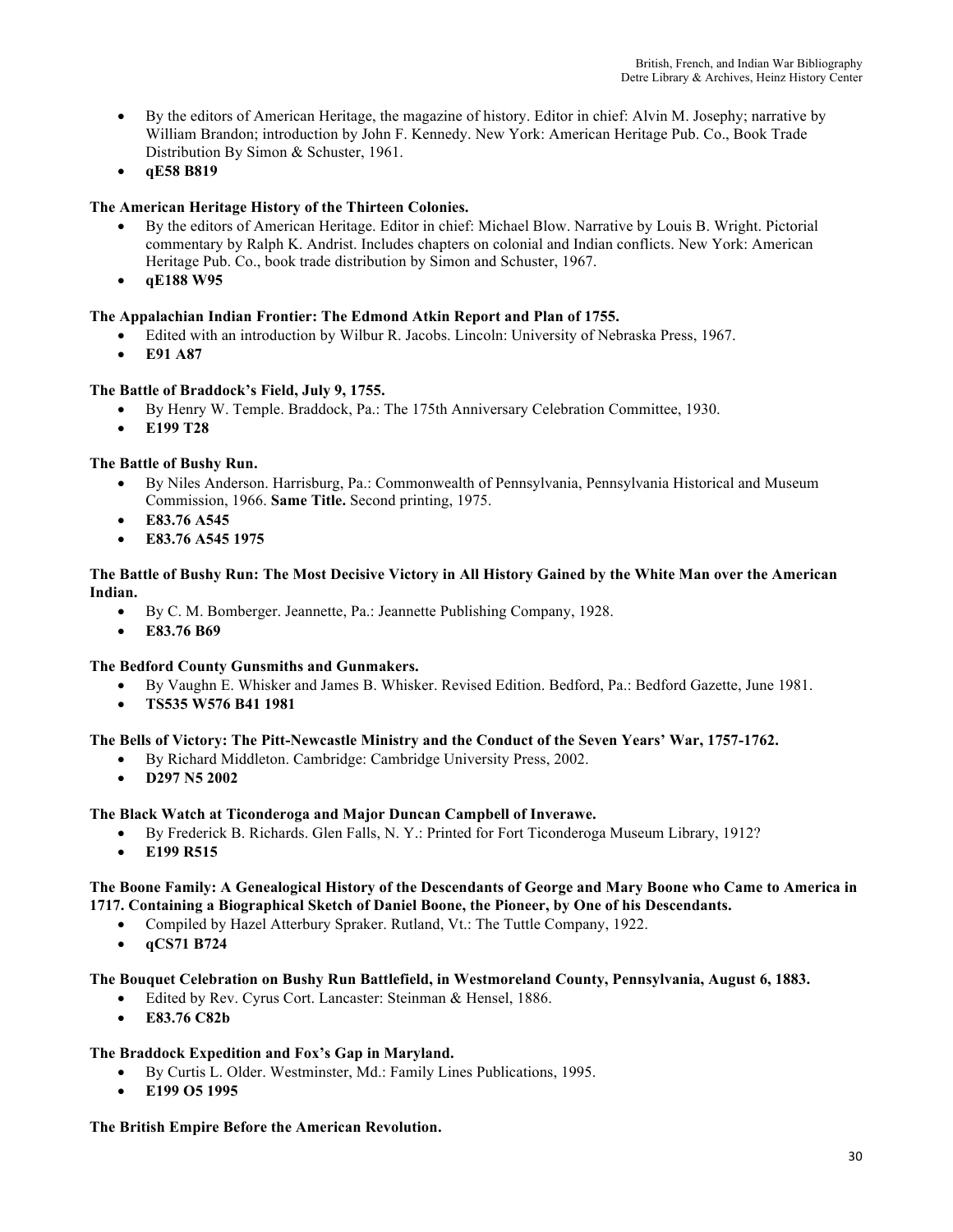- By the editors of American Heritage, the magazine of history. Editor in chief: Alvin M. Josephy; narrative by William Brandon; introduction by John F. Kennedy. New York: American Heritage Pub. Co., Book Trade Distribution By Simon & Schuster, 1961.
- **qE58 B819**

**The American Heritage History of the Thirteen Colonies.**

- By the editors of American Heritage. Editor in chief: Michael Blow. Narrative by Louis B. Wright. Pictorial commentary by Ralph K. Andrist. Includes chapters on colonial and Indian conflicts. New York: American Heritage Pub. Co., book trade distribution by Simon and Schuster, 1967.
- **qE188 W95**

**The Appalachian Indian Frontier: The Edmond Atkin Report and Plan of 1755.**

- Edited with an introduction by Wilbur R. Jacobs. Lincoln: University of Nebraska Press, 1967.
- **E91 A87**

**The Battle of Braddock's Field, July 9, 1755.**

- By Henry W. Temple. Braddock, Pa.: The 175th Anniversary Celebration Committee, 1930.
- **E199 T28**

**The Battle of Bushy Run.**

- By Niles Anderson. Harrisburg, Pa.: Commonwealth of Pennsylvania, Pennsylvania Historical and Museum Commission, 1966. **Same Title.** Second printing, 1975.
- **E83.76 A545**
- **E83.76 A545 1975**

**The Battle of Bushy Run: The Most Decisive Victory in All History Gained by the White Man over the American Indian.**

- By C. M. Bomberger. Jeannette, Pa.: Jeannette Publishing Company, 1928.
- **E83.76 B69**

**The Bedford County Gunsmiths and Gunmakers.**

- By Vaughn E. Whisker and James B. Whisker. Revised Edition. Bedford, Pa.: Bedford Gazette, June 1981.
- **TS535 W576 B41 1981**

**The Bells of Victory: The Pitt-Newcastle Ministry and the Conduct of the Seven Years' War, 1757-1762.**

- By Richard Middleton. Cambridge: Cambridge University Press, 2002.
- **D297 N5 2002**

**The Black Watch at Ticonderoga and Major Duncan Campbell of Inverawe.**

- By Frederick B. Richards. Glen Falls, N. Y.: Printed for Fort Ticonderoga Museum Library, 1912?
- **E199 R515**

**The Boone Family: A Genealogical History of the Descendants of George and Mary Boone who Came to America in 1717. Containing a Biographical Sketch of Daniel Boone, the Pioneer, by One of his Descendants.**

- Compiled by Hazel Atterbury Spraker. Rutland, Vt.: The Tuttle Company, 1922.
- **qCS71 B724**

**The Bouquet Celebration on Bushy Run Battlefield, in Westmoreland County, Pennsylvania, August 6, 1883.**

- Edited by Rev. Cyrus Cort. Lancaster: Steinman & Hensel, 1886.
- **E83.76 C82b**

**The Braddock Expedition and Fox's Gap in Maryland.**

- By Curtis L. Older. Westminster, Md.: Family Lines Publications, 1995.
- **E199 O5 1995**

**The British Empire Before the American Revolution.**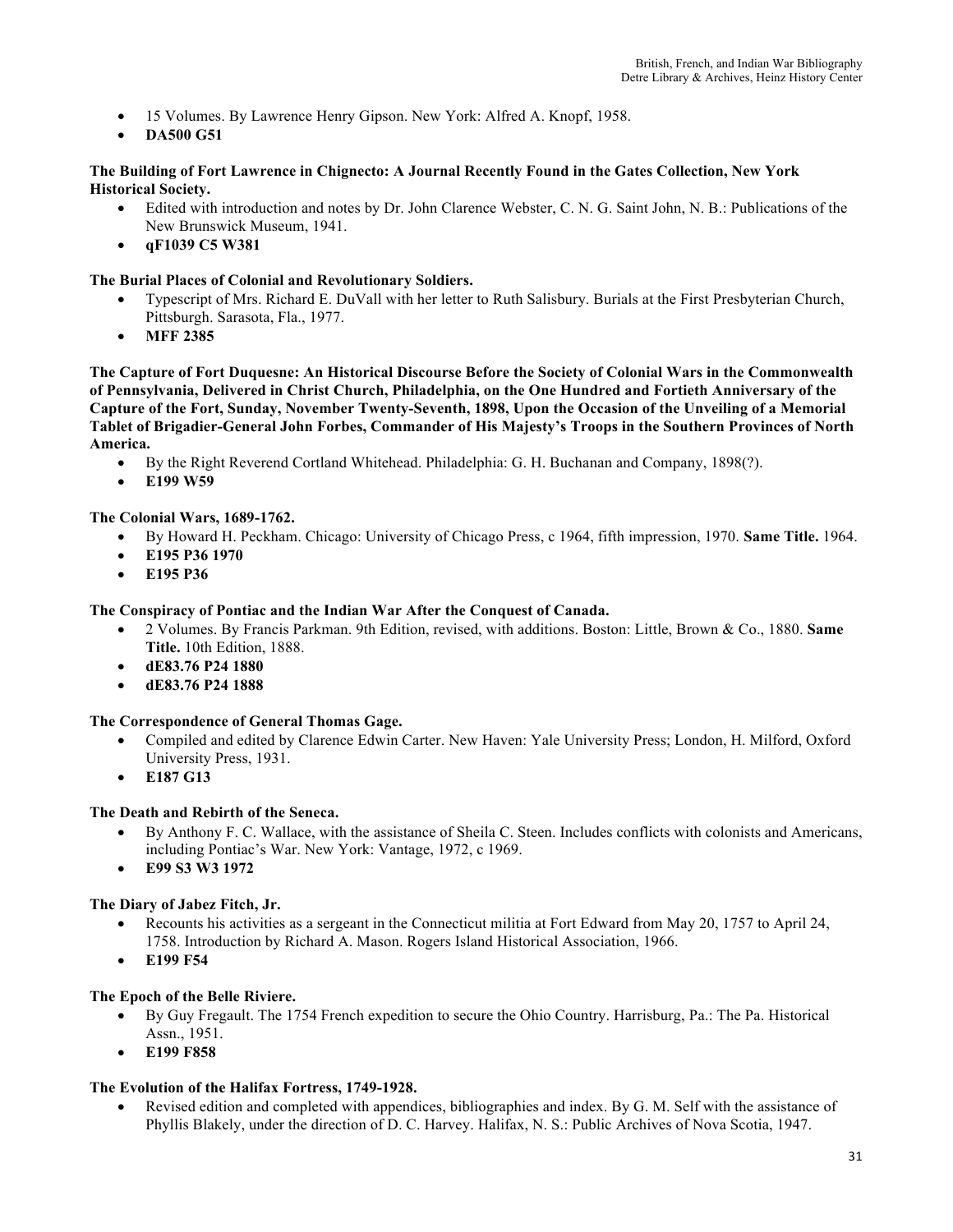- 15 Volumes. By Lawrence Henry Gipson. New York: Alfred A. Knopf, 1958.
- **DA500 G51**

**The Building of Fort Lawrence in Chignecto: A Journal Recently Found in the Gates Collection, New York Historical Society.**

- Edited with introduction and notes by Dr. John Clarence Webster, C. N. G. Saint John, N. B.: Publications of the New Brunswick Museum, 1941.
- **qF1039 C5 W381**

**The Burial Places of Colonial and Revolutionary Soldiers.**

- Typescript of Mrs. Richard E. DuVall with her letter to Ruth Salisbury. Burials at the First Presbyterian Church, Pittsburgh. Sarasota, Fla., 1977.
- **MFF 2385**

**The Capture of Fort Duquesne: An Historical Discourse Before the Society of Colonial Wars in the Commonwealth of Pennsylvania, Delivered in Christ Church, Philadelphia, on the One Hundred and Fortieth Anniversary of the Capture of the Fort, Sunday, November Twenty-Seventh, 1898, Upon the Occasion of the Unveiling of a Memorial Tablet of Brigadier-General John Forbes, Commander of His Majesty's Troops in the Southern Provinces of North America.**

- By the Right Reverend Cortland Whitehead. Philadelphia: G. H. Buchanan and Company, 1898(?).
- **E199 W59**

**The Colonial Wars, 1689-1762.**

- By Howard H. Peckham. Chicago: University of Chicago Press, c 1964, fifth impression, 1970. **Same Title.** 1964.
- **E195 P36 1970**
- **E195 P36**

**The Conspiracy of Pontiac and the Indian War After the Conquest of Canada.**

- 2 Volumes. By Francis Parkman. 9th Edition, revised, with additions. Boston: Little, Brown & Co., 1880. **Same Title.** 10th Edition, 1888.
- **dE83.76 P24 1880**
- **dE83.76 P24 1888**

**The Correspondence of General Thomas Gage.**

- Compiled and edited by Clarence Edwin Carter. New Haven: Yale University Press; London, H. Milford, Oxford University Press, 1931.
- **E187 G13**

**The Death and Rebirth of the Seneca.**

- By Anthony F. C. Wallace, with the assistance of Sheila C. Steen. Includes conflicts with colonists and Americans, including Pontiac's War. New York: Vantage, 1972, c 1969.
- **E99 S3 W3 1972**

**The Diary of Jabez Fitch, Jr.**

- Recounts his activities as a sergeant in the Connecticut militia at Fort Edward from May 20, 1757 to April 24, 1758. Introduction by Richard A. Mason. Rogers Island Historical Association, 1966.
- **E199 F54**

**The Epoch of the Belle Riviere.**

- By Guy Fregault. The 1754 French expedition to secure the Ohio Country. Harrisburg, Pa.: The Pa. Historical Assn., 1951.
- **E199 F858**

**The Evolution of the Halifax Fortress, 1749-1928.**

- Revised edition and completed with appendices, bibliographies and index. By G. M. Self with the assistance of Phyllis Blakely, under the direction of D. C. Harvey. Halifax, N. S.: Public Archives of Nova Scotia, 1947.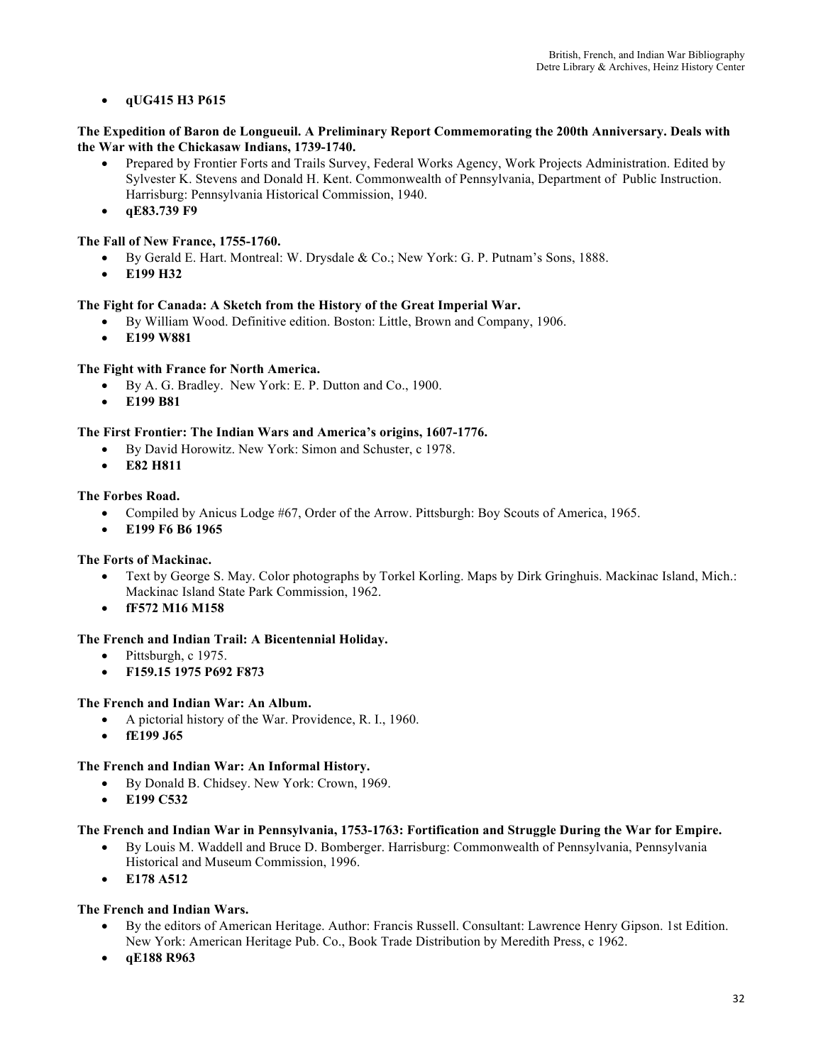- **qUG415 H3 P615**

**The Expedition of Baron de Longueuil. A Preliminary Report Commemorating the 200th Anniversary. Deals with the War with the Chickasaw Indians, 1739-1740.**

- Prepared by Frontier Forts and Trails Survey, Federal Works Agency, Work Projects Administration. Edited by Sylvester K. Stevens and Donald H. Kent. Commonwealth of Pennsylvania, Department of Public Instruction. Harrisburg: Pennsylvania Historical Commission, 1940.
- **qE83.739 F9**

**The Fall of New France, 1755-1760.**

- By Gerald E. Hart. Montreal: W. Drysdale & Co.; New York: G. P. Putnam's Sons, 1888.
- **E199 H32**

**The Fight for Canada: A Sketch from the History of the Great Imperial War.**

- By William Wood. Definitive edition. Boston: Little, Brown and Company, 1906.
- **E199 W881**

**The Fight with France for North America.**

- By A. G. Bradley. New York: E. P. Dutton and Co., 1900.
- **E199 B81**

**The First Frontier: The Indian Wars and America's origins, 1607-1776.**

- By David Horowitz. New York: Simon and Schuster, c 1978.
- **E82 H811**

**The Forbes Road.**

- Compiled by Anicus Lodge #67, Order of the Arrow. Pittsburgh: Boy Scouts of America, 1965.
- **E199 F6 B6 1965**

**The Forts of Mackinac.**

- Text by George S. May. Color photographs by Torkel Korling. Maps by Dirk Gringhuis. Mackinac Island, Mich.: Mackinac Island State Park Commission, 1962.
- **fF572 M16 M158**

**The French and Indian Trail: A Bicentennial Holiday.**

- Pittsburgh, c 1975.
- **F159.15 1975 P692 F873**

**The French and Indian War: An Album.**

- A pictorial history of the War. Providence, R. I., 1960.
- **fE199 J65**

**The French and Indian War: An Informal History.**

- By Donald B. Chidsey. New York: Crown, 1969.
- **E199 C532**

**The French and Indian War in Pennsylvania, 1753-1763: Fortification and Struggle During the War for Empire.**

- By Louis M. Waddell and Bruce D. Bomberger. Harrisburg: Commonwealth of Pennsylvania, Pennsylvania Historical and Museum Commission, 1996.
- **E178 A512**

**The French and Indian Wars.**

- By the editors of American Heritage. Author: Francis Russell. Consultant: Lawrence Henry Gipson. 1st Edition. New York: American Heritage Pub. Co., Book Trade Distribution by Meredith Press, c 1962.
- **qE188 R963**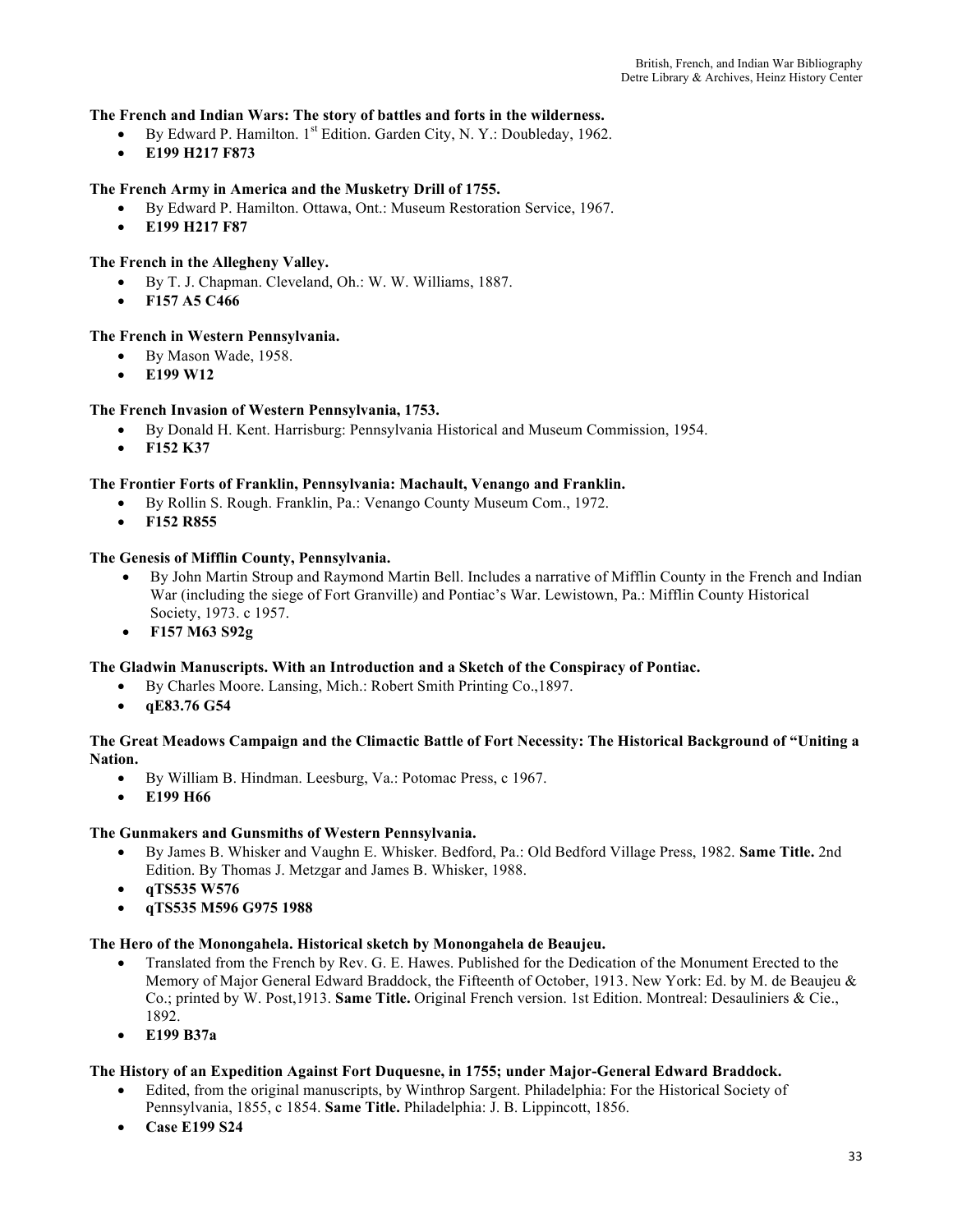**The French and Indian Wars: The story of battles and forts in the wilderness.**

- By Edward P. Hamilton. 1st Edition. Garden City, N. Y.: Doubleday, 1962.
- **E199 H217 F873**

**The French Army in America and the Musketry Drill of 1755.**

- By Edward P. Hamilton. Ottawa, Ont.: Museum Restoration Service, 1967.
- **E199 H217 F87**

**The French in the Allegheny Valley.**

- By T. J. Chapman. Cleveland, Oh.: W. W. Williams, 1887.
- **F157 A5 C466**

**The French in Western Pennsylvania.**

- By Mason Wade, 1958.
- **E199 W12**

**The French Invasion of Western Pennsylvania, 1753.**

- By Donald H. Kent. Harrisburg: Pennsylvania Historical and Museum Commission, 1954.
- **F152 K37**

**The Frontier Forts of Franklin, Pennsylvania: Machault, Venango and Franklin.**

- By Rollin S. Rough. Franklin, Pa.: Venango County Museum Com., 1972.
- **F152 R855**

**The Genesis of Mifflin County, Pennsylvania.**

- By John Martin Stroup and Raymond Martin Bell. Includes a narrative of Mifflin County in the French and Indian War (including the siege of Fort Granville) and Pontiac's War. Lewistown, Pa.: Mifflin County Historical Society, 1973. c 1957.
- **F157 M63 S92g**

**The Gladwin Manuscripts. With an Introduction and a Sketch of the Conspiracy of Pontiac.**

- By Charles Moore. Lansing, Mich.: Robert Smith Printing Co.,1897.
- **qE83.76 G54**

**The Great Meadows Campaign and the Climactic Battle of Fort Necessity: The Historical Background of "Uniting a Nation.**

- By William B. Hindman. Leesburg, Va.: Potomac Press, c 1967.
- **E199 H66**

**The Gunmakers and Gunsmiths of Western Pennsylvania.**

- By James B. Whisker and Vaughn E. Whisker. Bedford, Pa.: Old Bedford Village Press, 1982. **Same Title.** 2nd Edition. By Thomas J. Metzgar and James B. Whisker, 1988.
- **qTS535 W576**
- **qTS535 M596 G975 1988**

**The Hero of the Monongahela. Historical sketch by Monongahela de Beaujeu.**

- Translated from the French by Rev. G. E. Hawes. Published for the Dedication of the Monument Erected to the Memory of Major General Edward Braddock, the Fifteenth of October, 1913. New York: Ed. by M. de Beaujeu & Co.; printed by W. Post,1913. **Same Title.** Original French version. 1st Edition. Montreal: Desauliniers & Cie., 1892.
- **E199 B37a**

**The History of an Expedition Against Fort Duquesne, in 1755; under Major-General Edward Braddock.**

- Edited, from the original manuscripts, by Winthrop Sargent. Philadelphia: For the Historical Society of Pennsylvania, 1855, c 1854. **Same Title.** Philadelphia: J. B. Lippincott, 1856.
- **Case E199 S24**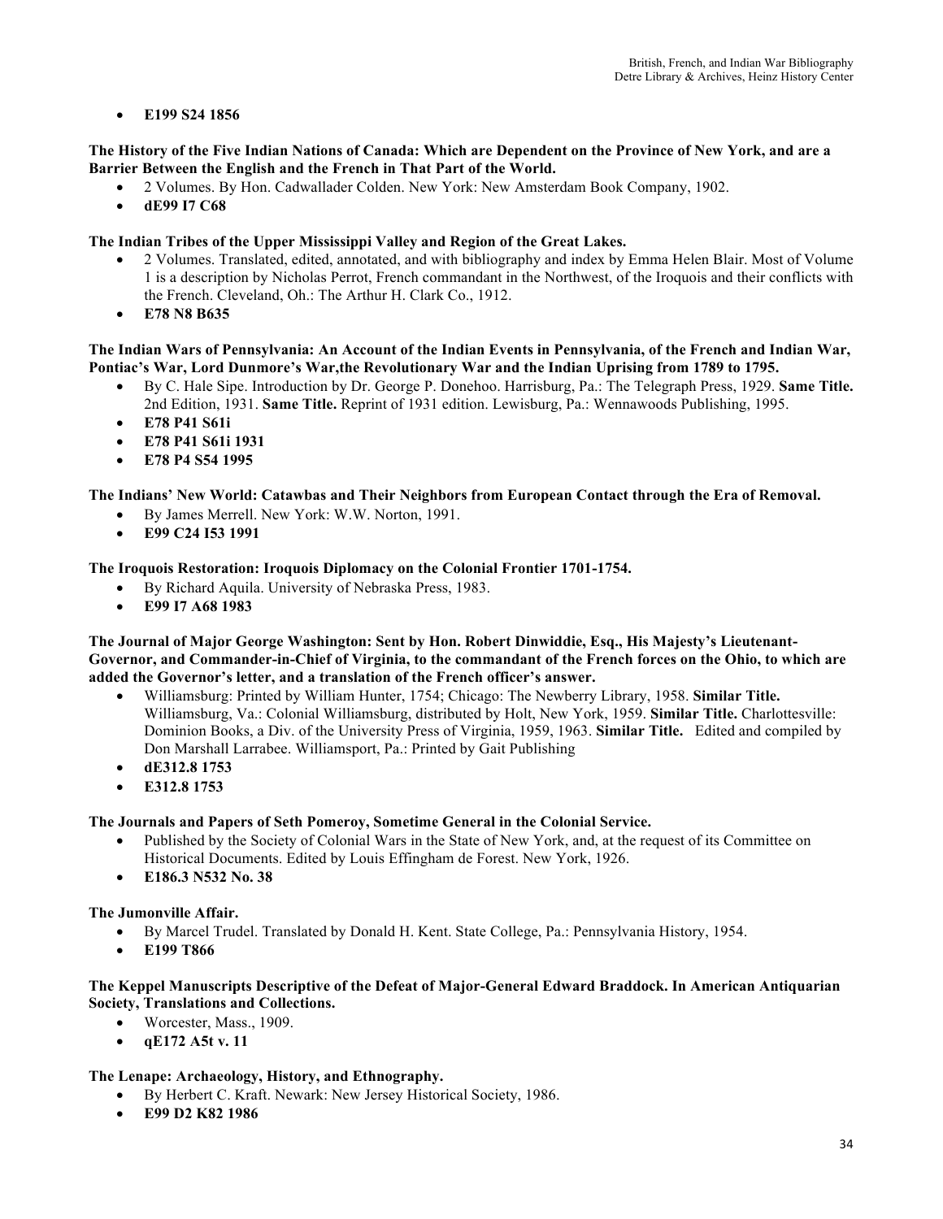- **E199 S24 1856**

**The History of the Five Indian Nations of Canada: Which are Dependent on the Province of New York, and are a Barrier Between the English and the French in That Part of the World.**

- 2 Volumes. By Hon. Cadwallader Colden. New York: New Amsterdam Book Company, 1902.
- **dE99 I7 C68**

**The Indian Tribes of the Upper Mississippi Valley and Region of the Great Lakes.**

- 2 Volumes. Translated, edited, annotated, and with bibliography and index by Emma Helen Blair. Most of Volume 1 is a description by Nicholas Perrot, French commandant in the Northwest, of the Iroquois and their conflicts with the French. Cleveland, Oh.: The Arthur H. Clark Co., 1912.
- **E78 N8 B635**

**The Indian Wars of Pennsylvania: An Account of the Indian Events in Pennsylvania, of the French and Indian War, Pontiac's War, Lord Dunmore's War,the Revolutionary War and the Indian Uprising from 1789 to 1795.**

- By C. Hale Sipe. Introduction by Dr. George P. Donehoo. Harrisburg, Pa.: The Telegraph Press, 1929. **Same Title.** 2nd Edition, 1931. **Same Title.** Reprint of 1931 edition. Lewisburg, Pa.: Wennawoods Publishing, 1995.
- **E78 P41 S61i**
- **E78 P41 S61i 1931**
- **E78 P4 S54 1995**

**The Indians' New World: Catawbas and Their Neighbors from European Contact through the Era of Removal.**

- By James Merrell. New York: W.W. Norton, 1991.
- **E99 C24 I53 1991**

**The Iroquois Restoration: Iroquois Diplomacy on the Colonial Frontier 1701-1754.**

- By Richard Aquila. University of Nebraska Press, 1983.
- **E99 I7 A68 1983**

**The Journal of Major George Washington: Sent by Hon. Robert Dinwiddie, Esq., His Majesty's Lieutenant-Governor, and Commander-in-Chief of Virginia, to the commandant of the French forces on the Ohio, to which are added the Governor's letter, and a translation of the French officer's answer.**

- Williamsburg: Printed by William Hunter, 1754; Chicago: The Newberry Library, 1958. **Similar Title.** Williamsburg, Va.: Colonial Williamsburg, distributed by Holt, New York, 1959. **Similar Title.** Charlottesville: Dominion Books, a Div. of the University Press of Virginia, 1959, 1963. **Similar Title.** Edited and compiled by Don Marshall Larrabee. Williamsport, Pa.: Printed by Gait Publishing
- **dE312.8 1753**
- **E312.8 1753**

**The Journals and Papers of Seth Pomeroy, Sometime General in the Colonial Service.**

- Published by the Society of Colonial Wars in the State of New York, and, at the request of its Committee on Historical Documents. Edited by Louis Effingham de Forest. New York, 1926.
- **E186.3 N532 No. 38**

**The Jumonville Affair.**

- By Marcel Trudel. Translated by Donald H. Kent. State College, Pa.: Pennsylvania History, 1954.
- **E199 T866**

**The Keppel Manuscripts Descriptive of the Defeat of Major-General Edward Braddock. In American Antiquarian Society, Translations and Collections.**

- Worcester, Mass., 1909.
- **qE172 A5t v. 11**

**The Lenape: Archaeology, History, and Ethnography.**

- By Herbert C. Kraft. Newark: New Jersey Historical Society, 1986.
- **E99 D2 K82 1986**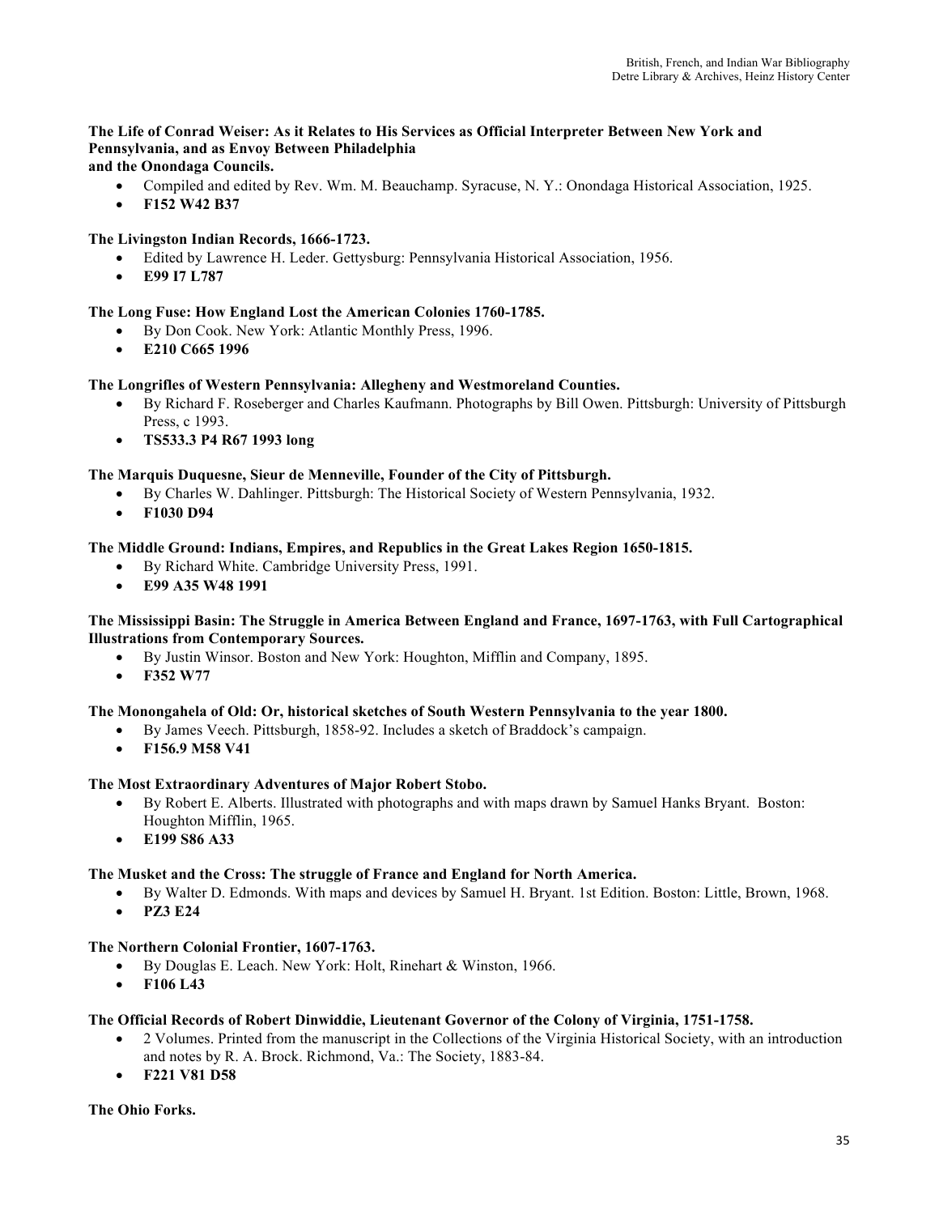**The Life of Conrad Weiser: As it Relates to His Services as Official Interpreter Between New York and Pennsylvania, and as Envoy Between Philadelphia and the Onondaga Councils.**

- Compiled and edited by Rev. Wm. M. Beauchamp. Syracuse, N. Y.: Onondaga Historical Association, 1925.
- **F152 W42 B37**

**The Livingston Indian Records, 1666-1723.**

- Edited by Lawrence H. Leder. Gettysburg: Pennsylvania Historical Association, 1956.
- **E99 I7 L787**

**The Long Fuse: How England Lost the American Colonies 1760-1785.**

- By Don Cook. New York: Atlantic Monthly Press, 1996.
- **E210 C665 1996**

**The Longrifles of Western Pennsylvania: Allegheny and Westmoreland Counties.**

- By Richard F. Roseberger and Charles Kaufmann. Photographs by Bill Owen. Pittsburgh: University of Pittsburgh Press, c 1993.
- **TS533.3 P4 R67 1993 long**

**The Marquis Duquesne, Sieur de Menneville, Founder of the City of Pittsburgh.**

- By Charles W. Dahlinger. Pittsburgh: The Historical Society of Western Pennsylvania, 1932.
- **F1030 D94**

**The Middle Ground: Indians, Empires, and Republics in the Great Lakes Region 1650-1815.**

- By Richard White. Cambridge University Press, 1991.
- **E99 A35 W48 1991**

**The Mississippi Basin: The Struggle in America Between England and France, 1697-1763, with Full Cartographical Illustrations from Contemporary Sources.**

- By Justin Winsor. Boston and New York: Houghton, Mifflin and Company, 1895.
- **F352 W77**

**The Monongahela of Old: Or, historical sketches of South Western Pennsylvania to the year 1800.**

- By James Veech. Pittsburgh, 1858-92. Includes a sketch of Braddock's campaign.
- **F156.9 M58 V41**

**The Most Extraordinary Adventures of Major Robert Stobo.**

- By Robert E. Alberts. Illustrated with photographs and with maps drawn by Samuel Hanks Bryant. Boston: Houghton Mifflin, 1965.
- **E199 S86 A33**

**The Musket and the Cross: The struggle of France and England for North America.**

- By Walter D. Edmonds. With maps and devices by Samuel H. Bryant. 1st Edition. Boston: Little, Brown, 1968.
- **PZ3 E24**

**The Northern Colonial Frontier, 1607-1763.**

- By Douglas E. Leach. New York: Holt, Rinehart & Winston, 1966.
- **F106 L43**

**The Official Records of Robert Dinwiddie, Lieutenant Governor of the Colony of Virginia, 1751-1758.**

- 2 Volumes. Printed from the manuscript in the Collections of the Virginia Historical Society, with an introduction and notes by R. A. Brock. Richmond, Va.: The Society, 1883-84.
- **F221 V81 D58**

**The Ohio Forks.**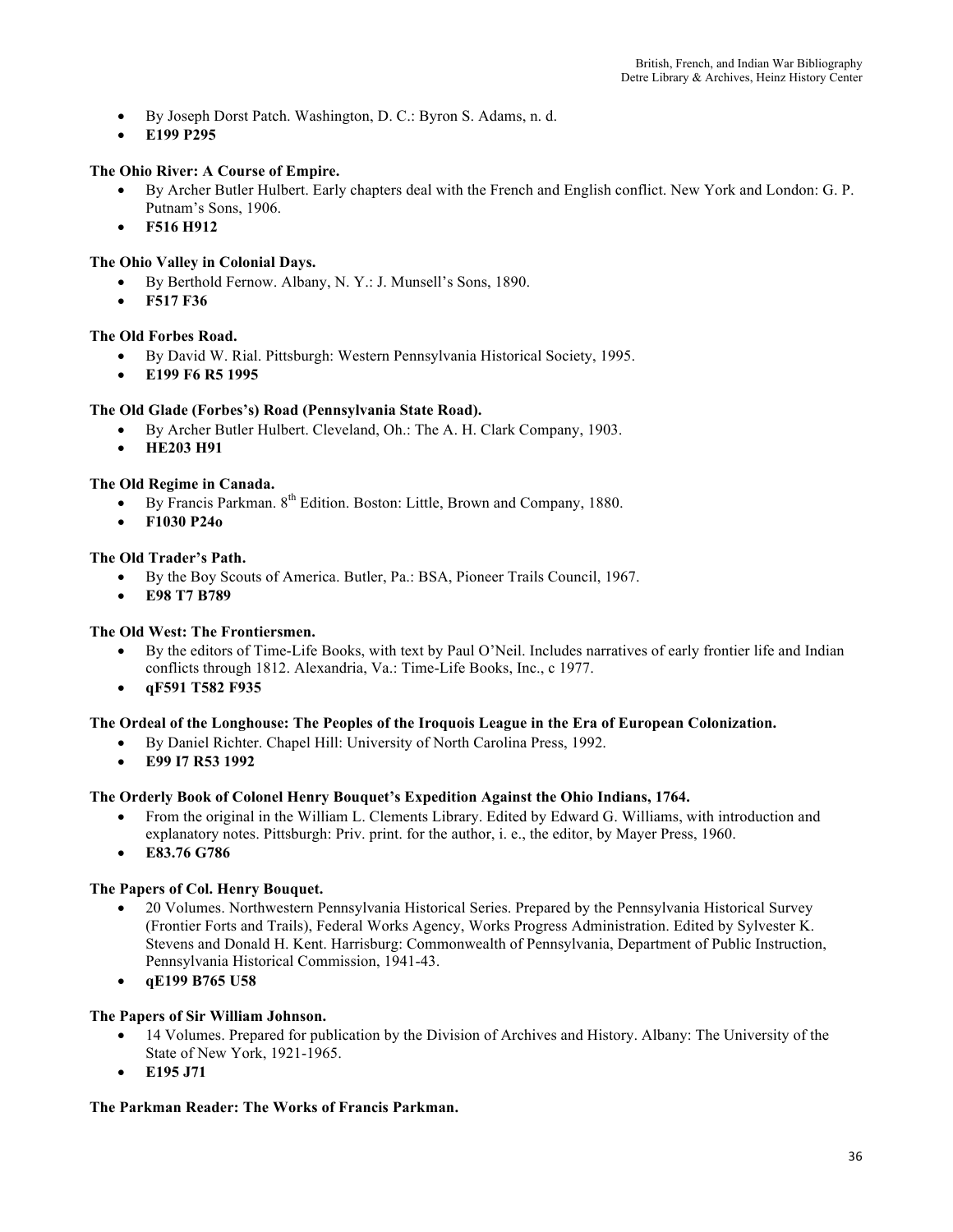- By Joseph Dorst Patch. Washington, D. C.: Byron S. Adams, n. d.
- **E199 P295**

**The Ohio River: A Course of Empire.**

- By Archer Butler Hulbert. Early chapters deal with the French and English conflict. New York and London: G. P. Putnam's Sons, 1906.
- **F516 H912**

**The Ohio Valley in Colonial Days.**

- By Berthold Fernow. Albany, N. Y.: J. Munsell's Sons, 1890.
- **F517 F36**

**The Old Forbes Road.**

- By David W. Rial. Pittsburgh: Western Pennsylvania Historical Society, 1995.
- **E199 F6 R5 1995**

**The Old Glade (Forbes's) Road (Pennsylvania State Road).**

- By Archer Butler Hulbert. Cleveland, Oh.: The A. H. Clark Company, 1903.
- **HE203 H91**

**The Old Regime in Canada.**

- By Francis Parkman. 8th Edition. Boston: Little, Brown and Company, 1880.
- **F1030 P24o**

**The Old Trader's Path.**

- By the Boy Scouts of America. Butler, Pa.: BSA, Pioneer Trails Council, 1967.
- **E98 T7 B789**

**The Old West: The Frontiersmen.**

- By the editors of Time-Life Books, with text by Paul O'Neil. Includes narratives of early frontier life and Indian conflicts through 1812. Alexandria, Va.: Time-Life Books, Inc., c 1977.
- **qF591 T582 F935**

**The Ordeal of the Longhouse: The Peoples of the Iroquois League in the Era of European Colonization.**

- By Daniel Richter. Chapel Hill: University of North Carolina Press, 1992.
- **E99 I7 R53 1992**

**The Orderly Book of Colonel Henry Bouquet's Expedition Against the Ohio Indians, 1764.**

- From the original in the William L. Clements Library. Edited by Edward G. Williams, with introduction and explanatory notes. Pittsburgh: Priv. print. for the author, i. e., the editor, by Mayer Press, 1960.
- **E83.76 G786**

**The Papers of Col. Henry Bouquet.**

- 20 Volumes. Northwestern Pennsylvania Historical Series. Prepared by the Pennsylvania Historical Survey (Frontier Forts and Trails), Federal Works Agency, Works Progress Administration. Edited by Sylvester K. Stevens and Donald H. Kent. Harrisburg: Commonwealth of Pennsylvania, Department of Public Instruction, Pennsylvania Historical Commission, 1941-43.
- **qE199 B765 U58**

**The Papers of Sir William Johnson.**

- 14 Volumes. Prepared for publication by the Division of Archives and History. Albany: The University of the State of New York, 1921-1965.
- **E195 J71**

**The Parkman Reader: The Works of Francis Parkman.**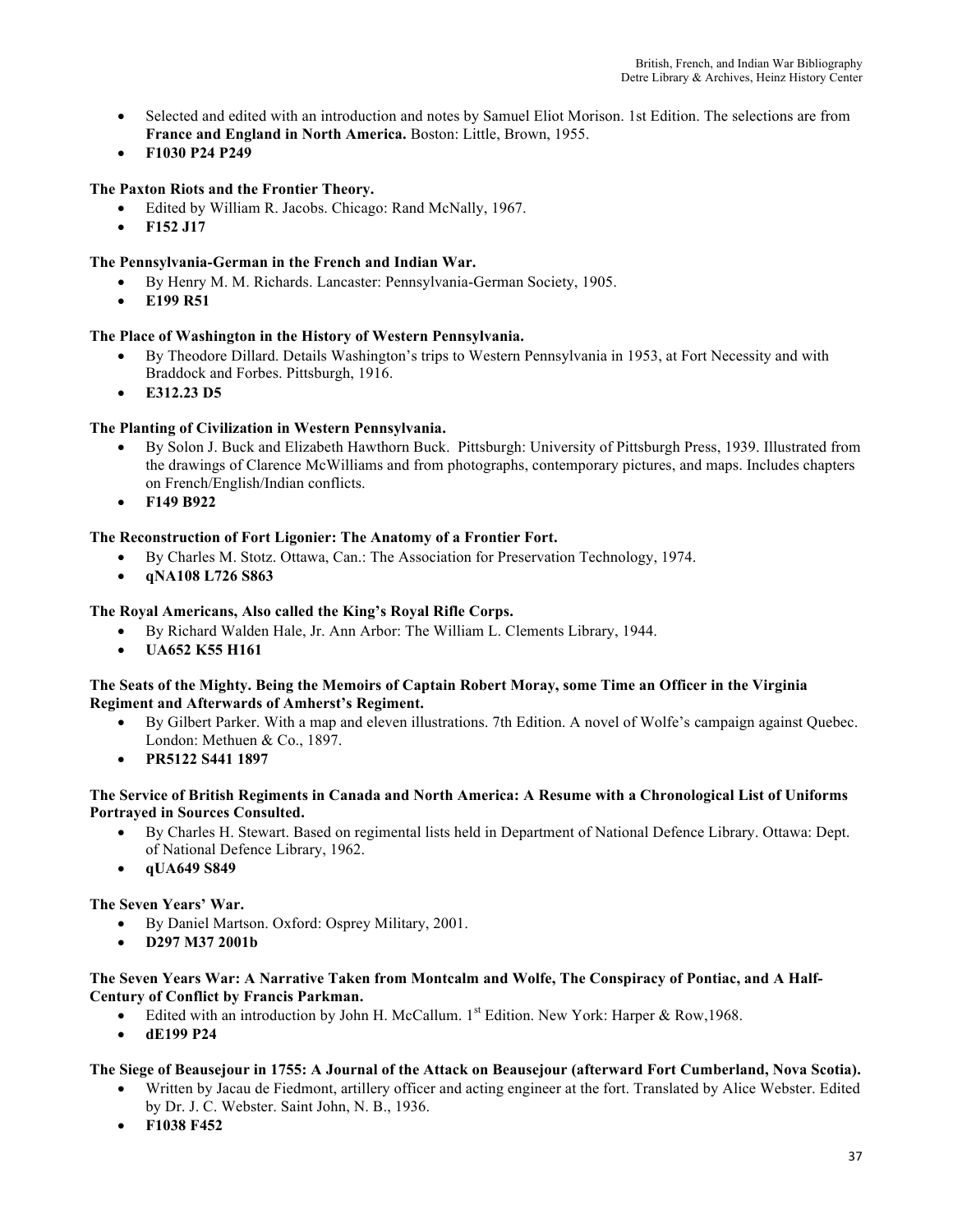- Selected and edited with an introduction and notes by Samuel Eliot Morison. 1st Edition. The selections are from **France and England in North America.** Boston: Little, Brown, 1955.
- **F1030 P24 P249**

**The Paxton Riots and the Frontier Theory.**
- Edited by William R. Jacobs. Chicago: Rand McNally, 1967.
- **F152 J17**

**The Pennsylvania-German in the French and Indian War.**
- By Henry M. M. Richards. Lancaster: Pennsylvania-German Society, 1905.
- **E199 R51**

**The Place of Washington in the History of Western Pennsylvania.**
- By Theodore Dillard. Details Washington's trips to Western Pennsylvania in 1953, at Fort Necessity and with Braddock and Forbes. Pittsburgh, 1916.
- **E312.23 D5**

**The Planting of Civilization in Western Pennsylvania.**
- By Solon J. Buck and Elizabeth Hawthorn Buck. Pittsburgh: University of Pittsburgh Press, 1939. Illustrated from the drawings of Clarence McWilliams and from photographs, contemporary pictures, and maps. Includes chapters on French/English/Indian conflicts.
- **F149 B922**

**The Reconstruction of Fort Ligonier: The Anatomy of a Frontier Fort.**
- By Charles M. Stotz. Ottawa, Can.: The Association for Preservation Technology, 1974.
- **qNA108 L726 S863**

**The Royal Americans, Also called the King's Royal Rifle Corps.**
- By Richard Walden Hale, Jr. Ann Arbor: The William L. Clements Library, 1944.
- **UA652 K55 H161**

**The Seats of the Mighty. Being the Memoirs of Captain Robert Moray, some Time an Officer in the Virginia Regiment and Afterwards of Amherst's Regiment.**
- By Gilbert Parker. With a map and eleven illustrations. 7th Edition. A novel of Wolfe's campaign against Quebec. London: Methuen & Co., 1897.
- **PR5122 S441 1897**

**The Service of British Regiments in Canada and North America: A Resume with a Chronological List of Uniforms Portrayed in Sources Consulted.**
- By Charles H. Stewart. Based on regimental lists held in Department of National Defence Library. Ottawa: Dept. of National Defence Library, 1962.
- **qUA649 S849**

**The Seven Years' War.**
- By Daniel Martson. Oxford: Osprey Military, 2001.
- **D297 M37 2001b**

**The Seven Years War: A Narrative Taken from Montcalm and Wolfe, The Conspiracy of Pontiac, and A Half-Century of Conflict by Francis Parkman.**
- Edited with an introduction by John H. McCallum. 1st Edition. New York: Harper & Row,1968.
- **dE199 P24**

**The Siege of Beausejour in 1755: A Journal of the Attack on Beausejour (afterward Fort Cumberland, Nova Scotia).**
- Written by Jacau de Fiedmont, artillery officer and acting engineer at the fort. Translated by Alice Webster. Edited by Dr. J. C. Webster. Saint John, N. B., 1936.
- **F1038 F452**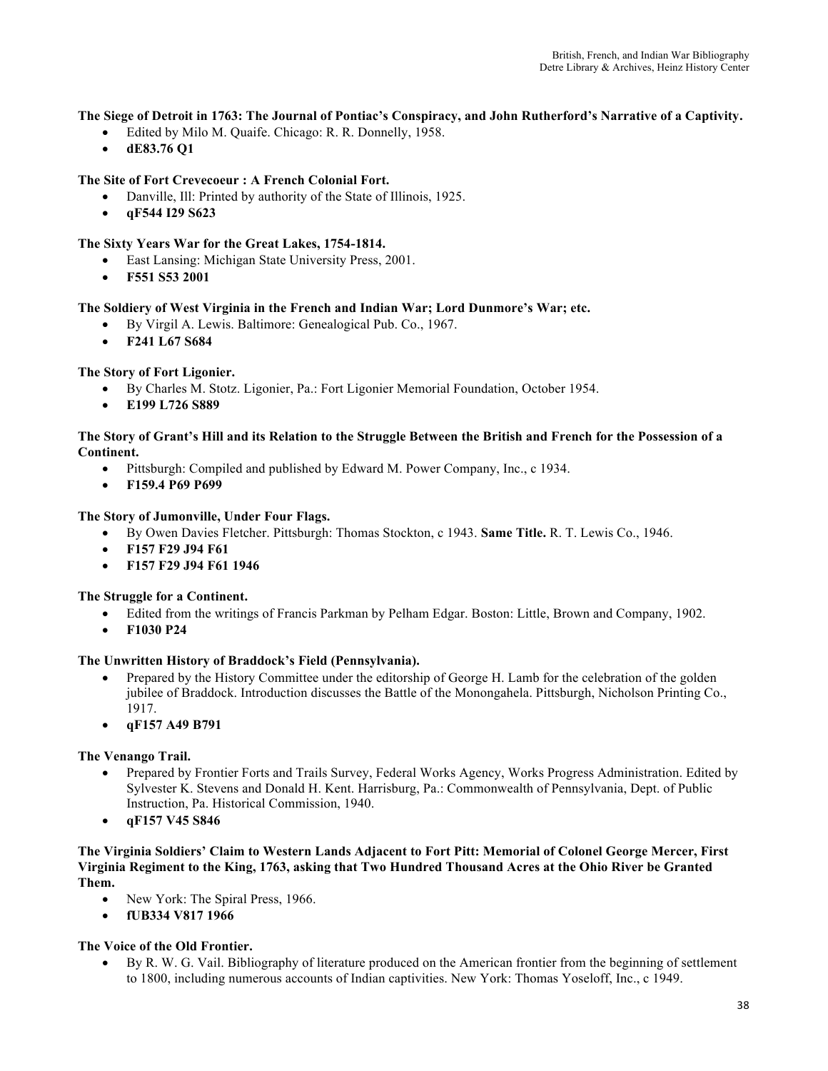**The Siege of Detroit in 1763: The Journal of Pontiac's Conspiracy, and John Rutherford's Narrative of a Captivity.**

- Edited by Milo M. Quaife. Chicago: R. R. Donnelly, 1958.
- **dE83.76 Q1**

**The Site of Fort Crevecoeur : A French Colonial Fort.**

- Danville, Ill: Printed by authority of the State of Illinois, 1925.
- **qF544 I29 S623**

**The Sixty Years War for the Great Lakes, 1754-1814.**

- East Lansing: Michigan State University Press, 2001.
- **F551 S53 2001**

**The Soldiery of West Virginia in the French and Indian War; Lord Dunmore's War; etc.**

- By Virgil A. Lewis. Baltimore: Genealogical Pub. Co., 1967.
- **F241 L67 S684**

**The Story of Fort Ligonier.**

- By Charles M. Stotz. Ligonier, Pa.: Fort Ligonier Memorial Foundation, October 1954.
- **E199 L726 S889**

**The Story of Grant's Hill and its Relation to the Struggle Between the British and French for the Possession of a Continent.**

- Pittsburgh: Compiled and published by Edward M. Power Company, Inc., c 1934.
- **F159.4 P69 P699**

**The Story of Jumonville, Under Four Flags.**

- By Owen Davies Fletcher. Pittsburgh: Thomas Stockton, c 1943. **Same Title.** R. T. Lewis Co., 1946.
- **F157 F29 J94 F61**
- **F157 F29 J94 F61 1946**

**The Struggle for a Continent.**

- Edited from the writings of Francis Parkman by Pelham Edgar. Boston: Little, Brown and Company, 1902.
- **F1030 P24**

**The Unwritten History of Braddock's Field (Pennsylvania).**

- Prepared by the History Committee under the editorship of George H. Lamb for the celebration of the golden jubilee of Braddock. Introduction discusses the Battle of the Monongahela. Pittsburgh, Nicholson Printing Co., 1917.
- **qF157 A49 B791**

**The Venango Trail.**

- Prepared by Frontier Forts and Trails Survey, Federal Works Agency, Works Progress Administration. Edited by Sylvester K. Stevens and Donald H. Kent. Harrisburg, Pa.: Commonwealth of Pennsylvania, Dept. of Public Instruction, Pa. Historical Commission, 1940.
- **qF157 V45 S846**

**The Virginia Soldiers' Claim to Western Lands Adjacent to Fort Pitt: Memorial of Colonel George Mercer, First Virginia Regiment to the King, 1763, asking that Two Hundred Thousand Acres at the Ohio River be Granted Them.**

- New York: The Spiral Press, 1966.
- **fUB334 V817 1966**

**The Voice of the Old Frontier.**

- By R. W. G. Vail. Bibliography of literature produced on the American frontier from the beginning of settlement to 1800, including numerous accounts of Indian captivities. New York: Thomas Yoseloff, Inc., c 1949.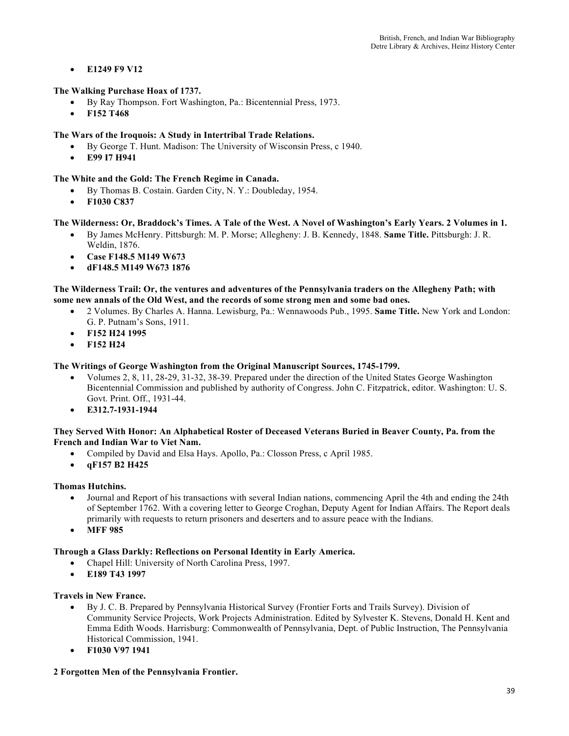- **E1249 F9 V12**

**The Walking Purchase Hoax of 1737.**

- By Ray Thompson. Fort Washington, Pa.: Bicentennial Press, 1973.
- **F152 T468**

**The Wars of the Iroquois: A Study in Intertribal Trade Relations.**

- By George T. Hunt. Madison: The University of Wisconsin Press, c 1940.
- **E99 I7 H941**

**The White and the Gold: The French Regime in Canada.**

- By Thomas B. Costain. Garden City, N. Y.: Doubleday, 1954.
- **F1030 C837**

**The Wilderness: Or, Braddock's Times. A Tale of the West. A Novel of Washington's Early Years. 2 Volumes in 1.**

- By James McHenry. Pittsburgh: M. P. Morse; Allegheny: J. B. Kennedy, 1848. **Same Title.** Pittsburgh: J. R. Weldin, 1876.
- **Case F148.5 M149 W673**
- **dF148.5 M149 W673 1876**

**The Wilderness Trail: Or, the ventures and adventures of the Pennsylvania traders on the Allegheny Path; with some new annals of the Old West, and the records of some strong men and some bad ones.**

- 2 Volumes. By Charles A. Hanna. Lewisburg, Pa.: Wennawoods Pub., 1995. **Same Title.** New York and London: G. P. Putnam's Sons, 1911.
- **F152 H24 1995**
- **F152 H24**

**The Writings of George Washington from the Original Manuscript Sources, 1745-1799.**

- Volumes 2, 8, 11, 28-29, 31-32, 38-39. Prepared under the direction of the United States George Washington Bicentennial Commission and published by authority of Congress. John C. Fitzpatrick, editor. Washington: U. S. Govt. Print. Off., 1931-44.
- **E312.7-1931-1944**

**They Served With Honor: An Alphabetical Roster of Deceased Veterans Buried in Beaver County, Pa. from the French and Indian War to Viet Nam.**

- Compiled by David and Elsa Hays. Apollo, Pa.: Closson Press, c April 1985.
- **qF157 B2 H425**

**Thomas Hutchins.**

- Journal and Report of his transactions with several Indian nations, commencing April the 4th and ending the 24th of September 1762. With a covering letter to George Croghan, Deputy Agent for Indian Affairs. The Report deals primarily with requests to return prisoners and deserters and to assure peace with the Indians.
- **MFF 985**

**Through a Glass Darkly: Reflections on Personal Identity in Early America.**

- Chapel Hill: University of North Carolina Press, 1997.
- **E189 T43 1997**

**Travels in New France.**

- By J. C. B. Prepared by Pennsylvania Historical Survey (Frontier Forts and Trails Survey). Division of Community Service Projects, Work Projects Administration. Edited by Sylvester K. Stevens, Donald H. Kent and Emma Edith Woods. Harrisburg: Commonwealth of Pennsylvania, Dept. of Public Instruction, The Pennsylvania Historical Commission, 1941.
- **F1030 V97 1941**

**2 Forgotten Men of the Pennsylvania Frontier.**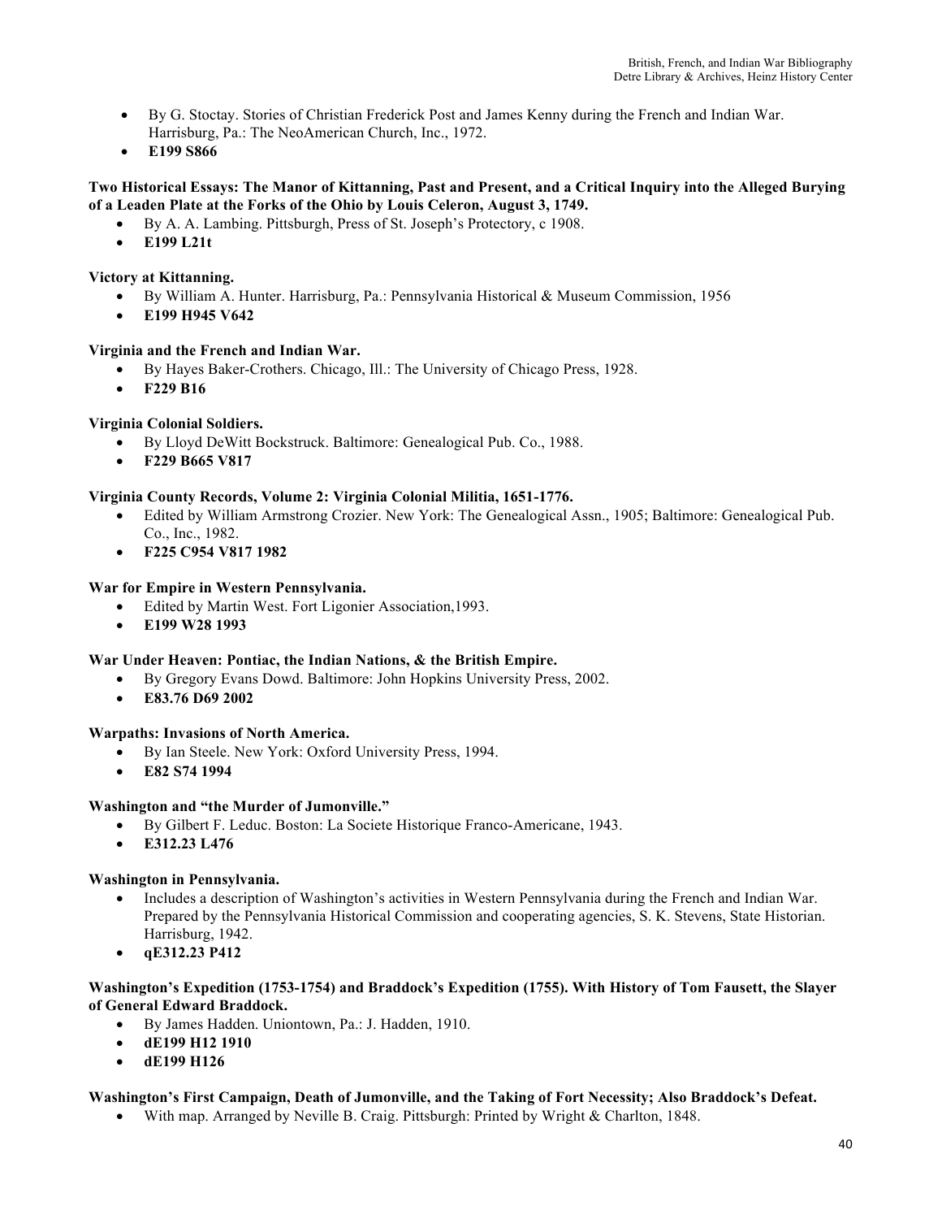- By G. Stoctay. Stories of Christian Frederick Post and James Kenny during the French and Indian War. Harrisburg, Pa.: The NeoAmerican Church, Inc., 1972.
- **E199 S866**

**Two Historical Essays: The Manor of Kittanning, Past and Present, and a Critical Inquiry into the Alleged Burying of a Leaden Plate at the Forks of the Ohio by Louis Celeron, August 3, 1749.**

- By A. A. Lambing. Pittsburgh, Press of St. Joseph's Protectory, c 1908.
- **E199 L21t**

**Victory at Kittanning.**

- By William A. Hunter. Harrisburg, Pa.: Pennsylvania Historical & Museum Commission, 1956
- **E199 H945 V642**

**Virginia and the French and Indian War.**

- By Hayes Baker-Crothers. Chicago, Ill.: The University of Chicago Press, 1928.
- **F229 B16**

**Virginia Colonial Soldiers.**

- By Lloyd DeWitt Bockstruck. Baltimore: Genealogical Pub. Co., 1988.
- **F229 B665 V817**

**Virginia County Records, Volume 2: Virginia Colonial Militia, 1651-1776.**

- Edited by William Armstrong Crozier. New York: The Genealogical Assn., 1905; Baltimore: Genealogical Pub. Co., Inc., 1982.
- **F225 C954 V817 1982**

**War for Empire in Western Pennsylvania.**

- Edited by Martin West. Fort Ligonier Association,1993.
- **E199 W28 1993**

**War Under Heaven: Pontiac, the Indian Nations, & the British Empire.**

- By Gregory Evans Dowd. Baltimore: John Hopkins University Press, 2002.
- **E83.76 D69 2002**

**Warpaths: Invasions of North America.**

- By Ian Steele. New York: Oxford University Press, 1994.
- **E82 S74 1994**

**Washington and "the Murder of Jumonville."**

- By Gilbert F. Leduc. Boston: La Societe Historique Franco-Americane, 1943.
- **E312.23 L476**

**Washington in Pennsylvania.**

- Includes a description of Washington's activities in Western Pennsylvania during the French and Indian War. Prepared by the Pennsylvania Historical Commission and cooperating agencies, S. K. Stevens, State Historian. Harrisburg, 1942.
- **qE312.23 P412**

**Washington's Expedition (1753-1754) and Braddock's Expedition (1755). With History of Tom Fausett, the Slayer of General Edward Braddock.**

- By James Hadden. Uniontown, Pa.: J. Hadden, 1910.
- **dE199 H12 1910**
- **dE199 H126**

**Washington's First Campaign, Death of Jumonville, and the Taking of Fort Necessity; Also Braddock's Defeat.**

- With map. Arranged by Neville B. Craig. Pittsburgh: Printed by Wright & Charlton, 1848.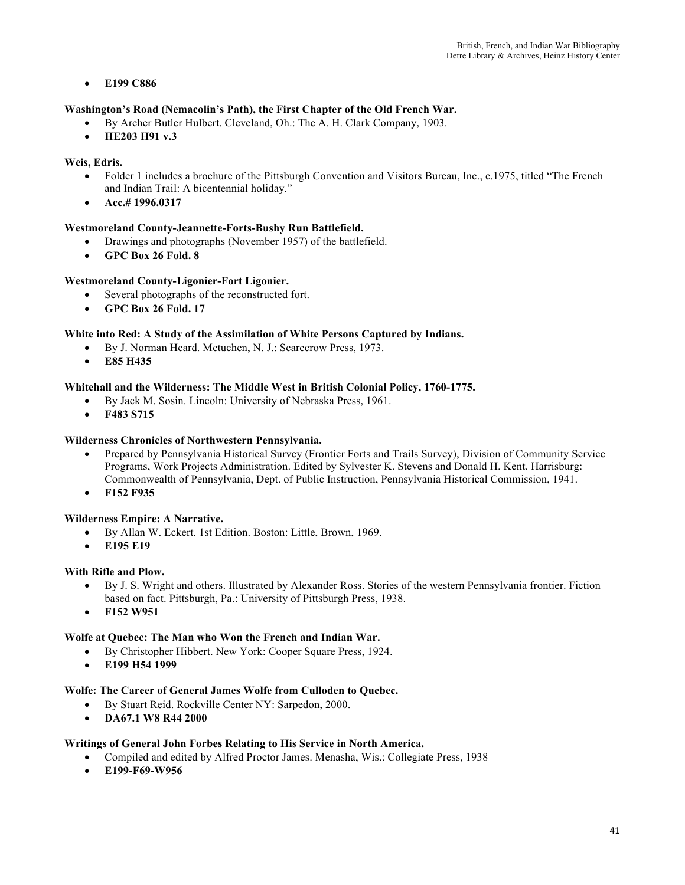- **E199 C886**

**Washington's Road (Nemacolin's Path), the First Chapter of the Old French War.**

- By Archer Butler Hulbert. Cleveland, Oh.: The A. H. Clark Company, 1903.
- **HE203 H91 v.3**

**Weis, Edris.**

- Folder 1 includes a brochure of the Pittsburgh Convention and Visitors Bureau, Inc., c.1975, titled "The French and Indian Trail: A bicentennial holiday."
- **Acc.# 1996.0317**

**Westmoreland County-Jeannette-Forts-Bushy Run Battlefield.**

- Drawings and photographs (November 1957) of the battlefield.
- **GPC Box 26 Fold. 8**

**Westmoreland County-Ligonier-Fort Ligonier.**

- Several photographs of the reconstructed fort.
- **GPC Box 26 Fold. 17**

**White into Red: A Study of the Assimilation of White Persons Captured by Indians.**

- By J. Norman Heard. Metuchen, N. J.: Scarecrow Press, 1973.
- **E85 H435**

**Whitehall and the Wilderness: The Middle West in British Colonial Policy, 1760-1775.**

- By Jack M. Sosin. Lincoln: University of Nebraska Press, 1961.
- **F483 S715**

**Wilderness Chronicles of Northwestern Pennsylvania.**

- Prepared by Pennsylvania Historical Survey (Frontier Forts and Trails Survey), Division of Community Service Programs, Work Projects Administration. Edited by Sylvester K. Stevens and Donald H. Kent. Harrisburg: Commonwealth of Pennsylvania, Dept. of Public Instruction, Pennsylvania Historical Commission, 1941.
- **F152 F935**

**Wilderness Empire: A Narrative.**

- By Allan W. Eckert. 1st Edition. Boston: Little, Brown, 1969.
- **E195 E19**

**With Rifle and Plow.**

- By J. S. Wright and others. Illustrated by Alexander Ross. Stories of the western Pennsylvania frontier. Fiction based on fact. Pittsburgh, Pa.: University of Pittsburgh Press, 1938.
- **F152 W951**

**Wolfe at Quebec: The Man who Won the French and Indian War.**

- By Christopher Hibbert. New York: Cooper Square Press, 1924.
- **E199 H54 1999**

**Wolfe: The Career of General James Wolfe from Culloden to Quebec.**

- By Stuart Reid. Rockville Center NY: Sarpedon, 2000.
- **DA67.1 W8 R44 2000**

**Writings of General John Forbes Relating to His Service in North America.**

- Compiled and edited by Alfred Proctor James. Menasha, Wis.: Collegiate Press, 1938
- **E199-F69-W956**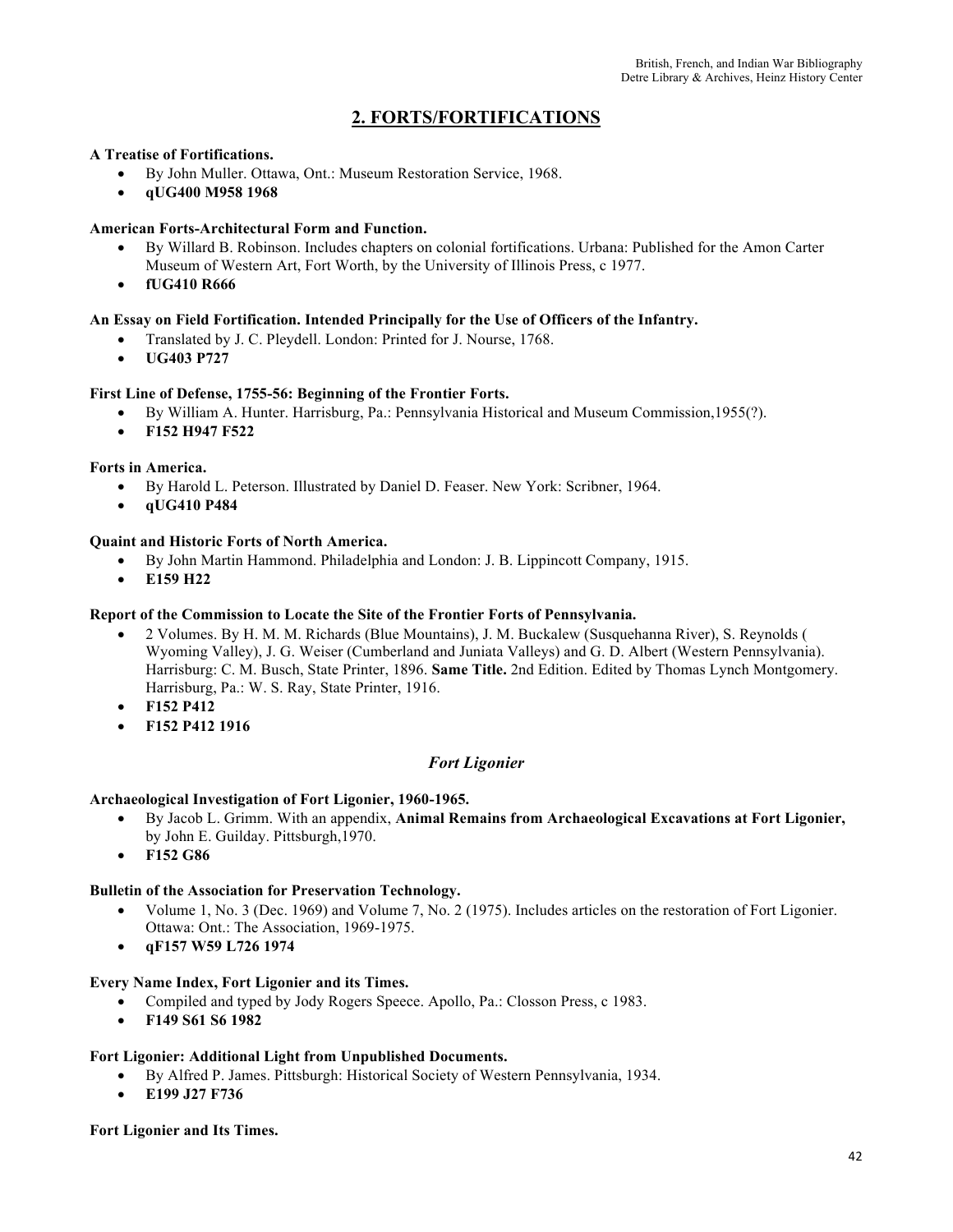## 2. FORTS/FORTIFICATIONS

**A Treatise of Fortifications.**

- By John Muller. Ottawa, Ont.: Museum Restoration Service, 1968.
- **qUG400 M958 1968**

**American Forts-Architectural Form and Function.**

- By Willard B. Robinson. Includes chapters on colonial fortifications. Urbana: Published for the Amon Carter Museum of Western Art, Fort Worth, by the University of Illinois Press, c 1977.
- **fUG410 R666**

**An Essay on Field Fortification. Intended Principally for the Use of Officers of the Infantry.**

- Translated by J. C. Pleydell. London: Printed for J. Nourse, 1768.
- **UG403 P727**

**First Line of Defense, 1755-56: Beginning of the Frontier Forts.**

- By William A. Hunter. Harrisburg, Pa.: Pennsylvania Historical and Museum Commission,1955(?).
- **F152 H947 F522**

**Forts in America.**

- By Harold L. Peterson. Illustrated by Daniel D. Feaser. New York: Scribner, 1964.
- **qUG410 P484**

**Quaint and Historic Forts of North America.**

- By John Martin Hammond. Philadelphia and London: J. B. Lippincott Company, 1915.
- **E159 H22**

**Report of the Commission to Locate the Site of the Frontier Forts of Pennsylvania.**

- 2 Volumes. By H. M. M. Richards (Blue Mountains), J. M. Buckalew (Susquehanna River), S. Reynolds ( Wyoming Valley), J. G. Weiser (Cumberland and Juniata Valleys) and G. D. Albert (Western Pennsylvania). Harrisburg: C. M. Busch, State Printer, 1896. **Same Title.** 2nd Edition. Edited by Thomas Lynch Montgomery. Harrisburg, Pa.: W. S. Ray, State Printer, 1916.
- **F152 P412**
- **F152 P412 1916**

### *Fort Ligonier*

**Archaeological Investigation of Fort Ligonier, 1960-1965.**

- By Jacob L. Grimm. With an appendix, **Animal Remains from Archaeological Excavations at Fort Ligonier,** by John E. Guilday. Pittsburgh,1970.
- **F152 G86**

**Bulletin of the Association for Preservation Technology.**

- Volume 1, No. 3 (Dec. 1969) and Volume 7, No. 2 (1975). Includes articles on the restoration of Fort Ligonier. Ottawa: Ont.: The Association, 1969-1975.
- **qF157 W59 L726 1974**

**Every Name Index, Fort Ligonier and its Times.**

- Compiled and typed by Jody Rogers Speece. Apollo, Pa.: Closson Press, c 1983.
- **F149 S61 S6 1982**

**Fort Ligonier: Additional Light from Unpublished Documents.**

- By Alfred P. James. Pittsburgh: Historical Society of Western Pennsylvania, 1934.
- **E199 J27 F736**

**Fort Ligonier and Its Times.**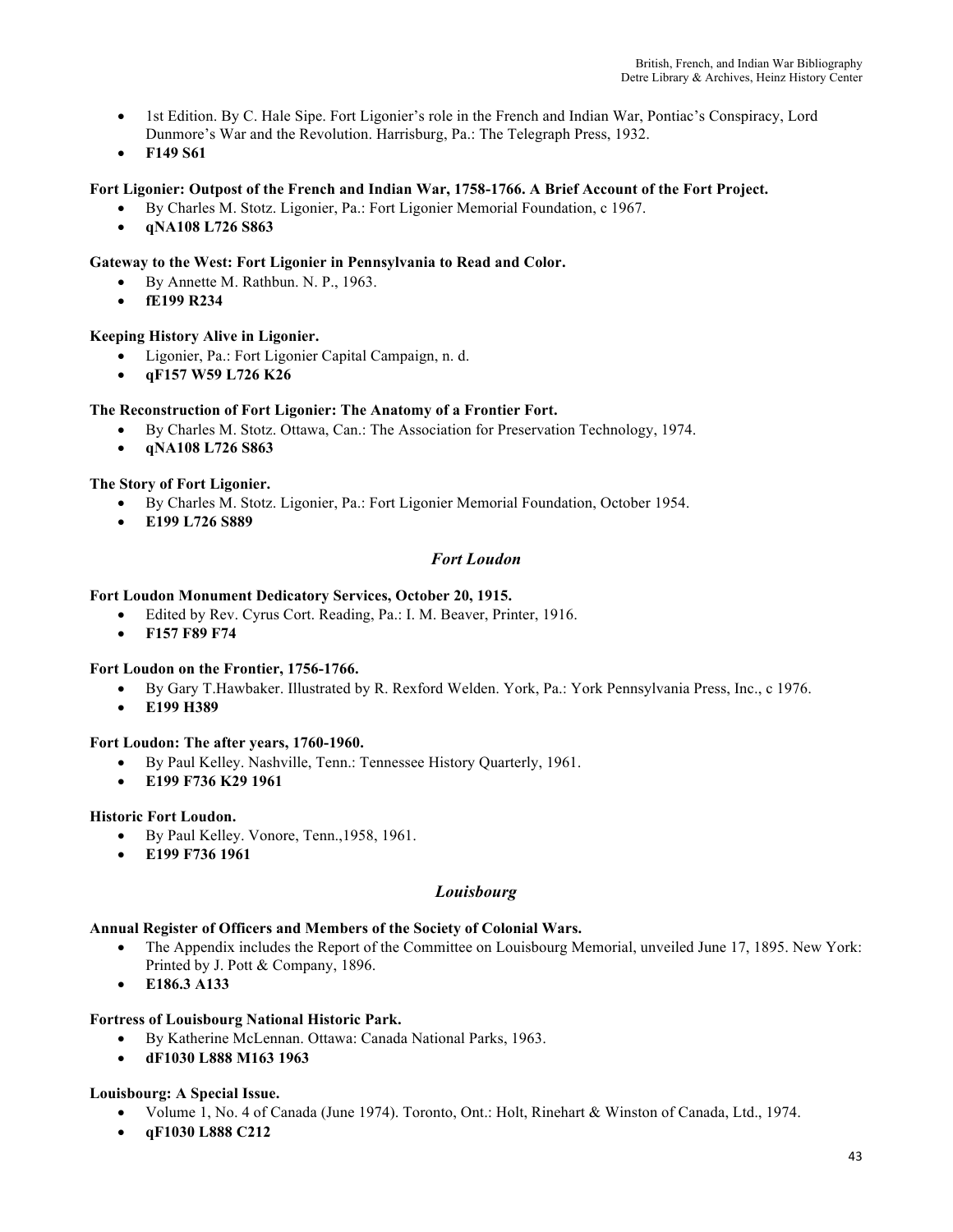- 1st Edition. By C. Hale Sipe. Fort Ligonier's role in the French and Indian War, Pontiac's Conspiracy, Lord Dunmore's War and the Revolution. Harrisburg, Pa.: The Telegraph Press, 1932.
- **F149 S61**

**Fort Ligonier: Outpost of the French and Indian War, 1758-1766. A Brief Account of the Fort Project.**

- By Charles M. Stotz. Ligonier, Pa.: Fort Ligonier Memorial Foundation, c 1967.
- **qNA108 L726 S863**

**Gateway to the West: Fort Ligonier in Pennsylvania to Read and Color.**

- By Annette M. Rathbun. N. P., 1963.
- **fE199 R234**

**Keeping History Alive in Ligonier.**

- Ligonier, Pa.: Fort Ligonier Capital Campaign, n. d.
- **qF157 W59 L726 K26**

**The Reconstruction of Fort Ligonier: The Anatomy of a Frontier Fort.**

- By Charles M. Stotz. Ottawa, Can.: The Association for Preservation Technology, 1974.
- **qNA108 L726 S863**

**The Story of Fort Ligonier.**

- By Charles M. Stotz. Ligonier, Pa.: Fort Ligonier Memorial Foundation, October 1954.
- **E199 L726 S889**

### *Fort Loudon*

**Fort Loudon Monument Dedicatory Services, October 20, 1915.**

- Edited by Rev. Cyrus Cort. Reading, Pa.: I. M. Beaver, Printer, 1916.
- **F157 F89 F74**

**Fort Loudon on the Frontier, 1756-1766.**

- By Gary T.Hawbaker. Illustrated by R. Rexford Welden. York, Pa.: York Pennsylvania Press, Inc., c 1976.
- **E199 H389**

**Fort Loudon: The after years, 1760-1960.**

- By Paul Kelley. Nashville, Tenn.: Tennessee History Quarterly, 1961.
- **E199 F736 K29 1961**

**Historic Fort Loudon.**

- By Paul Kelley. Vonore, Tenn.,1958, 1961.
- **E199 F736 1961**

### *Louisbourg*

**Annual Register of Officers and Members of the Society of Colonial Wars.**

- The Appendix includes the Report of the Committee on Louisbourg Memorial, unveiled June 17, 1895. New York: Printed by J. Pott & Company, 1896.
- **E186.3 A133**

**Fortress of Louisbourg National Historic Park.**

- By Katherine McLennan. Ottawa: Canada National Parks, 1963.
- **dF1030 L888 M163 1963**

**Louisbourg: A Special Issue.**

- Volume 1, No. 4 of Canada (June 1974). Toronto, Ont.: Holt, Rinehart & Winston of Canada, Ltd., 1974.
- **qF1030 L888 C212**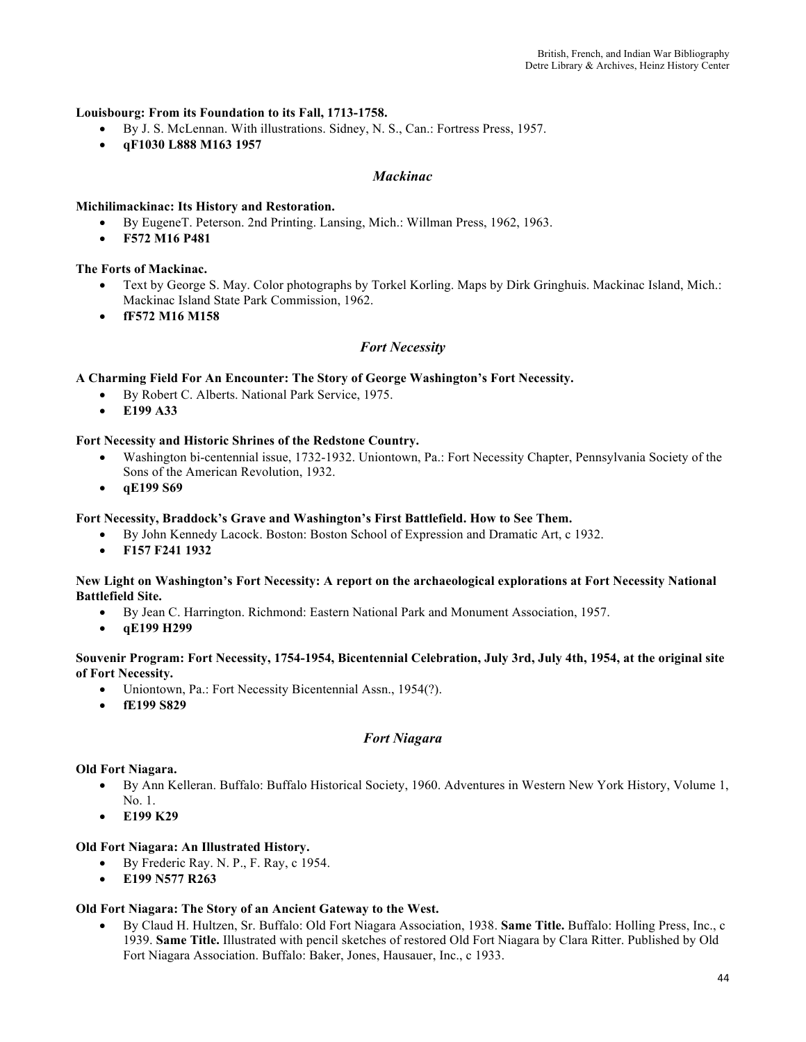**Louisbourg: From its Foundation to its Fall, 1713-1758.**

- By J. S. McLennan. With illustrations. Sidney, N. S., Can.: Fortress Press, 1957.
- **qF1030 L888 M163 1957**

### *Mackinac*

**Michilimackinac: Its History and Restoration.**

- By EugeneT. Peterson. 2nd Printing. Lansing, Mich.: Willman Press, 1962, 1963.
- **F572 M16 P481**

**The Forts of Mackinac.**

- Text by George S. May. Color photographs by Torkel Korling. Maps by Dirk Gringhuis. Mackinac Island, Mich.: Mackinac Island State Park Commission, 1962.
- **fF572 M16 M158**

### *Fort Necessity*

**A Charming Field For An Encounter: The Story of George Washington's Fort Necessity.**

- By Robert C. Alberts. National Park Service, 1975.
- **E199 A33**

**Fort Necessity and Historic Shrines of the Redstone Country.**

- Washington bi-centennial issue, 1732-1932. Uniontown, Pa.: Fort Necessity Chapter, Pennsylvania Society of the Sons of the American Revolution, 1932.
- **qE199 S69**

**Fort Necessity, Braddock's Grave and Washington's First Battlefield. How to See Them.**

- By John Kennedy Lacock. Boston: Boston School of Expression and Dramatic Art, c 1932.
- **F157 F241 1932**

**New Light on Washington's Fort Necessity: A report on the archaeological explorations at Fort Necessity National Battlefield Site.**

- By Jean C. Harrington. Richmond: Eastern National Park and Monument Association, 1957.
- **qE199 H299**

**Souvenir Program: Fort Necessity, 1754-1954, Bicentennial Celebration, July 3rd, July 4th, 1954, at the original site of Fort Necessity.**

- Uniontown, Pa.: Fort Necessity Bicentennial Assn., 1954(?).
- **fE199 S829**

### *Fort Niagara*

**Old Fort Niagara.**

- By Ann Kelleran. Buffalo: Buffalo Historical Society, 1960. Adventures in Western New York History, Volume 1, No. 1.
- **E199 K29**

**Old Fort Niagara: An Illustrated History.**

- By Frederic Ray. N. P., F. Ray, c 1954.
- **E199 N577 R263**

**Old Fort Niagara: The Story of an Ancient Gateway to the West.**

- By Claud H. Hultzen, Sr. Buffalo: Old Fort Niagara Association, 1938. **Same Title.** Buffalo: Holling Press, Inc., c 1939. **Same Title.** Illustrated with pencil sketches of restored Old Fort Niagara by Clara Ritter. Published by Old Fort Niagara Association. Buffalo: Baker, Jones, Hausauer, Inc., c 1933.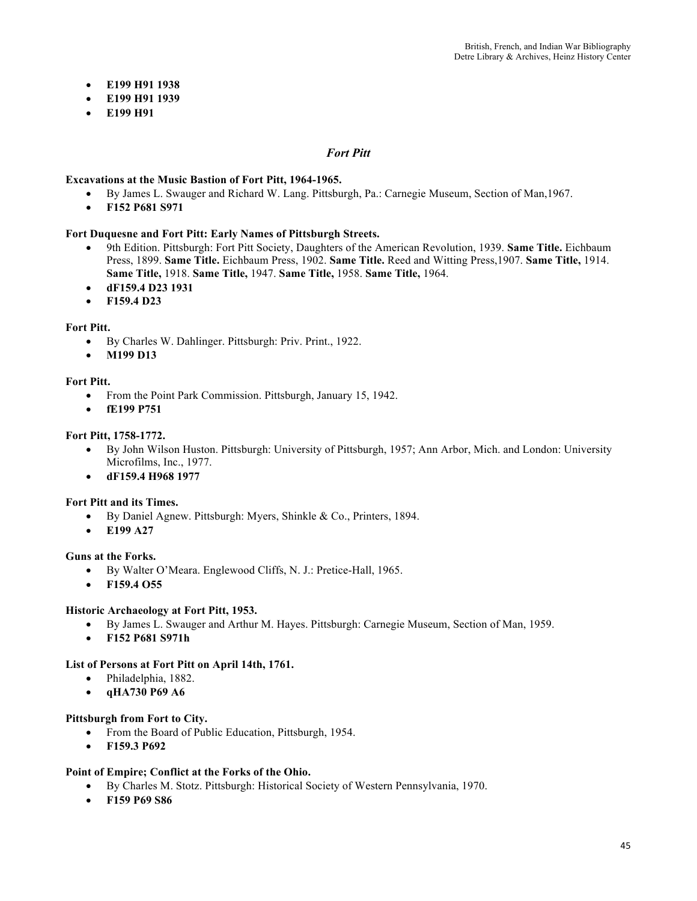- **E199 H91 1938**
- **E199 H91 1939**
- **E199 H91**

## *Fort Pitt*

**Excavations at the Music Bastion of Fort Pitt, 1964-1965.**
- By James L. Swauger and Richard W. Lang. Pittsburgh, Pa.: Carnegie Museum, Section of Man,1967.
- **F152 P681 S971**

**Fort Duquesne and Fort Pitt: Early Names of Pittsburgh Streets.**
- 9th Edition. Pittsburgh: Fort Pitt Society, Daughters of the American Revolution, 1939. **Same Title.** Eichbaum Press, 1899. **Same Title.** Eichbaum Press, 1902. **Same Title.** Reed and Witting Press,1907. **Same Title,** 1914. **Same Title,** 1918. **Same Title,** 1947. **Same Title,** 1958. **Same Title,** 1964.
- **dF159.4 D23 1931**
- **F159.4 D23**

**Fort Pitt.**
- By Charles W. Dahlinger. Pittsburgh: Priv. Print., 1922.
- **M199 D13**

**Fort Pitt.**
- From the Point Park Commission. Pittsburgh, January 15, 1942.
- **fE199 P751**

**Fort Pitt, 1758-1772.**
- By John Wilson Huston. Pittsburgh: University of Pittsburgh, 1957; Ann Arbor, Mich. and London: University Microfilms, Inc., 1977.
- **dF159.4 H968 1977**

**Fort Pitt and its Times.**
- By Daniel Agnew. Pittsburgh: Myers, Shinkle & Co., Printers, 1894.
- **E199 A27**

**Guns at the Forks.**
- By Walter O'Meara. Englewood Cliffs, N. J.: Pretice-Hall, 1965.
- **F159.4 O55**

**Historic Archaeology at Fort Pitt, 1953.**
- By James L. Swauger and Arthur M. Hayes. Pittsburgh: Carnegie Museum, Section of Man, 1959.
- **F152 P681 S971h**

**List of Persons at Fort Pitt on April 14th, 1761.**
- Philadelphia, 1882.
- **qHA730 P69 A6**

**Pittsburgh from Fort to City.**
- From the Board of Public Education, Pittsburgh, 1954.
- **F159.3 P692**

**Point of Empire; Conflict at the Forks of the Ohio.**
- By Charles M. Stotz. Pittsburgh: Historical Society of Western Pennsylvania, 1970.
- **F159 P69 S86**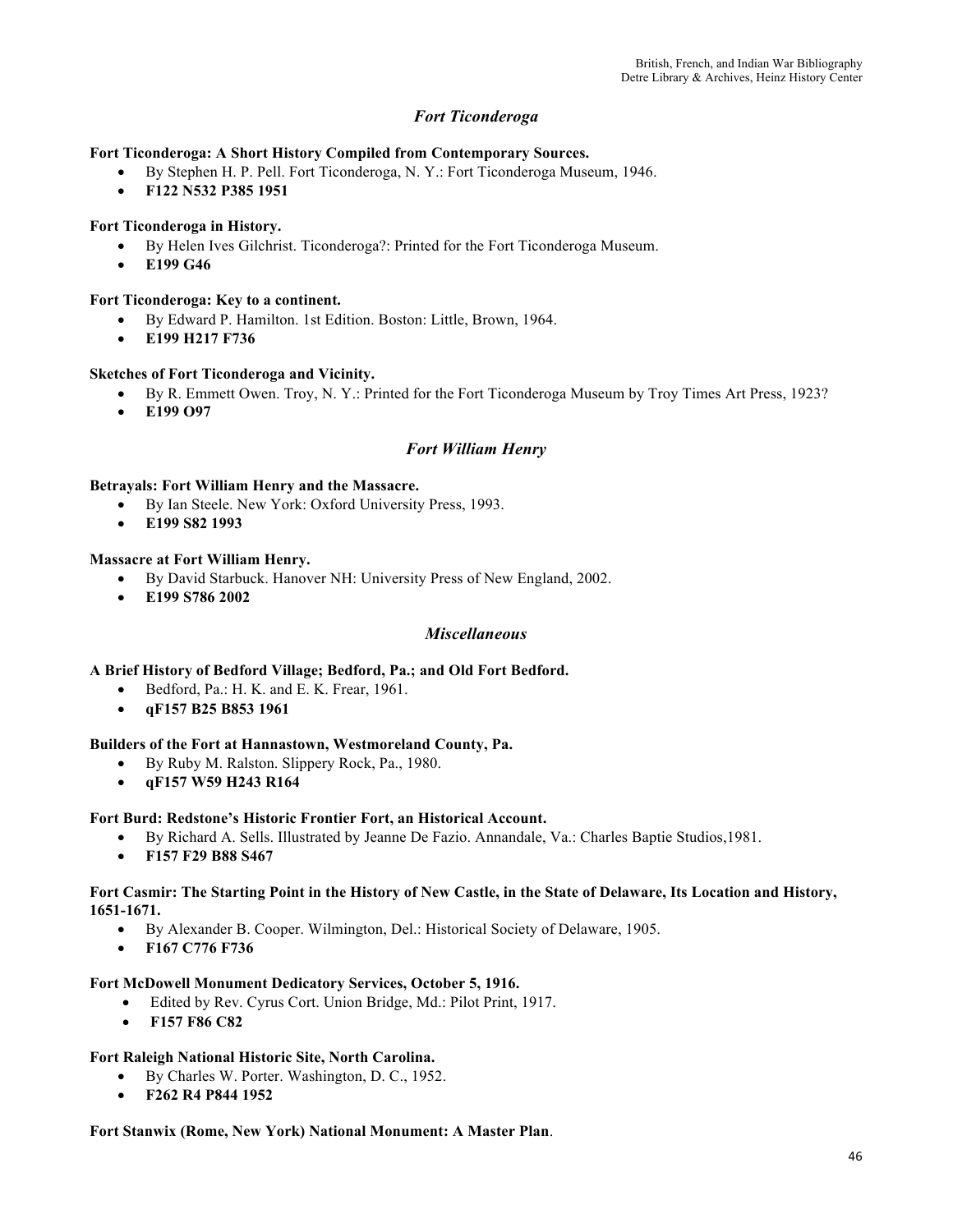### *Fort Ticonderoga*

**Fort Ticonderoga: A Short History Compiled from Contemporary Sources.**

- By Stephen H. P. Pell. Fort Ticonderoga, N. Y.: Fort Ticonderoga Museum, 1946.
- **F122 N532 P385 1951**

**Fort Ticonderoga in History.**

- By Helen Ives Gilchrist. Ticonderoga?: Printed for the Fort Ticonderoga Museum.
- **E199 G46**

**Fort Ticonderoga: Key to a continent.**

- By Edward P. Hamilton. 1st Edition. Boston: Little, Brown, 1964.
- **E199 H217 F736**

**Sketches of Fort Ticonderoga and Vicinity.**

- By R. Emmett Owen. Troy, N. Y.: Printed for the Fort Ticonderoga Museum by Troy Times Art Press, 1923?
- **E199 O97**

### *Fort William Henry*

**Betrayals: Fort William Henry and the Massacre.**

- By Ian Steele. New York: Oxford University Press, 1993.
- **E199 S82 1993**

**Massacre at Fort William Henry.**

- By David Starbuck. Hanover NH: University Press of New England, 2002.
- **E199 S786 2002**

### *Miscellaneous*

**A Brief History of Bedford Village; Bedford, Pa.; and Old Fort Bedford.**

- Bedford, Pa.: H. K. and E. K. Frear, 1961.
- **qF157 B25 B853 1961**

**Builders of the Fort at Hannastown, Westmoreland County, Pa.**

- By Ruby M. Ralston. Slippery Rock, Pa., 1980.
- **qF157 W59 H243 R164**

**Fort Burd: Redstone's Historic Frontier Fort, an Historical Account.**

- By Richard A. Sells. Illustrated by Jeanne De Fazio. Annandale, Va.: Charles Baptie Studios,1981.
- **F157 F29 B88 S467**

**Fort Casmir: The Starting Point in the History of New Castle, in the State of Delaware, Its Location and History, 1651-1671.**

- By Alexander B. Cooper. Wilmington, Del.: Historical Society of Delaware, 1905.
- **F167 C776 F736**

**Fort McDowell Monument Dedicatory Services, October 5, 1916.**

- Edited by Rev. Cyrus Cort. Union Bridge, Md.: Pilot Print, 1917.
- **F157 F86 C82**

**Fort Raleigh National Historic Site, North Carolina.**

- By Charles W. Porter. Washington, D. C., 1952.
- **F262 R4 P844 1952**

**Fort Stanwix (Rome, New York) National Monument: A Master Plan**.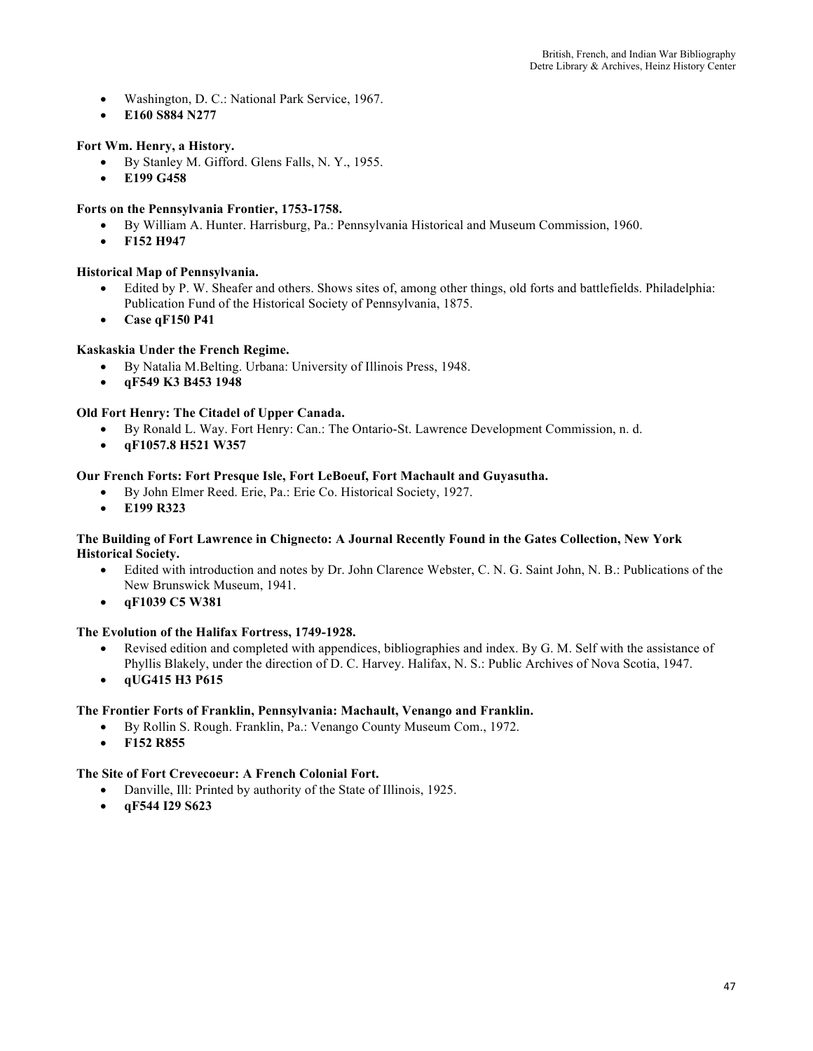- Washington, D. C.: National Park Service, 1967.
- **E160 S884 N277**

**Fort Wm. Henry, a History.**

- By Stanley M. Gifford. Glens Falls, N. Y., 1955.
- **E199 G458**

**Forts on the Pennsylvania Frontier, 1753-1758.**

- By William A. Hunter. Harrisburg, Pa.: Pennsylvania Historical and Museum Commission, 1960.
- **F152 H947**

**Historical Map of Pennsylvania.**

- Edited by P. W. Sheafer and others. Shows sites of, among other things, old forts and battlefields. Philadelphia: Publication Fund of the Historical Society of Pennsylvania, 1875.
- **Case qF150 P41**

**Kaskaskia Under the French Regime.**

- By Natalia M.Belting. Urbana: University of Illinois Press, 1948.
- **qF549 K3 B453 1948**

**Old Fort Henry: The Citadel of Upper Canada.**

- By Ronald L. Way. Fort Henry: Can.: The Ontario-St. Lawrence Development Commission, n. d.
- **qF1057.8 H521 W357**

**Our French Forts: Fort Presque Isle, Fort LeBoeuf, Fort Machault and Guyasutha.**

- By John Elmer Reed. Erie, Pa.: Erie Co. Historical Society, 1927.
- **E199 R323**

**The Building of Fort Lawrence in Chignecto: A Journal Recently Found in the Gates Collection, New York Historical Society.**

- Edited with introduction and notes by Dr. John Clarence Webster, C. N. G. Saint John, N. B.: Publications of the New Brunswick Museum, 1941.
- **qF1039 C5 W381**

**The Evolution of the Halifax Fortress, 1749-1928.**

- Revised edition and completed with appendices, bibliographies and index. By G. M. Self with the assistance of Phyllis Blakely, under the direction of D. C. Harvey. Halifax, N. S.: Public Archives of Nova Scotia, 1947.
- **qUG415 H3 P615**

**The Frontier Forts of Franklin, Pennsylvania: Machault, Venango and Franklin.**

- By Rollin S. Rough. Franklin, Pa.: Venango County Museum Com., 1972.
- **F152 R855**

**The Site of Fort Crevecoeur: A French Colonial Fort.**

- Danville, Ill: Printed by authority of the State of Illinois, 1925.
- **qF544 I29 S623**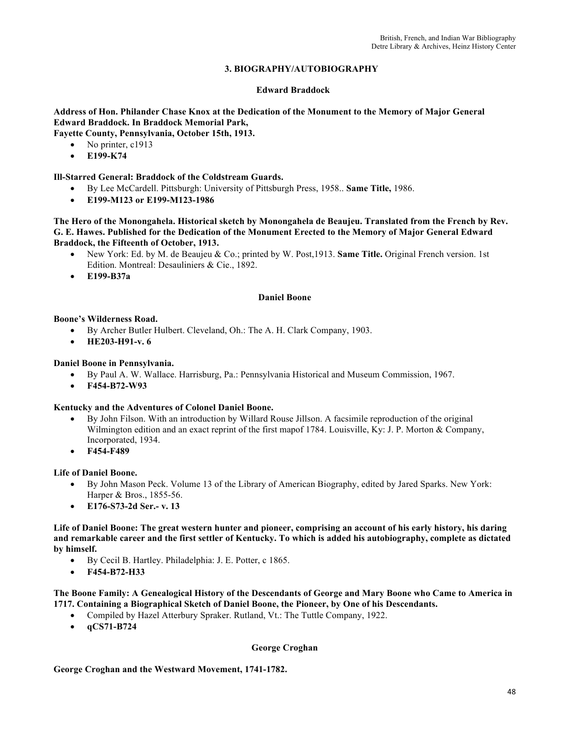## 3. BIOGRAPHY/AUTOBIOGRAPHY

### Edward Braddock

**Address of Hon. Philander Chase Knox at the Dedication of the Monument to the Memory of Major General Edward Braddock. In Braddock Memorial Park, Fayette County, Pennsylvania, October 15th, 1913.**

- No printer, c1913
- **E199-K74**

**Ill-Starred General: Braddock of the Coldstream Guards.**

- By Lee McCardell. Pittsburgh: University of Pittsburgh Press, 1958.. **Same Title,** 1986.
- **E199-M123 or E199-M123-1986**

**The Hero of the Monongahela. Historical sketch by Monongahela de Beaujeu. Translated from the French by Rev. G. E. Hawes. Published for the Dedication of the Monument Erected to the Memory of Major General Edward Braddock, the Fifteenth of October, 1913.**

- New York: Ed. by M. de Beaujeu & Co.; printed by W. Post,1913. **Same Title.** Original French version. 1st Edition. Montreal: Desauliniers & Cie., 1892.
- **E199-B37a**

### Daniel Boone

**Boone's Wilderness Road.**

- By Archer Butler Hulbert. Cleveland, Oh.: The A. H. Clark Company, 1903.
- **HE203-H91-v. 6**

**Daniel Boone in Pennsylvania.**

- By Paul A. W. Wallace. Harrisburg, Pa.: Pennsylvania Historical and Museum Commission, 1967.
- **F454-B72-W93**

**Kentucky and the Adventures of Colonel Daniel Boone.**

- By John Filson. With an introduction by Willard Rouse Jillson. A facsimile reproduction of the original Wilmington edition and an exact reprint of the first mapof 1784. Louisville, Ky: J. P. Morton & Company, Incorporated, 1934.
- **F454-F489**

**Life of Daniel Boone.**

- By John Mason Peck. Volume 13 of the Library of American Biography, edited by Jared Sparks. New York: Harper & Bros., 1855-56.
- **E176-S73-2d Ser.- v. 13**

**Life of Daniel Boone: The great western hunter and pioneer, comprising an account of his early history, his daring and remarkable career and the first settler of Kentucky. To which is added his autobiography, complete as dictated by himself.**

- By Cecil B. Hartley. Philadelphia: J. E. Potter, c 1865.
- **F454-B72-H33**

**The Boone Family: A Genealogical History of the Descendants of George and Mary Boone who Came to America in 1717. Containing a Biographical Sketch of Daniel Boone, the Pioneer, by One of his Descendants.**

- Compiled by Hazel Atterbury Spraker. Rutland, Vt.: The Tuttle Company, 1922.
- **qCS71-B724**

### George Croghan

**George Croghan and the Westward Movement, 1741-1782.**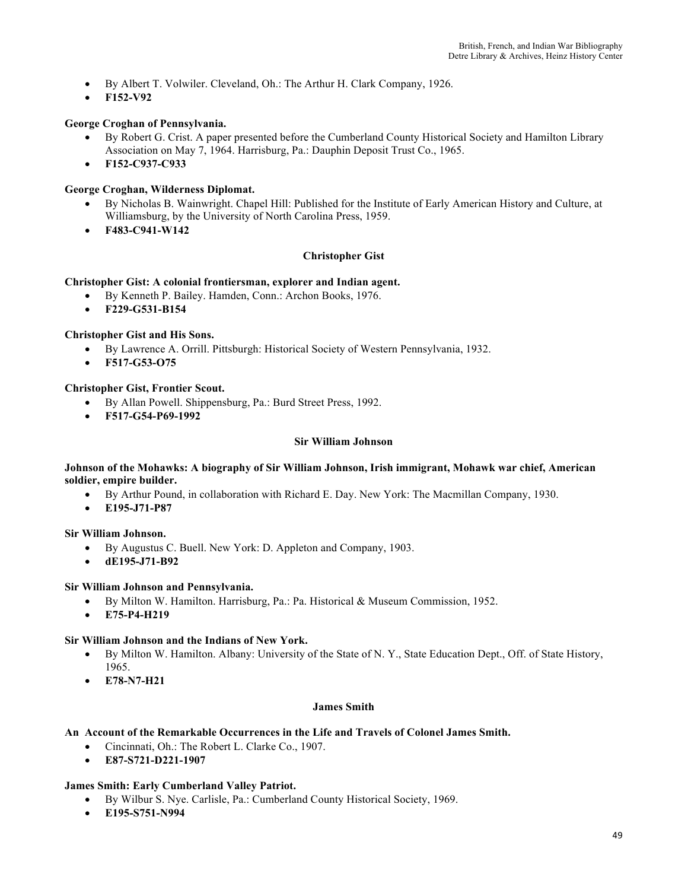- By Albert T. Volwiler. Cleveland, Oh.: The Arthur H. Clark Company, 1926.
- **F152-V92**

**George Croghan of Pennsylvania.**

- By Robert G. Crist. A paper presented before the Cumberland County Historical Society and Hamilton Library Association on May 7, 1964. Harrisburg, Pa.: Dauphin Deposit Trust Co., 1965.
- **F152-C937-C933**

**George Croghan, Wilderness Diplomat.**

- By Nicholas B. Wainwright. Chapel Hill: Published for the Institute of Early American History and Culture, at Williamsburg, by the University of North Carolina Press, 1959.
- **F483-C941-W142**

### Christopher Gist

**Christopher Gist: A colonial frontiersman, explorer and Indian agent.**

- By Kenneth P. Bailey. Hamden, Conn.: Archon Books, 1976.
- **F229-G531-B154**

**Christopher Gist and His Sons.**

- By Lawrence A. Orrill. Pittsburgh: Historical Society of Western Pennsylvania, 1932.
- **F517-G53-O75**

**Christopher Gist, Frontier Scout.**

- By Allan Powell. Shippensburg, Pa.: Burd Street Press, 1992.
- **F517-G54-P69-1992**

### Sir William Johnson

**Johnson of the Mohawks: A biography of Sir William Johnson, Irish immigrant, Mohawk war chief, American soldier, empire builder.**

- By Arthur Pound, in collaboration with Richard E. Day. New York: The Macmillan Company, 1930.
- **E195-J71-P87**

**Sir William Johnson.**

- By Augustus C. Buell. New York: D. Appleton and Company, 1903.
- **dE195-J71-B92**

**Sir William Johnson and Pennsylvania.**

- By Milton W. Hamilton. Harrisburg, Pa.: Pa. Historical & Museum Commission, 1952.
- **E75-P4-H219**

**Sir William Johnson and the Indians of New York.**

- By Milton W. Hamilton. Albany: University of the State of N. Y., State Education Dept., Off. of State History, 1965.
- **E78-N7-H21**

### James Smith

**An Account of the Remarkable Occurrences in the Life and Travels of Colonel James Smith.**

- Cincinnati, Oh.: The Robert L. Clarke Co., 1907.
- **E87-S721-D221-1907**

**James Smith: Early Cumberland Valley Patriot.**

- By Wilbur S. Nye. Carlisle, Pa.: Cumberland County Historical Society, 1969.
- **E195-S751-N994**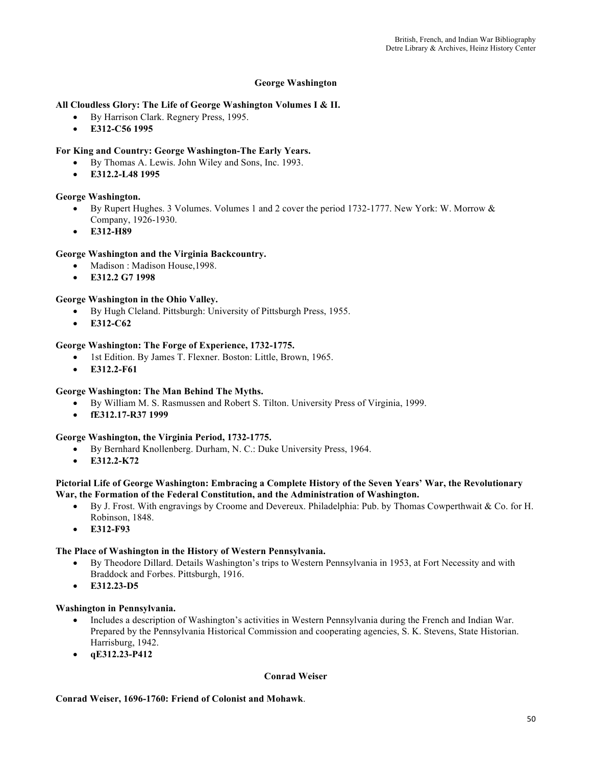## George Washington

**All Cloudless Glory: The Life of George Washington Volumes I & II.**

- By Harrison Clark. Regnery Press, 1995.
- **E312-C56 1995**

**For King and Country: George Washington-The Early Years.**

- By Thomas A. Lewis. John Wiley and Sons, Inc. 1993.
- **E312.2-L48 1995**

**George Washington.**

- By Rupert Hughes. 3 Volumes. Volumes 1 and 2 cover the period 1732-1777. New York: W. Morrow & Company, 1926-1930.
- **E312-H89**

**George Washington and the Virginia Backcountry.**

- Madison : Madison House,1998.
- **E312.2 G7 1998**

**George Washington in the Ohio Valley.**

- By Hugh Cleland. Pittsburgh: University of Pittsburgh Press, 1955.
- **E312-C62**

**George Washington: The Forge of Experience, 1732-1775.**

- 1st Edition. By James T. Flexner. Boston: Little, Brown, 1965.
- **E312.2-F61**

**George Washington: The Man Behind The Myths.**

- By William M. S. Rasmussen and Robert S. Tilton. University Press of Virginia, 1999.
- **fE312.17-R37 1999**

**George Washington, the Virginia Period, 1732-1775.**

- By Bernhard Knollenberg. Durham, N. C.: Duke University Press, 1964.
- **E312.2-K72**

**Pictorial Life of George Washington: Embracing a Complete History of the Seven Years' War, the Revolutionary War, the Formation of the Federal Constitution, and the Administration of Washington.**

- By J. Frost. With engravings by Croome and Devereux. Philadelphia: Pub. by Thomas Cowperthwait & Co. for H. Robinson, 1848.
- **E312-F93**

**The Place of Washington in the History of Western Pennsylvania.**

- By Theodore Dillard. Details Washington's trips to Western Pennsylvania in 1953, at Fort Necessity and with Braddock and Forbes. Pittsburgh, 1916.
- **E312.23-D5**

**Washington in Pennsylvania.**

- Includes a description of Washington's activities in Western Pennsylvania during the French and Indian War. Prepared by the Pennsylvania Historical Commission and cooperating agencies, S. K. Stevens, State Historian. Harrisburg, 1942.
- **qE312.23-P412**

## Conrad Weiser

**Conrad Weiser, 1696-1760: Friend of Colonist and Mohawk**.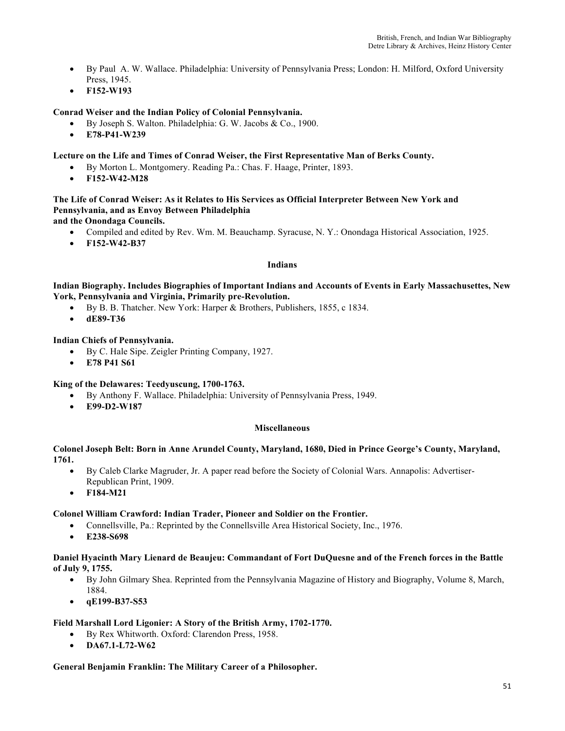- By Paul A. W. Wallace. Philadelphia: University of Pennsylvania Press; London: H. Milford, Oxford University Press, 1945.
- **F152-W193**

**Conrad Weiser and the Indian Policy of Colonial Pennsylvania.**

- By Joseph S. Walton. Philadelphia: G. W. Jacobs & Co., 1900.
- **E78-P41-W239**

**Lecture on the Life and Times of Conrad Weiser, the First Representative Man of Berks County.**

- By Morton L. Montgomery. Reading Pa.: Chas. F. Haage, Printer, 1893.
- **F152-W42-M28**

**The Life of Conrad Weiser: As it Relates to His Services as Official Interpreter Between New York and Pennsylvania, and as Envoy Between Philadelphia and the Onondaga Councils.**

- Compiled and edited by Rev. Wm. M. Beauchamp. Syracuse, N. Y.: Onondaga Historical Association, 1925.
- **F152-W42-B37**

## Indians

**Indian Biography. Includes Biographies of Important Indians and Accounts of Events in Early Massachusettes, New York, Pennsylvania and Virginia, Primarily pre-Revolution.**

- By B. B. Thatcher. New York: Harper & Brothers, Publishers, 1855, c 1834.
- **dE89-T36**

**Indian Chiefs of Pennsylvania.**

- By C. Hale Sipe. Zeigler Printing Company, 1927.
- **E78 P41 S61**

**King of the Delawares: Teedyuscung, 1700-1763.**

- By Anthony F. Wallace. Philadelphia: University of Pennsylvania Press, 1949.
- **E99-D2-W187**

## Miscellaneous

**Colonel Joseph Belt: Born in Anne Arundel County, Maryland, 1680, Died in Prince George's County, Maryland, 1761.**

- By Caleb Clarke Magruder, Jr. A paper read before the Society of Colonial Wars. Annapolis: Advertiser-Republican Print, 1909.
- **F184-M21**

**Colonel William Crawford: Indian Trader, Pioneer and Soldier on the Frontier.**

- Connellsville, Pa.: Reprinted by the Connellsville Area Historical Society, Inc., 1976.
- **E238-S698**

**Daniel Hyacinth Mary Lienard de Beaujeu: Commandant of Fort DuQuesne and of the French forces in the Battle of July 9, 1755.**

- By John Gilmary Shea. Reprinted from the Pennsylvania Magazine of History and Biography, Volume 8, March, 1884.
- **qE199-B37-S53**

**Field Marshall Lord Ligonier: A Story of the British Army, 1702-1770.**

- By Rex Whitworth. Oxford: Clarendon Press, 1958.
- **DA67.1-L72-W62**

**General Benjamin Franklin: The Military Career of a Philosopher.**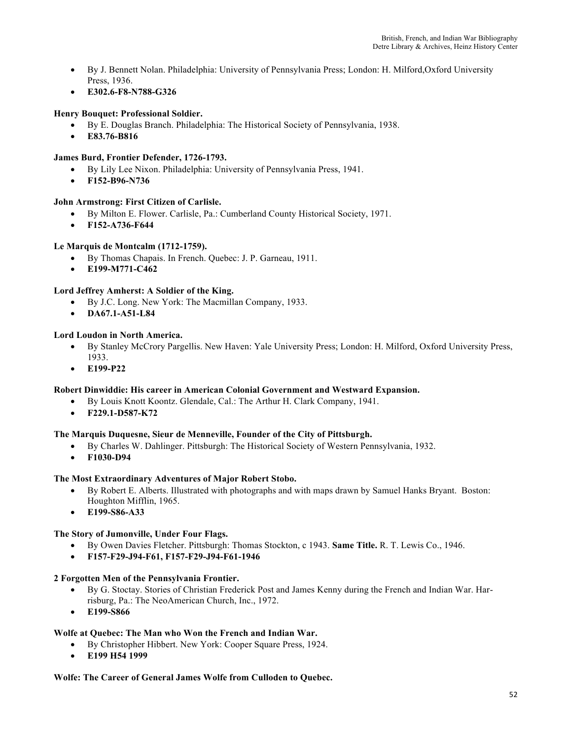- By J. Bennett Nolan. Philadelphia: University of Pennsylvania Press; London: H. Milford,Oxford University Press, 1936.
- **E302.6-F8-N788-G326**

**Henry Bouquet: Professional Soldier.**

- By E. Douglas Branch. Philadelphia: The Historical Society of Pennsylvania, 1938.
- **E83.76-B816**

**James Burd, Frontier Defender, 1726-1793.**

- By Lily Lee Nixon. Philadelphia: University of Pennsylvania Press, 1941.
- **F152-B96-N736**

**John Armstrong: First Citizen of Carlisle.**

- By Milton E. Flower. Carlisle, Pa.: Cumberland County Historical Society, 1971.
- **F152-A736-F644**

**Le Marquis de Montcalm (1712-1759).**

- By Thomas Chapais. In French. Quebec: J. P. Garneau, 1911.
- **E199-M771-C462**

**Lord Jeffrey Amherst: A Soldier of the King.**

- By J.C. Long. New York: The Macmillan Company, 1933.
- **DA67.1-A51-L84**

**Lord Loudon in North America.**

- By Stanley McCrory Pargellis. New Haven: Yale University Press; London: H. Milford, Oxford University Press, 1933.
- **E199-P22**

**Robert Dinwiddie: His career in American Colonial Government and Westward Expansion.**

- By Louis Knott Koontz. Glendale, Cal.: The Arthur H. Clark Company, 1941.
- **F229.1-D587-K72**

**The Marquis Duquesne, Sieur de Menneville, Founder of the City of Pittsburgh.**

- By Charles W. Dahlinger. Pittsburgh: The Historical Society of Western Pennsylvania, 1932.
- **F1030-D94**

**The Most Extraordinary Adventures of Major Robert Stobo.**

- By Robert E. Alberts. Illustrated with photographs and with maps drawn by Samuel Hanks Bryant. Boston: Houghton Mifflin, 1965.
- **E199-S86-A33**

**The Story of Jumonville, Under Four Flags.**

- By Owen Davies Fletcher. Pittsburgh: Thomas Stockton, c 1943. **Same Title.** R. T. Lewis Co., 1946.
- **F157-F29-J94-F61, F157-F29-J94-F61-1946**

**2 Forgotten Men of the Pennsylvania Frontier.**

- By G. Stoctay. Stories of Christian Frederick Post and James Kenny during the French and Indian War. Harrisburg, Pa.: The NeoAmerican Church, Inc., 1972.
- **E199-S866**

**Wolfe at Quebec: The Man who Won the French and Indian War.**

- By Christopher Hibbert. New York: Cooper Square Press, 1924.
- **E199 H54 1999**

**Wolfe: The Career of General James Wolfe from Culloden to Quebec.**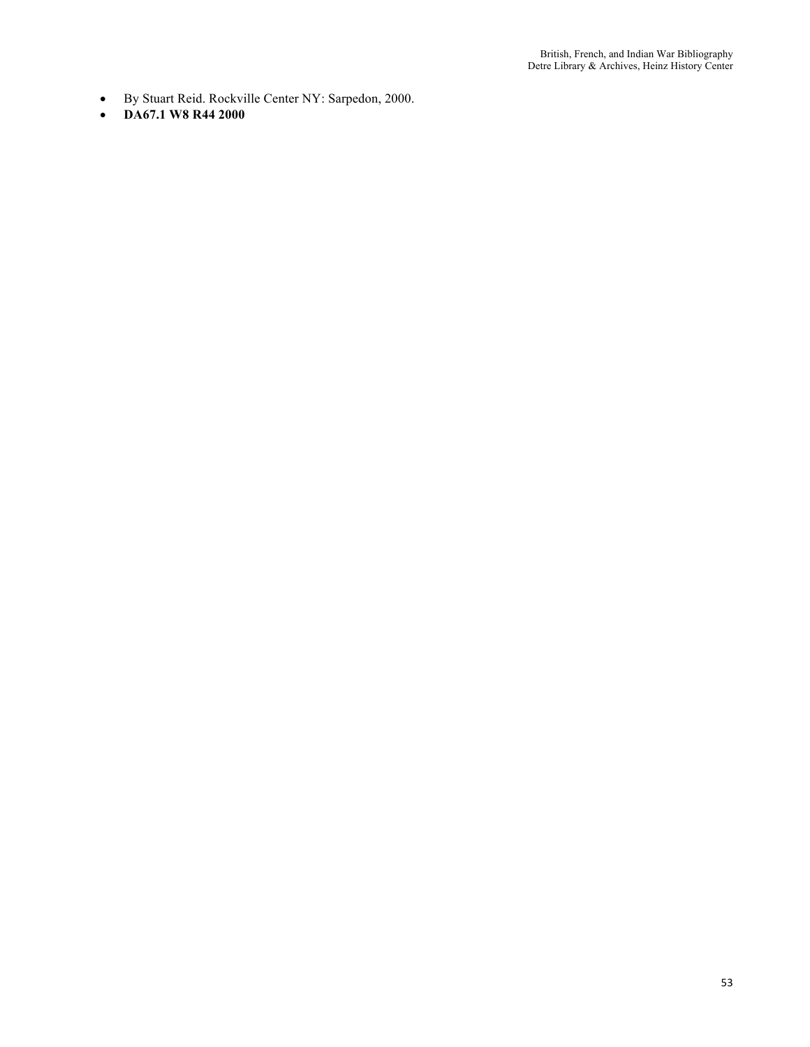- By Stuart Reid. Rockville Center NY: Sarpedon, 2000.
- **DA67.1 W8 R44 2000**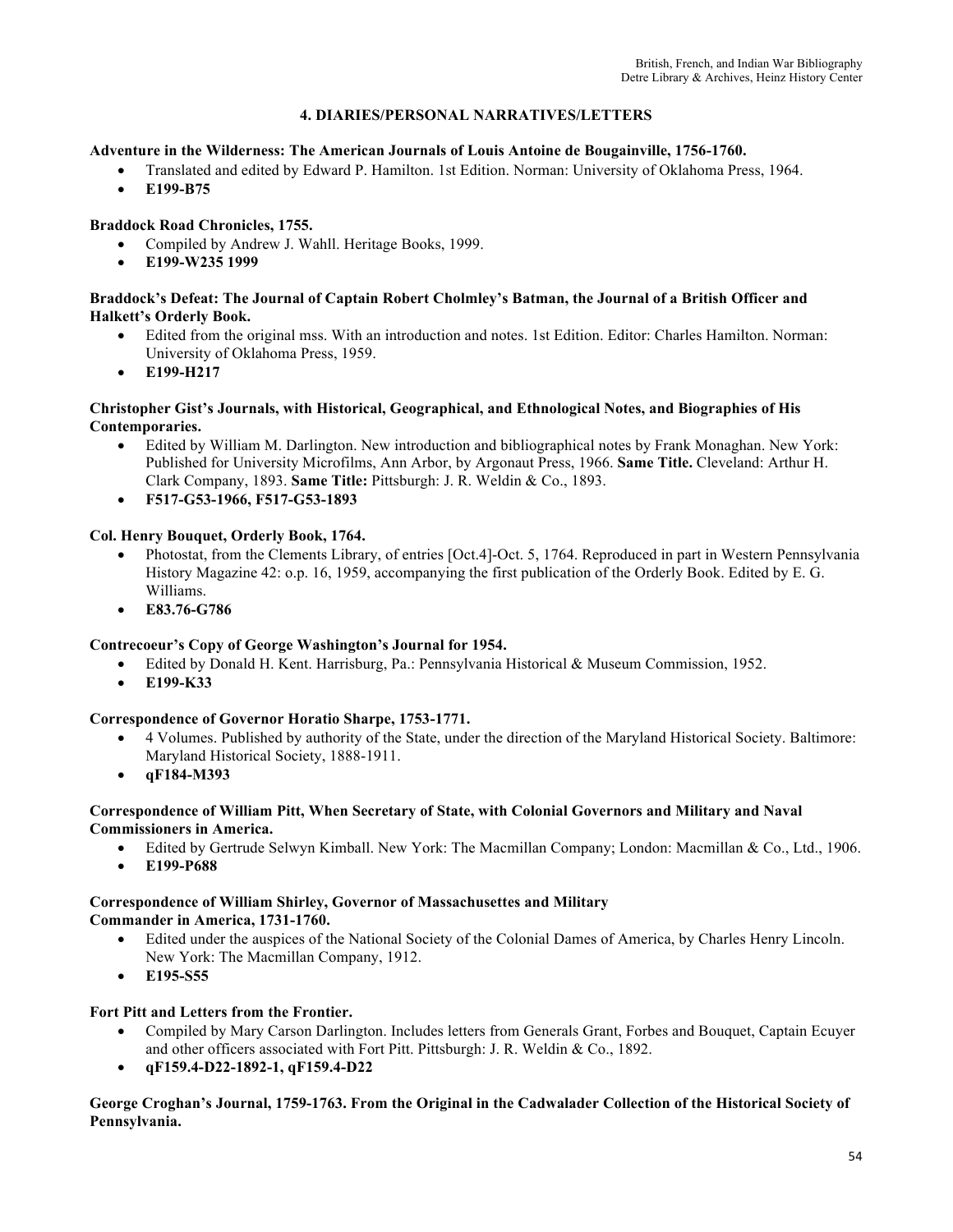## 4. DIARIES/PERSONAL NARRATIVES/LETTERS

**Adventure in the Wilderness: The American Journals of Louis Antoine de Bougainville, 1756-1760.**

- Translated and edited by Edward P. Hamilton. 1st Edition. Norman: University of Oklahoma Press, 1964.
- **E199-B75**

**Braddock Road Chronicles, 1755.**

- Compiled by Andrew J. Wahll. Heritage Books, 1999.
- **E199-W235 1999**

**Braddock's Defeat: The Journal of Captain Robert Cholmley's Batman, the Journal of a British Officer and Halkett's Orderly Book.**

- Edited from the original mss. With an introduction and notes. 1st Edition. Editor: Charles Hamilton. Norman: University of Oklahoma Press, 1959.
- **E199-H217**

**Christopher Gist's Journals, with Historical, Geographical, and Ethnological Notes, and Biographies of His Contemporaries.**

- Edited by William M. Darlington. New introduction and bibliographical notes by Frank Monaghan. New York: Published for University Microfilms, Ann Arbor, by Argonaut Press, 1966. **Same Title.** Cleveland: Arthur H. Clark Company, 1893. **Same Title:** Pittsburgh: J. R. Weldin & Co., 1893.
- **F517-G53-1966, F517-G53-1893**

**Col. Henry Bouquet, Orderly Book, 1764.**

- Photostat, from the Clements Library, of entries [Oct.4]-Oct. 5, 1764. Reproduced in part in Western Pennsylvania History Magazine 42: o.p. 16, 1959, accompanying the first publication of the Orderly Book. Edited by E. G. Williams.
- **E83.76-G786**

**Contrecoeur's Copy of George Washington's Journal for 1954.**

- Edited by Donald H. Kent. Harrisburg, Pa.: Pennsylvania Historical & Museum Commission, 1952.
- **E199-K33**

**Correspondence of Governor Horatio Sharpe, 1753-1771.**

- 4 Volumes. Published by authority of the State, under the direction of the Maryland Historical Society. Baltimore: Maryland Historical Society, 1888-1911.
- **qF184-M393**

**Correspondence of William Pitt, When Secretary of State, with Colonial Governors and Military and Naval Commissioners in America.**

- Edited by Gertrude Selwyn Kimball. New York: The Macmillan Company; London: Macmillan & Co., Ltd., 1906.
- **E199-P688**

**Correspondence of William Shirley, Governor of Massachusettes and Military Commander in America, 1731-1760.**

- Edited under the auspices of the National Society of the Colonial Dames of America, by Charles Henry Lincoln. New York: The Macmillan Company, 1912.
- **E195-S55**

**Fort Pitt and Letters from the Frontier.**

- Compiled by Mary Carson Darlington. Includes letters from Generals Grant, Forbes and Bouquet, Captain Ecuyer and other officers associated with Fort Pitt. Pittsburgh: J. R. Weldin & Co., 1892.
- **qF159.4-D22-1892-1, qF159.4-D22**

**George Croghan's Journal, 1759-1763. From the Original in the Cadwalader Collection of the Historical Society of Pennsylvania.**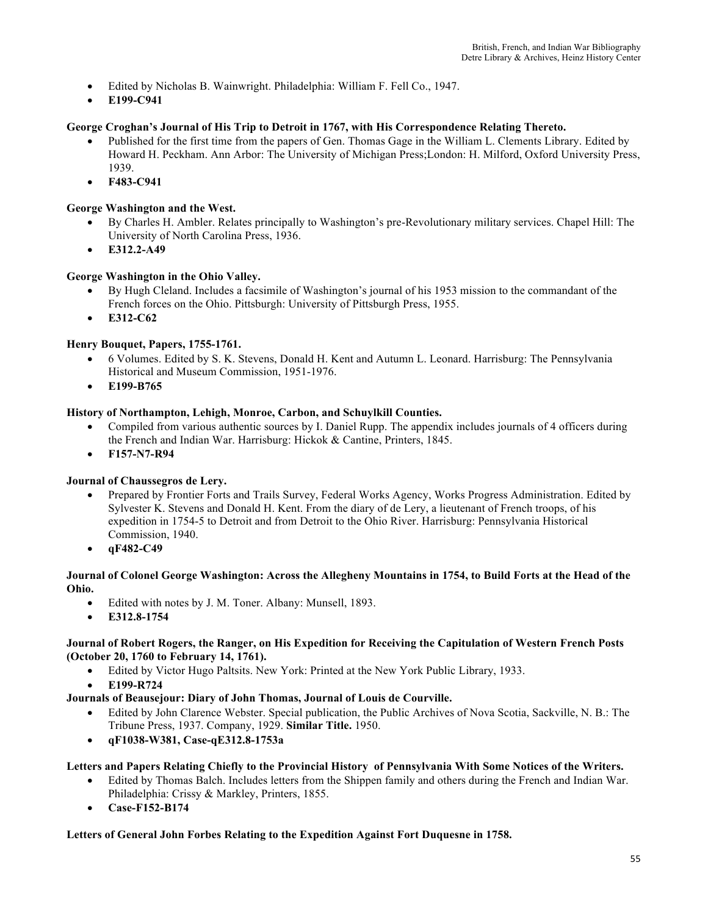- Edited by Nicholas B. Wainwright. Philadelphia: William F. Fell Co., 1947.
- **E199-C941**

**George Croghan's Journal of His Trip to Detroit in 1767, with His Correspondence Relating Thereto.**

- Published for the first time from the papers of Gen. Thomas Gage in the William L. Clements Library. Edited by Howard H. Peckham. Ann Arbor: The University of Michigan Press;London: H. Milford, Oxford University Press, 1939.
- **F483-C941**

**George Washington and the West.**

- By Charles H. Ambler. Relates principally to Washington's pre-Revolutionary military services. Chapel Hill: The University of North Carolina Press, 1936.
- **E312.2-A49**

**George Washington in the Ohio Valley.**

- By Hugh Cleland. Includes a facsimile of Washington's journal of his 1953 mission to the commandant of the French forces on the Ohio. Pittsburgh: University of Pittsburgh Press, 1955.
- **E312-C62**

**Henry Bouquet, Papers, 1755-1761.**

- 6 Volumes. Edited by S. K. Stevens, Donald H. Kent and Autumn L. Leonard. Harrisburg: The Pennsylvania Historical and Museum Commission, 1951-1976.
- **E199-B765**

**History of Northampton, Lehigh, Monroe, Carbon, and Schuylkill Counties.**

- Compiled from various authentic sources by I. Daniel Rupp. The appendix includes journals of 4 officers during the French and Indian War. Harrisburg: Hickok & Cantine, Printers, 1845.
- **F157-N7-R94**

**Journal of Chaussegros de Lery.**

- Prepared by Frontier Forts and Trails Survey, Federal Works Agency, Works Progress Administration. Edited by Sylvester K. Stevens and Donald H. Kent. From the diary of de Lery, a lieutenant of French troops, of his expedition in 1754-5 to Detroit and from Detroit to the Ohio River. Harrisburg: Pennsylvania Historical Commission, 1940.
- **qF482-C49**

**Journal of Colonel George Washington: Across the Allegheny Mountains in 1754, to Build Forts at the Head of the Ohio.**

- Edited with notes by J. M. Toner. Albany: Munsell, 1893.
- **E312.8-1754**

**Journal of Robert Rogers, the Ranger, on His Expedition for Receiving the Capitulation of Western French Posts (October 20, 1760 to February 14, 1761).**

- Edited by Victor Hugo Paltsits. New York: Printed at the New York Public Library, 1933.
- **E199-R724**

**Journals of Beausejour: Diary of John Thomas, Journal of Louis de Courville.**

- Edited by John Clarence Webster. Special publication, the Public Archives of Nova Scotia, Sackville, N. B.: The Tribune Press, 1937. Company, 1929. **Similar Title.** 1950.
- **qF1038-W381, Case-qE312.8-1753a**

**Letters and Papers Relating Chiefly to the Provincial History of Pennsylvania With Some Notices of the Writers.**

- Edited by Thomas Balch. Includes letters from the Shippen family and others during the French and Indian War. Philadelphia: Crissy & Markley, Printers, 1855.
- **Case-F152-B174**

**Letters of General John Forbes Relating to the Expedition Against Fort Duquesne in 1758.**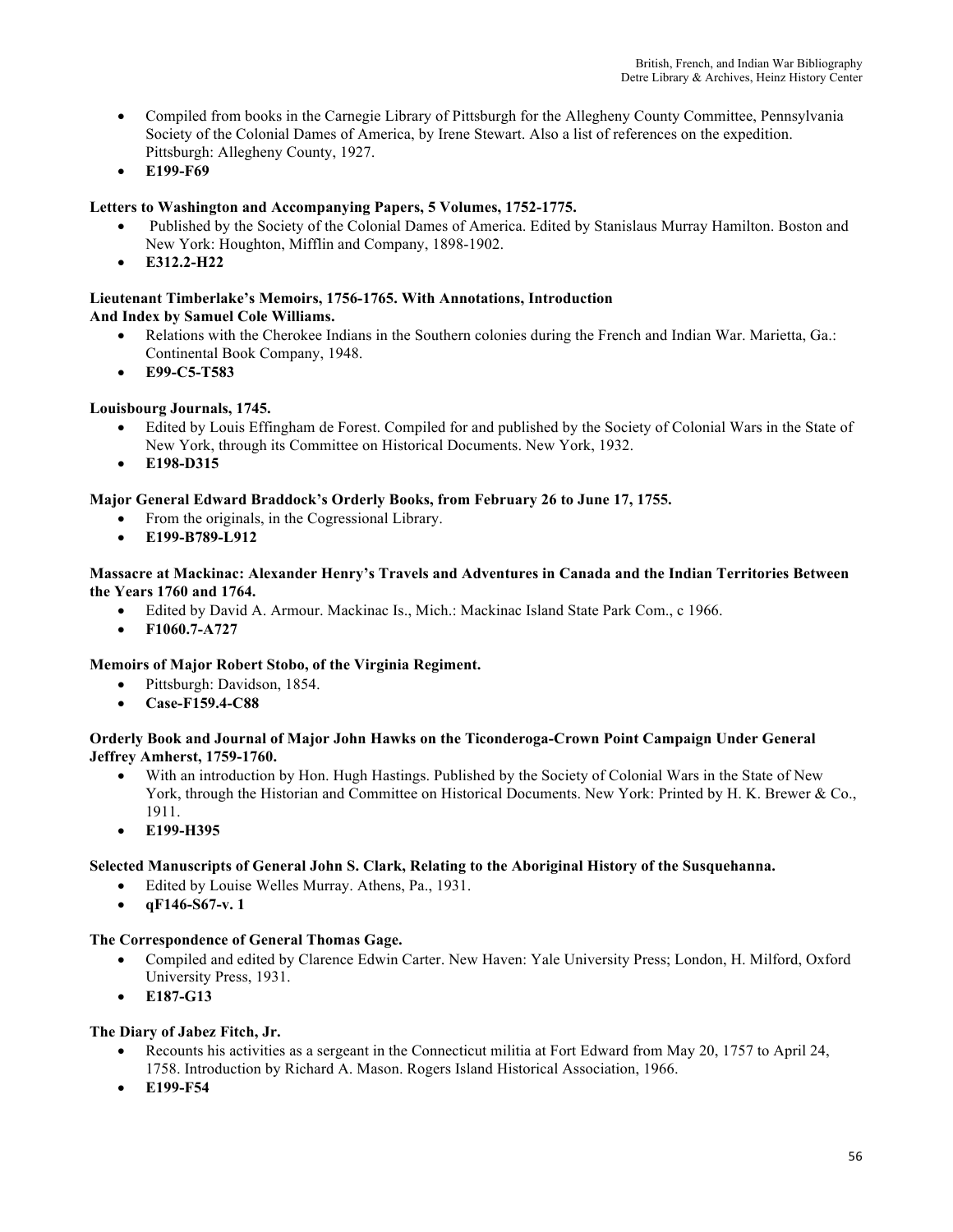- Compiled from books in the Carnegie Library of Pittsburgh for the Allegheny County Committee, Pennsylvania Society of the Colonial Dames of America, by Irene Stewart. Also a list of references on the expedition. Pittsburgh: Allegheny County, 1927.
- **E199-F69**

**Letters to Washington and Accompanying Papers, 5 Volumes, 1752-1775.**

- Published by the Society of the Colonial Dames of America. Edited by Stanislaus Murray Hamilton. Boston and New York: Houghton, Mifflin and Company, 1898-1902.
- **E312.2-H22**

**Lieutenant Timberlake's Memoirs, 1756-1765. With Annotations, Introduction And Index by Samuel Cole Williams.**

- Relations with the Cherokee Indians in the Southern colonies during the French and Indian War. Marietta, Ga.: Continental Book Company, 1948.
- **E99-C5-T583**

**Louisbourg Journals, 1745.**

- Edited by Louis Effingham de Forest. Compiled for and published by the Society of Colonial Wars in the State of New York, through its Committee on Historical Documents. New York, 1932.
- **E198-D315**

**Major General Edward Braddock's Orderly Books, from February 26 to June 17, 1755.**

- From the originals, in the Cogressional Library.
- **E199-B789-L912**

**Massacre at Mackinac: Alexander Henry's Travels and Adventures in Canada and the Indian Territories Between the Years 1760 and 1764.**

- Edited by David A. Armour. Mackinac Is., Mich.: Mackinac Island State Park Com., c 1966.
- **F1060.7-A727**

**Memoirs of Major Robert Stobo, of the Virginia Regiment.**

- Pittsburgh: Davidson, 1854.
- **Case-F159.4-C88**

**Orderly Book and Journal of Major John Hawks on the Ticonderoga-Crown Point Campaign Under General Jeffrey Amherst, 1759-1760.**

- With an introduction by Hon. Hugh Hastings. Published by the Society of Colonial Wars in the State of New York, through the Historian and Committee on Historical Documents. New York: Printed by H. K. Brewer & Co., 1911.
- **E199-H395**

**Selected Manuscripts of General John S. Clark, Relating to the Aboriginal History of the Susquehanna.**

- Edited by Louise Welles Murray. Athens, Pa., 1931.
- **qF146-S67-v. 1**

**The Correspondence of General Thomas Gage.**

- Compiled and edited by Clarence Edwin Carter. New Haven: Yale University Press; London, H. Milford, Oxford University Press, 1931.
- **E187-G13**

**The Diary of Jabez Fitch, Jr.**

- Recounts his activities as a sergeant in the Connecticut militia at Fort Edward from May 20, 1757 to April 24, 1758. Introduction by Richard A. Mason. Rogers Island Historical Association, 1966.
- **E199-F54**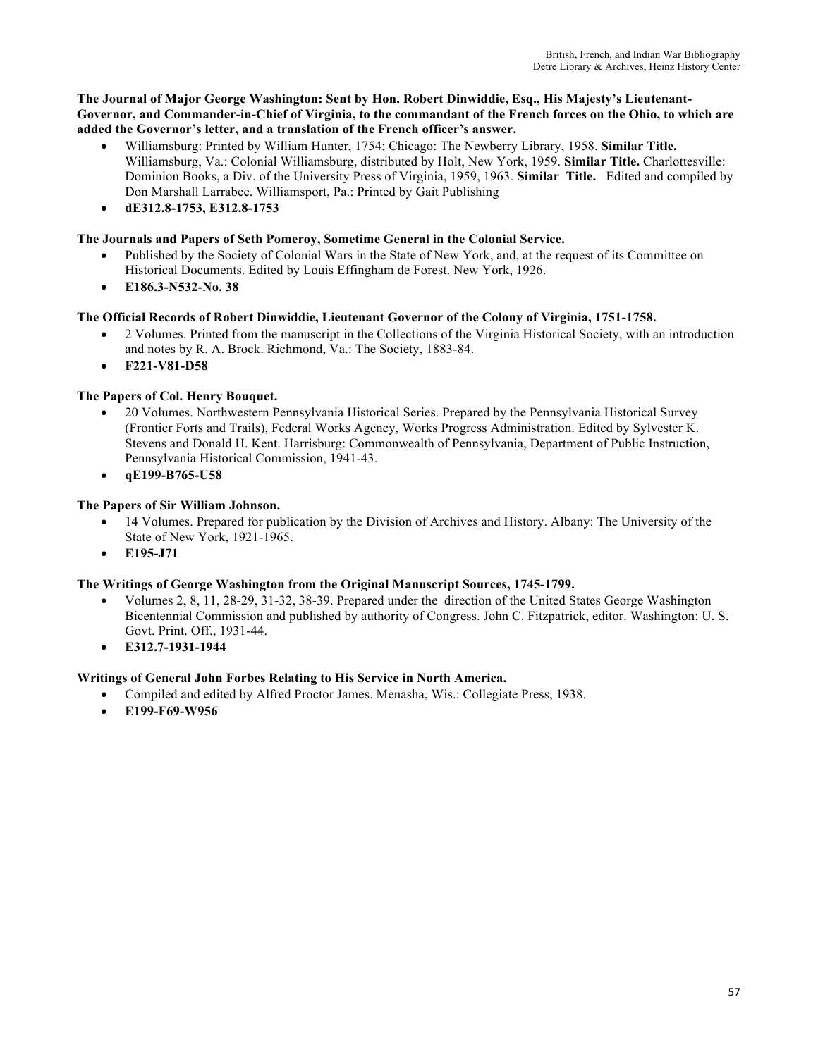**The Journal of Major George Washington: Sent by Hon. Robert Dinwiddie, Esq., His Majesty's Lieutenant-Governor, and Commander-in-Chief of Virginia, to the commandant of the French forces on the Ohio, to which are added the Governor's letter, and a translation of the French officer's answer.**

- Williamsburg: Printed by William Hunter, 1754; Chicago: The Newberry Library, 1958. **Similar Title.** Williamsburg, Va.: Colonial Williamsburg, distributed by Holt, New York, 1959. **Similar Title.** Charlottesville: Dominion Books, a Div. of the University Press of Virginia, 1959, 1963. **Similar Title.** Edited and compiled by Don Marshall Larrabee. Williamsport, Pa.: Printed by Gait Publishing
- **dE312.8-1753, E312.8-1753**

**The Journals and Papers of Seth Pomeroy, Sometime General in the Colonial Service.**

- Published by the Society of Colonial Wars in the State of New York, and, at the request of its Committee on Historical Documents. Edited by Louis Effingham de Forest. New York, 1926.
- **E186.3-N532-No. 38**

**The Official Records of Robert Dinwiddie, Lieutenant Governor of the Colony of Virginia, 1751-1758.**

- 2 Volumes. Printed from the manuscript in the Collections of the Virginia Historical Society, with an introduction and notes by R. A. Brock. Richmond, Va.: The Society, 1883-84.
- **F221-V81-D58**

**The Papers of Col. Henry Bouquet.**

- 20 Volumes. Northwestern Pennsylvania Historical Series. Prepared by the Pennsylvania Historical Survey (Frontier Forts and Trails), Federal Works Agency, Works Progress Administration. Edited by Sylvester K. Stevens and Donald H. Kent. Harrisburg: Commonwealth of Pennsylvania, Department of Public Instruction, Pennsylvania Historical Commission, 1941-43.
- **qE199-B765-U58**

**The Papers of Sir William Johnson.**

- 14 Volumes. Prepared for publication by the Division of Archives and History. Albany: The University of the State of New York, 1921-1965.
- **E195-J71**

**The Writings of George Washington from the Original Manuscript Sources, 1745-1799.**

- Volumes 2, 8, 11, 28-29, 31-32, 38-39. Prepared under the direction of the United States George Washington Bicentennial Commission and published by authority of Congress. John C. Fitzpatrick, editor. Washington: U. S. Govt. Print. Off., 1931-44.
- **E312.7-1931-1944**

**Writings of General John Forbes Relating to His Service in North America.**

- Compiled and edited by Alfred Proctor James. Menasha, Wis.: Collegiate Press, 1938.
- **E199-F69-W956**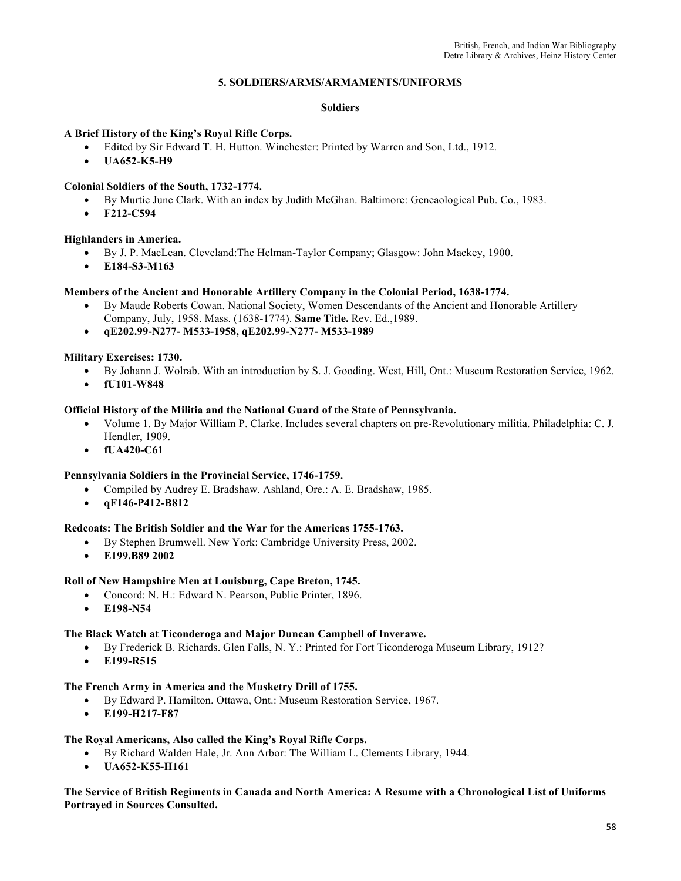## 5. SOLDIERS/ARMS/ARMAMENTS/UNIFORMS

### Soldiers

**A Brief History of the King's Royal Rifle Corps.**

- Edited by Sir Edward T. H. Hutton. Winchester: Printed by Warren and Son, Ltd., 1912.
- **UA652-K5-H9**

**Colonial Soldiers of the South, 1732-1774.**

- By Murtie June Clark. With an index by Judith McGhan. Baltimore: Geneaological Pub. Co., 1983.
- **F212-C594**

**Highlanders in America.**

- By J. P. MacLean. Cleveland:The Helman-Taylor Company; Glasgow: John Mackey, 1900.
- **E184-S3-M163**

**Members of the Ancient and Honorable Artillery Company in the Colonial Period, 1638-1774.**

- By Maude Roberts Cowan. National Society, Women Descendants of the Ancient and Honorable Artillery Company, July, 1958. Mass. (1638-1774). **Same Title.** Rev. Ed.,1989.
- **qE202.99-N277- M533-1958, qE202.99-N277- M533-1989**

**Military Exercises: 1730.**

- By Johann J. Wolrab. With an introduction by S. J. Gooding. West, Hill, Ont.: Museum Restoration Service, 1962.
- **fU101-W848**

**Official History of the Militia and the National Guard of the State of Pennsylvania.**

- Volume 1. By Major William P. Clarke. Includes several chapters on pre-Revolutionary militia. Philadelphia: C. J. Hendler, 1909.
- **fUA420-C61**

**Pennsylvania Soldiers in the Provincial Service, 1746-1759.**

- Compiled by Audrey E. Bradshaw. Ashland, Ore.: A. E. Bradshaw, 1985.
- **qF146-P412-B812**

**Redcoats: The British Soldier and the War for the Americas 1755-1763.**

- By Stephen Brumwell. New York: Cambridge University Press, 2002.
- **E199.B89 2002**

**Roll of New Hampshire Men at Louisburg, Cape Breton, 1745.**

- Concord: N. H.: Edward N. Pearson, Public Printer, 1896.
- **E198-N54**

**The Black Watch at Ticonderoga and Major Duncan Campbell of Inverawe.**

- By Frederick B. Richards. Glen Falls, N. Y.: Printed for Fort Ticonderoga Museum Library, 1912?
- **E199-R515**

**The French Army in America and the Musketry Drill of 1755.**

- By Edward P. Hamilton. Ottawa, Ont.: Museum Restoration Service, 1967.
- **E199-H217-F87**

**The Royal Americans, Also called the King's Royal Rifle Corps.**

- By Richard Walden Hale, Jr. Ann Arbor: The William L. Clements Library, 1944.
- **UA652-K55-H161**

**The Service of British Regiments in Canada and North America: A Resume with a Chronological List of Uniforms Portrayed in Sources Consulted.**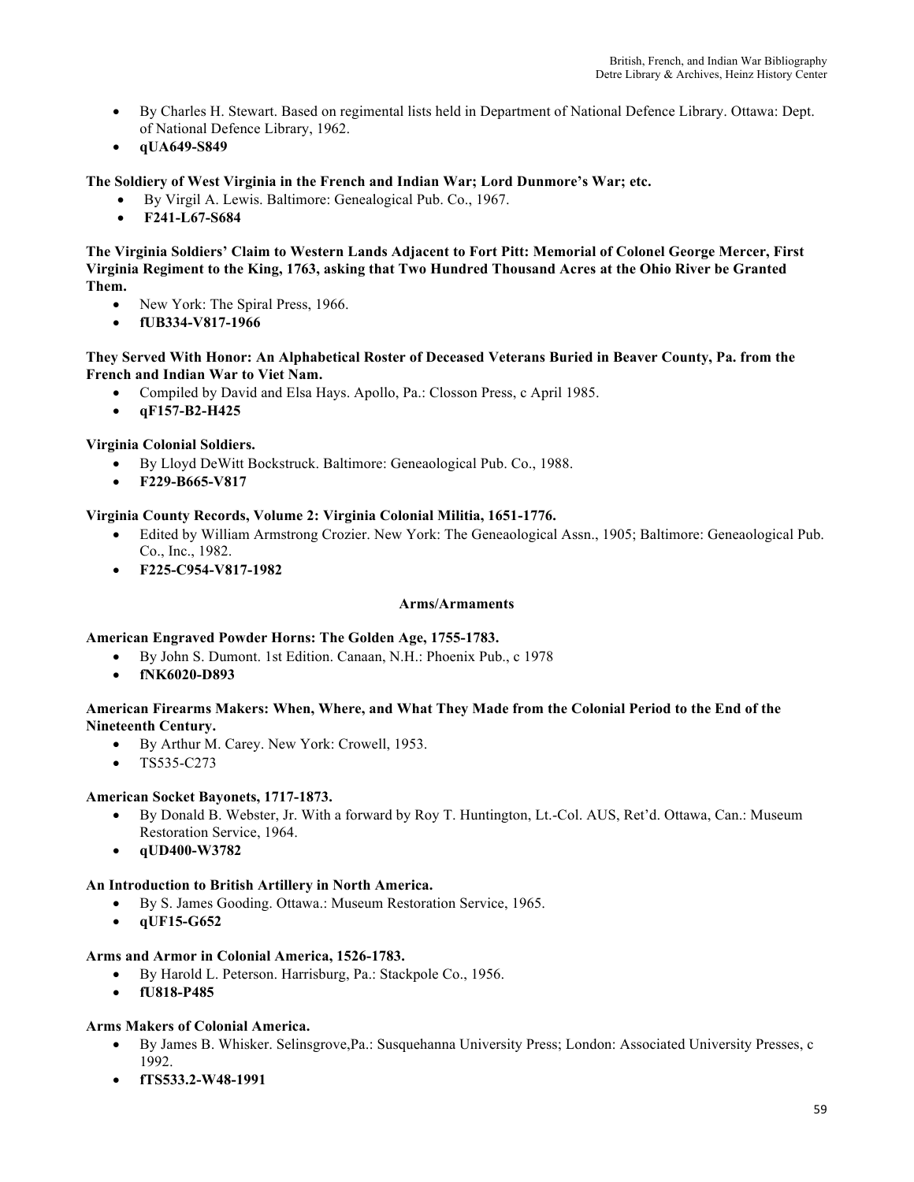- By Charles H. Stewart. Based on regimental lists held in Department of National Defence Library. Ottawa: Dept. of National Defence Library, 1962.
- **qUA649-S849**

**The Soldiery of West Virginia in the French and Indian War; Lord Dunmore's War; etc.**
- By Virgil A. Lewis. Baltimore: Genealogical Pub. Co., 1967.
- **F241-L67-S684**

**The Virginia Soldiers' Claim to Western Lands Adjacent to Fort Pitt: Memorial of Colonel George Mercer, First Virginia Regiment to the King, 1763, asking that Two Hundred Thousand Acres at the Ohio River be Granted Them.**
- New York: The Spiral Press, 1966.
- **fUB334-V817-1966**

**They Served With Honor: An Alphabetical Roster of Deceased Veterans Buried in Beaver County, Pa. from the French and Indian War to Viet Nam.**
- Compiled by David and Elsa Hays. Apollo, Pa.: Closson Press, c April 1985.
- **qF157-B2-H425**

**Virginia Colonial Soldiers.**
- By Lloyd DeWitt Bockstruck. Baltimore: Geneaological Pub. Co., 1988.
- **F229-B665-V817**

**Virginia County Records, Volume 2: Virginia Colonial Militia, 1651-1776.**
- Edited by William Armstrong Crozier. New York: The Geneaological Assn., 1905; Baltimore: Geneaological Pub. Co., Inc., 1982.
- **F225-C954-V817-1982**

## Arms/Armaments

**American Engraved Powder Horns: The Golden Age, 1755-1783.**
- By John S. Dumont. 1st Edition. Canaan, N.H.: Phoenix Pub., c 1978
- **fNK6020-D893**

**American Firearms Makers: When, Where, and What They Made from the Colonial Period to the End of the Nineteenth Century.**
- By Arthur M. Carey. New York: Crowell, 1953.
- TS535-C273

**American Socket Bayonets, 1717-1873.**
- By Donald B. Webster, Jr. With a forward by Roy T. Huntington, Lt.-Col. AUS, Ret'd. Ottawa, Can.: Museum Restoration Service, 1964.
- **qUD400-W3782**

**An Introduction to British Artillery in North America.**
- By S. James Gooding. Ottawa.: Museum Restoration Service, 1965.
- **qUF15-G652**

**Arms and Armor in Colonial America, 1526-1783.**
- By Harold L. Peterson. Harrisburg, Pa.: Stackpole Co., 1956.
- **fU818-P485**

**Arms Makers of Colonial America.**
- By James B. Whisker. Selinsgrove,Pa.: Susquehanna University Press; London: Associated University Presses, c 1992.
- **fTS533.2-W48-1991**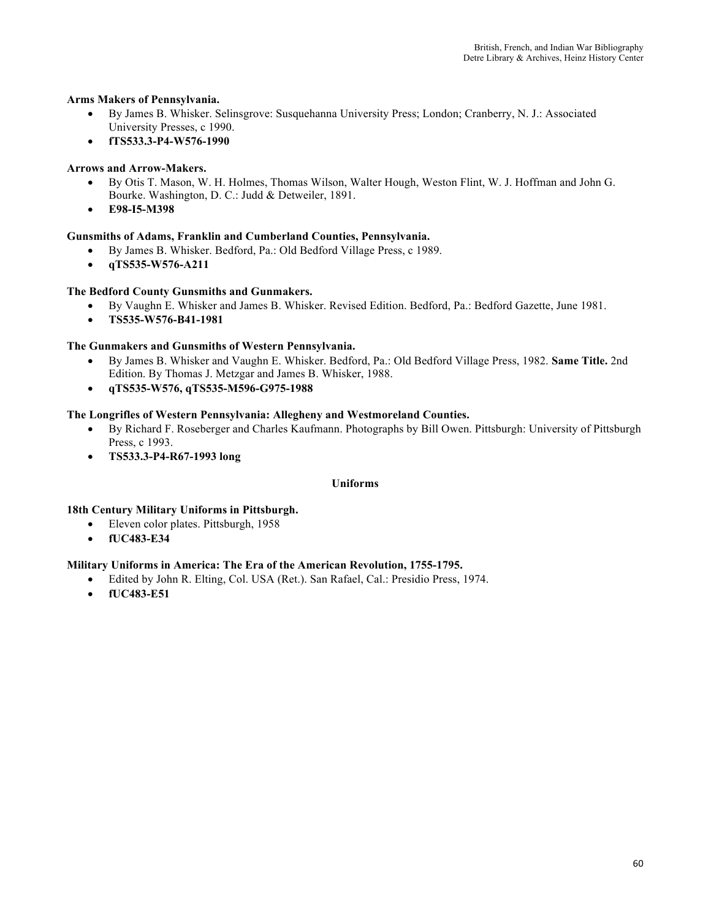**Arms Makers of Pennsylvania.**

- By James B. Whisker. Selinsgrove: Susquehanna University Press; London; Cranberry, N. J.: Associated University Presses, c 1990.
- **fTS533.3-P4-W576-1990**

**Arrows and Arrow-Makers.**

- By Otis T. Mason, W. H. Holmes, Thomas Wilson, Walter Hough, Weston Flint, W. J. Hoffman and John G. Bourke. Washington, D. C.: Judd & Detweiler, 1891.
- **E98-I5-M398**

**Gunsmiths of Adams, Franklin and Cumberland Counties, Pennsylvania.**

- By James B. Whisker. Bedford, Pa.: Old Bedford Village Press, c 1989.
- **qTS535-W576-A211**

**The Bedford County Gunsmiths and Gunmakers.**

- By Vaughn E. Whisker and James B. Whisker. Revised Edition. Bedford, Pa.: Bedford Gazette, June 1981.
- **TS535-W576-B41-1981**

**The Gunmakers and Gunsmiths of Western Pennsylvania.**

- By James B. Whisker and Vaughn E. Whisker. Bedford, Pa.: Old Bedford Village Press, 1982. **Same Title.** 2nd Edition. By Thomas J. Metzgar and James B. Whisker, 1988.
- **qTS535-W576, qTS535-M596-G975-1988**

**The Longrifles of Western Pennsylvania: Allegheny and Westmoreland Counties.**

- By Richard F. Roseberger and Charles Kaufmann. Photographs by Bill Owen. Pittsburgh: University of Pittsburgh Press, c 1993.
- **TS533.3-P4-R67-1993 long**

## Uniforms

**18th Century Military Uniforms in Pittsburgh.**

- Eleven color plates. Pittsburgh, 1958
- **fUC483-E34**

**Military Uniforms in America: The Era of the American Revolution, 1755-1795.**

- Edited by John R. Elting, Col. USA (Ret.). San Rafael, Cal.: Presidio Press, 1974.
- **fUC483-E51**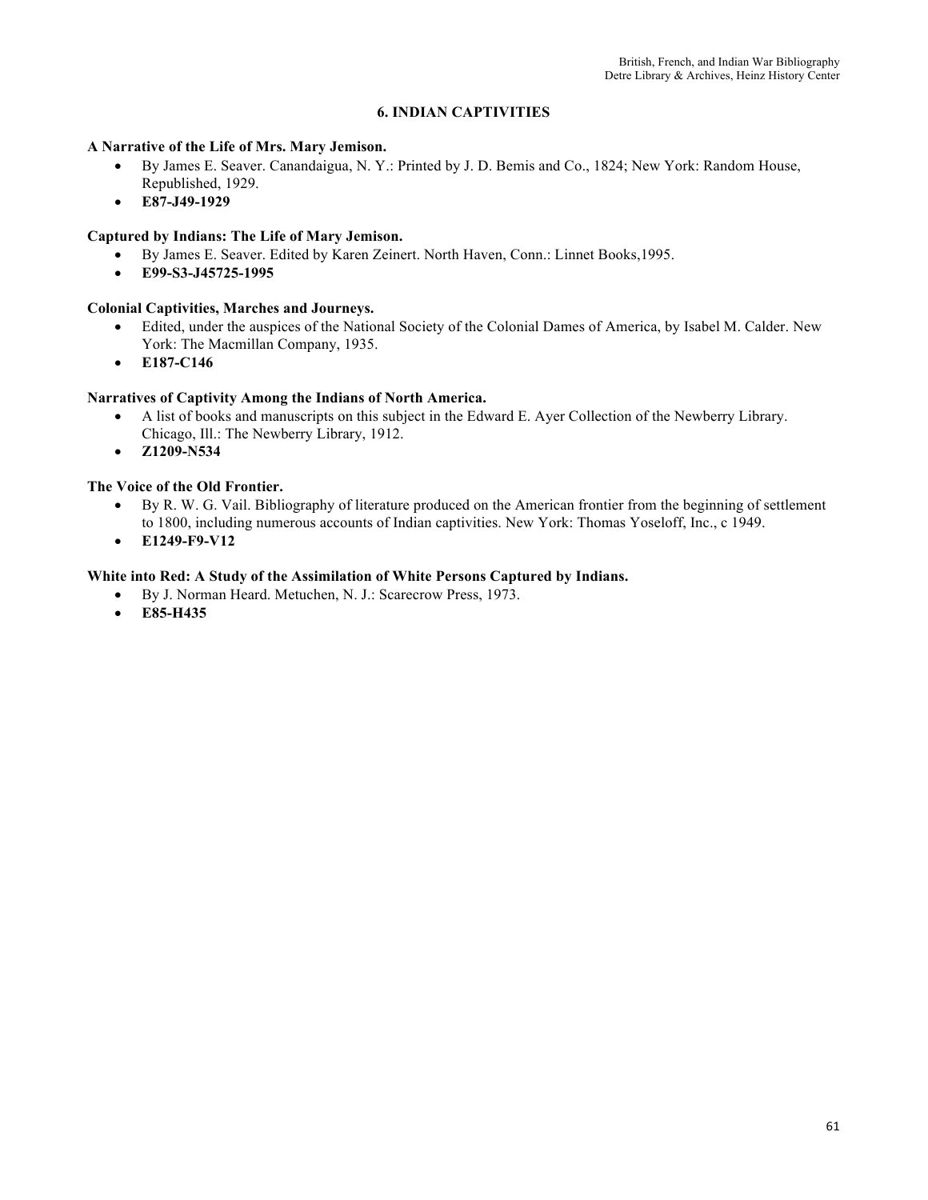## 6. INDIAN CAPTIVITIES

**A Narrative of the Life of Mrs. Mary Jemison.**

- By James E. Seaver. Canandaigua, N. Y.: Printed by J. D. Bemis and Co., 1824; New York: Random House, Republished, 1929.
- **E87-J49-1929**

**Captured by Indians: The Life of Mary Jemison.**

- By James E. Seaver. Edited by Karen Zeinert. North Haven, Conn.: Linnet Books,1995.
- **E99-S3-J45725-1995**

**Colonial Captivities, Marches and Journeys.**

- Edited, under the auspices of the National Society of the Colonial Dames of America, by Isabel M. Calder. New York: The Macmillan Company, 1935.
- **E187-C146**

**Narratives of Captivity Among the Indians of North America.**

- A list of books and manuscripts on this subject in the Edward E. Ayer Collection of the Newberry Library. Chicago, Ill.: The Newberry Library, 1912.
- **Z1209-N534**

**The Voice of the Old Frontier.**

- By R. W. G. Vail. Bibliography of literature produced on the American frontier from the beginning of settlement to 1800, including numerous accounts of Indian captivities. New York: Thomas Yoseloff, Inc., c 1949.
- **E1249-F9-V12**

**White into Red: A Study of the Assimilation of White Persons Captured by Indians.**

- By J. Norman Heard. Metuchen, N. J.: Scarecrow Press, 1973.
- **E85-H435**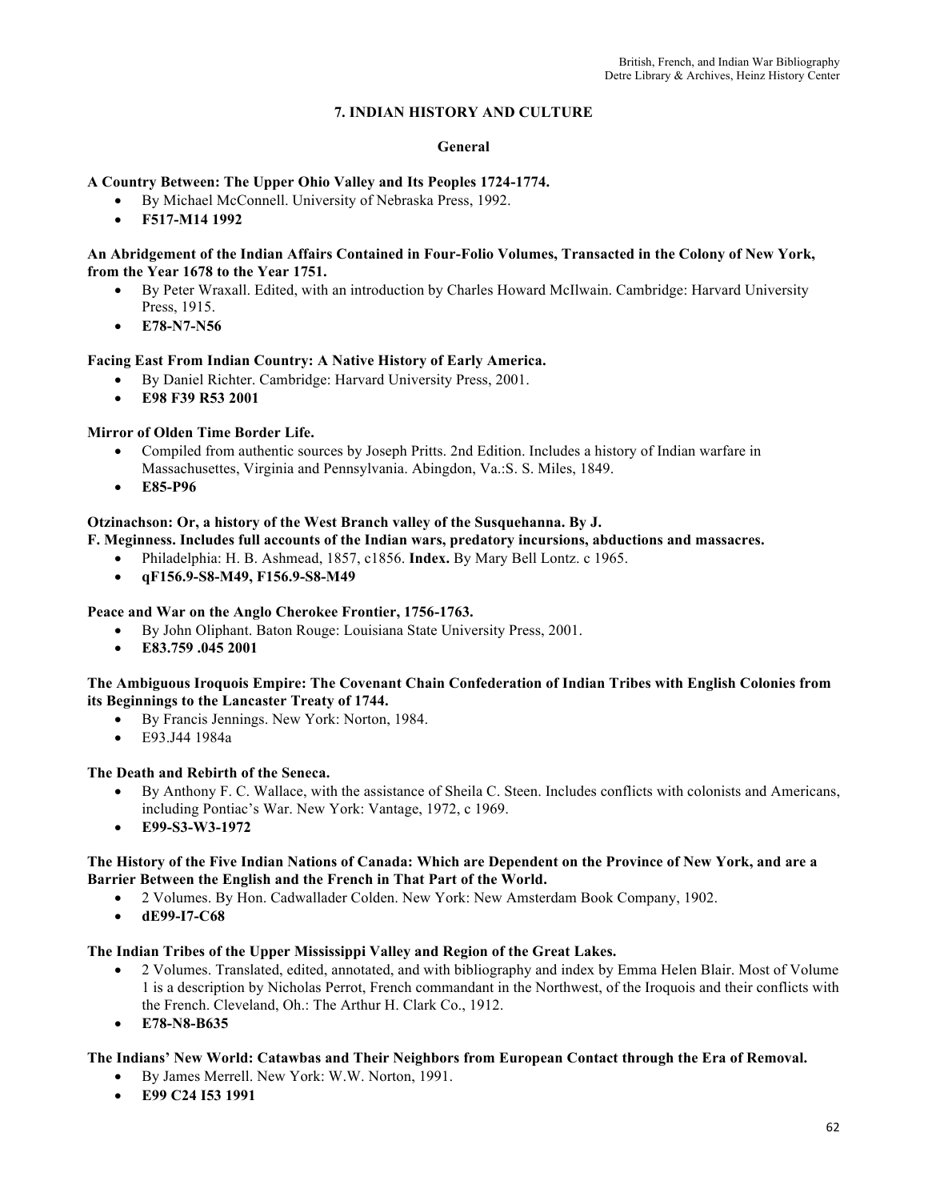## 7. INDIAN HISTORY AND CULTURE

### General

**A Country Between: The Upper Ohio Valley and Its Peoples 1724-1774.**

- By Michael McConnell. University of Nebraska Press, 1992.
- **F517-M14 1992**

**An Abridgement of the Indian Affairs Contained in Four-Folio Volumes, Transacted in the Colony of New York, from the Year 1678 to the Year 1751.**

- By Peter Wraxall. Edited, with an introduction by Charles Howard McIlwain. Cambridge: Harvard University Press, 1915.
- **E78-N7-N56**

**Facing East From Indian Country: A Native History of Early America.**

- By Daniel Richter. Cambridge: Harvard University Press, 2001.
- **E98 F39 R53 2001**

**Mirror of Olden Time Border Life.**

- Compiled from authentic sources by Joseph Pritts. 2nd Edition. Includes a history of Indian warfare in Massachusettes, Virginia and Pennsylvania. Abingdon, Va.:S. S. Miles, 1849.
- **E85-P96**

**Otzinachson: Or, a history of the West Branch valley of the Susquehanna. By J. F. Meginness. Includes full accounts of the Indian wars, predatory incursions, abductions and massacres.**

- Philadelphia: H. B. Ashmead, 1857, c1856. **Index.** By Mary Bell Lontz. c 1965.
- **qF156.9-S8-M49, F156.9-S8-M49**

**Peace and War on the Anglo Cherokee Frontier, 1756-1763.**

- By John Oliphant. Baton Rouge: Louisiana State University Press, 2001.
- **E83.759 .045 2001**

**The Ambiguous Iroquois Empire: The Covenant Chain Confederation of Indian Tribes with English Colonies from its Beginnings to the Lancaster Treaty of 1744.**

- By Francis Jennings. New York: Norton, 1984.
- E93.J44 1984a

**The Death and Rebirth of the Seneca.**

- By Anthony F. C. Wallace, with the assistance of Sheila C. Steen. Includes conflicts with colonists and Americans, including Pontiac's War. New York: Vantage, 1972, c 1969.
- **E99-S3-W3-1972**

**The History of the Five Indian Nations of Canada: Which are Dependent on the Province of New York, and are a Barrier Between the English and the French in That Part of the World.**

- 2 Volumes. By Hon. Cadwallader Colden. New York: New Amsterdam Book Company, 1902.
- **dE99-I7-C68**

**The Indian Tribes of the Upper Mississippi Valley and Region of the Great Lakes.**

- 2 Volumes. Translated, edited, annotated, and with bibliography and index by Emma Helen Blair. Most of Volume 1 is a description by Nicholas Perrot, French commandant in the Northwest, of the Iroquois and their conflicts with the French. Cleveland, Oh.: The Arthur H. Clark Co., 1912.
- **E78-N8-B635**

**The Indians' New World: Catawbas and Their Neighbors from European Contact through the Era of Removal.**

- By James Merrell. New York: W.W. Norton, 1991.
- **E99 C24 I53 1991**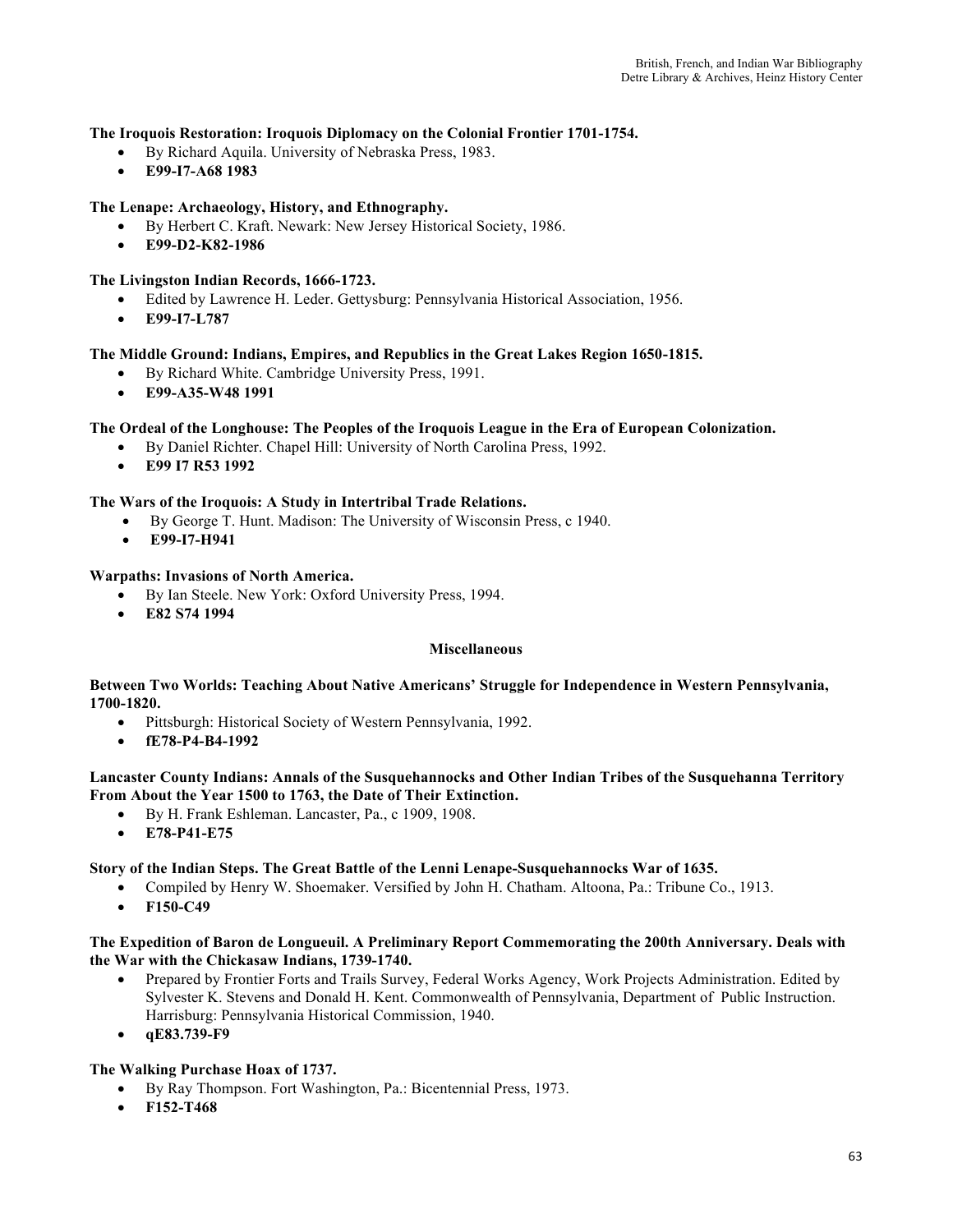**The Iroquois Restoration: Iroquois Diplomacy on the Colonial Frontier 1701-1754.**

- By Richard Aquila. University of Nebraska Press, 1983.
- **E99-I7-A68 1983**

**The Lenape: Archaeology, History, and Ethnography.**

- By Herbert C. Kraft. Newark: New Jersey Historical Society, 1986.
- **E99-D2-K82-1986**

**The Livingston Indian Records, 1666-1723.**

- Edited by Lawrence H. Leder. Gettysburg: Pennsylvania Historical Association, 1956.
- **E99-I7-L787**

**The Middle Ground: Indians, Empires, and Republics in the Great Lakes Region 1650-1815.**

- By Richard White. Cambridge University Press, 1991.
- **E99-A35-W48 1991**

**The Ordeal of the Longhouse: The Peoples of the Iroquois League in the Era of European Colonization.**

- By Daniel Richter. Chapel Hill: University of North Carolina Press, 1992.
- **E99 I7 R53 1992**

**The Wars of the Iroquois: A Study in Intertribal Trade Relations.**

- By George T. Hunt. Madison: The University of Wisconsin Press, c 1940.
- **E99-I7-H941**

**Warpaths: Invasions of North America.**

- By Ian Steele. New York: Oxford University Press, 1994.
- **E82 S74 1994**

## Miscellaneous

**Between Two Worlds: Teaching About Native Americans' Struggle for Independence in Western Pennsylvania, 1700-1820.**

- Pittsburgh: Historical Society of Western Pennsylvania, 1992.
- **fE78-P4-B4-1992**

**Lancaster County Indians: Annals of the Susquehannocks and Other Indian Tribes of the Susquehanna Territory From About the Year 1500 to 1763, the Date of Their Extinction.**

- By H. Frank Eshleman. Lancaster, Pa., c 1909, 1908.
- **E78-P41-E75**

**Story of the Indian Steps. The Great Battle of the Lenni Lenape-Susquehannocks War of 1635.**

- Compiled by Henry W. Shoemaker. Versified by John H. Chatham. Altoona, Pa.: Tribune Co., 1913.
- **F150-C49**

**The Expedition of Baron de Longueuil. A Preliminary Report Commemorating the 200th Anniversary. Deals with the War with the Chickasaw Indians, 1739-1740.**

- Prepared by Frontier Forts and Trails Survey, Federal Works Agency, Work Projects Administration. Edited by Sylvester K. Stevens and Donald H. Kent. Commonwealth of Pennsylvania, Department of Public Instruction. Harrisburg: Pennsylvania Historical Commission, 1940.
- **qE83.739-F9**

**The Walking Purchase Hoax of 1737.**

- By Ray Thompson. Fort Washington, Pa.: Bicentennial Press, 1973.
- **F152-T468**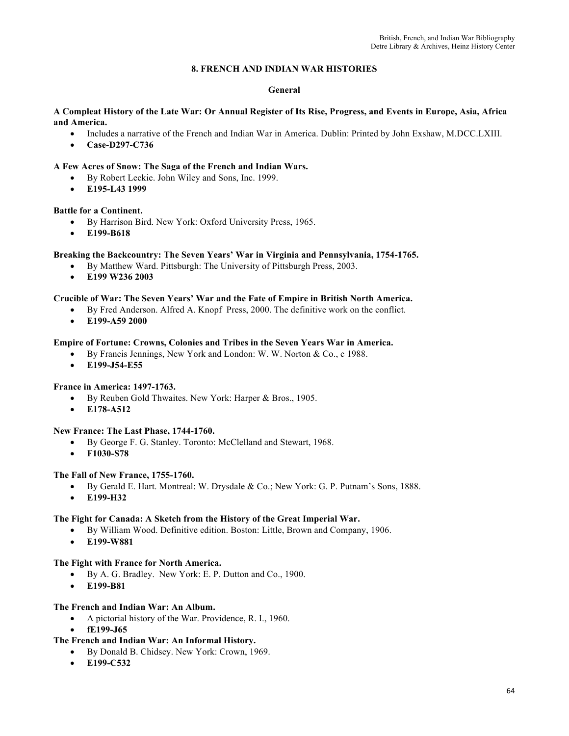## 8. FRENCH AND INDIAN WAR HISTORIES

### General

**A Compleat History of the Late War: Or Annual Register of Its Rise, Progress, and Events in Europe, Asia, Africa and America.**

- Includes a narrative of the French and Indian War in America. Dublin: Printed by John Exshaw, M.DCC.LXIII.
- **Case-D297-C736**

**A Few Acres of Snow: The Saga of the French and Indian Wars.**

- By Robert Leckie. John Wiley and Sons, Inc. 1999.
- **E195-L43 1999**

**Battle for a Continent.**

- By Harrison Bird. New York: Oxford University Press, 1965.
- **E199-B618**

**Breaking the Backcountry: The Seven Years' War in Virginia and Pennsylvania, 1754-1765.**

- By Matthew Ward. Pittsburgh: The University of Pittsburgh Press, 2003.
- **E199 W236 2003**

**Crucible of War: The Seven Years' War and the Fate of Empire in British North America.**

- By Fred Anderson. Alfred A. Knopf Press, 2000. The definitive work on the conflict.
- **E199-A59 2000**

**Empire of Fortune: Crowns, Colonies and Tribes in the Seven Years War in America.**

- By Francis Jennings, New York and London: W. W. Norton & Co., c 1988.
- **E199-J54-E55**

**France in America: 1497-1763.**

- By Reuben Gold Thwaites. New York: Harper & Bros., 1905.
- **E178-A512**

**New France: The Last Phase, 1744-1760.**

- By George F. G. Stanley. Toronto: McClelland and Stewart, 1968.
- **F1030-S78**

**The Fall of New France, 1755-1760.**

- By Gerald E. Hart. Montreal: W. Drysdale & Co.; New York: G. P. Putnam's Sons, 1888.
- **E199-H32**

**The Fight for Canada: A Sketch from the History of the Great Imperial War.**

- By William Wood. Definitive edition. Boston: Little, Brown and Company, 1906.
- **E199-W881**

**The Fight with France for North America.**

- By A. G. Bradley. New York: E. P. Dutton and Co., 1900.
- **E199-B81**

**The French and Indian War: An Album.**

- A pictorial history of the War. Providence, R. I., 1960.
- **fE199-J65**

**The French and Indian War: An Informal History.**

- By Donald B. Chidsey. New York: Crown, 1969.
- **E199-C532**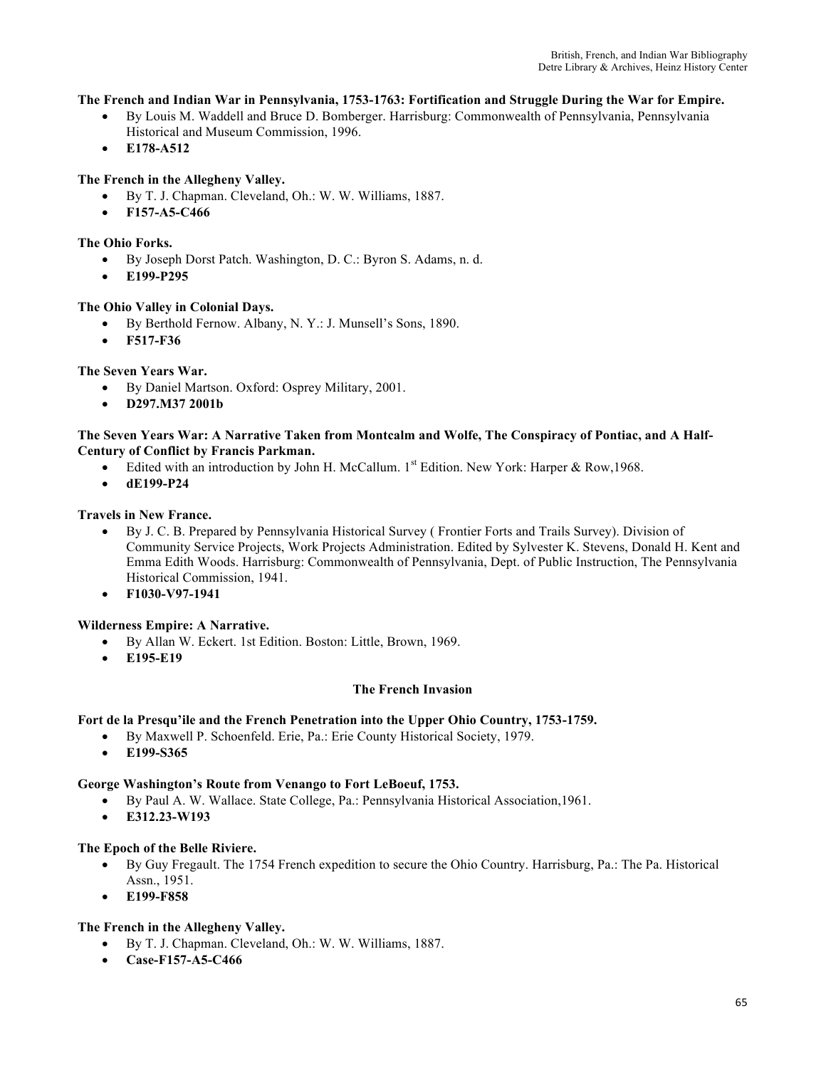**The French and Indian War in Pennsylvania, 1753-1763: Fortification and Struggle During the War for Empire.**

- By Louis M. Waddell and Bruce D. Bomberger. Harrisburg: Commonwealth of Pennsylvania, Pennsylvania Historical and Museum Commission, 1996.
- **E178-A512**

**The French in the Allegheny Valley.**

- By T. J. Chapman. Cleveland, Oh.: W. W. Williams, 1887.
- **F157-A5-C466**

**The Ohio Forks.**

- By Joseph Dorst Patch. Washington, D. C.: Byron S. Adams, n. d.
- **E199-P295**

**The Ohio Valley in Colonial Days.**

- By Berthold Fernow. Albany, N. Y.: J. Munsell's Sons, 1890.
- **F517-F36**

**The Seven Years War.**

- By Daniel Martson. Oxford: Osprey Military, 2001.
- **D297.M37 2001b**

**The Seven Years War: A Narrative Taken from Montcalm and Wolfe, The Conspiracy of Pontiac, and A Half-Century of Conflict by Francis Parkman.**

- Edited with an introduction by John H. McCallum. 1st Edition. New York: Harper & Row,1968.
- **dE199-P24**

**Travels in New France.**

- By J. C. B. Prepared by Pennsylvania Historical Survey ( Frontier Forts and Trails Survey). Division of Community Service Projects, Work Projects Administration. Edited by Sylvester K. Stevens, Donald H. Kent and Emma Edith Woods. Harrisburg: Commonwealth of Pennsylvania, Dept. of Public Instruction, The Pennsylvania Historical Commission, 1941.
- **F1030-V97-1941**

**Wilderness Empire: A Narrative.**

- By Allan W. Eckert. 1st Edition. Boston: Little, Brown, 1969.
- **E195-E19**

## The French Invasion

**Fort de la Presqu'ile and the French Penetration into the Upper Ohio Country, 1753-1759.**

- By Maxwell P. Schoenfeld. Erie, Pa.: Erie County Historical Society, 1979.
- **E199-S365**

**George Washington's Route from Venango to Fort LeBoeuf, 1753.**

- By Paul A. W. Wallace. State College, Pa.: Pennsylvania Historical Association,1961.
- **E312.23-W193**

**The Epoch of the Belle Riviere.**

- By Guy Fregault. The 1754 French expedition to secure the Ohio Country. Harrisburg, Pa.: The Pa. Historical Assn., 1951.
- **E199-F858**

**The French in the Allegheny Valley.**

- By T. J. Chapman. Cleveland, Oh.: W. W. Williams, 1887.
- **Case-F157-A5-C466**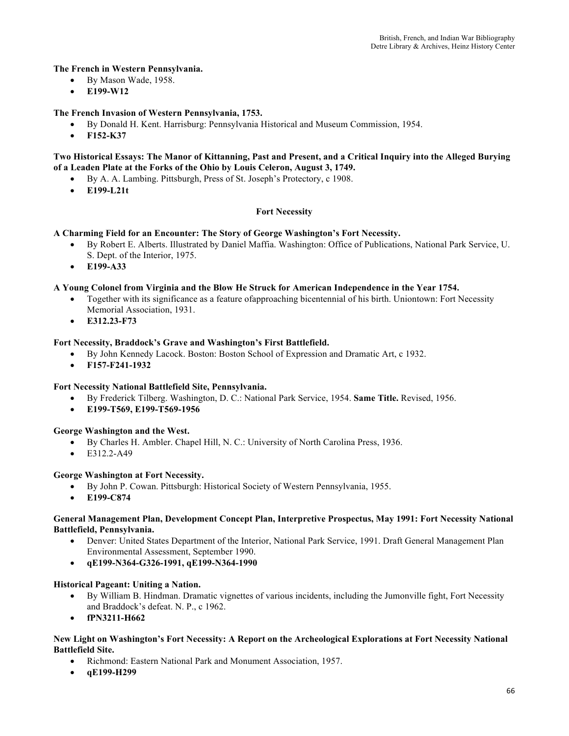**The French in Western Pennsylvania.**

- By Mason Wade, 1958.
- **E199-W12**

**The French Invasion of Western Pennsylvania, 1753.**

- By Donald H. Kent. Harrisburg: Pennsylvania Historical and Museum Commission, 1954.
- **F152-K37**

**Two Historical Essays: The Manor of Kittanning, Past and Present, and a Critical Inquiry into the Alleged Burying of a Leaden Plate at the Forks of the Ohio by Louis Celeron, August 3, 1749.**

- By A. A. Lambing. Pittsburgh, Press of St. Joseph's Protectory, c 1908.
- **E199-L21t**

### Fort Necessity

**A Charming Field for an Encounter: The Story of George Washington's Fort Necessity.**

- By Robert E. Alberts. Illustrated by Daniel Maffia. Washington: Office of Publications, National Park Service, U. S. Dept. of the Interior, 1975.
- **E199-A33**

**A Young Colonel from Virginia and the Blow He Struck for American Independence in the Year 1754.**

- Together with its significance as a feature ofapproaching bicentennial of his birth. Uniontown: Fort Necessity Memorial Association, 1931.
- **E312.23-F73**

**Fort Necessity, Braddock's Grave and Washington's First Battlefield.**

- By John Kennedy Lacock. Boston: Boston School of Expression and Dramatic Art, c 1932.
- **F157-F241-1932**

**Fort Necessity National Battlefield Site, Pennsylvania.**

- By Frederick Tilberg. Washington, D. C.: National Park Service, 1954. **Same Title.** Revised, 1956.
- **E199-T569, E199-T569-1956**

**George Washington and the West.**

- By Charles H. Ambler. Chapel Hill, N. C.: University of North Carolina Press, 1936.
- E312.2-A49

**George Washington at Fort Necessity.**

- By John P. Cowan. Pittsburgh: Historical Society of Western Pennsylvania, 1955.
- **E199-C874**

**General Management Plan, Development Concept Plan, Interpretive Prospectus, May 1991: Fort Necessity National Battlefield, Pennsylvania.**

- Denver: United States Department of the Interior, National Park Service, 1991. Draft General Management Plan Environmental Assessment, September 1990.
- **qE199-N364-G326-1991, qE199-N364-1990**

**Historical Pageant: Uniting a Nation.**

- By William B. Hindman. Dramatic vignettes of various incidents, including the Jumonville fight, Fort Necessity and Braddock's defeat. N. P., c 1962.
- **fPN3211-H662**

**New Light on Washington's Fort Necessity: A Report on the Archeological Explorations at Fort Necessity National Battlefield Site.**

- Richmond: Eastern National Park and Monument Association, 1957.
- **qE199-H299**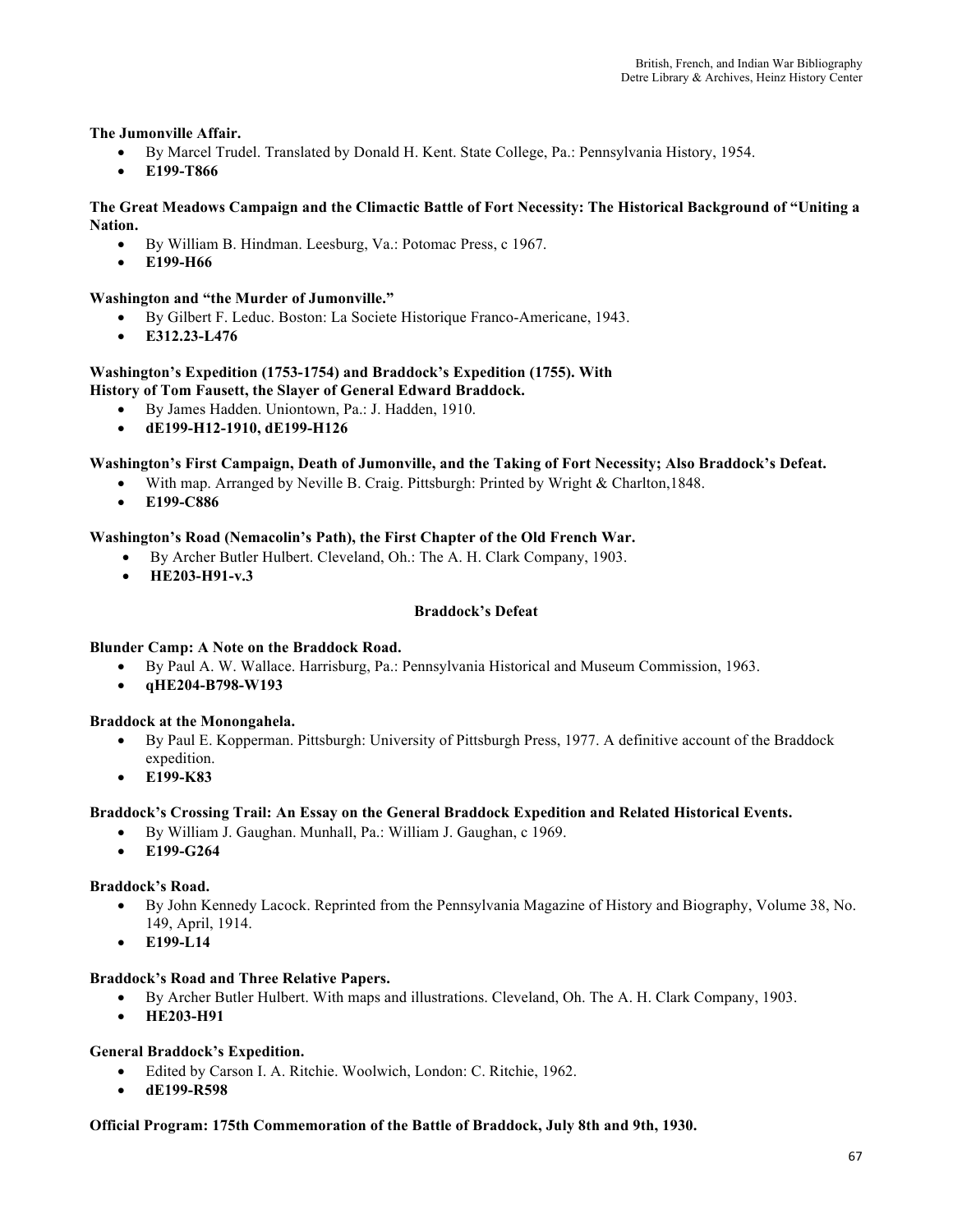**The Jumonville Affair.**

- By Marcel Trudel. Translated by Donald H. Kent. State College, Pa.: Pennsylvania History, 1954.
- **E199-T866**

**The Great Meadows Campaign and the Climactic Battle of Fort Necessity: The Historical Background of "Uniting a Nation.**

- By William B. Hindman. Leesburg, Va.: Potomac Press, c 1967.
- **E199-H66**

**Washington and "the Murder of Jumonville."**

- By Gilbert F. Leduc. Boston: La Societe Historique Franco-Americane, 1943.
- **E312.23-L476**

**Washington's Expedition (1753-1754) and Braddock's Expedition (1755). With History of Tom Fausett, the Slayer of General Edward Braddock.**

- By James Hadden. Uniontown, Pa.: J. Hadden, 1910.
- **dE199-H12-1910, dE199-H126**

**Washington's First Campaign, Death of Jumonville, and the Taking of Fort Necessity; Also Braddock's Defeat.**

- With map. Arranged by Neville B. Craig. Pittsburgh: Printed by Wright & Charlton,1848.
- **E199-C886**

**Washington's Road (Nemacolin's Path), the First Chapter of the Old French War.**

- By Archer Butler Hulbert. Cleveland, Oh.: The A. H. Clark Company, 1903.
- **HE203-H91-v.3**

## Braddock's Defeat

**Blunder Camp: A Note on the Braddock Road.**

- By Paul A. W. Wallace. Harrisburg, Pa.: Pennsylvania Historical and Museum Commission, 1963.
- **qHE204-B798-W193**

**Braddock at the Monongahela.**

- By Paul E. Kopperman. Pittsburgh: University of Pittsburgh Press, 1977. A definitive account of the Braddock expedition.
- **E199-K83**

**Braddock's Crossing Trail: An Essay on the General Braddock Expedition and Related Historical Events.**

- By William J. Gaughan. Munhall, Pa.: William J. Gaughan, c 1969.
- **E199-G264**

**Braddock's Road.**

- By John Kennedy Lacock. Reprinted from the Pennsylvania Magazine of History and Biography, Volume 38, No. 149, April, 1914.
- **E199-L14**

**Braddock's Road and Three Relative Papers.**

- By Archer Butler Hulbert. With maps and illustrations. Cleveland, Oh. The A. H. Clark Company, 1903.
- **HE203-H91**

**General Braddock's Expedition.**

- Edited by Carson I. A. Ritchie. Woolwich, London: C. Ritchie, 1962.
- **dE199-R598**

**Official Program: 175th Commemoration of the Battle of Braddock, July 8th and 9th, 1930.**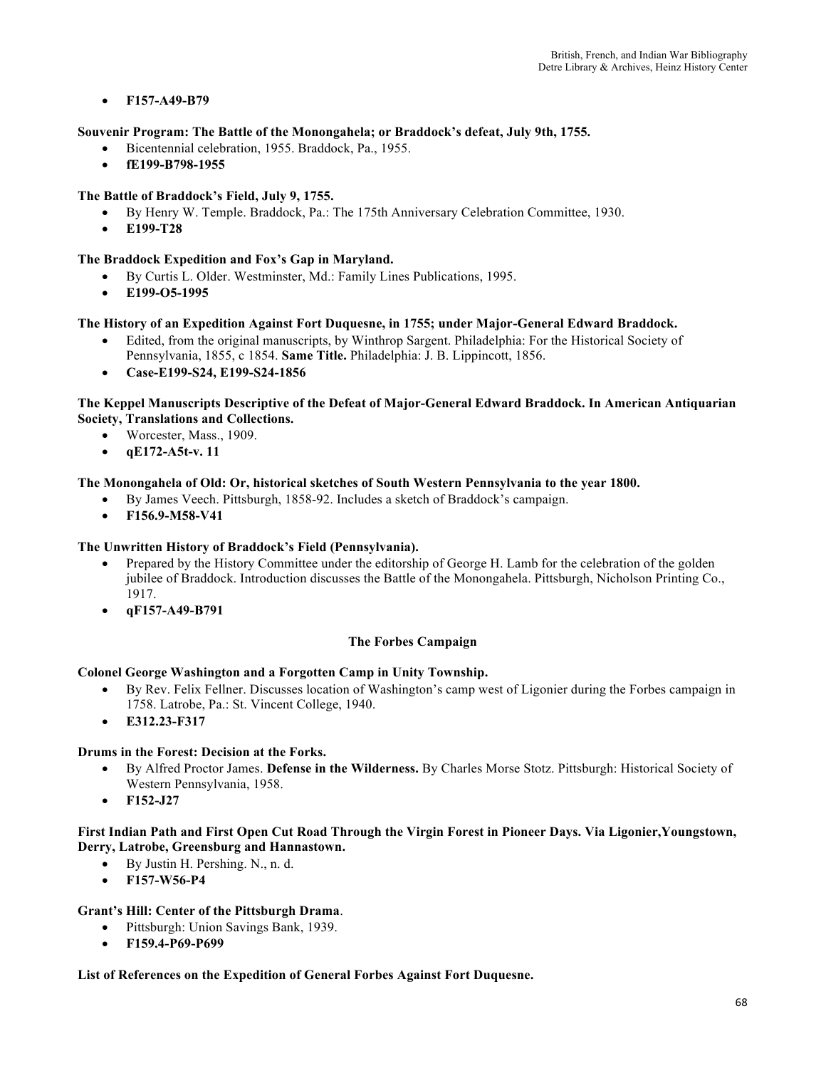- **F157-A49-B79**

**Souvenir Program: The Battle of the Monongahela; or Braddock's defeat, July 9th, 1755.**

- Bicentennial celebration, 1955. Braddock, Pa., 1955.
- **fE199-B798-1955**

**The Battle of Braddock's Field, July 9, 1755.**

- By Henry W. Temple. Braddock, Pa.: The 175th Anniversary Celebration Committee, 1930.
- **E199-T28**

**The Braddock Expedition and Fox's Gap in Maryland.**

- By Curtis L. Older. Westminster, Md.: Family Lines Publications, 1995.
- **E199-O5-1995**

**The History of an Expedition Against Fort Duquesne, in 1755; under Major-General Edward Braddock.**

- Edited, from the original manuscripts, by Winthrop Sargent. Philadelphia: For the Historical Society of Pennsylvania, 1855, c 1854. **Same Title.** Philadelphia: J. B. Lippincott, 1856.
- **Case-E199-S24, E199-S24-1856**

**The Keppel Manuscripts Descriptive of the Defeat of Major-General Edward Braddock. In American Antiquarian Society, Translations and Collections.**

- Worcester, Mass., 1909.
- **qE172-A5t-v. 11**

**The Monongahela of Old: Or, historical sketches of South Western Pennsylvania to the year 1800.**

- By James Veech. Pittsburgh, 1858-92. Includes a sketch of Braddock's campaign.
- **F156.9-M58-V41**

**The Unwritten History of Braddock's Field (Pennsylvania).**

- Prepared by the History Committee under the editorship of George H. Lamb for the celebration of the golden jubilee of Braddock. Introduction discusses the Battle of the Monongahela. Pittsburgh, Nicholson Printing Co., 1917.
- **qF157-A49-B791**

## The Forbes Campaign

**Colonel George Washington and a Forgotten Camp in Unity Township.**

- By Rev. Felix Fellner. Discusses location of Washington's camp west of Ligonier during the Forbes campaign in 1758. Latrobe, Pa.: St. Vincent College, 1940.
- **E312.23-F317**

**Drums in the Forest: Decision at the Forks.**

- By Alfred Proctor James. **Defense in the Wilderness.** By Charles Morse Stotz. Pittsburgh: Historical Society of Western Pennsylvania, 1958.
- **F152-J27**

**First Indian Path and First Open Cut Road Through the Virgin Forest in Pioneer Days. Via Ligonier,Youngstown, Derry, Latrobe, Greensburg and Hannastown.**

- By Justin H. Pershing. N., n. d.
- **F157-W56-P4**

**Grant's Hill: Center of the Pittsburgh Drama**.

- Pittsburgh: Union Savings Bank, 1939.
- **F159.4-P69-P699**

**List of References on the Expedition of General Forbes Against Fort Duquesne.**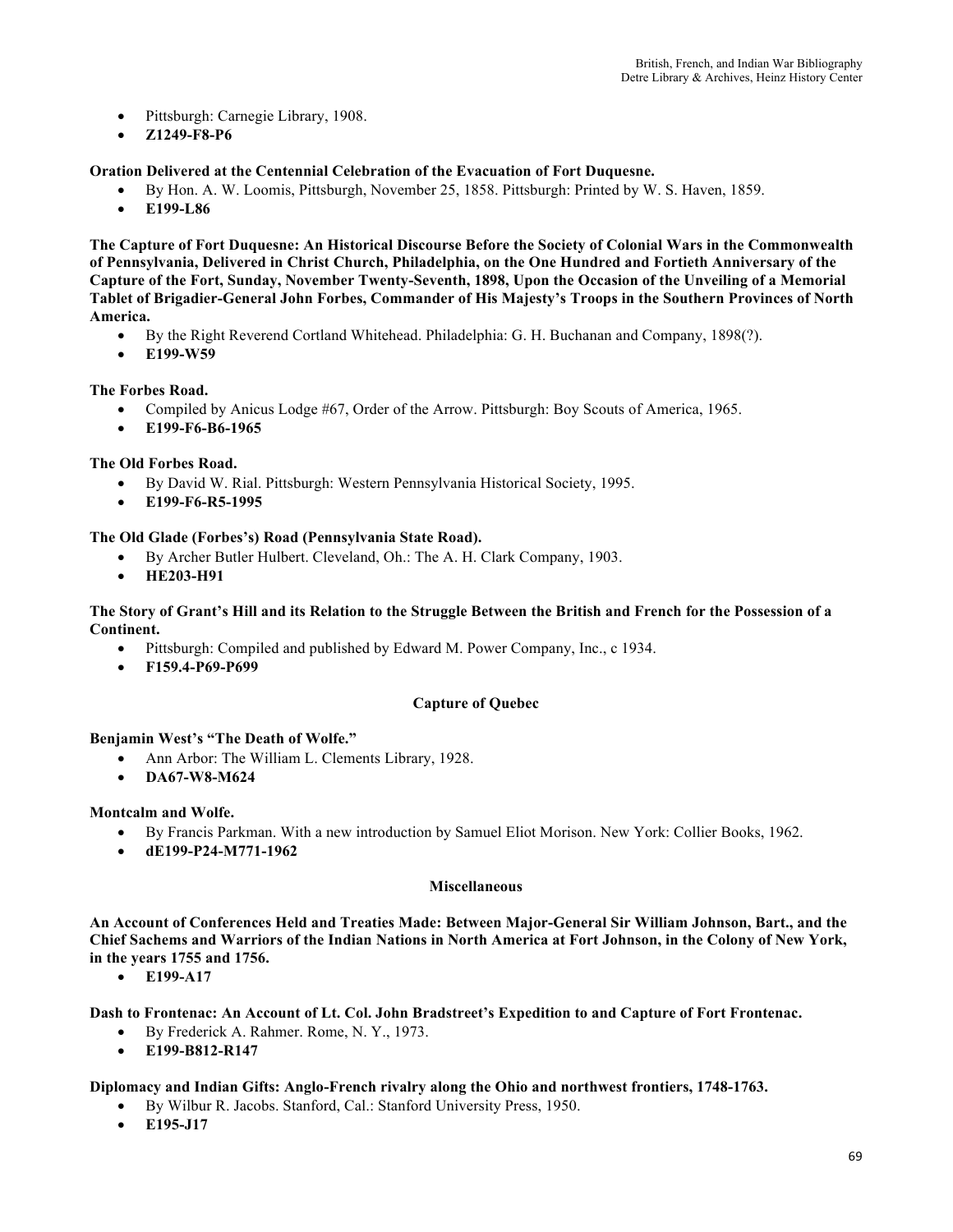- Pittsburgh: Carnegie Library, 1908.
- **Z1249-F8-P6**

**Oration Delivered at the Centennial Celebration of the Evacuation of Fort Duquesne.**

- By Hon. A. W. Loomis, Pittsburgh, November 25, 1858. Pittsburgh: Printed by W. S. Haven, 1859.
- **E199-L86**

**The Capture of Fort Duquesne: An Historical Discourse Before the Society of Colonial Wars in the Commonwealth of Pennsylvania, Delivered in Christ Church, Philadelphia, on the One Hundred and Fortieth Anniversary of the Capture of the Fort, Sunday, November Twenty-Seventh, 1898, Upon the Occasion of the Unveiling of a Memorial Tablet of Brigadier-General John Forbes, Commander of His Majesty's Troops in the Southern Provinces of North America.**

- By the Right Reverend Cortland Whitehead. Philadelphia: G. H. Buchanan and Company, 1898(?).
- **E199-W59**

**The Forbes Road.**

- Compiled by Anicus Lodge #67, Order of the Arrow. Pittsburgh: Boy Scouts of America, 1965.
- **E199-F6-B6-1965**

**The Old Forbes Road.**

- By David W. Rial. Pittsburgh: Western Pennsylvania Historical Society, 1995.
- **E199-F6-R5-1995**

**The Old Glade (Forbes's) Road (Pennsylvania State Road).**

- By Archer Butler Hulbert. Cleveland, Oh.: The A. H. Clark Company, 1903.
- **HE203-H91**

**The Story of Grant's Hill and its Relation to the Struggle Between the British and French for the Possession of a Continent.**

- Pittsburgh: Compiled and published by Edward M. Power Company, Inc., c 1934.
- **F159.4-P69-P699**

## Capture of Quebec

**Benjamin West's "The Death of Wolfe."**

- Ann Arbor: The William L. Clements Library, 1928.
- **DA67-W8-M624**

**Montcalm and Wolfe.**

- By Francis Parkman. With a new introduction by Samuel Eliot Morison. New York: Collier Books, 1962.
- **dE199-P24-M771-1962**

## Miscellaneous

**An Account of Conferences Held and Treaties Made: Between Major-General Sir William Johnson, Bart., and the Chief Sachems and Warriors of the Indian Nations in North America at Fort Johnson, in the Colony of New York, in the years 1755 and 1756.**

- **E199-A17**

**Dash to Frontenac: An Account of Lt. Col. John Bradstreet's Expedition to and Capture of Fort Frontenac.**

- By Frederick A. Rahmer. Rome, N. Y., 1973.
- **E199-B812-R147**

**Diplomacy and Indian Gifts: Anglo-French rivalry along the Ohio and northwest frontiers, 1748-1763.**

- By Wilbur R. Jacobs. Stanford, Cal.: Stanford University Press, 1950.
- **E195-J17**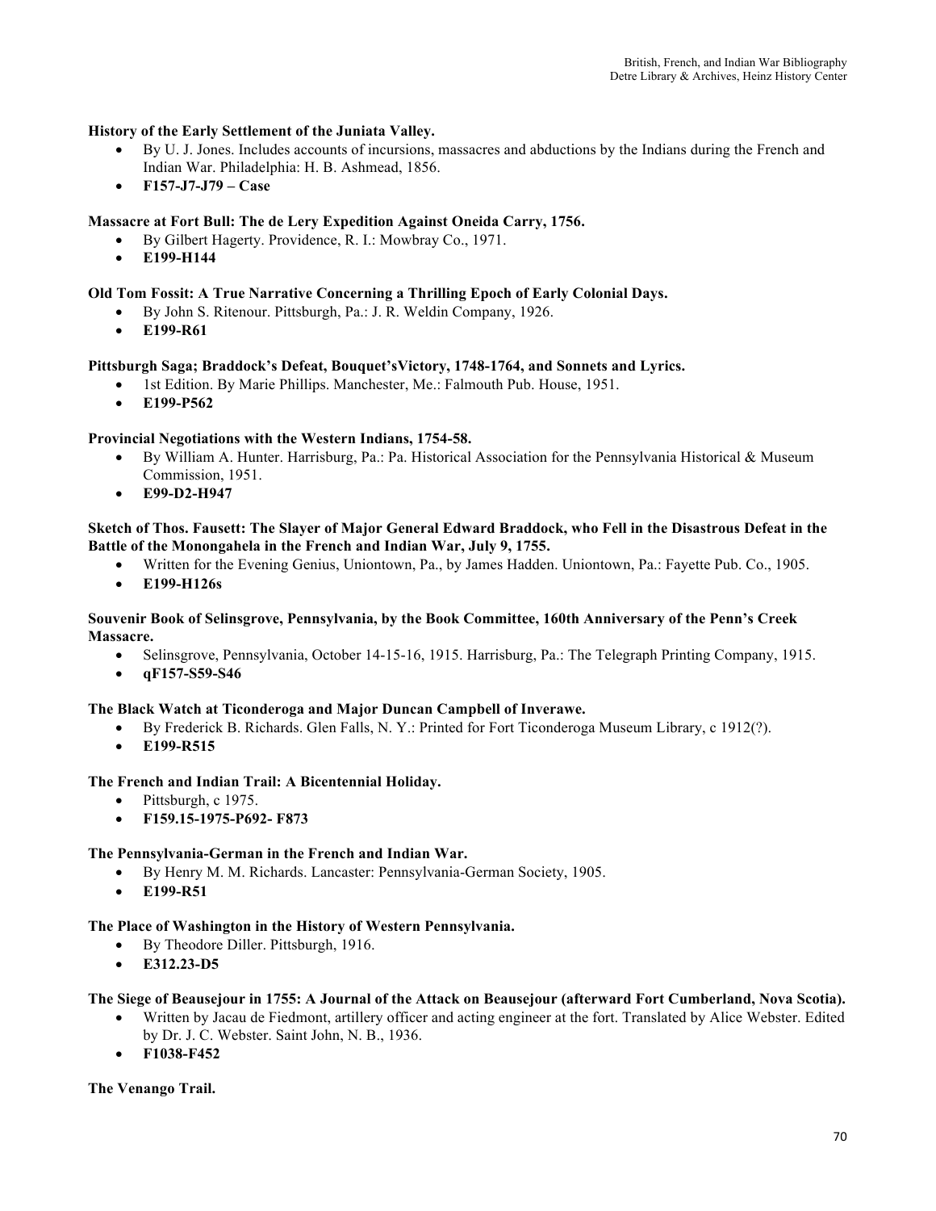**History of the Early Settlement of the Juniata Valley.**

- By U. J. Jones. Includes accounts of incursions, massacres and abductions by the Indians during the French and Indian War. Philadelphia: H. B. Ashmead, 1856.
- **F157-J7-J79 – Case**

**Massacre at Fort Bull: The de Lery Expedition Against Oneida Carry, 1756.**

- By Gilbert Hagerty. Providence, R. I.: Mowbray Co., 1971.
- **E199-H144**

**Old Tom Fossit: A True Narrative Concerning a Thrilling Epoch of Early Colonial Days.**

- By John S. Ritenour. Pittsburgh, Pa.: J. R. Weldin Company, 1926.
- **E199-R61**

**Pittsburgh Saga; Braddock's Defeat, Bouquet'sVictory, 1748-1764, and Sonnets and Lyrics.**

- 1st Edition. By Marie Phillips. Manchester, Me.: Falmouth Pub. House, 1951.
- **E199-P562**

**Provincial Negotiations with the Western Indians, 1754-58.**

- By William A. Hunter. Harrisburg, Pa.: Pa. Historical Association for the Pennsylvania Historical & Museum Commission, 1951.
- **E99-D2-H947**

**Sketch of Thos. Fausett: The Slayer of Major General Edward Braddock, who Fell in the Disastrous Defeat in the Battle of the Monongahela in the French and Indian War, July 9, 1755.**

- Written for the Evening Genius, Uniontown, Pa., by James Hadden. Uniontown, Pa.: Fayette Pub. Co., 1905.
- **E199-H126s**

**Souvenir Book of Selinsgrove, Pennsylvania, by the Book Committee, 160th Anniversary of the Penn's Creek Massacre.**

- Selinsgrove, Pennsylvania, October 14-15-16, 1915. Harrisburg, Pa.: The Telegraph Printing Company, 1915.
- **qF157-S59-S46**

**The Black Watch at Ticonderoga and Major Duncan Campbell of Inverawe.**

- By Frederick B. Richards. Glen Falls, N. Y.: Printed for Fort Ticonderoga Museum Library, c 1912(?).
- **E199-R515**

**The French and Indian Trail: A Bicentennial Holiday.**

- Pittsburgh, c 1975.
- **F159.15-1975-P692- F873**

**The Pennsylvania-German in the French and Indian War.**

- By Henry M. M. Richards. Lancaster: Pennsylvania-German Society, 1905.
- **E199-R51**

**The Place of Washington in the History of Western Pennsylvania.**

- By Theodore Diller. Pittsburgh, 1916.
- **E312.23-D5**

**The Siege of Beausejour in 1755: A Journal of the Attack on Beausejour (afterward Fort Cumberland, Nova Scotia).**

- Written by Jacau de Fiedmont, artillery officer and acting engineer at the fort. Translated by Alice Webster. Edited by Dr. J. C. Webster. Saint John, N. B., 1936.
- **F1038-F452**

**The Venango Trail.**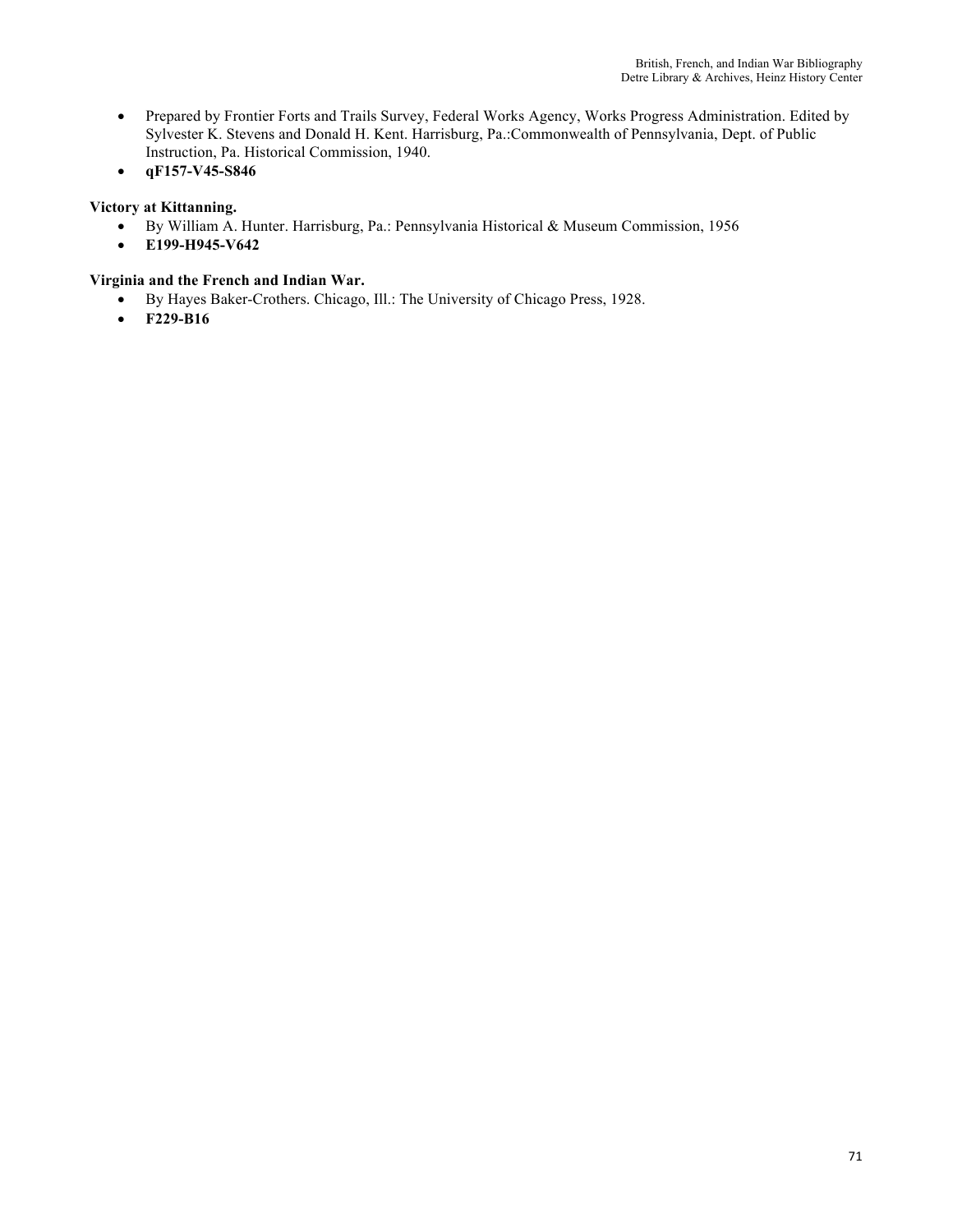- Prepared by Frontier Forts and Trails Survey, Federal Works Agency, Works Progress Administration. Edited by Sylvester K. Stevens and Donald H. Kent. Harrisburg, Pa.:Commonwealth of Pennsylvania, Dept. of Public Instruction, Pa. Historical Commission, 1940.
- **qF157-V45-S846**

**Victory at Kittanning.**

- By William A. Hunter. Harrisburg, Pa.: Pennsylvania Historical & Museum Commission, 1956
- **E199-H945-V642**

**Virginia and the French and Indian War.**

- By Hayes Baker-Crothers. Chicago, Ill.: The University of Chicago Press, 1928.
- **F229-B16**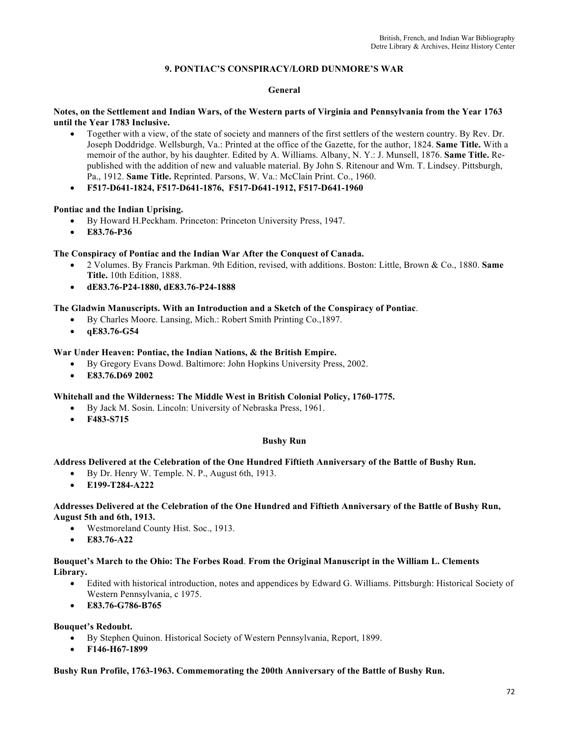## 9. PONTIAC'S CONSPIRACY/LORD DUNMORE'S WAR

### General

**Notes, on the Settlement and Indian Wars, of the Western parts of Virginia and Pennsylvania from the Year 1763 until the Year 1783 Inclusive.**

- Together with a view, of the state of society and manners of the first settlers of the western country. By Rev. Dr. Joseph Doddridge. Wellsburgh, Va.: Printed at the office of the Gazette, for the author, 1824. **Same Title.** With a memoir of the author, by his daughter. Edited by A. Williams. Albany, N. Y.: J. Munsell, 1876. **Same Title.** Re-published with the addition of new and valuable material. By John S. Ritenour and Wm. T. Lindsey. Pittsburgh, Pa., 1912. **Same Title.** Reprinted. Parsons, W. Va.: McClain Print. Co., 1960.
- **F517-D641-1824, F517-D641-1876, F517-D641-1912, F517-D641-1960**

**Pontiac and the Indian Uprising.**

- By Howard H.Peckham. Princeton: Princeton University Press, 1947.
- **E83.76-P36**

**The Conspiracy of Pontiac and the Indian War After the Conquest of Canada.**

- 2 Volumes. By Francis Parkman. 9th Edition, revised, with additions. Boston: Little, Brown & Co., 1880. **Same Title.** 10th Edition, 1888.
- **dE83.76-P24-1880, dE83.76-P24-1888**

**The Gladwin Manuscripts. With an Introduction and a Sketch of the Conspiracy of Pontiac**.

- By Charles Moore. Lansing, Mich.: Robert Smith Printing Co.,1897.
- **qE83.76-G54**

**War Under Heaven: Pontiac, the Indian Nations, & the British Empire.**

- By Gregory Evans Dowd. Baltimore: John Hopkins University Press, 2002.
- **E83.76.D69 2002**

**Whitehall and the Wilderness: The Middle West in British Colonial Policy, 1760-1775.**

- By Jack M. Sosin. Lincoln: University of Nebraska Press, 1961.
- **F483-S715**

### Bushy Run

**Address Delivered at the Celebration of the One Hundred Fiftieth Anniversary of the Battle of Bushy Run.**

- By Dr. Henry W. Temple. N. P., August 6th, 1913.
- **E199-T284-A222**

**Addresses Delivered at the Celebration of the One Hundred and Fiftieth Anniversary of the Battle of Bushy Run, August 5th and 6th, 1913.**

- Westmoreland County Hist. Soc., 1913.
- **E83.76-A22**

**Bouquet's March to the Ohio: The Forbes Road**. **From the Original Manuscript in the William L. Clements Library.**

- Edited with historical introduction, notes and appendices by Edward G. Williams. Pittsburgh: Historical Society of Western Pennsylvania, c 1975.
- **E83.76-G786-B765**

**Bouquet's Redoubt.**

- By Stephen Quinon. Historical Society of Western Pennsylvania, Report, 1899.
- **F146-H67-1899**

**Bushy Run Profile, 1763-1963. Commemorating the 200th Anniversary of the Battle of Bushy Run.**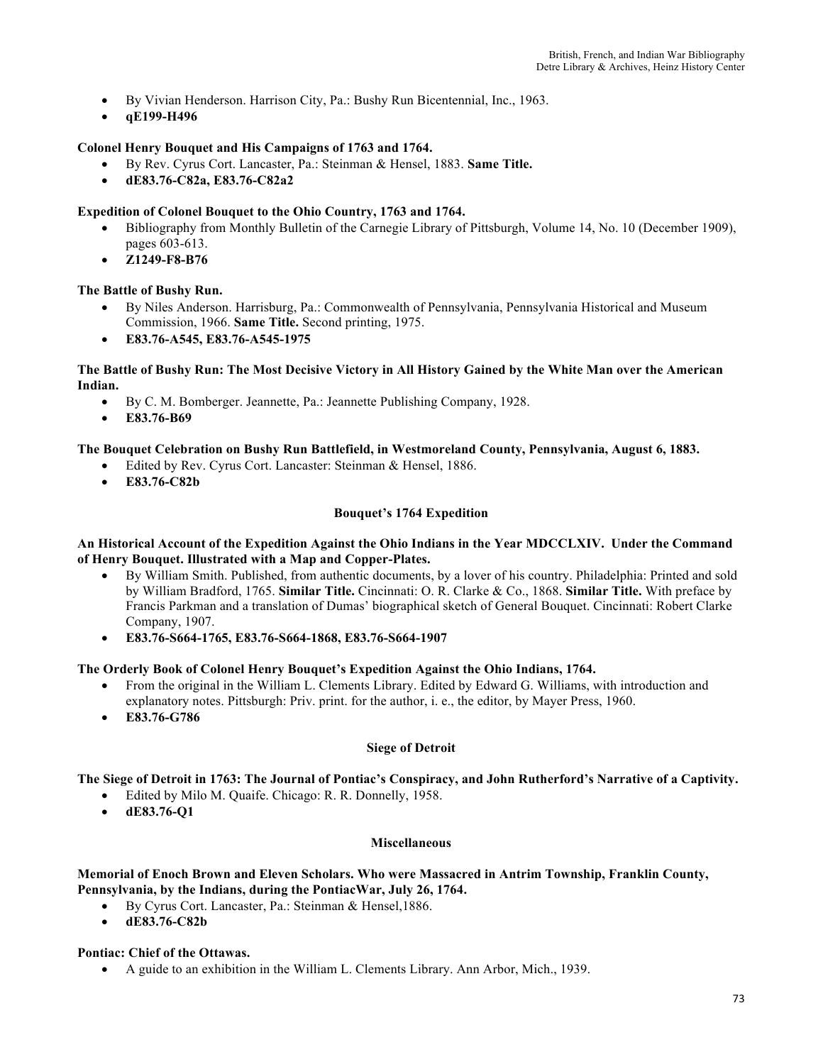- By Vivian Henderson. Harrison City, Pa.: Bushy Run Bicentennial, Inc., 1963.
- **qE199-H496**

**Colonel Henry Bouquet and His Campaigns of 1763 and 1764.**
- By Rev. Cyrus Cort. Lancaster, Pa.: Steinman & Hensel, 1883. **Same Title.**
- **dE83.76-C82a, E83.76-C82a2**

**Expedition of Colonel Bouquet to the Ohio Country, 1763 and 1764.**
- Bibliography from Monthly Bulletin of the Carnegie Library of Pittsburgh, Volume 14, No. 10 (December 1909), pages 603-613.
- **Z1249-F8-B76**

**The Battle of Bushy Run.**
- By Niles Anderson. Harrisburg, Pa.: Commonwealth of Pennsylvania, Pennsylvania Historical and Museum Commission, 1966. **Same Title.** Second printing, 1975.
- **E83.76-A545, E83.76-A545-1975**

**The Battle of Bushy Run: The Most Decisive Victory in All History Gained by the White Man over the American Indian.**
- By C. M. Bomberger. Jeannette, Pa.: Jeannette Publishing Company, 1928.
- **E83.76-B69**

**The Bouquet Celebration on Bushy Run Battlefield, in Westmoreland County, Pennsylvania, August 6, 1883.**
- Edited by Rev. Cyrus Cort. Lancaster: Steinman & Hensel, 1886.
- **E83.76-C82b**

## Bouquet's 1764 Expedition

**An Historical Account of the Expedition Against the Ohio Indians in the Year MDCCLXIV. Under the Command of Henry Bouquet. Illustrated with a Map and Copper-Plates.**
- By William Smith. Published, from authentic documents, by a lover of his country. Philadelphia: Printed and sold by William Bradford, 1765. **Similar Title.** Cincinnati: O. R. Clarke & Co., 1868. **Similar Title.** With preface by Francis Parkman and a translation of Dumas' biographical sketch of General Bouquet. Cincinnati: Robert Clarke Company, 1907.
- **E83.76-S664-1765, E83.76-S664-1868, E83.76-S664-1907**

**The Orderly Book of Colonel Henry Bouquet's Expedition Against the Ohio Indians, 1764.**
- From the original in the William L. Clements Library. Edited by Edward G. Williams, with introduction and explanatory notes. Pittsburgh: Priv. print. for the author, i. e., the editor, by Mayer Press, 1960.
- **E83.76-G786**

## Siege of Detroit

**The Siege of Detroit in 1763: The Journal of Pontiac's Conspiracy, and John Rutherford's Narrative of a Captivity.**
- Edited by Milo M. Quaife. Chicago: R. R. Donnelly, 1958.
- **dE83.76-Q1**

## Miscellaneous

**Memorial of Enoch Brown and Eleven Scholars. Who were Massacred in Antrim Township, Franklin County, Pennsylvania, by the Indians, during the PontiacWar, July 26, 1764.**
- By Cyrus Cort. Lancaster, Pa.: Steinman & Hensel,1886.
- **dE83.76-C82b**

**Pontiac: Chief of the Ottawas.**
- A guide to an exhibition in the William L. Clements Library. Ann Arbor, Mich., 1939.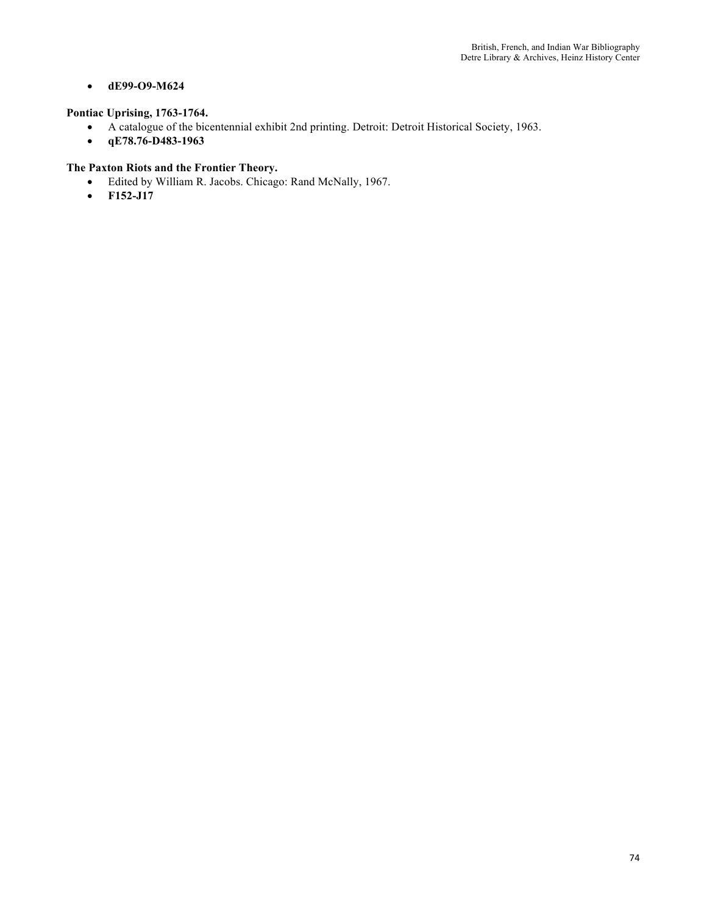- **dE99-O9-M624**

**Pontiac Uprising, 1763-1764.**

- A catalogue of the bicentennial exhibit 2nd printing. Detroit: Detroit Historical Society, 1963.
- **qE78.76-D483-1963**

**The Paxton Riots and the Frontier Theory.**

- Edited by William R. Jacobs. Chicago: Rand McNally, 1967.
- **F152-J17**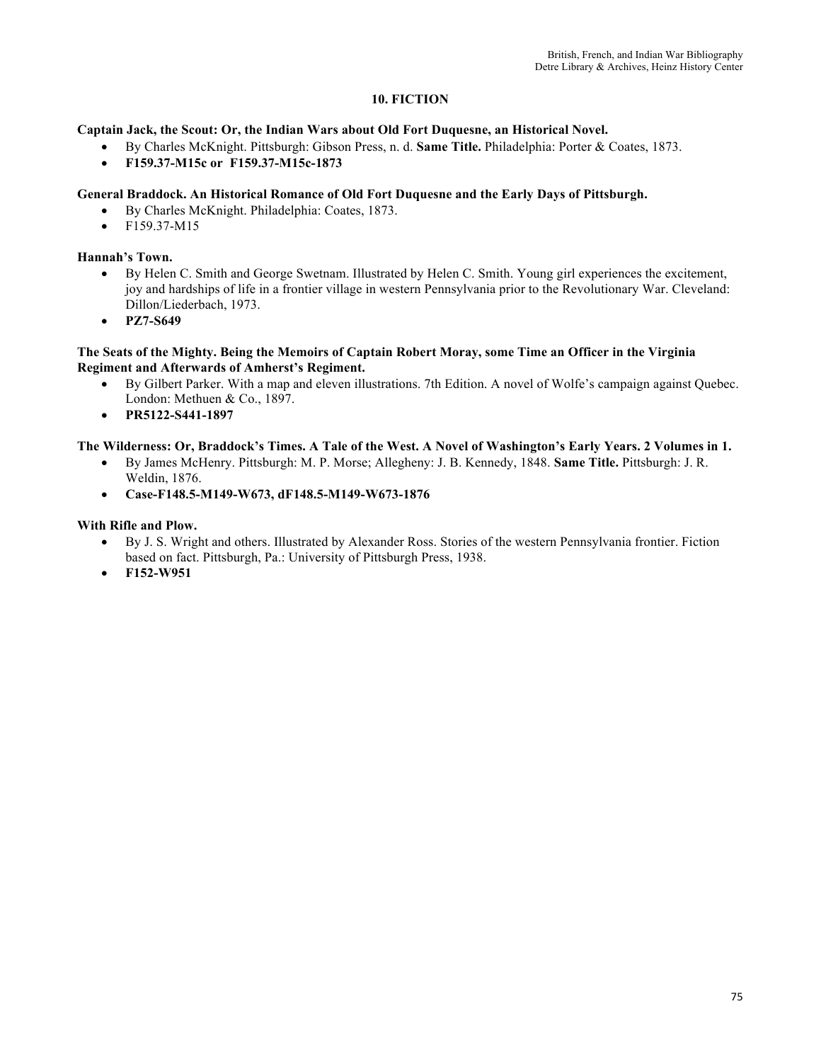## 10. FICTION

**Captain Jack, the Scout: Or, the Indian Wars about Old Fort Duquesne, an Historical Novel.**

- By Charles McKnight. Pittsburgh: Gibson Press, n. d. **Same Title.** Philadelphia: Porter & Coates, 1873.
- **F159.37-M15c or F159.37-M15c-1873**

**General Braddock. An Historical Romance of Old Fort Duquesne and the Early Days of Pittsburgh.**

- By Charles McKnight. Philadelphia: Coates, 1873.
- F159.37-M15

**Hannah's Town.**

- By Helen C. Smith and George Swetnam. Illustrated by Helen C. Smith. Young girl experiences the excitement, joy and hardships of life in a frontier village in western Pennsylvania prior to the Revolutionary War. Cleveland: Dillon/Liederbach, 1973.
- **PZ7-S649**

**The Seats of the Mighty. Being the Memoirs of Captain Robert Moray, some Time an Officer in the Virginia Regiment and Afterwards of Amherst's Regiment.**

- By Gilbert Parker. With a map and eleven illustrations. 7th Edition. A novel of Wolfe's campaign against Quebec. London: Methuen & Co., 1897.
- **PR5122-S441-1897**

**The Wilderness: Or, Braddock's Times. A Tale of the West. A Novel of Washington's Early Years. 2 Volumes in 1.**

- By James McHenry. Pittsburgh: M. P. Morse; Allegheny: J. B. Kennedy, 1848. **Same Title.** Pittsburgh: J. R. Weldin, 1876.
- **Case-F148.5-M149-W673, dF148.5-M149-W673-1876**

**With Rifle and Plow.**

- By J. S. Wright and others. Illustrated by Alexander Ross. Stories of the western Pennsylvania frontier. Fiction based on fact. Pittsburgh, Pa.: University of Pittsburgh Press, 1938.
- **F152-W951**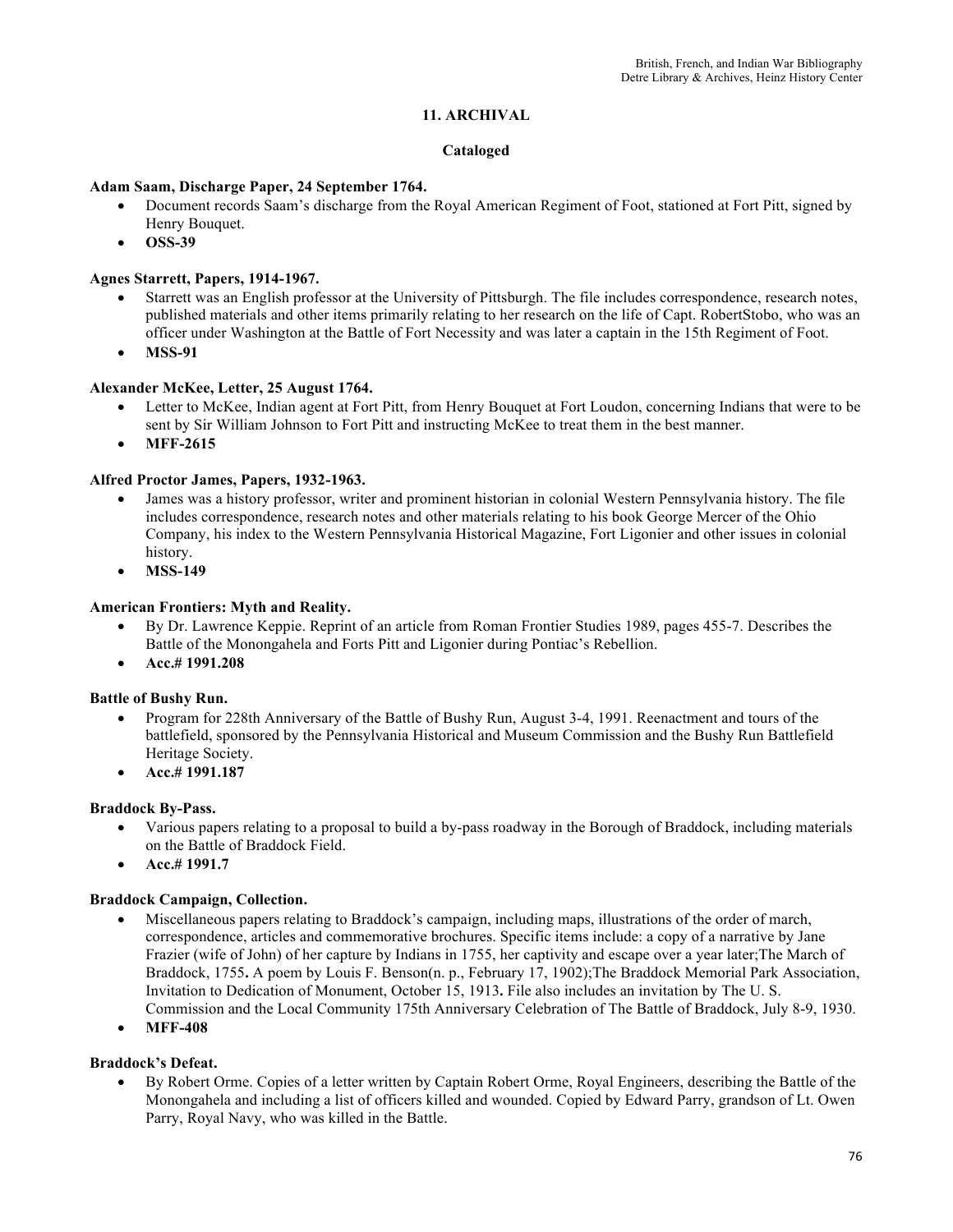## 11. ARCHIVAL

### Cataloged

**Adam Saam, Discharge Paper, 24 September 1764.**

- Document records Saam's discharge from the Royal American Regiment of Foot, stationed at Fort Pitt, signed by Henry Bouquet.
- **OSS-39**

**Agnes Starrett, Papers, 1914-1967.**

- Starrett was an English professor at the University of Pittsburgh. The file includes correspondence, research notes, published materials and other items primarily relating to her research on the life of Capt. RobertStobo, who was an officer under Washington at the Battle of Fort Necessity and was later a captain in the 15th Regiment of Foot.
- **MSS-91**

**Alexander McKee, Letter, 25 August 1764.**

- Letter to McKee, Indian agent at Fort Pitt, from Henry Bouquet at Fort Loudon, concerning Indians that were to be sent by Sir William Johnson to Fort Pitt and instructing McKee to treat them in the best manner.
- **MFF-2615**

**Alfred Proctor James, Papers, 1932-1963.**

- James was a history professor, writer and prominent historian in colonial Western Pennsylvania history. The file includes correspondence, research notes and other materials relating to his book George Mercer of the Ohio Company, his index to the Western Pennsylvania Historical Magazine, Fort Ligonier and other issues in colonial history.
- **MSS-149**

**American Frontiers: Myth and Reality.**

- By Dr. Lawrence Keppie. Reprint of an article from Roman Frontier Studies 1989, pages 455-7. Describes the Battle of the Monongahela and Forts Pitt and Ligonier during Pontiac's Rebellion.
- **Acc.# 1991.208**

**Battle of Bushy Run.**

- Program for 228th Anniversary of the Battle of Bushy Run, August 3-4, 1991. Reenactment and tours of the battlefield, sponsored by the Pennsylvania Historical and Museum Commission and the Bushy Run Battlefield Heritage Society.
- **Acc.# 1991.187**

**Braddock By-Pass.**

- Various papers relating to a proposal to build a by-pass roadway in the Borough of Braddock, including materials on the Battle of Braddock Field.
- **Acc.# 1991.7**

**Braddock Campaign, Collection.**

- Miscellaneous papers relating to Braddock's campaign, including maps, illustrations of the order of march, correspondence, articles and commemorative brochures. Specific items include: a copy of a narrative by Jane Frazier (wife of John) of her capture by Indians in 1755, her captivity and escape over a year later;The March of Braddock, 1755**.** A poem by Louis F. Benson(n. p., February 17, 1902);The Braddock Memorial Park Association, Invitation to Dedication of Monument, October 15, 1913**.** File also includes an invitation by The U. S. Commission and the Local Community 175th Anniversary Celebration of The Battle of Braddock, July 8-9, 1930.
- **MFF-408**

**Braddock's Defeat.**

- By Robert Orme. Copies of a letter written by Captain Robert Orme, Royal Engineers, describing the Battle of the Monongahela and including a list of officers killed and wounded. Copied by Edward Parry, grandson of Lt. Owen Parry, Royal Navy, who was killed in the Battle.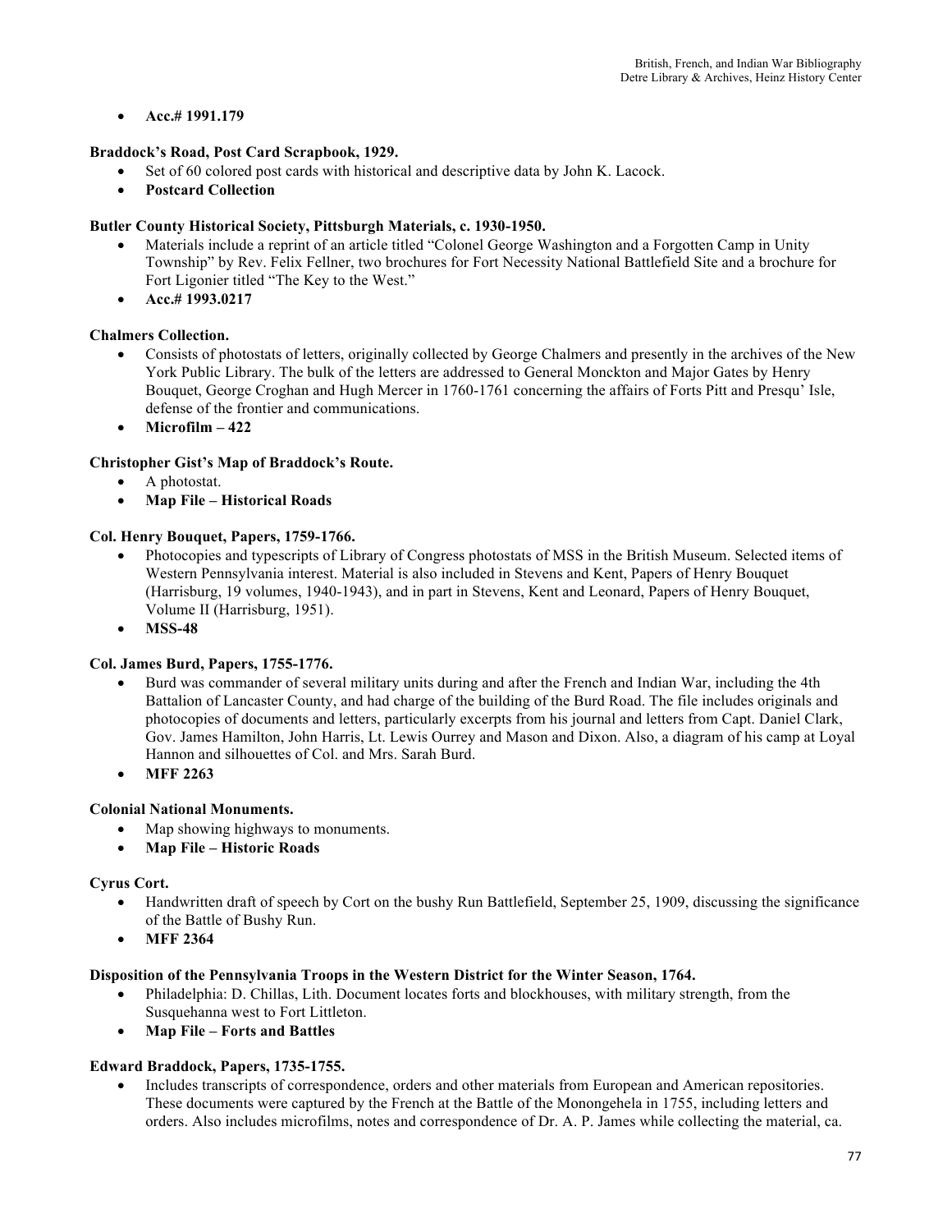- **Acc.# 1991.179**

**Braddock's Road, Post Card Scrapbook, 1929.**

- Set of 60 colored post cards with historical and descriptive data by John K. Lacock.
- **Postcard Collection**

**Butler County Historical Society, Pittsburgh Materials, c. 1930-1950.**

- Materials include a reprint of an article titled "Colonel George Washington and a Forgotten Camp in Unity Township" by Rev. Felix Fellner, two brochures for Fort Necessity National Battlefield Site and a brochure for Fort Ligonier titled "The Key to the West."
- **Acc.# 1993.0217**

**Chalmers Collection.**

- Consists of photostats of letters, originally collected by George Chalmers and presently in the archives of the New York Public Library. The bulk of the letters are addressed to General Monckton and Major Gates by Henry Bouquet, George Croghan and Hugh Mercer in 1760-1761 concerning the affairs of Forts Pitt and Presqu' Isle, defense of the frontier and communications.
- **Microfilm – 422**

**Christopher Gist's Map of Braddock's Route.**

- A photostat.
- **Map File – Historical Roads**

**Col. Henry Bouquet, Papers, 1759-1766.**

- Photocopies and typescripts of Library of Congress photostats of MSS in the British Museum. Selected items of Western Pennsylvania interest. Material is also included in Stevens and Kent, Papers of Henry Bouquet (Harrisburg, 19 volumes, 1940-1943), and in part in Stevens, Kent and Leonard, Papers of Henry Bouquet, Volume II (Harrisburg, 1951).
- **MSS-48**

**Col. James Burd, Papers, 1755-1776.**

- Burd was commander of several military units during and after the French and Indian War, including the 4th Battalion of Lancaster County, and had charge of the building of the Burd Road. The file includes originals and photocopies of documents and letters, particularly excerpts from his journal and letters from Capt. Daniel Clark, Gov. James Hamilton, John Harris, Lt. Lewis Ourrey and Mason and Dixon. Also, a diagram of his camp at Loyal Hannon and silhouettes of Col. and Mrs. Sarah Burd.
- **MFF 2263**

**Colonial National Monuments.**

- Map showing highways to monuments.
- **Map File – Historic Roads**

**Cyrus Cort.**

- Handwritten draft of speech by Cort on the bushy Run Battlefield, September 25, 1909, discussing the significance of the Battle of Bushy Run.
- **MFF 2364**

**Disposition of the Pennsylvania Troops in the Western District for the Winter Season, 1764.**

- Philadelphia: D. Chillas, Lith. Document locates forts and blockhouses, with military strength, from the Susquehanna west to Fort Littleton.
- **Map File – Forts and Battles**

**Edward Braddock, Papers, 1735-1755.**

- Includes transcripts of correspondence, orders and other materials from European and American repositories. These documents were captured by the French at the Battle of the Monongehela in 1755, including letters and orders. Also includes microfilms, notes and correspondence of Dr. A. P. James while collecting the material, ca.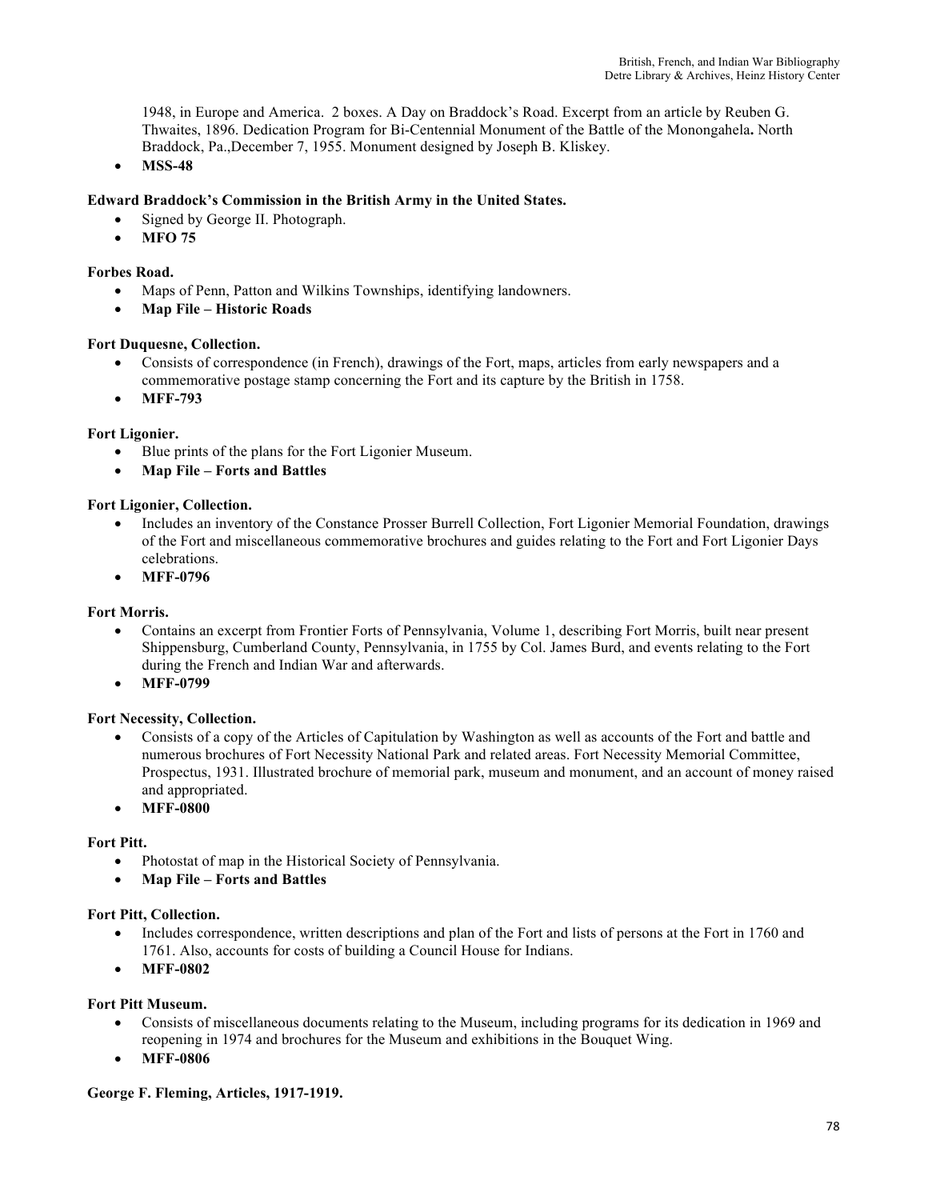1948, in Europe and America. 2 boxes. A Day on Braddock's Road. Excerpt from an article by Reuben G. Thwaites, 1896. Dedication Program for Bi-Centennial Monument of the Battle of the Monongahela**.** North Braddock, Pa.,December 7, 1955. Monument designed by Joseph B. Kliskey.

- **MSS-48**

**Edward Braddock's Commission in the British Army in the United States.**

- Signed by George II. Photograph.
- **MFO 75**

**Forbes Road.**

- Maps of Penn, Patton and Wilkins Townships, identifying landowners.
- **Map File – Historic Roads**

**Fort Duquesne, Collection.**

- Consists of correspondence (in French), drawings of the Fort, maps, articles from early newspapers and a commemorative postage stamp concerning the Fort and its capture by the British in 1758.
- **MFF-793**

**Fort Ligonier.**

- Blue prints of the plans for the Fort Ligonier Museum.
- **Map File – Forts and Battles**

**Fort Ligonier, Collection.**

- Includes an inventory of the Constance Prosser Burrell Collection, Fort Ligonier Memorial Foundation, drawings of the Fort and miscellaneous commemorative brochures and guides relating to the Fort and Fort Ligonier Days celebrations.
- **MFF-0796**

**Fort Morris.**

- Contains an excerpt from Frontier Forts of Pennsylvania, Volume 1, describing Fort Morris, built near present Shippensburg, Cumberland County, Pennsylvania, in 1755 by Col. James Burd, and events relating to the Fort during the French and Indian War and afterwards.
- **MFF-0799**

**Fort Necessity, Collection.**

- Consists of a copy of the Articles of Capitulation by Washington as well as accounts of the Fort and battle and numerous brochures of Fort Necessity National Park and related areas. Fort Necessity Memorial Committee, Prospectus, 1931. Illustrated brochure of memorial park, museum and monument, and an account of money raised and appropriated.
- **MFF-0800**

**Fort Pitt.**

- Photostat of map in the Historical Society of Pennsylvania.
- **Map File – Forts and Battles**

**Fort Pitt, Collection.**

- Includes correspondence, written descriptions and plan of the Fort and lists of persons at the Fort in 1760 and 1761. Also, accounts for costs of building a Council House for Indians.
- **MFF-0802**

**Fort Pitt Museum.**

- Consists of miscellaneous documents relating to the Museum, including programs for its dedication in 1969 and reopening in 1974 and brochures for the Museum and exhibitions in the Bouquet Wing.
- **MFF-0806**

**George F. Fleming, Articles, 1917-1919.**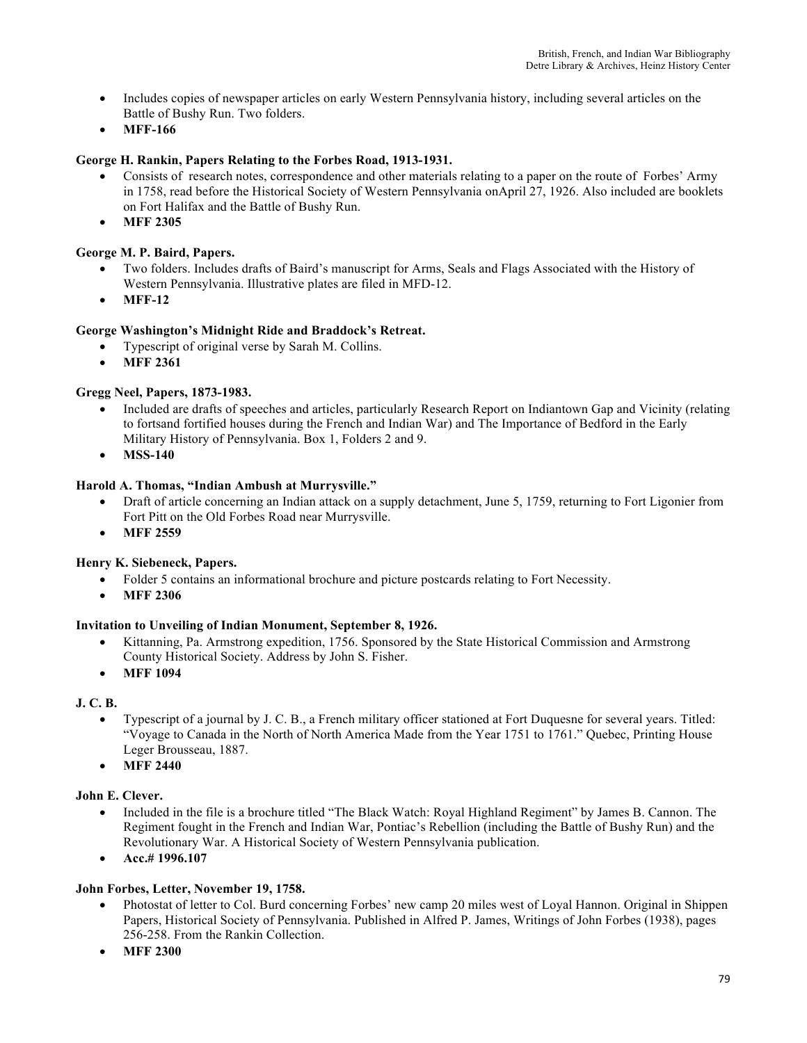- Includes copies of newspaper articles on early Western Pennsylvania history, including several articles on the Battle of Bushy Run. Two folders.
- **MFF-166**

**George H. Rankin, Papers Relating to the Forbes Road, 1913-1931.**

- Consists of research notes, correspondence and other materials relating to a paper on the route of Forbes' Army in 1758, read before the Historical Society of Western Pennsylvania onApril 27, 1926. Also included are booklets on Fort Halifax and the Battle of Bushy Run.
- **MFF 2305**

**George M. P. Baird, Papers.**

- Two folders. Includes drafts of Baird's manuscript for Arms, Seals and Flags Associated with the History of Western Pennsylvania. Illustrative plates are filed in MFD-12.
- **MFF-12**

**George Washington's Midnight Ride and Braddock's Retreat.**

- Typescript of original verse by Sarah M. Collins.
- **MFF 2361**

**Gregg Neel, Papers, 1873-1983.**

- Included are drafts of speeches and articles, particularly Research Report on Indiantown Gap and Vicinity (relating to fortsand fortified houses during the French and Indian War) and The Importance of Bedford in the Early Military History of Pennsylvania. Box 1, Folders 2 and 9.
- **MSS-140**

**Harold A. Thomas, "Indian Ambush at Murrysville."**

- Draft of article concerning an Indian attack on a supply detachment, June 5, 1759, returning to Fort Ligonier from Fort Pitt on the Old Forbes Road near Murrysville.
- **MFF 2559**

**Henry K. Siebeneck, Papers.**

- Folder 5 contains an informational brochure and picture postcards relating to Fort Necessity.
- **MFF 2306**

**Invitation to Unveiling of Indian Monument, September 8, 1926.**

- Kittanning, Pa. Armstrong expedition, 1756. Sponsored by the State Historical Commission and Armstrong County Historical Society. Address by John S. Fisher.
- **MFF 1094**

**J. C. B.**

- Typescript of a journal by J. C. B., a French military officer stationed at Fort Duquesne for several years. Titled: "Voyage to Canada in the North of North America Made from the Year 1751 to 1761." Quebec, Printing House Leger Brousseau, 1887.
- **MFF 2440**

**John E. Clever.**

- Included in the file is a brochure titled "The Black Watch: Royal Highland Regiment" by James B. Cannon. The Regiment fought in the French and Indian War, Pontiac's Rebellion (including the Battle of Bushy Run) and the Revolutionary War. A Historical Society of Western Pennsylvania publication.
- **Acc.# 1996.107**

**John Forbes, Letter, November 19, 1758.**

- Photostat of letter to Col. Burd concerning Forbes' new camp 20 miles west of Loyal Hannon. Original in Shippen Papers, Historical Society of Pennsylvania. Published in Alfred P. James, Writings of John Forbes (1938), pages 256-258. From the Rankin Collection.
- **MFF 2300**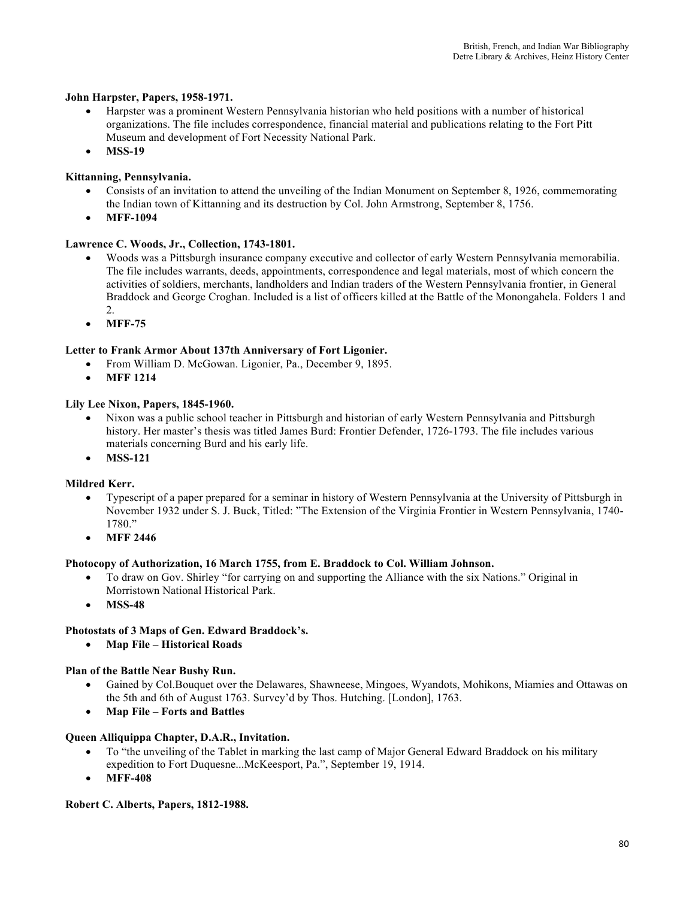**John Harpster, Papers, 1958-1971.**

- Harpster was a prominent Western Pennsylvania historian who held positions with a number of historical organizations. The file includes correspondence, financial material and publications relating to the Fort Pitt Museum and development of Fort Necessity National Park.
- **MSS-19**

**Kittanning, Pennsylvania.**

- Consists of an invitation to attend the unveiling of the Indian Monument on September 8, 1926, commemorating the Indian town of Kittanning and its destruction by Col. John Armstrong, September 8, 1756.
- **MFF-1094**

**Lawrence C. Woods, Jr., Collection, 1743-1801.**

- Woods was a Pittsburgh insurance company executive and collector of early Western Pennsylvania memorabilia. The file includes warrants, deeds, appointments, correspondence and legal materials, most of which concern the activities of soldiers, merchants, landholders and Indian traders of the Western Pennsylvania frontier, in General Braddock and George Croghan. Included is a list of officers killed at the Battle of the Monongahela. Folders 1 and 2.
- **MFF-75**

**Letter to Frank Armor About 137th Anniversary of Fort Ligonier.**

- From William D. McGowan. Ligonier, Pa., December 9, 1895.
- **MFF 1214**

**Lily Lee Nixon, Papers, 1845-1960.**

- Nixon was a public school teacher in Pittsburgh and historian of early Western Pennsylvania and Pittsburgh history. Her master's thesis was titled James Burd: Frontier Defender, 1726-1793. The file includes various materials concerning Burd and his early life.
- **MSS-121**

**Mildred Kerr.**

- Typescript of a paper prepared for a seminar in history of Western Pennsylvania at the University of Pittsburgh in November 1932 under S. J. Buck, Titled: "The Extension of the Virginia Frontier in Western Pennsylvania, 1740-1780."
- **MFF 2446**

**Photocopy of Authorization, 16 March 1755, from E. Braddock to Col. William Johnson.**

- To draw on Gov. Shirley "for carrying on and supporting the Alliance with the six Nations." Original in Morristown National Historical Park.
- **MSS-48**

**Photostats of 3 Maps of Gen. Edward Braddock's.**

- **Map File – Historical Roads**

**Plan of the Battle Near Bushy Run.**

- Gained by Col.Bouquet over the Delawares, Shawneese, Mingoes, Wyandots, Mohikons, Miamies and Ottawas on the 5th and 6th of August 1763. Survey'd by Thos. Hutching. [London], 1763.
- **Map File – Forts and Battles**

**Queen Alliquippa Chapter, D.A.R., Invitation.**

- To "the unveiling of the Tablet in marking the last camp of Major General Edward Braddock on his military expedition to Fort Duquesne...McKeesport, Pa.", September 19, 1914.
- **MFF-408**

**Robert C. Alberts, Papers, 1812-1988.**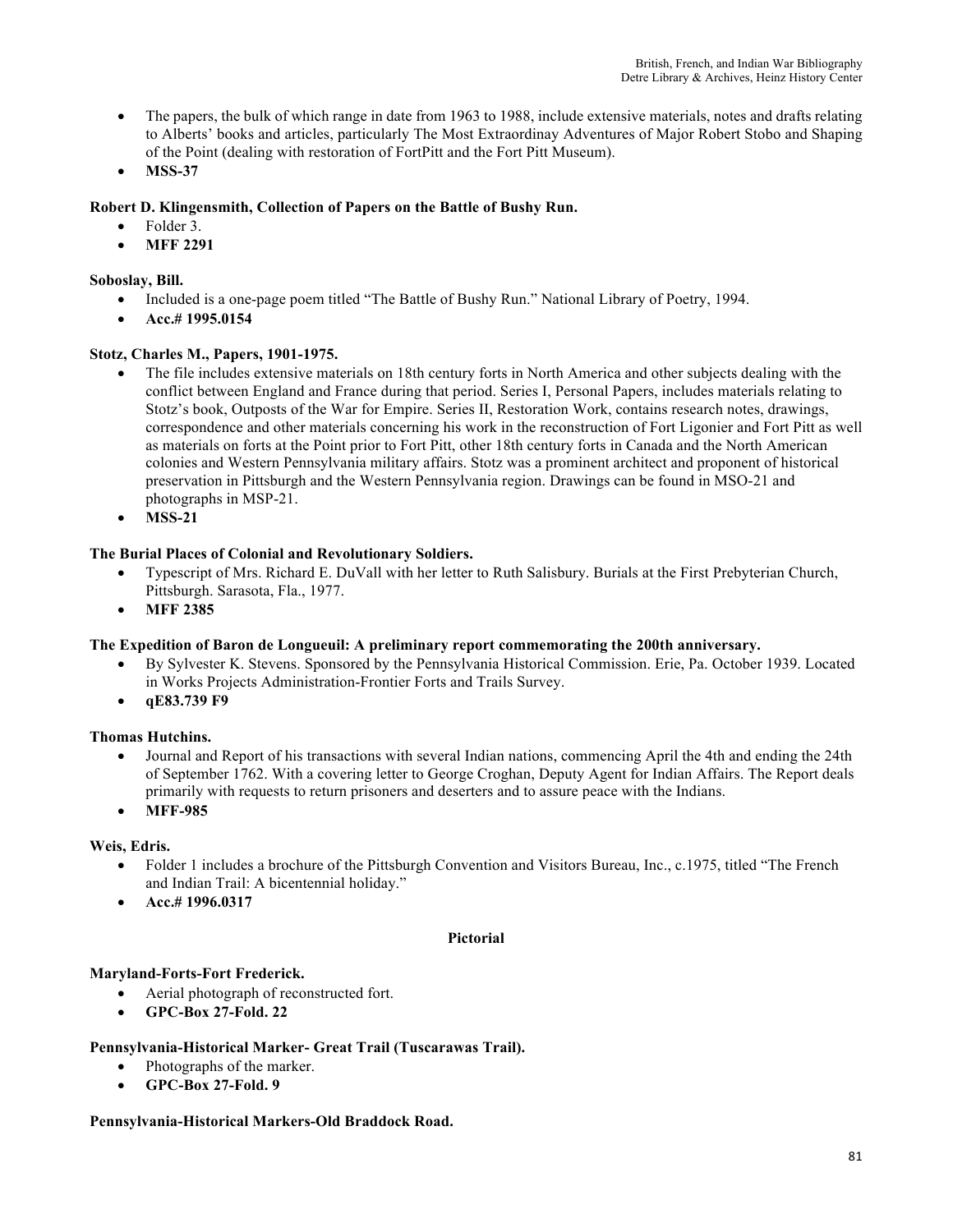- The papers, the bulk of which range in date from 1963 to 1988, include extensive materials, notes and drafts relating to Alberts' books and articles, particularly The Most Extraordinay Adventures of Major Robert Stobo and Shaping of the Point (dealing with restoration of FortPitt and the Fort Pitt Museum).
- **MSS-37**

**Robert D. Klingensmith, Collection of Papers on the Battle of Bushy Run.**

- Folder 3.
- **MFF 2291**

**Soboslay, Bill.**

- Included is a one-page poem titled "The Battle of Bushy Run." National Library of Poetry, 1994.
- **Acc.# 1995.0154**

**Stotz, Charles M., Papers, 1901-1975.**

- The file includes extensive materials on 18th century forts in North America and other subjects dealing with the conflict between England and France during that period. Series I, Personal Papers, includes materials relating to Stotz's book, Outposts of the War for Empire. Series II, Restoration Work, contains research notes, drawings, correspondence and other materials concerning his work in the reconstruction of Fort Ligonier and Fort Pitt as well as materials on forts at the Point prior to Fort Pitt, other 18th century forts in Canada and the North American colonies and Western Pennsylvania military affairs. Stotz was a prominent architect and proponent of historical preservation in Pittsburgh and the Western Pennsylvania region. Drawings can be found in MSO-21 and photographs in MSP-21.
- **MSS-21**

**The Burial Places of Colonial and Revolutionary Soldiers.**

- Typescript of Mrs. Richard E. DuVall with her letter to Ruth Salisbury. Burials at the First Prebyterian Church, Pittsburgh. Sarasota, Fla., 1977.
- **MFF 2385**

**The Expedition of Baron de Longueuil: A preliminary report commemorating the 200th anniversary.**

- By Sylvester K. Stevens. Sponsored by the Pennsylvania Historical Commission. Erie, Pa. October 1939. Located in Works Projects Administration-Frontier Forts and Trails Survey.
- **qE83.739 F9**

**Thomas Hutchins.**

- Journal and Report of his transactions with several Indian nations, commencing April the 4th and ending the 24th of September 1762. With a covering letter to George Croghan, Deputy Agent for Indian Affairs. The Report deals primarily with requests to return prisoners and deserters and to assure peace with the Indians.
- **MFF-985**

**Weis, Edris.**

- Folder 1 includes a brochure of the Pittsburgh Convention and Visitors Bureau, Inc., c.1975, titled "The French and Indian Trail: A bicentennial holiday."
- **Acc.# 1996.0317**

## Pictorial

**Maryland-Forts-Fort Frederick.**

- Aerial photograph of reconstructed fort.
- **GPC-Box 27-Fold. 22**

**Pennsylvania-Historical Marker- Great Trail (Tuscarawas Trail).**

- Photographs of the marker.
- **GPC-Box 27-Fold. 9**

**Pennsylvania-Historical Markers-Old Braddock Road.**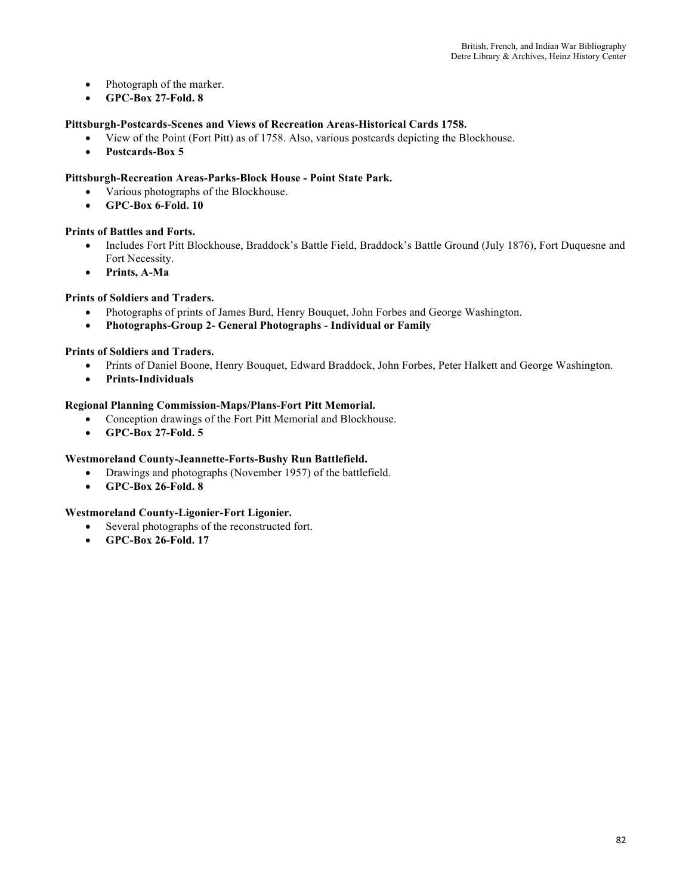- Photograph of the marker.
- **GPC-Box 27-Fold. 8**

**Pittsburgh-Postcards-Scenes and Views of Recreation Areas-Historical Cards 1758.**

- View of the Point (Fort Pitt) as of 1758. Also, various postcards depicting the Blockhouse.
- **Postcards-Box 5**

**Pittsburgh-Recreation Areas-Parks-Block House - Point State Park.**

- Various photographs of the Blockhouse.
- **GPC-Box 6-Fold. 10**

**Prints of Battles and Forts.**

- Includes Fort Pitt Blockhouse, Braddock's Battle Field, Braddock's Battle Ground (July 1876), Fort Duquesne and Fort Necessity.
- **Prints, A-Ma**

**Prints of Soldiers and Traders.**

- Photographs of prints of James Burd, Henry Bouquet, John Forbes and George Washington.
- **Photographs-Group 2- General Photographs - Individual or Family**

**Prints of Soldiers and Traders.**

- Prints of Daniel Boone, Henry Bouquet, Edward Braddock, John Forbes, Peter Halkett and George Washington.
- **Prints-Individuals**

**Regional Planning Commission-Maps/Plans-Fort Pitt Memorial.**

- Conception drawings of the Fort Pitt Memorial and Blockhouse.
- **GPC-Box 27-Fold. 5**

**Westmoreland County-Jeannette-Forts-Bushy Run Battlefield.**

- Drawings and photographs (November 1957) of the battlefield.
- **GPC-Box 26-Fold. 8**

**Westmoreland County-Ligonier-Fort Ligonier.**

- Several photographs of the reconstructed fort.
- **GPC-Box 26-Fold. 17**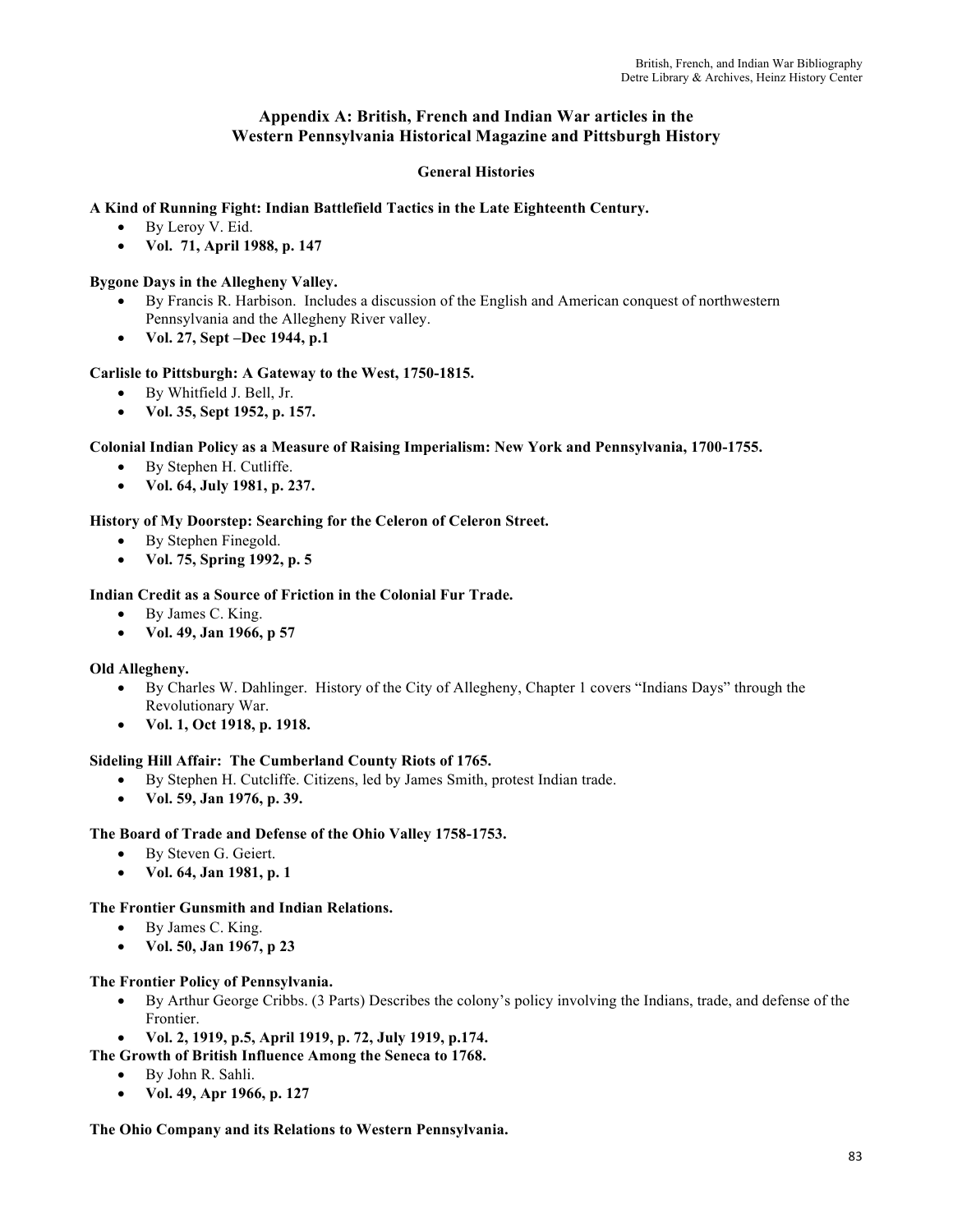## Appendix A: British, French and Indian War articles in the Western Pennsylvania Historical Magazine and Pittsburgh History

### General Histories

**A Kind of Running Fight: Indian Battlefield Tactics in the Late Eighteenth Century.**

- By Leroy V. Eid.
- **Vol. 71, April 1988, p. 147**

**Bygone Days in the Allegheny Valley.**

- By Francis R. Harbison. Includes a discussion of the English and American conquest of northwestern Pennsylvania and the Allegheny River valley.
- **Vol. 27, Sept –Dec 1944, p.1**

**Carlisle to Pittsburgh: A Gateway to the West, 1750-1815.**

- By Whitfield J. Bell, Jr.
- **Vol. 35, Sept 1952, p. 157.**

**Colonial Indian Policy as a Measure of Raising Imperialism: New York and Pennsylvania, 1700-1755.**

- By Stephen H. Cutliffe.
- **Vol. 64, July 1981, p. 237.**

**History of My Doorstep: Searching for the Celeron of Celeron Street.**

- By Stephen Finegold.
- **Vol. 75, Spring 1992, p. 5**

**Indian Credit as a Source of Friction in the Colonial Fur Trade.**

- By James C. King.
- **Vol. 49, Jan 1966, p 57**

**Old Allegheny.**

- By Charles W. Dahlinger. History of the City of Allegheny, Chapter 1 covers "Indians Days" through the Revolutionary War.
- **Vol. 1, Oct 1918, p. 1918.**

**Sideling Hill Affair: The Cumberland County Riots of 1765.**

- By Stephen H. Cutcliffe. Citizens, led by James Smith, protest Indian trade.
- **Vol. 59, Jan 1976, p. 39.**

**The Board of Trade and Defense of the Ohio Valley 1758-1753.**

- By Steven G. Geiert.
- **Vol. 64, Jan 1981, p. 1**

**The Frontier Gunsmith and Indian Relations.**

- By James C. King.
- **Vol. 50, Jan 1967, p 23**

**The Frontier Policy of Pennsylvania.**

- By Arthur George Cribbs. (3 Parts) Describes the colony's policy involving the Indians, trade, and defense of the Frontier.
- **Vol. 2, 1919, p.5, April 1919, p. 72, July 1919, p.174.**

**The Growth of British Influence Among the Seneca to 1768.**

- By John R. Sahli.
- **Vol. 49, Apr 1966, p. 127**

**The Ohio Company and its Relations to Western Pennsylvania.**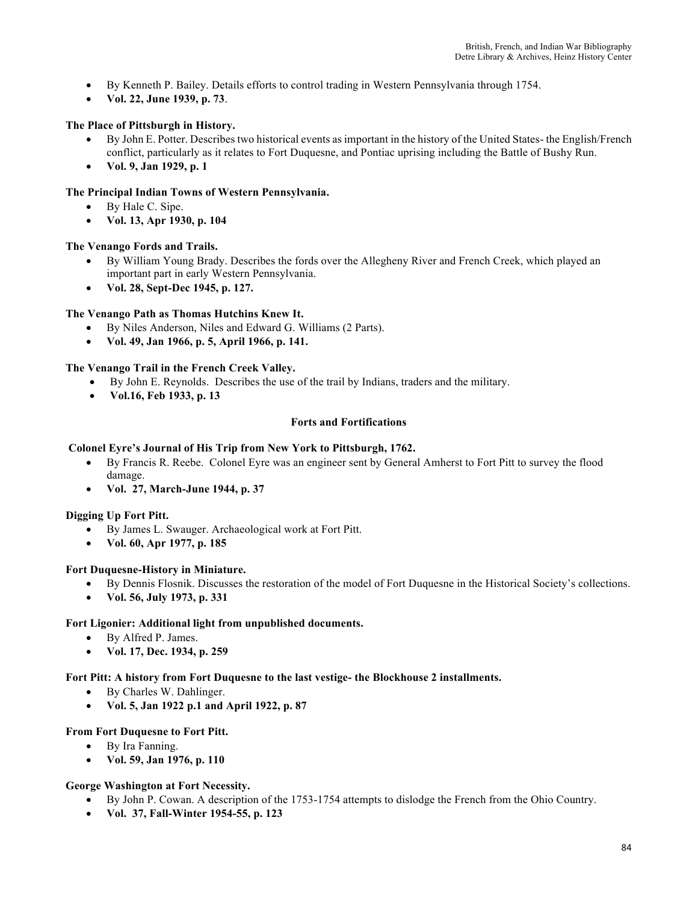- By Kenneth P. Bailey. Details efforts to control trading in Western Pennsylvania through 1754.
- **Vol. 22, June 1939, p. 73**.

**The Place of Pittsburgh in History.**

- By John E. Potter. Describes two historical events as important in the history of the United States- the English/French conflict, particularly as it relates to Fort Duquesne, and Pontiac uprising including the Battle of Bushy Run.
- **Vol. 9, Jan 1929, p. 1**

**The Principal Indian Towns of Western Pennsylvania.**

- By Hale C. Sipe.
- **Vol. 13, Apr 1930, p. 104**

**The Venango Fords and Trails.**

- By William Young Brady. Describes the fords over the Allegheny River and French Creek, which played an important part in early Western Pennsylvania.
- **Vol. 28, Sept-Dec 1945, p. 127.**

**The Venango Path as Thomas Hutchins Knew It.**

- By Niles Anderson, Niles and Edward G. Williams (2 Parts).
- **Vol. 49, Jan 1966, p. 5, April 1966, p. 141.**

**The Venango Trail in the French Creek Valley.**

- By John E. Reynolds. Describes the use of the trail by Indians, traders and the military.
- **Vol.16, Feb 1933, p. 13**

## Forts and Fortifications

**Colonel Eyre's Journal of His Trip from New York to Pittsburgh, 1762.**

- By Francis R. Reebe. Colonel Eyre was an engineer sent by General Amherst to Fort Pitt to survey the flood damage.
- **Vol. 27, March-June 1944, p. 37**

**Digging Up Fort Pitt.**

- By James L. Swauger. Archaeological work at Fort Pitt.
- **Vol. 60, Apr 1977, p. 185**

**Fort Duquesne-History in Miniature.**

- By Dennis Flosnik. Discusses the restoration of the model of Fort Duquesne in the Historical Society's collections.
- **Vol. 56, July 1973, p. 331**

**Fort Ligonier: Additional light from unpublished documents.**

- By Alfred P. James.
- **Vol. 17, Dec. 1934, p. 259**

**Fort Pitt: A history from Fort Duquesne to the last vestige- the Blockhouse 2 installments.**

- By Charles W. Dahlinger.
- **Vol. 5, Jan 1922 p.1 and April 1922, p. 87**

**From Fort Duquesne to Fort Pitt.**

- By Ira Fanning.
- **Vol. 59, Jan 1976, p. 110**

**George Washington at Fort Necessity.**

- By John P. Cowan. A description of the 1753-1754 attempts to dislodge the French from the Ohio Country.
- **Vol. 37, Fall-Winter 1954-55, p. 123**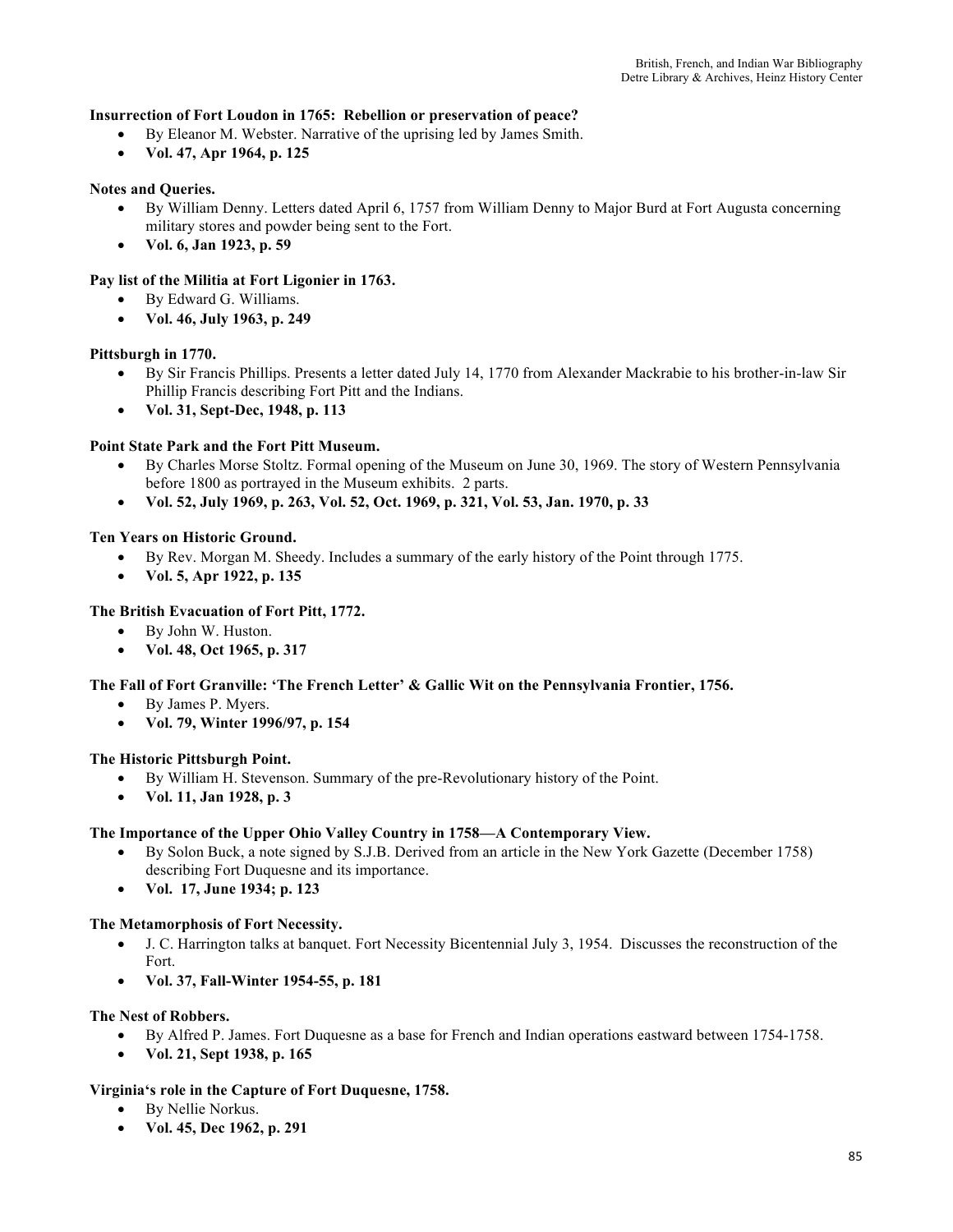**Insurrection of Fort Loudon in 1765: Rebellion or preservation of peace?**

- By Eleanor M. Webster. Narrative of the uprising led by James Smith.
- **Vol. 47, Apr 1964, p. 125**

**Notes and Queries.**

- By William Denny. Letters dated April 6, 1757 from William Denny to Major Burd at Fort Augusta concerning military stores and powder being sent to the Fort.
- **Vol. 6, Jan 1923, p. 59**

**Pay list of the Militia at Fort Ligonier in 1763.**

- By Edward G. Williams.
- **Vol. 46, July 1963, p. 249**

**Pittsburgh in 1770.**

- By Sir Francis Phillips. Presents a letter dated July 14, 1770 from Alexander Mackrabie to his brother-in-law Sir Phillip Francis describing Fort Pitt and the Indians.
- **Vol. 31, Sept-Dec, 1948, p. 113**

**Point State Park and the Fort Pitt Museum.**

- By Charles Morse Stoltz. Formal opening of the Museum on June 30, 1969. The story of Western Pennsylvania before 1800 as portrayed in the Museum exhibits. 2 parts.
- **Vol. 52, July 1969, p. 263, Vol. 52, Oct. 1969, p. 321, Vol. 53, Jan. 1970, p. 33**

**Ten Years on Historic Ground.**

- By Rev. Morgan M. Sheedy. Includes a summary of the early history of the Point through 1775.
- **Vol. 5, Apr 1922, p. 135**

**The British Evacuation of Fort Pitt, 1772.**

- By John W. Huston.
- **Vol. 48, Oct 1965, p. 317**

**The Fall of Fort Granville: 'The French Letter' & Gallic Wit on the Pennsylvania Frontier, 1756.**

- By James P. Myers.
- **Vol. 79, Winter 1996/97, p. 154**

**The Historic Pittsburgh Point.**

- By William H. Stevenson. Summary of the pre-Revolutionary history of the Point.
- **Vol. 11, Jan 1928, p. 3**

**The Importance of the Upper Ohio Valley Country in 1758—A Contemporary View.**

- By Solon Buck, a note signed by S.J.B. Derived from an article in the New York Gazette (December 1758) describing Fort Duquesne and its importance.
- **Vol. 17, June 1934; p. 123**

**The Metamorphosis of Fort Necessity.**

- J. C. Harrington talks at banquet. Fort Necessity Bicentennial July 3, 1954. Discusses the reconstruction of the Fort.
- **Vol. 37, Fall-Winter 1954-55, p. 181**

**The Nest of Robbers.**

- By Alfred P. James. Fort Duquesne as a base for French and Indian operations eastward between 1754-1758.
- **Vol. 21, Sept 1938, p. 165**

**Virginia's role in the Capture of Fort Duquesne, 1758.**

- By Nellie Norkus.
- **Vol. 45, Dec 1962, p. 291**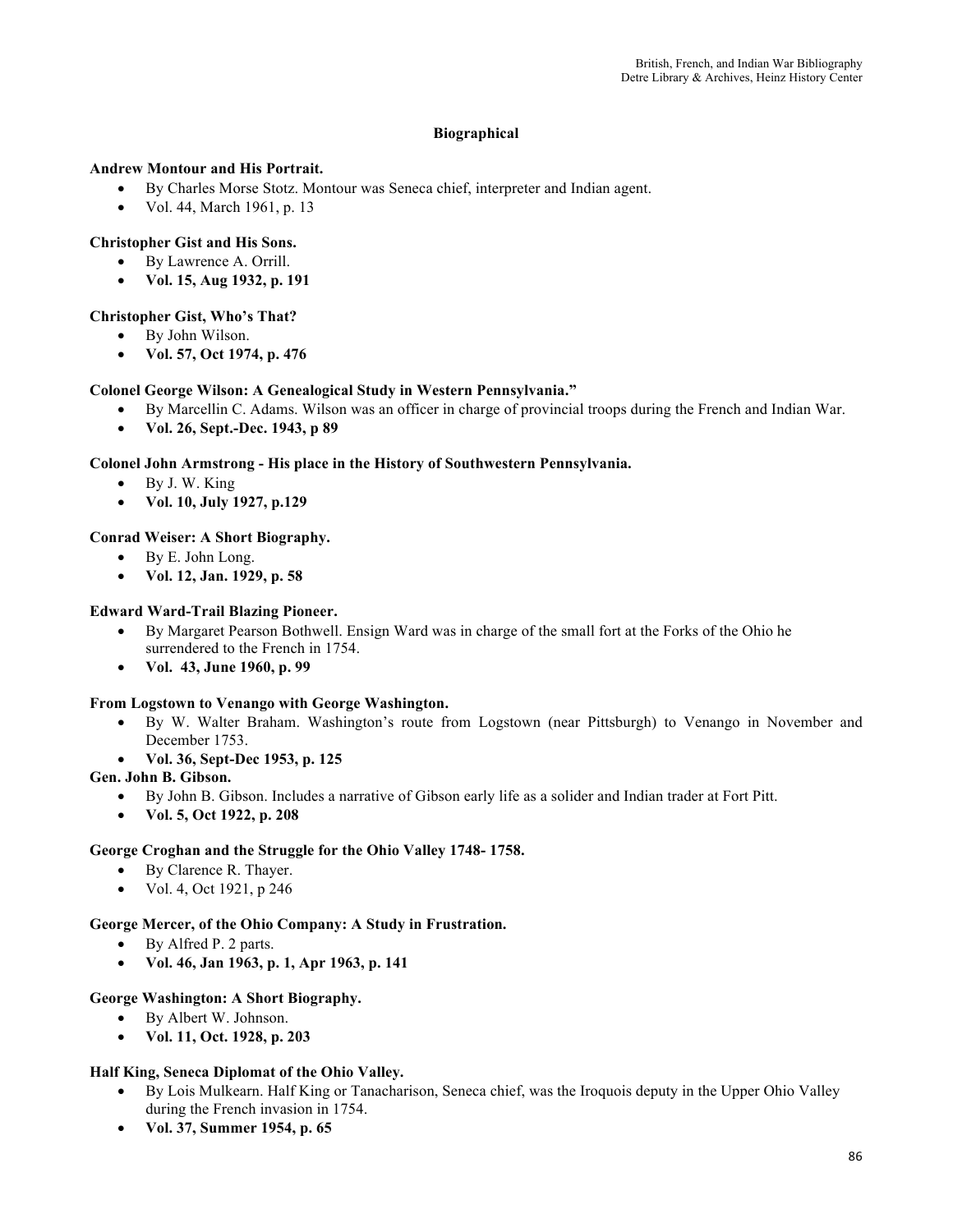## Biographical

**Andrew Montour and His Portrait.**

- By Charles Morse Stotz. Montour was Seneca chief, interpreter and Indian agent.
- Vol. 44, March 1961, p. 13

**Christopher Gist and His Sons.**

- By Lawrence A. Orrill.
- **Vol. 15, Aug 1932, p. 191**

**Christopher Gist, Who's That?**

- By John Wilson.
- **Vol. 57, Oct 1974, p. 476**

**Colonel George Wilson: A Genealogical Study in Western Pennsylvania."**

- By Marcellin C. Adams. Wilson was an officer in charge of provincial troops during the French and Indian War.
- **Vol. 26, Sept.-Dec. 1943, p 89**

**Colonel John Armstrong - His place in the History of Southwestern Pennsylvania.**

- By J. W. King
- **Vol. 10, July 1927, p.129**

**Conrad Weiser: A Short Biography.**

- By E. John Long.
- **Vol. 12, Jan. 1929, p. 58**

**Edward Ward-Trail Blazing Pioneer.**

- By Margaret Pearson Bothwell. Ensign Ward was in charge of the small fort at the Forks of the Ohio he surrendered to the French in 1754.
- **Vol. 43, June 1960, p. 99**

**From Logstown to Venango with George Washington.**

- By W. Walter Braham. Washington's route from Logstown (near Pittsburgh) to Venango in November and December 1753.
- **Vol. 36, Sept-Dec 1953, p. 125**

**Gen. John B. Gibson.**

- By John B. Gibson. Includes a narrative of Gibson early life as a solider and Indian trader at Fort Pitt.
- **Vol. 5, Oct 1922, p. 208**

**George Croghan and the Struggle for the Ohio Valley 1748- 1758.**

- By Clarence R. Thayer.
- Vol. 4, Oct 1921, p 246

**George Mercer, of the Ohio Company: A Study in Frustration.**

- By Alfred P. 2 parts.
- **Vol. 46, Jan 1963, p. 1, Apr 1963, p. 141**

**George Washington: A Short Biography.**

- By Albert W. Johnson.
- **Vol. 11, Oct. 1928, p. 203**

**Half King, Seneca Diplomat of the Ohio Valley.**

- By Lois Mulkearn. Half King or Tanacharison, Seneca chief, was the Iroquois deputy in the Upper Ohio Valley during the French invasion in 1754.
- **Vol. 37, Summer 1954, p. 65**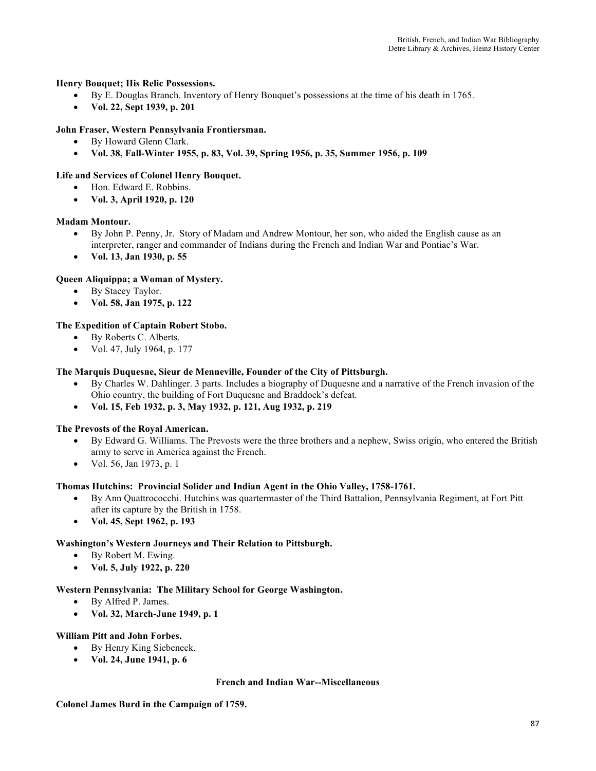**Henry Bouquet; His Relic Possessions.**

- By E. Douglas Branch. Inventory of Henry Bouquet's possessions at the time of his death in 1765.
- **Vol. 22, Sept 1939, p. 201**

**John Fraser, Western Pennsylvania Frontiersman.**

- By Howard Glenn Clark.
- **Vol. 38, Fall-Winter 1955, p. 83, Vol. 39, Spring 1956, p. 35, Summer 1956, p. 109**

**Life and Services of Colonel Henry Bouquet.**

- Hon. Edward E. Robbins.
- **Vol. 3, April 1920, p. 120**

**Madam Montour.**

- By John P. Penny, Jr. Story of Madam and Andrew Montour, her son, who aided the English cause as an interpreter, ranger and commander of Indians during the French and Indian War and Pontiac's War.
- **Vol. 13, Jan 1930, p. 55**

**Queen Aliquippa; a Woman of Mystery.**

- By Stacey Taylor.
- **Vol. 58, Jan 1975, p. 122**

**The Expedition of Captain Robert Stobo.**

- By Roberts C. Alberts.
- Vol. 47, July 1964, p. 177

**The Marquis Duquesne, Sieur de Menneville, Founder of the City of Pittsburgh.**

- By Charles W. Dahlinger. 3 parts. Includes a biography of Duquesne and a narrative of the French invasion of the Ohio country, the building of Fort Duquesne and Braddock's defeat.
- **Vol. 15, Feb 1932, p. 3, May 1932, p. 121, Aug 1932, p. 219**

**The Prevosts of the Royal American.**

- By Edward G. Williams. The Prevosts were the three brothers and a nephew, Swiss origin, who entered the British army to serve in America against the French.
- Vol. 56, Jan 1973, p. 1

**Thomas Hutchins: Provincial Solider and Indian Agent in the Ohio Valley, 1758-1761.**

- By Ann Quattrococchi. Hutchins was quartermaster of the Third Battalion, Pennsylvania Regiment, at Fort Pitt after its capture by the British in 1758.
- **Vol. 45, Sept 1962, p. 193**

**Washington's Western Journeys and Their Relation to Pittsburgh.**

- By Robert M. Ewing.
- **Vol. 5, July 1922, p. 220**

**Western Pennsylvania: The Military School for George Washington.**

- By Alfred P. James.
- **Vol. 32, March-June 1949, p. 1**

**William Pitt and John Forbes.**

- By Henry King Siebeneck.
- **Vol. 24, June 1941, p. 6**

## French and Indian War--Miscellaneous

**Colonel James Burd in the Campaign of 1759.**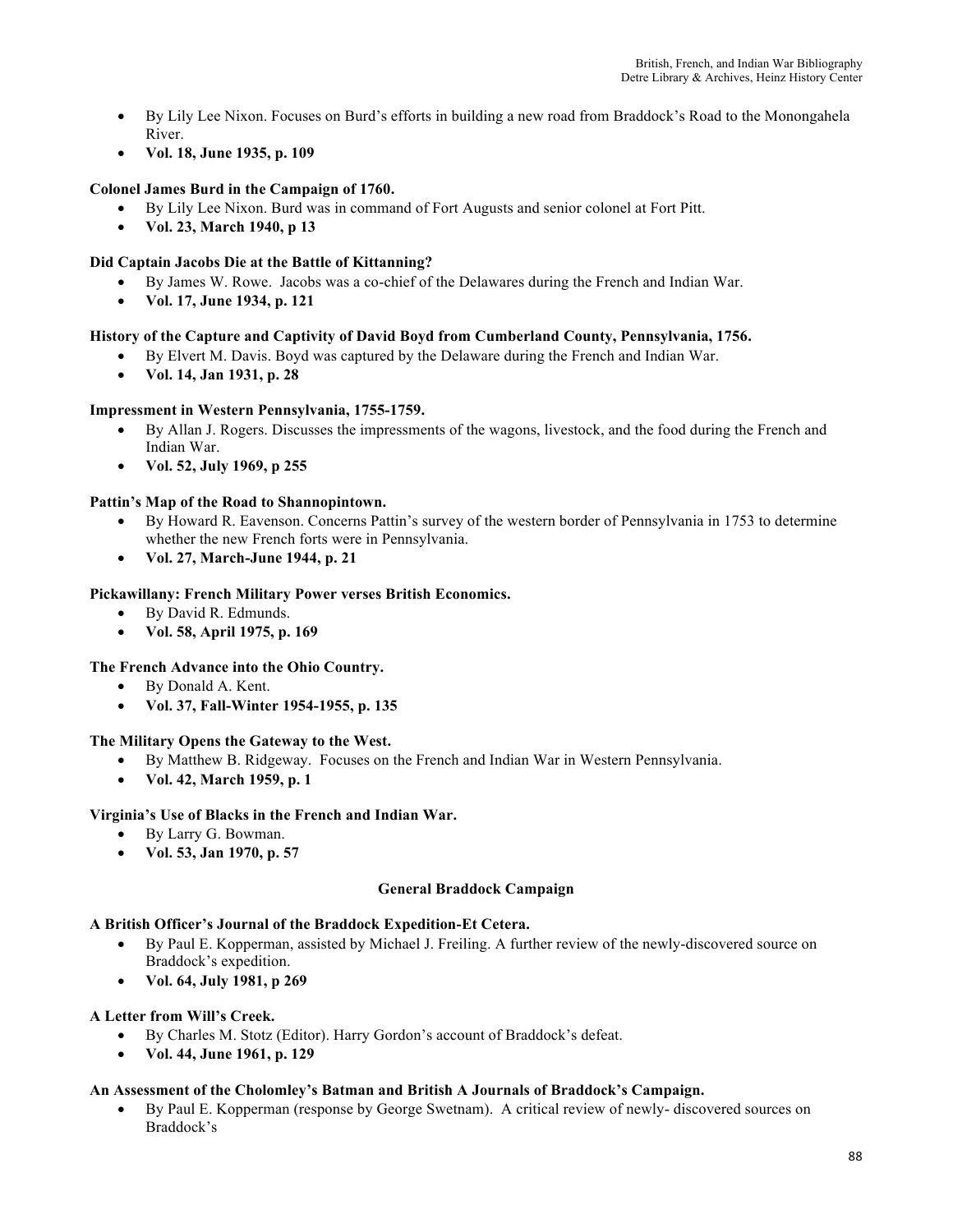- By Lily Lee Nixon. Focuses on Burd's efforts in building a new road from Braddock's Road to the Monongahela River.
- **Vol. 18, June 1935, p. 109**

**Colonel James Burd in the Campaign of 1760.**

- By Lily Lee Nixon. Burd was in command of Fort Augusts and senior colonel at Fort Pitt.
- **Vol. 23, March 1940, p 13**

**Did Captain Jacobs Die at the Battle of Kittanning?**

- By James W. Rowe. Jacobs was a co-chief of the Delawares during the French and Indian War.
- **Vol. 17, June 1934, p. 121**

**History of the Capture and Captivity of David Boyd from Cumberland County, Pennsylvania, 1756.**

- By Elvert M. Davis. Boyd was captured by the Delaware during the French and Indian War.
- **Vol. 14, Jan 1931, p. 28**

**Impressment in Western Pennsylvania, 1755-1759.**

- By Allan J. Rogers. Discusses the impressments of the wagons, livestock, and the food during the French and Indian War.
- **Vol. 52, July 1969, p 255**

**Pattin's Map of the Road to Shannopintown.**

- By Howard R. Eavenson. Concerns Pattin's survey of the western border of Pennsylvania in 1753 to determine whether the new French forts were in Pennsylvania.
- **Vol. 27, March-June 1944, p. 21**

**Pickawillany: French Military Power verses British Economics.**

- By David R. Edmunds.
- **Vol. 58, April 1975, p. 169**

**The French Advance into the Ohio Country.**

- By Donald A. Kent.
- **Vol. 37, Fall-Winter 1954-1955, p. 135**

**The Military Opens the Gateway to the West.**

- By Matthew B. Ridgeway. Focuses on the French and Indian War in Western Pennsylvania.
- **Vol. 42, March 1959, p. 1**

**Virginia's Use of Blacks in the French and Indian War.**

- By Larry G. Bowman.
- **Vol. 53, Jan 1970, p. 57**

## General Braddock Campaign

**A British Officer's Journal of the Braddock Expedition-Et Cetera.**

- By Paul E. Kopperman, assisted by Michael J. Freiling. A further review of the newly-discovered source on Braddock's expedition.
- **Vol. 64, July 1981, p 269**

**A Letter from Will's Creek.**

- By Charles M. Stotz (Editor). Harry Gordon's account of Braddock's defeat.
- **Vol. 44, June 1961, p. 129**

**An Assessment of the Cholomley's Batman and British A Journals of Braddock's Campaign.**

- By Paul E. Kopperman (response by George Swetnam). A critical review of newly- discovered sources on Braddock's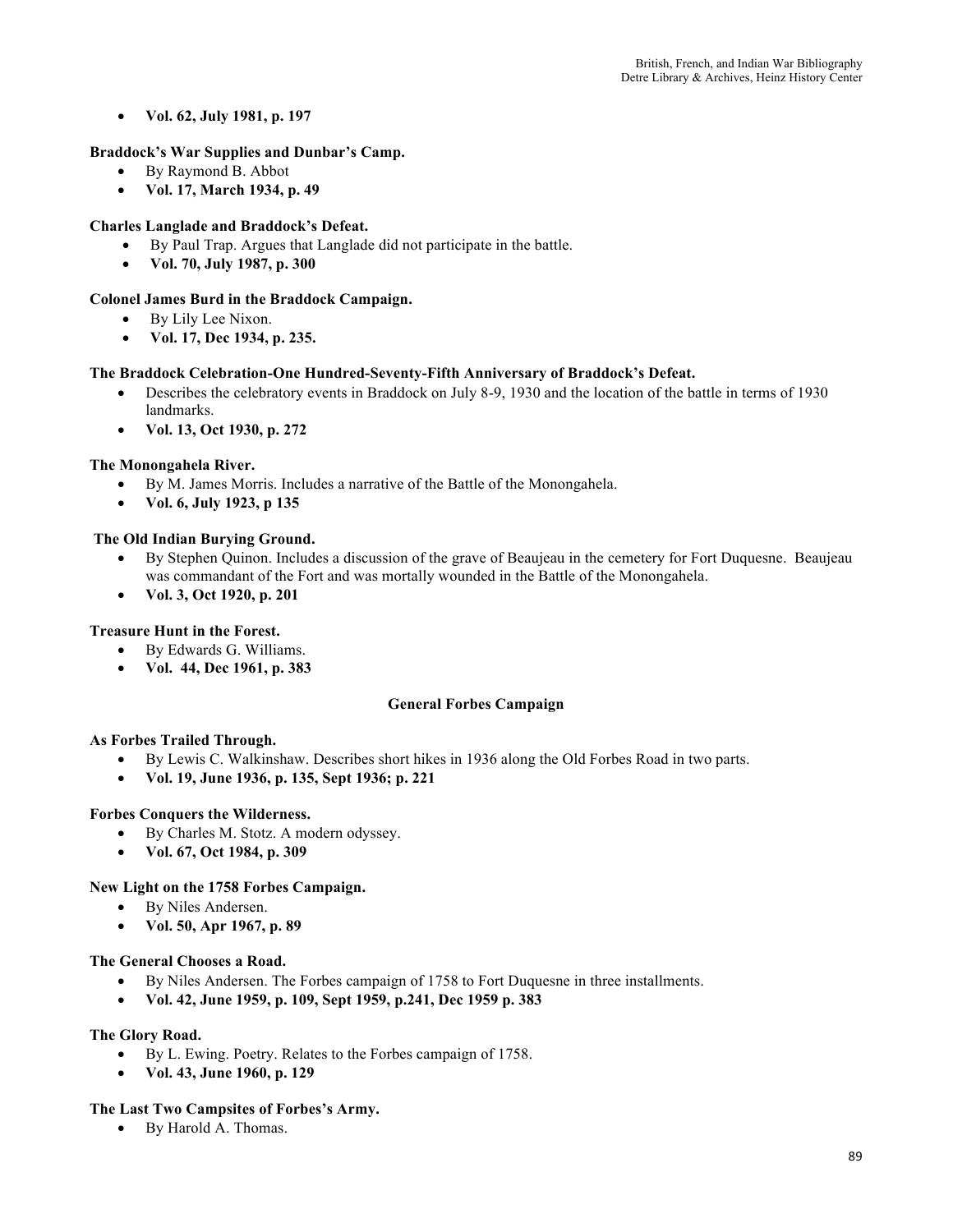- **Vol. 62, July 1981, p. 197**

**Braddock's War Supplies and Dunbar's Camp.**

- By Raymond B. Abbot
- **Vol. 17, March 1934, p. 49**

**Charles Langlade and Braddock's Defeat.**

- By Paul Trap. Argues that Langlade did not participate in the battle.
- **Vol. 70, July 1987, p. 300**

**Colonel James Burd in the Braddock Campaign.**

- By Lily Lee Nixon.
- **Vol. 17, Dec 1934, p. 235.**

**The Braddock Celebration-One Hundred-Seventy-Fifth Anniversary of Braddock's Defeat.**

- Describes the celebratory events in Braddock on July 8-9, 1930 and the location of the battle in terms of 1930 landmarks.
- **Vol. 13, Oct 1930, p. 272**

**The Monongahela River.**

- By M. James Morris. Includes a narrative of the Battle of the Monongahela.
- **Vol. 6, July 1923, p 135**

**The Old Indian Burying Ground.**

- By Stephen Quinon. Includes a discussion of the grave of Beaujeau in the cemetery for Fort Duquesne. Beaujeau was commandant of the Fort and was mortally wounded in the Battle of the Monongahela.
- **Vol. 3, Oct 1920, p. 201**

**Treasure Hunt in the Forest.**

- By Edwards G. Williams.
- **Vol. 44, Dec 1961, p. 383**

## General Forbes Campaign

**As Forbes Trailed Through.**

- By Lewis C. Walkinshaw. Describes short hikes in 1936 along the Old Forbes Road in two parts.
- **Vol. 19, June 1936, p. 135, Sept 1936; p. 221**

**Forbes Conquers the Wilderness.**

- By Charles M. Stotz. A modern odyssey.
- **Vol. 67, Oct 1984, p. 309**

**New Light on the 1758 Forbes Campaign.**

- By Niles Andersen.
- **Vol. 50, Apr 1967, p. 89**

**The General Chooses a Road.**

- By Niles Andersen. The Forbes campaign of 1758 to Fort Duquesne in three installments.
- **Vol. 42, June 1959, p. 109, Sept 1959, p.241, Dec 1959 p. 383**

**The Glory Road.**

- By L. Ewing. Poetry. Relates to the Forbes campaign of 1758.
- **Vol. 43, June 1960, p. 129**

**The Last Two Campsites of Forbes's Army.**

- By Harold A. Thomas.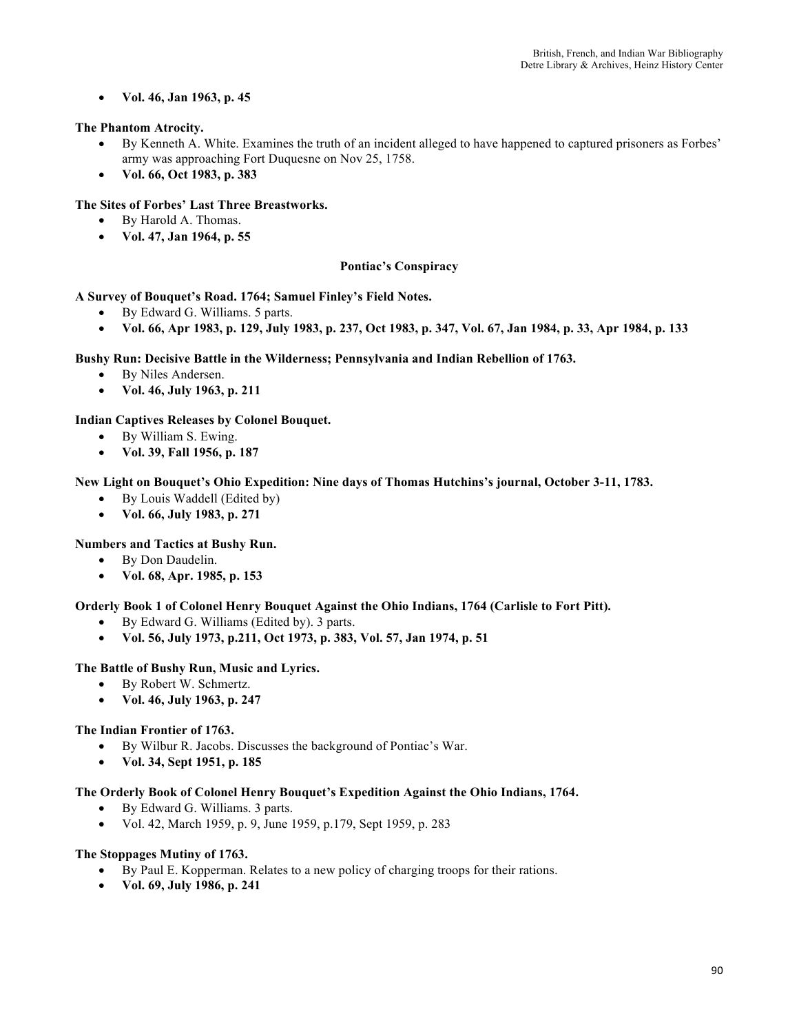- **Vol. 46, Jan 1963, p. 45**

**The Phantom Atrocity.**

- By Kenneth A. White. Examines the truth of an incident alleged to have happened to captured prisoners as Forbes' army was approaching Fort Duquesne on Nov 25, 1758.
- **Vol. 66, Oct 1983, p. 383**

**The Sites of Forbes' Last Three Breastworks.**

- By Harold A. Thomas.
- **Vol. 47, Jan 1964, p. 55**

**Pontiac's Conspiracy**

**A Survey of Bouquet's Road. 1764; Samuel Finley's Field Notes.**

- By Edward G. Williams. 5 parts.
- **Vol. 66, Apr 1983, p. 129, July 1983, p. 237, Oct 1983, p. 347, Vol. 67, Jan 1984, p. 33, Apr 1984, p. 133**

**Bushy Run: Decisive Battle in the Wilderness; Pennsylvania and Indian Rebellion of 1763.**

- By Niles Andersen.
- **Vol. 46, July 1963, p. 211**

**Indian Captives Releases by Colonel Bouquet.**

- By William S. Ewing.
- **Vol. 39, Fall 1956, p. 187**

**New Light on Bouquet's Ohio Expedition: Nine days of Thomas Hutchins's journal, October 3-11, 1783.**

- By Louis Waddell (Edited by)
- **Vol. 66, July 1983, p. 271**

**Numbers and Tactics at Bushy Run.**

- By Don Daudelin.
- **Vol. 68, Apr. 1985, p. 153**

**Orderly Book 1 of Colonel Henry Bouquet Against the Ohio Indians, 1764 (Carlisle to Fort Pitt).**

- By Edward G. Williams (Edited by). 3 parts.
- **Vol. 56, July 1973, p.211, Oct 1973, p. 383, Vol. 57, Jan 1974, p. 51**

**The Battle of Bushy Run, Music and Lyrics.**

- By Robert W. Schmertz.
- **Vol. 46, July 1963, p. 247**

**The Indian Frontier of 1763.**

- By Wilbur R. Jacobs. Discusses the background of Pontiac's War.
- **Vol. 34, Sept 1951, p. 185**

**The Orderly Book of Colonel Henry Bouquet's Expedition Against the Ohio Indians, 1764.**

- By Edward G. Williams. 3 parts.
- Vol. 42, March 1959, p. 9, June 1959, p.179, Sept 1959, p. 283

**The Stoppages Mutiny of 1763.**

- By Paul E. Kopperman. Relates to a new policy of charging troops for their rations.
- **Vol. 69, July 1986, p. 241**